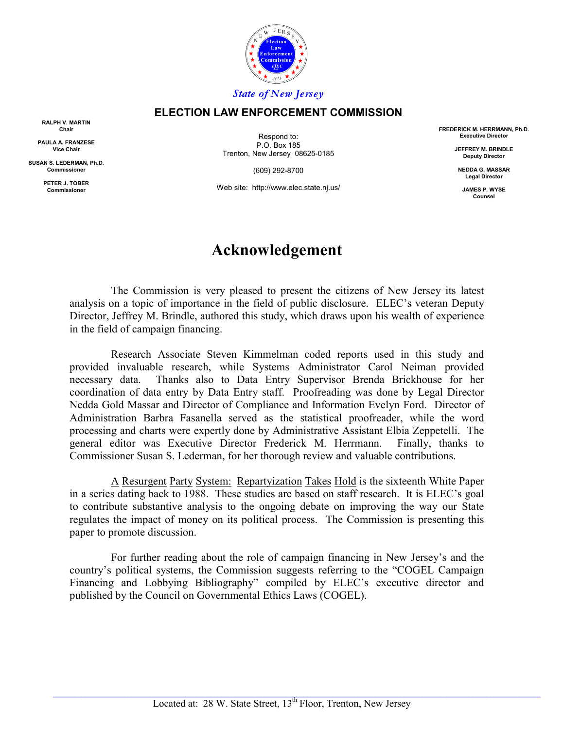State of New Jersey

**ELECTION LAW ENFORCEMENT COMMISSION**

**RALPH V. MARTIN**
**Chair**

**PAULA A. FRANZESE**
**Vice Chair**

**SUSAN S. LEDERMAN, Ph.D.**
**Commissioner**

**PETER J. TOBER**
**Commissioner**

Respond to:
P.O. Box 185
Trenton, New Jersey 08625-0185

(609) 292-8700

Web site: http://www.elec.state.nj.us/

**FREDERICK M. HERRMANN, Ph.D.**
**Executive Director**

**JEFFREY M. BRINDLE**
**Deputy Director**

**NEDDA G. MASSAR**
**Legal Director**

**JAMES P. WYSE**
**Counsel**

# Acknowledgement

The Commission is very pleased to present the citizens of New Jersey its latest analysis on a topic of importance in the field of public disclosure. ELEC's veteran Deputy Director, Jeffrey M. Brindle, authored this study, which draws upon his wealth of experience in the field of campaign financing.

Research Associate Steven Kimmelman coded reports used in this study and provided invaluable research, while Systems Administrator Carol Neiman provided necessary data. Thanks also to Data Entry Supervisor Brenda Brickhouse for her coordination of data entry by Data Entry staff. Proofreading was done by Legal Director Nedda Gold Massar and Director of Compliance and Information Evelyn Ford. Director of Administration Barbra Fasanella served as the statistical proofreader, while the word processing and charts were expertly done by Administrative Assistant Elbia Zeppetelli. The general editor was Executive Director Frederick M. Herrmann. Finally, thanks to Commissioner Susan S. Lederman, for her thorough review and valuable contributions.

A Resurgent Party System: Repartyization Takes Hold is the sixteenth White Paper in a series dating back to 1988. These studies are based on staff research. It is ELEC's goal to contribute substantive analysis to the ongoing debate on improving the way our State regulates the impact of money on its political process. The Commission is presenting this paper to promote discussion.

For further reading about the role of campaign financing in New Jersey's and the country's political systems, the Commission suggests referring to the "COGEL Campaign Financing and Lobbying Bibliography" compiled by ELEC's executive director and published by the Council on Governmental Ethics Laws (COGEL).

Located at: 28 W. State Street, 13th Floor, Trenton, New Jersey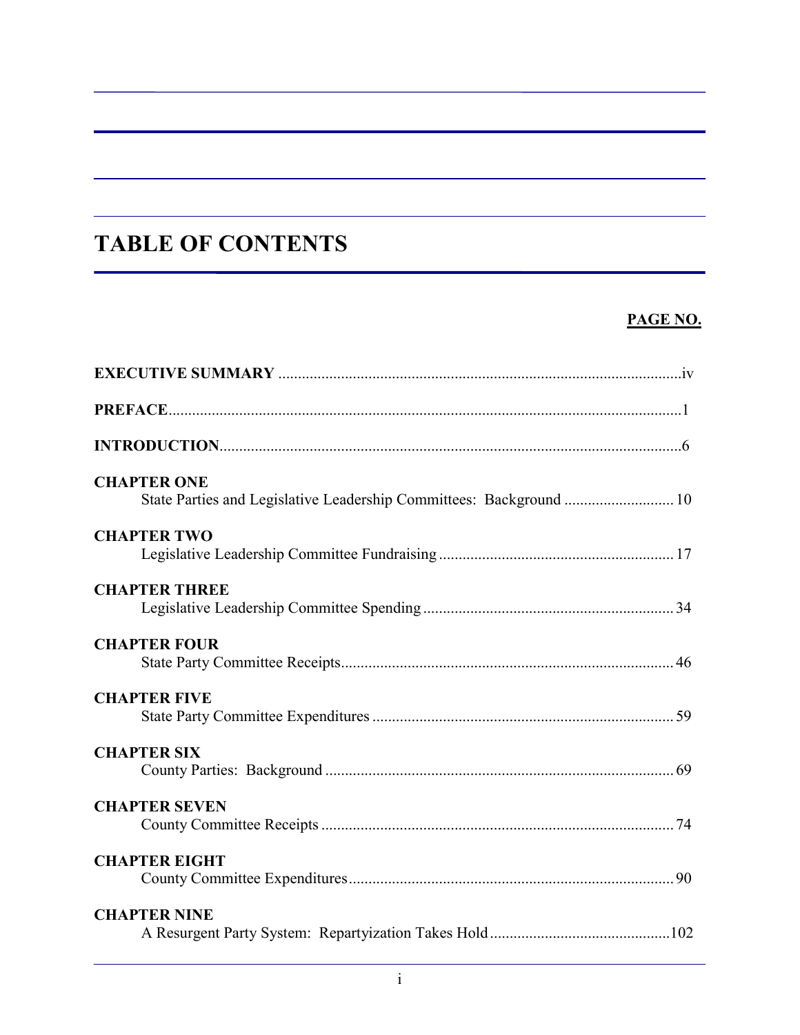# TABLE OF CONTENTS

**PAGE NO.**

**EXECUTIVE SUMMARY** ....................................................................................................iv

**PREFACE**..................................................................................................................................1

**INTRODUCTION**....................................................................................................................6

**CHAPTER ONE**
State Parties and Legislative Leadership Committees: Background ............................ 10

**CHAPTER TWO**
Legislative Leadership Committee Fundraising ........................................................... 17

**CHAPTER THREE**
Legislative Leadership Committee Spending ............................................................... 34

**CHAPTER FOUR**
State Party Committee Receipts..................................................................................... 46

**CHAPTER FIVE**
State Party Committee Expenditures ............................................................................ 59

**CHAPTER SIX**
County Parties: Background ......................................................................................... 69

**CHAPTER SEVEN**
County Committee Receipts .......................................................................................... 74

**CHAPTER EIGHT**
County Committee Expenditures................................................................................... 90

**CHAPTER NINE**
A Resurgent Party System: Repartyization Takes Hold ..............................................102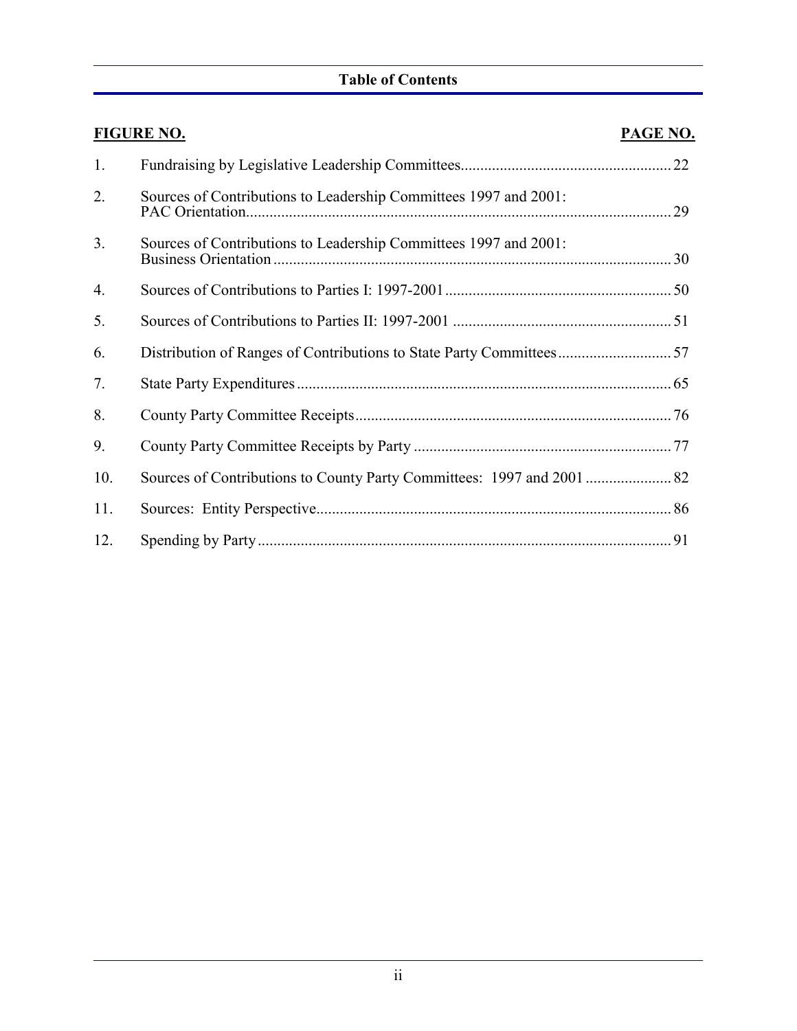## Table of Contents

| FIGURE NO. | | PAGE NO. |
|---|---|---|
| 1. | Fundraising by Legislative Leadership Committees | 22 |
| 2. | Sources of Contributions to Leadership Committees 1997 and 2001: PAC Orientation | 29 |
| 3. | Sources of Contributions to Leadership Committees 1997 and 2001: Business Orientation | 30 |
| 4. | Sources of Contributions to Parties I: 1997-2001 | 50 |
| 5. | Sources of Contributions to Parties II: 1997-2001 | 51 |
| 6. | Distribution of Ranges of Contributions to State Party Committees | 57 |
| 7. | State Party Expenditures | 65 |
| 8. | County Party Committee Receipts | 76 |
| 9. | County Party Committee Receipts by Party | 77 |
| 10. | Sources of Contributions to County Party Committees: 1997 and 2001 | 82 |
| 11. | Sources: Entity Perspective | 86 |
| 12. | Spending by Party | 91 |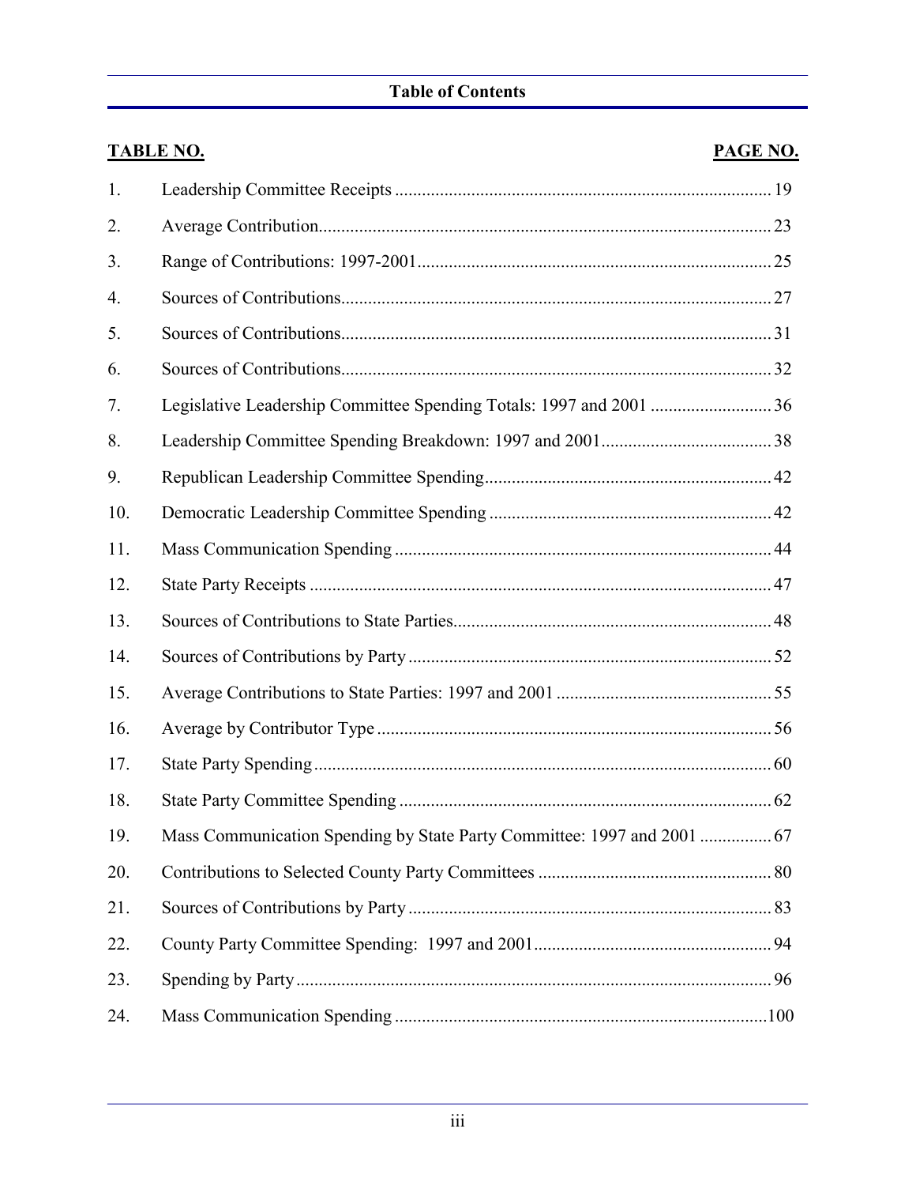## Table of Contents

| TABLE NO. | | PAGE NO. |
|---|---|---|
| 1. | Leadership Committee Receipts | 19 |
| 2. | Average Contribution | 23 |
| 3. | Range of Contributions: 1997-2001 | 25 |
| 4. | Sources of Contributions | 27 |
| 5. | Sources of Contributions | 31 |
| 6. | Sources of Contributions | 32 |
| 7. | Legislative Leadership Committee Spending Totals: 1997 and 2001 | 36 |
| 8. | Leadership Committee Spending Breakdown: 1997 and 2001 | 38 |
| 9. | Republican Leadership Committee Spending | 42 |
| 10. | Democratic Leadership Committee Spending | 42 |
| 11. | Mass Communication Spending | 44 |
| 12. | State Party Receipts | 47 |
| 13. | Sources of Contributions to State Parties | 48 |
| 14. | Sources of Contributions by Party | 52 |
| 15. | Average Contributions to State Parties: 1997 and 2001 | 55 |
| 16. | Average by Contributor Type | 56 |
| 17. | State Party Spending | 60 |
| 18. | State Party Committee Spending | 62 |
| 19. | Mass Communication Spending by State Party Committee: 1997 and 2001 | 67 |
| 20. | Contributions to Selected County Party Committees | 80 |
| 21. | Sources of Contributions by Party | 83 |
| 22. | County Party Committee Spending: 1997 and 2001 | 94 |
| 23. | Spending by Party | 96 |
| 24. | Mass Communication Spending | 100 |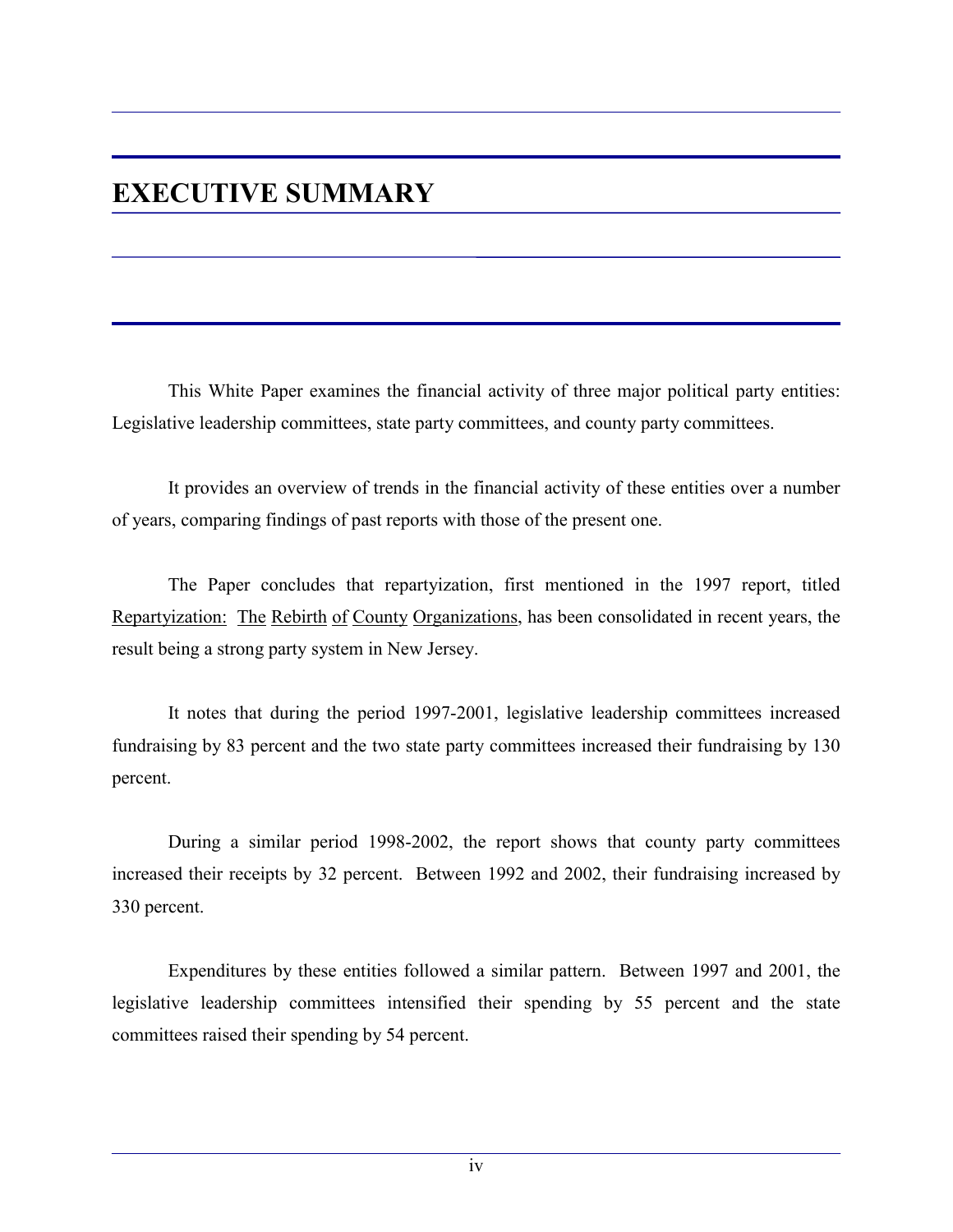# EXECUTIVE SUMMARY

This White Paper examines the financial activity of three major political party entities: Legislative leadership committees, state party committees, and county party committees.

It provides an overview of trends in the financial activity of these entities over a number of years, comparing findings of past reports with those of the present one.

The Paper concludes that repartyization, first mentioned in the 1997 report, titled Repartyization: The Rebirth of County Organizations, has been consolidated in recent years, the result being a strong party system in New Jersey.

It notes that during the period 1997-2001, legislative leadership committees increased fundraising by 83 percent and the two state party committees increased their fundraising by 130 percent.

During a similar period 1998-2002, the report shows that county party committees increased their receipts by 32 percent. Between 1992 and 2002, their fundraising increased by 330 percent.

Expenditures by these entities followed a similar pattern. Between 1997 and 2001, the legislative leadership committees intensified their spending by 55 percent and the state committees raised their spending by 54 percent.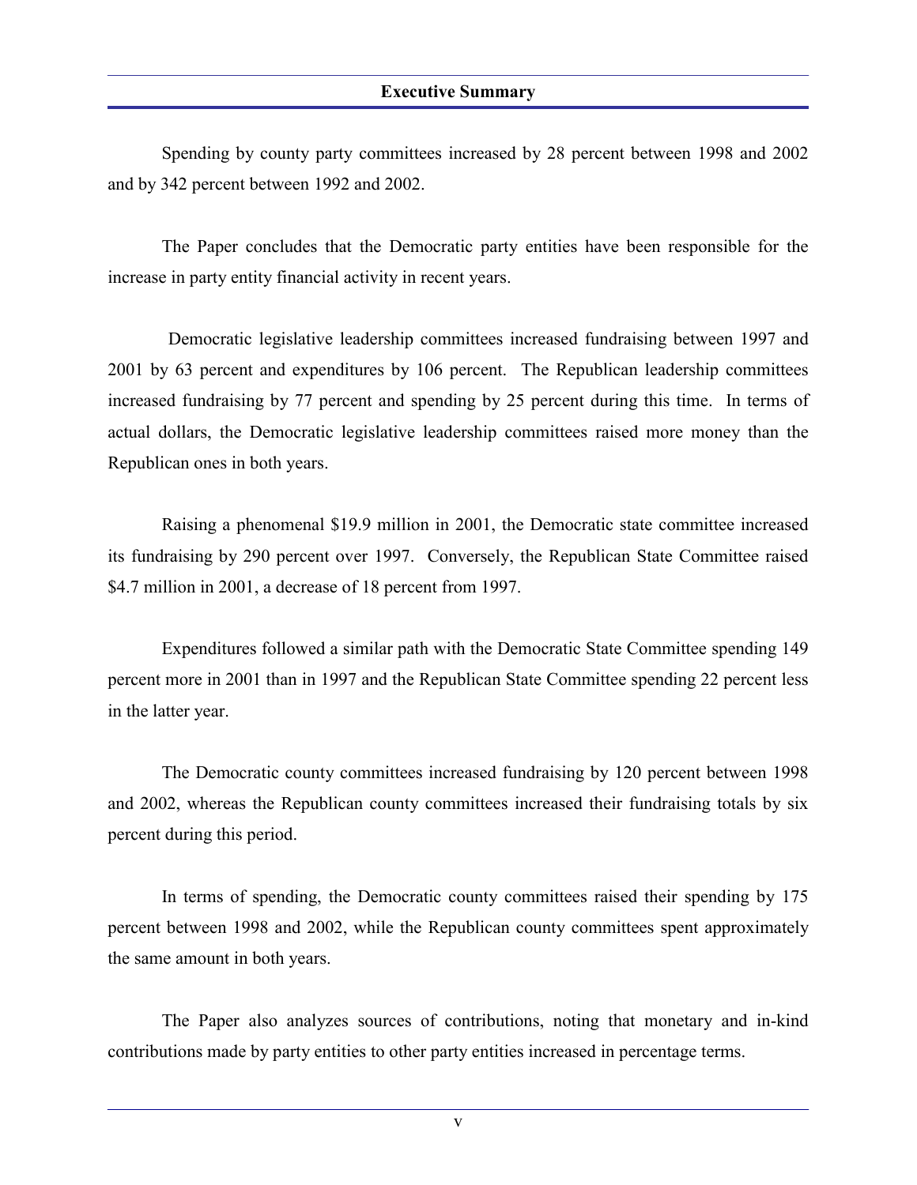## Executive Summary

Spending by county party committees increased by 28 percent between 1998 and 2002 and by 342 percent between 1992 and 2002.

The Paper concludes that the Democratic party entities have been responsible for the increase in party entity financial activity in recent years.

Democratic legislative leadership committees increased fundraising between 1997 and 2001 by 63 percent and expenditures by 106 percent. The Republican leadership committees increased fundraising by 77 percent and spending by 25 percent during this time. In terms of actual dollars, the Democratic legislative leadership committees raised more money than the Republican ones in both years.

Raising a phenomenal $19.9 million in 2001, the Democratic state committee increased its fundraising by 290 percent over 1997. Conversely, the Republican State Committee raised $4.7 million in 2001, a decrease of 18 percent from 1997.

Expenditures followed a similar path with the Democratic State Committee spending 149 percent more in 2001 than in 1997 and the Republican State Committee spending 22 percent less in the latter year.

The Democratic county committees increased fundraising by 120 percent between 1998 and 2002, whereas the Republican county committees increased their fundraising totals by six percent during this period.

In terms of spending, the Democratic county committees raised their spending by 175 percent between 1998 and 2002, while the Republican county committees spent approximately the same amount in both years.

The Paper also analyzes sources of contributions, noting that monetary and in-kind contributions made by party entities to other party entities increased in percentage terms.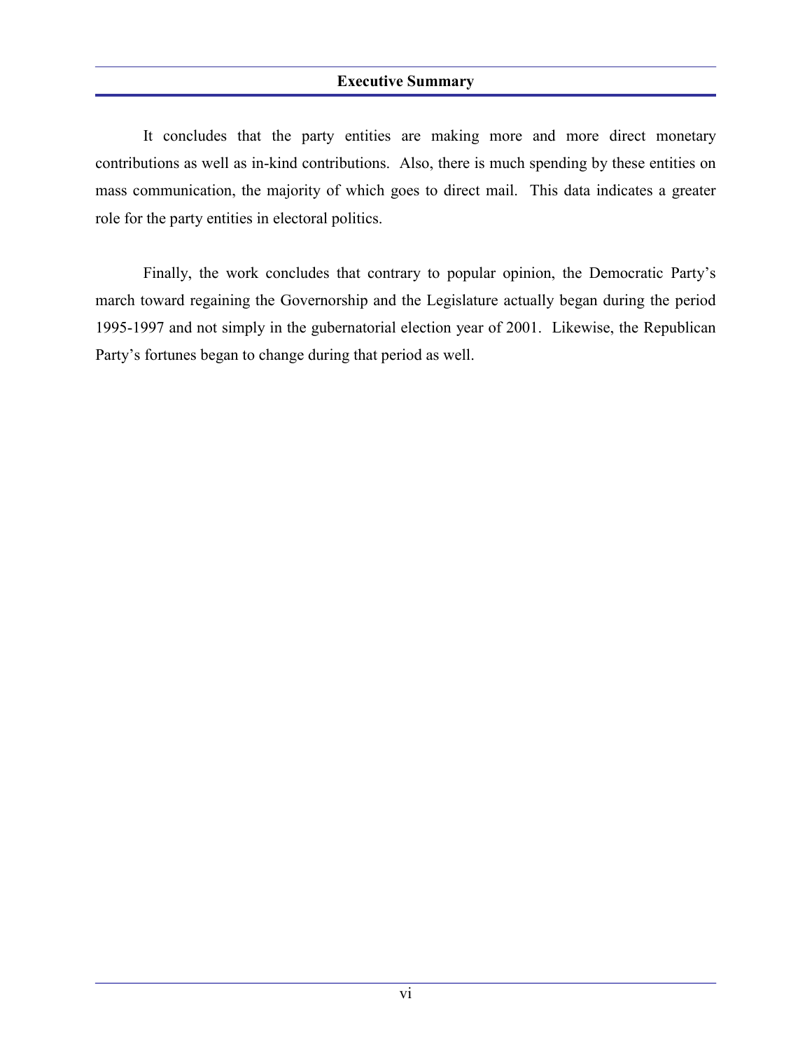It concludes that the party entities are making more and more direct monetary contributions as well as in-kind contributions. Also, there is much spending by these entities on mass communication, the majority of which goes to direct mail. This data indicates a greater role for the party entities in electoral politics.

Finally, the work concludes that contrary to popular opinion, the Democratic Party's march toward regaining the Governorship and the Legislature actually began during the period 1995-1997 and not simply in the gubernatorial election year of 2001. Likewise, the Republican Party's fortunes began to change during that period as well.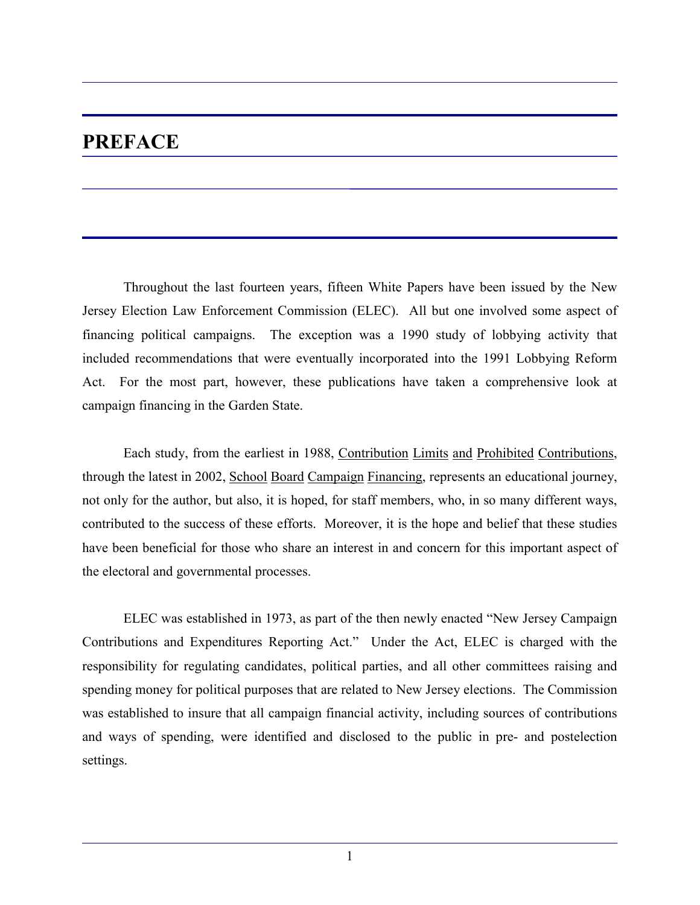# PREFACE

Throughout the last fourteen years, fifteen White Papers have been issued by the New Jersey Election Law Enforcement Commission (ELEC). All but one involved some aspect of financing political campaigns. The exception was a 1990 study of lobbying activity that included recommendations that were eventually incorporated into the 1991 Lobbying Reform Act. For the most part, however, these publications have taken a comprehensive look at campaign financing in the Garden State.

Each study, from the earliest in 1988, Contribution Limits and Prohibited Contributions, through the latest in 2002, School Board Campaign Financing, represents an educational journey, not only for the author, but also, it is hoped, for staff members, who, in so many different ways, contributed to the success of these efforts. Moreover, it is the hope and belief that these studies have been beneficial for those who share an interest in and concern for this important aspect of the electoral and governmental processes.

ELEC was established in 1973, as part of the then newly enacted "New Jersey Campaign Contributions and Expenditures Reporting Act." Under the Act, ELEC is charged with the responsibility for regulating candidates, political parties, and all other committees raising and spending money for political purposes that are related to New Jersey elections. The Commission was established to insure that all campaign financial activity, including sources of contributions and ways of spending, were identified and disclosed to the public in pre- and postelection settings.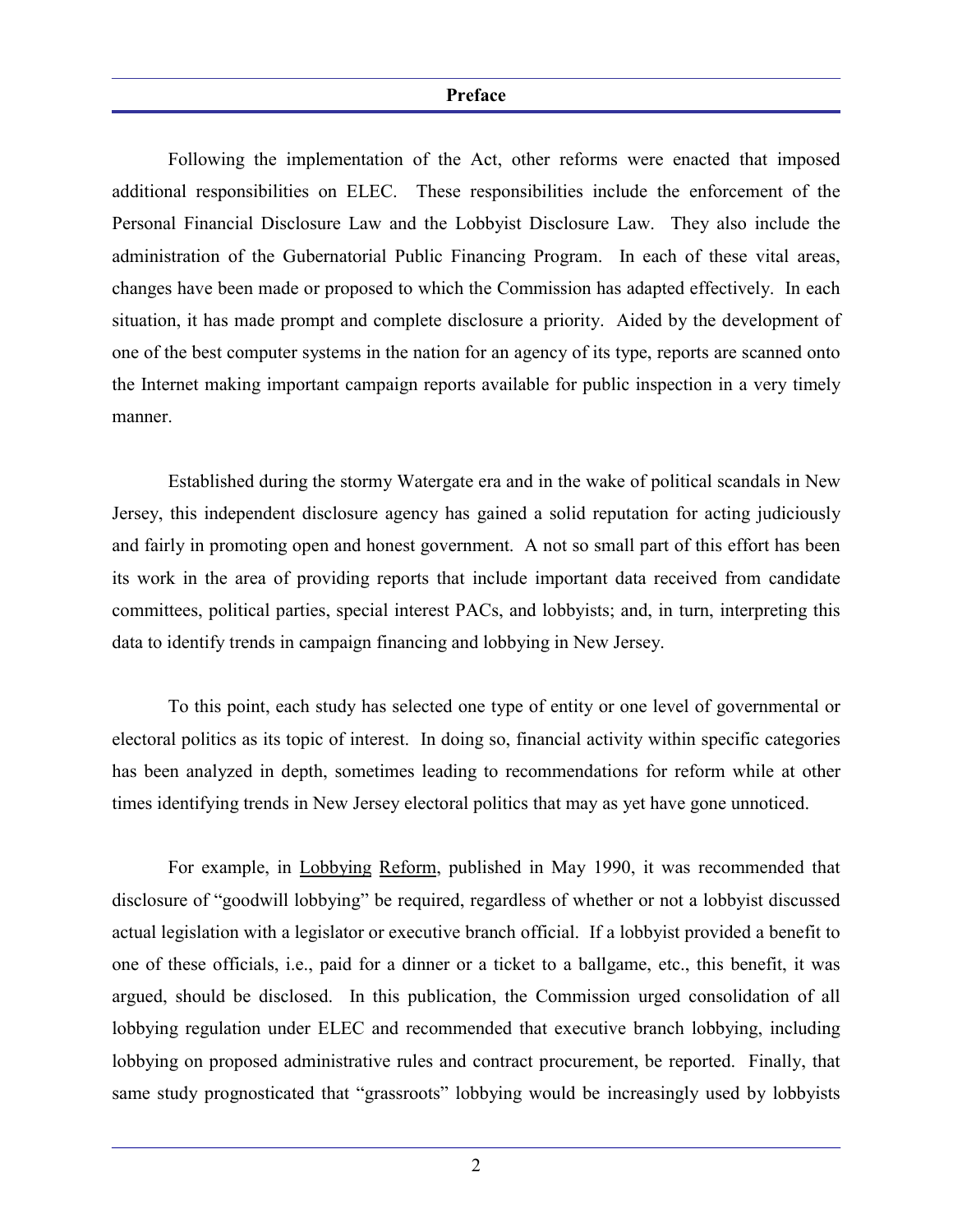Following the implementation of the Act, other reforms were enacted that imposed additional responsibilities on ELEC. These responsibilities include the enforcement of the Personal Financial Disclosure Law and the Lobbyist Disclosure Law. They also include the administration of the Gubernatorial Public Financing Program. In each of these vital areas, changes have been made or proposed to which the Commission has adapted effectively. In each situation, it has made prompt and complete disclosure a priority. Aided by the development of one of the best computer systems in the nation for an agency of its type, reports are scanned onto the Internet making important campaign reports available for public inspection in a very timely manner.

Established during the stormy Watergate era and in the wake of political scandals in New Jersey, this independent disclosure agency has gained a solid reputation for acting judiciously and fairly in promoting open and honest government. A not so small part of this effort has been its work in the area of providing reports that include important data received from candidate committees, political parties, special interest PACs, and lobbyists; and, in turn, interpreting this data to identify trends in campaign financing and lobbying in New Jersey.

To this point, each study has selected one type of entity or one level of governmental or electoral politics as its topic of interest. In doing so, financial activity within specific categories has been analyzed in depth, sometimes leading to recommendations for reform while at other times identifying trends in New Jersey electoral politics that may as yet have gone unnoticed.

For example, in Lobbying Reform, published in May 1990, it was recommended that disclosure of "goodwill lobbying" be required, regardless of whether or not a lobbyist discussed actual legislation with a legislator or executive branch official. If a lobbyist provided a benefit to one of these officials, i.e., paid for a dinner or a ticket to a ballgame, etc., this benefit, it was argued, should be disclosed. In this publication, the Commission urged consolidation of all lobbying regulation under ELEC and recommended that executive branch lobbying, including lobbying on proposed administrative rules and contract procurement, be reported. Finally, that same study prognosticated that "grassroots" lobbying would be increasingly used by lobbyists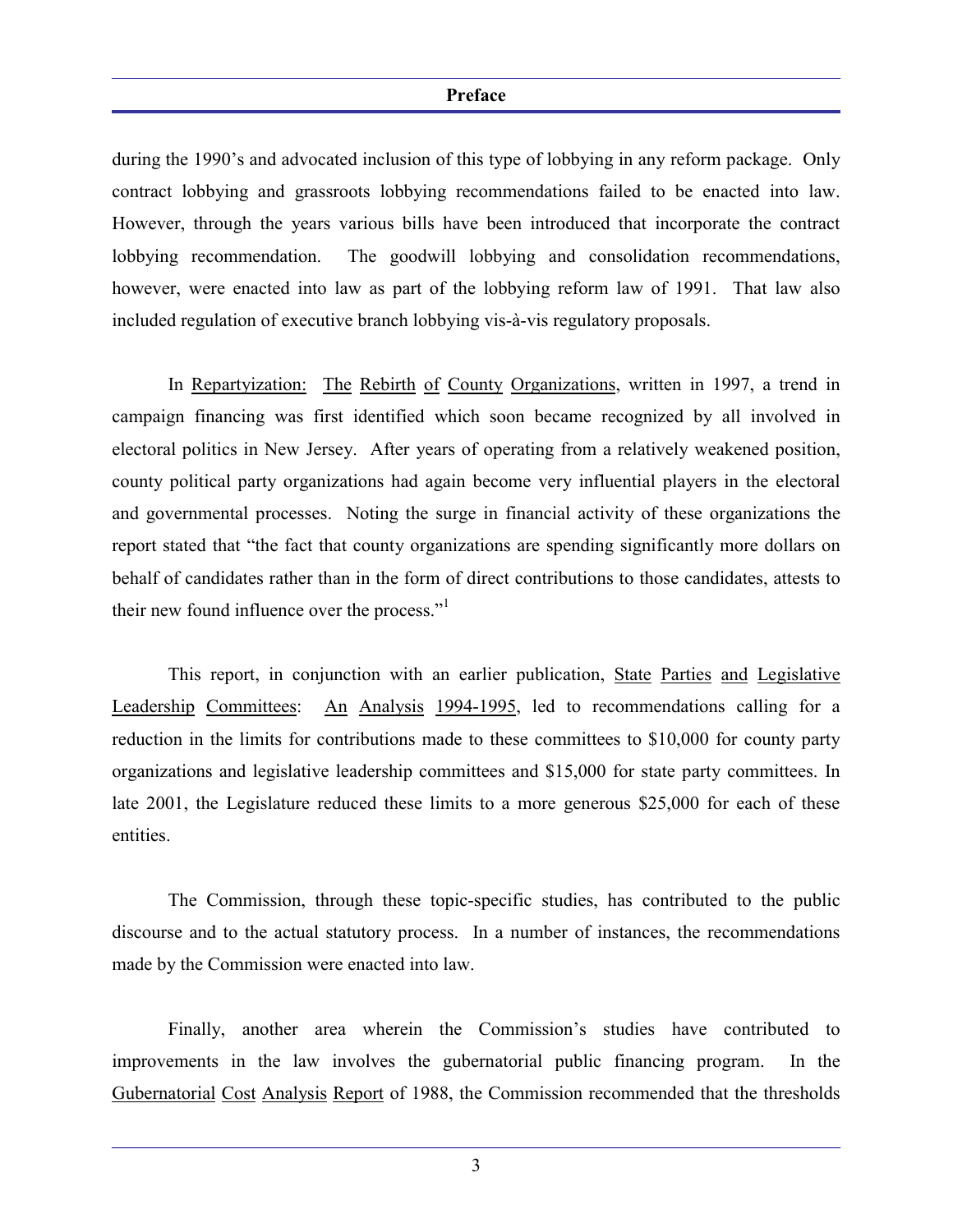during the 1990's and advocated inclusion of this type of lobbying in any reform package. Only contract lobbying and grassroots lobbying recommendations failed to be enacted into law. However, through the years various bills have been introduced that incorporate the contract lobbying recommendation. The goodwill lobbying and consolidation recommendations, however, were enacted into law as part of the lobbying reform law of 1991. That law also included regulation of executive branch lobbying vis-à-vis regulatory proposals.

In Repartyization: The Rebirth of County Organizations, written in 1997, a trend in campaign financing was first identified which soon became recognized by all involved in electoral politics in New Jersey. After years of operating from a relatively weakened position, county political party organizations had again become very influential players in the electoral and governmental processes. Noting the surge in financial activity of these organizations the report stated that "the fact that county organizations are spending significantly more dollars on behalf of candidates rather than in the form of direct contributions to those candidates, attests to their new found influence over the process."[1]

This report, in conjunction with an earlier publication, State Parties and Legislative Leadership Committees: An Analysis 1994-1995, led to recommendations calling for a reduction in the limits for contributions made to these committees to $10,000 for county party organizations and legislative leadership committees and $15,000 for state party committees. In late 2001, the Legislature reduced these limits to a more generous $25,000 for each of these entities.

The Commission, through these topic-specific studies, has contributed to the public discourse and to the actual statutory process. In a number of instances, the recommendations made by the Commission were enacted into law.

Finally, another area wherein the Commission's studies have contributed to improvements in the law involves the gubernatorial public financing program. In the Gubernatorial Cost Analysis Report of 1988, the Commission recommended that the thresholds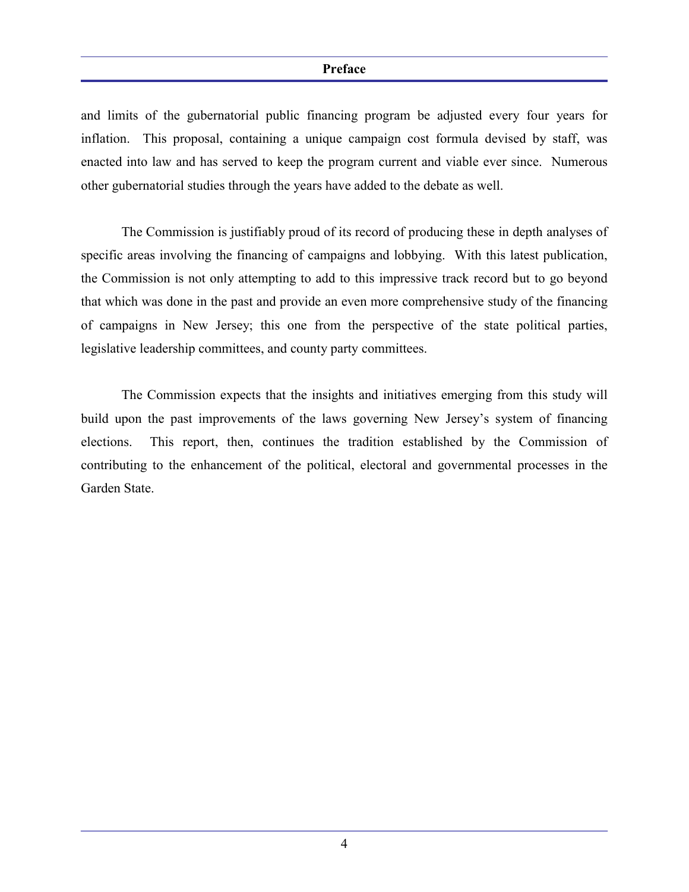and limits of the gubernatorial public financing program be adjusted every four years for inflation. This proposal, containing a unique campaign cost formula devised by staff, was enacted into law and has served to keep the program current and viable ever since. Numerous other gubernatorial studies through the years have added to the debate as well.

The Commission is justifiably proud of its record of producing these in depth analyses of specific areas involving the financing of campaigns and lobbying. With this latest publication, the Commission is not only attempting to add to this impressive track record but to go beyond that which was done in the past and provide an even more comprehensive study of the financing of campaigns in New Jersey; this one from the perspective of the state political parties, legislative leadership committees, and county party committees.

The Commission expects that the insights and initiatives emerging from this study will build upon the past improvements of the laws governing New Jersey's system of financing elections. This report, then, continues the tradition established by the Commission of contributing to the enhancement of the political, electoral and governmental processes in the Garden State.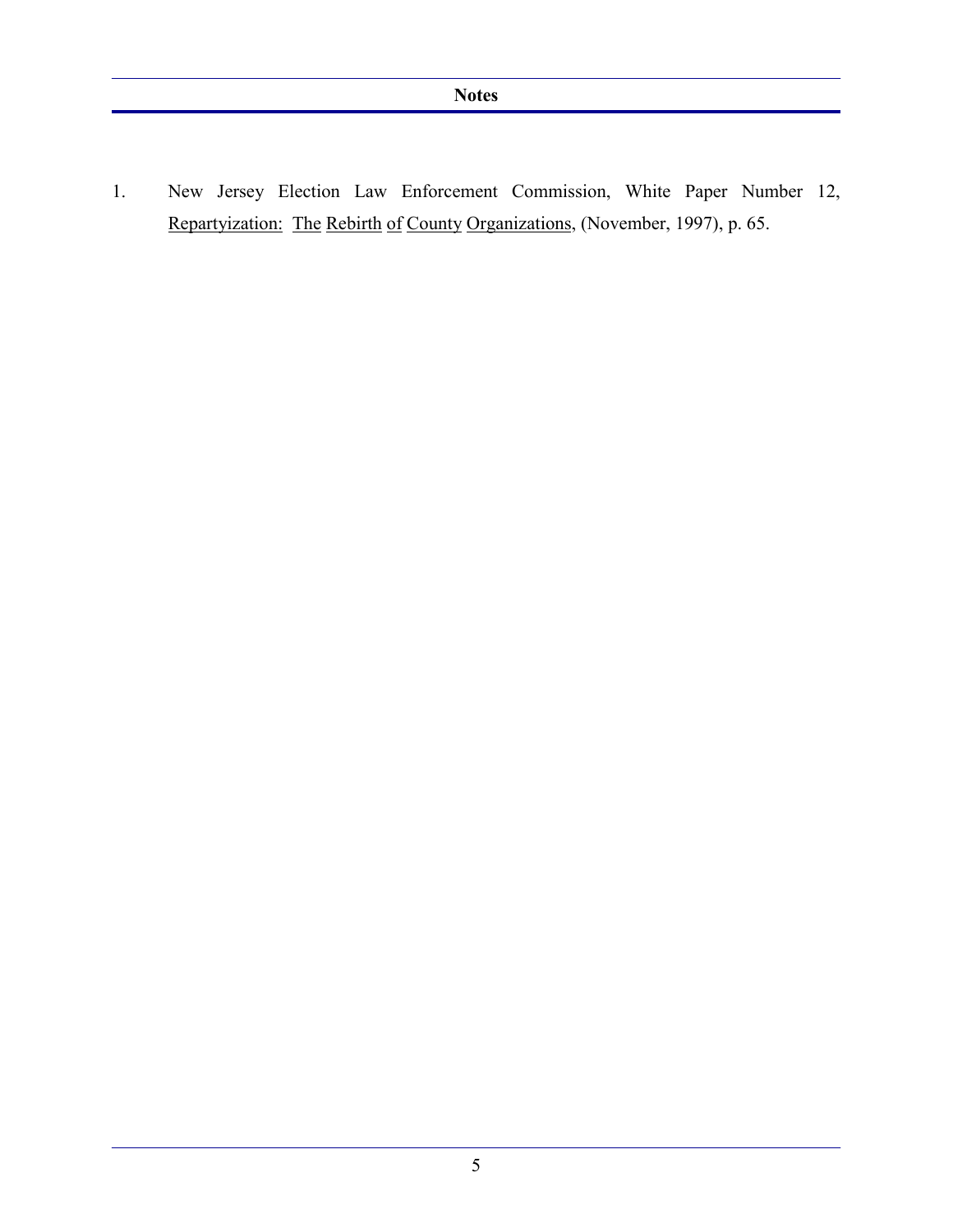## Notes

1. New Jersey Election Law Enforcement Commission, White Paper Number 12, Repartyization: The Rebirth of County Organizations, (November, 1997), p. 65.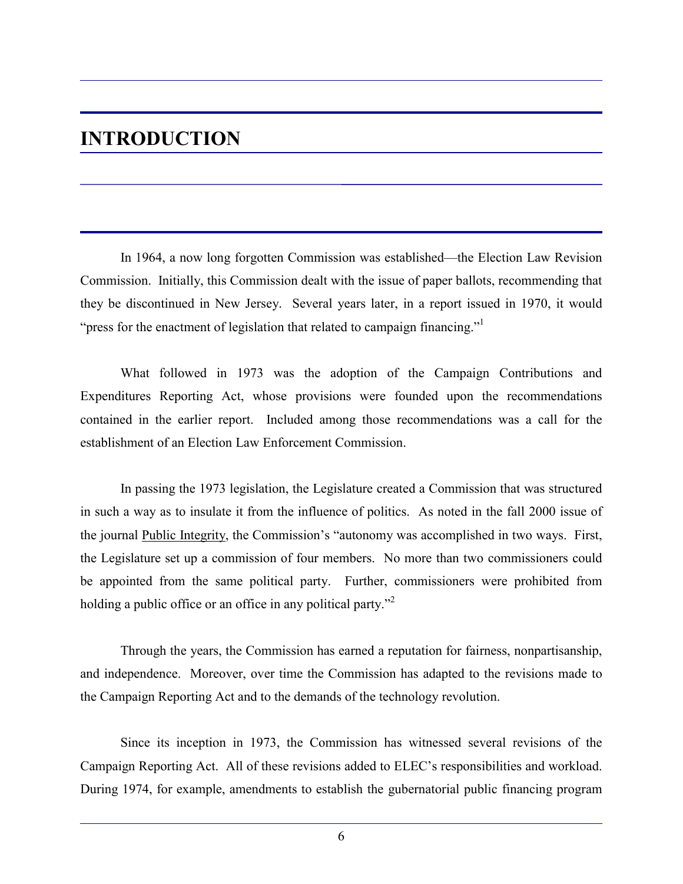# INTRODUCTION

In 1964, a now long forgotten Commission was established—the Election Law Revision Commission. Initially, this Commission dealt with the issue of paper ballots, recommending that they be discontinued in New Jersey. Several years later, in a report issued in 1970, it would "press for the enactment of legislation that related to campaign financing."[1]

What followed in 1973 was the adoption of the Campaign Contributions and Expenditures Reporting Act, whose provisions were founded upon the recommendations contained in the earlier report. Included among those recommendations was a call for the establishment of an Election Law Enforcement Commission.

In passing the 1973 legislation, the Legislature created a Commission that was structured in such a way as to insulate it from the influence of politics. As noted in the fall 2000 issue of the journal Public Integrity, the Commission's "autonomy was accomplished in two ways. First, the Legislature set up a commission of four members. No more than two commissioners could be appointed from the same political party. Further, commissioners were prohibited from holding a public office or an office in any political party."[2]

Through the years, the Commission has earned a reputation for fairness, nonpartisanship, and independence. Moreover, over time the Commission has adapted to the revisions made to the Campaign Reporting Act and to the demands of the technology revolution.

Since its inception in 1973, the Commission has witnessed several revisions of the Campaign Reporting Act. All of these revisions added to ELEC's responsibilities and workload. During 1974, for example, amendments to establish the gubernatorial public financing program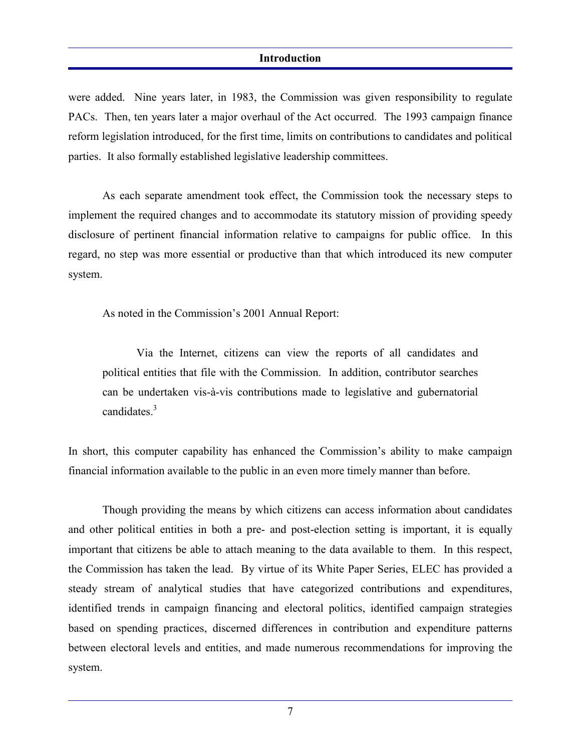were added. Nine years later, in 1983, the Commission was given responsibility to regulate PACs. Then, ten years later a major overhaul of the Act occurred. The 1993 campaign finance reform legislation introduced, for the first time, limits on contributions to candidates and political parties. It also formally established legislative leadership committees.

As each separate amendment took effect, the Commission took the necessary steps to implement the required changes and to accommodate its statutory mission of providing speedy disclosure of pertinent financial information relative to campaigns for public office. In this regard, no step was more essential or productive than that which introduced its new computer system.

As noted in the Commission's 2001 Annual Report:

> Via the Internet, citizens can view the reports of all candidates and political entities that file with the Commission. In addition, contributor searches can be undertaken vis-à-vis contributions made to legislative and gubernatorial candidates.[3]

In short, this computer capability has enhanced the Commission's ability to make campaign financial information available to the public in an even more timely manner than before.

Though providing the means by which citizens can access information about candidates and other political entities in both a pre- and post-election setting is important, it is equally important that citizens be able to attach meaning to the data available to them. In this respect, the Commission has taken the lead. By virtue of its White Paper Series, ELEC has provided a steady stream of analytical studies that have categorized contributions and expenditures, identified trends in campaign financing and electoral politics, identified campaign strategies based on spending practices, discerned differences in contribution and expenditure patterns between electoral levels and entities, and made numerous recommendations for improving the system.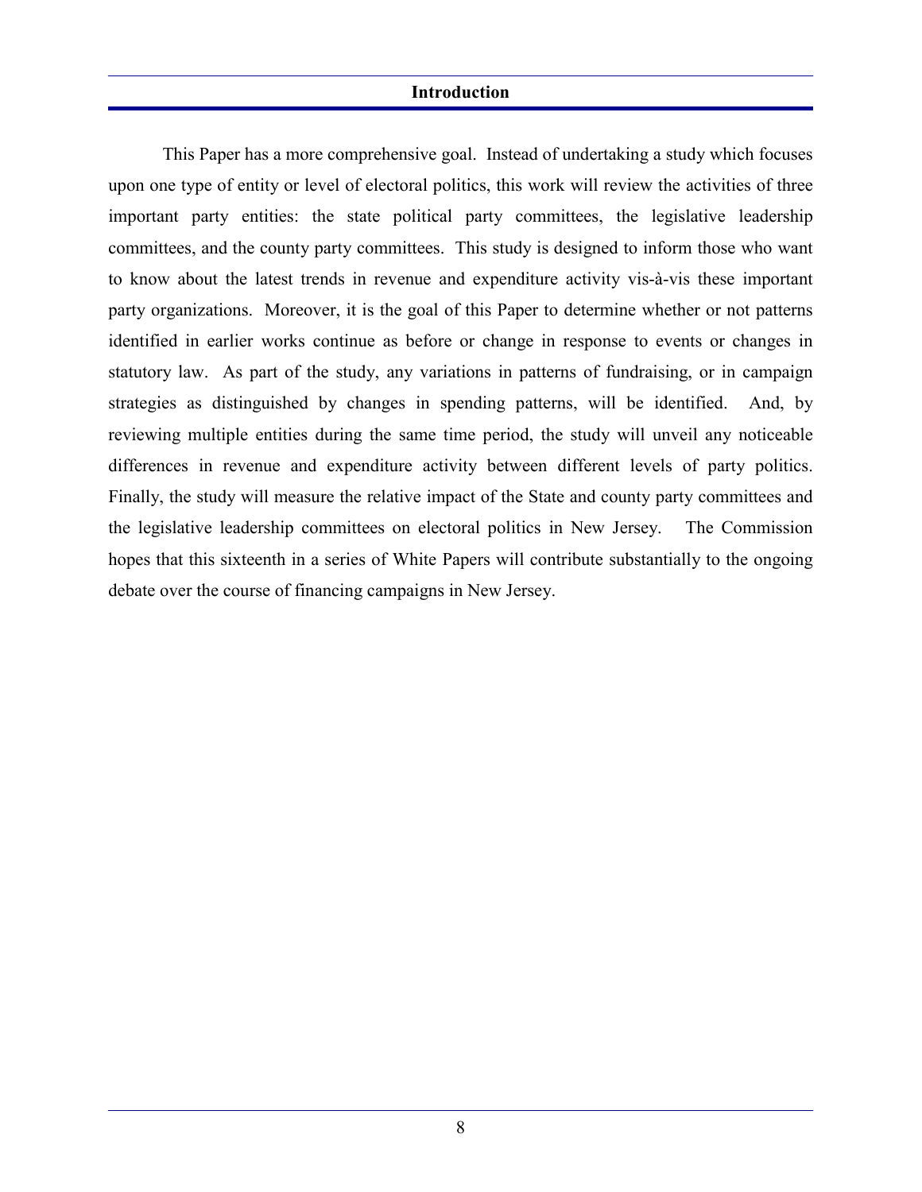## Introduction

This Paper has a more comprehensive goal. Instead of undertaking a study which focuses upon one type of entity or level of electoral politics, this work will review the activities of three important party entities: the state political party committees, the legislative leadership committees, and the county party committees. This study is designed to inform those who want to know about the latest trends in revenue and expenditure activity vis-à-vis these important party organizations. Moreover, it is the goal of this Paper to determine whether or not patterns identified in earlier works continue as before or change in response to events or changes in statutory law. As part of the study, any variations in patterns of fundraising, or in campaign strategies as distinguished by changes in spending patterns, will be identified. And, by reviewing multiple entities during the same time period, the study will unveil any noticeable differences in revenue and expenditure activity between different levels of party politics. Finally, the study will measure the relative impact of the State and county party committees and the legislative leadership committees on electoral politics in New Jersey. The Commission hopes that this sixteenth in a series of White Papers will contribute substantially to the ongoing debate over the course of financing campaigns in New Jersey.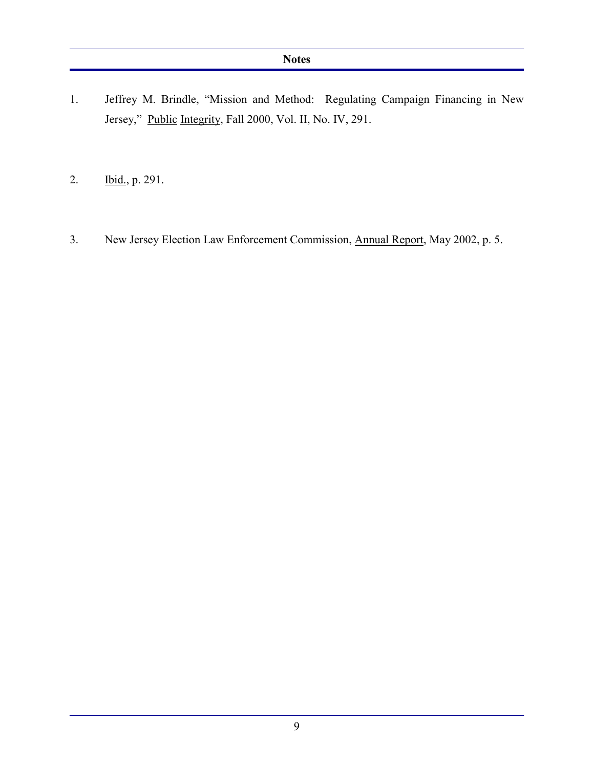## Notes

1. Jeffrey M. Brindle, "Mission and Method: Regulating Campaign Financing in New Jersey," Public Integrity, Fall 2000, Vol. II, No. IV, 291.

2. Ibid., p. 291.

3. New Jersey Election Law Enforcement Commission, Annual Report, May 2002, p. 5.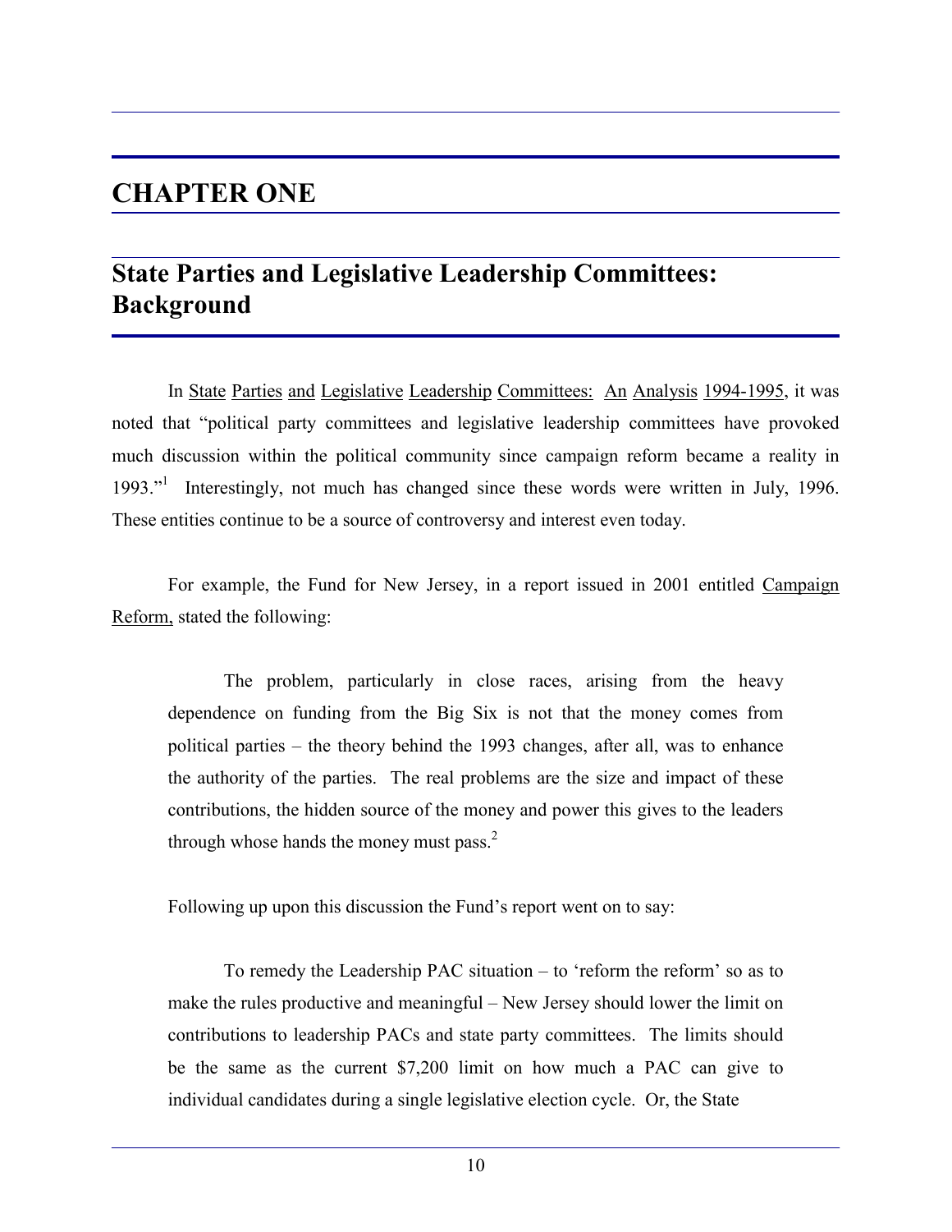# CHAPTER ONE

## State Parties and Legislative Leadership Committees: Background

In State Parties and Legislative Leadership Committees: An Analysis 1994-1995, it was noted that "political party committees and legislative leadership committees have provoked much discussion within the political community since campaign reform became a reality in 1993."[1] Interestingly, not much has changed since these words were written in July, 1996. These entities continue to be a source of controversy and interest even today.

For example, the Fund for New Jersey, in a report issued in 2001 entitled Campaign Reform, stated the following:

> The problem, particularly in close races, arising from the heavy dependence on funding from the Big Six is not that the money comes from political parties – the theory behind the 1993 changes, after all, was to enhance the authority of the parties. The real problems are the size and impact of these contributions, the hidden source of the money and power this gives to the leaders through whose hands the money must pass.[2]

Following up upon this discussion the Fund's report went on to say:

> To remedy the Leadership PAC situation – to 'reform the reform' so as to make the rules productive and meaningful – New Jersey should lower the limit on contributions to leadership PACs and state party committees. The limits should be the same as the current $7,200 limit on how much a PAC can give to individual candidates during a single legislative election cycle. Or, the State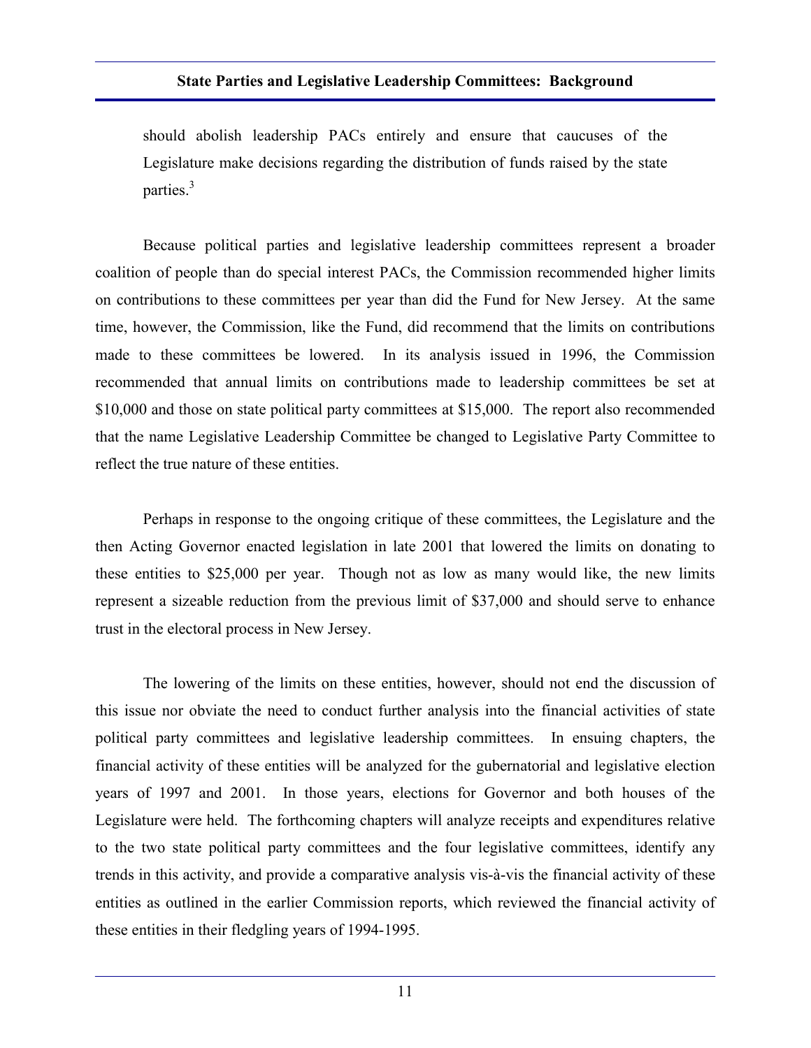should abolish leadership PACs entirely and ensure that caucuses of the Legislature make decisions regarding the distribution of funds raised by the state parties.[3]

Because political parties and legislative leadership committees represent a broader coalition of people than do special interest PACs, the Commission recommended higher limits on contributions to these committees per year than did the Fund for New Jersey. At the same time, however, the Commission, like the Fund, did recommend that the limits on contributions made to these committees be lowered. In its analysis issued in 1996, the Commission recommended that annual limits on contributions made to leadership committees be set at $10,000 and those on state political party committees at $15,000. The report also recommended that the name Legislative Leadership Committee be changed to Legislative Party Committee to reflect the true nature of these entities.

Perhaps in response to the ongoing critique of these committees, the Legislature and the then Acting Governor enacted legislation in late 2001 that lowered the limits on donating to these entities to $25,000 per year. Though not as low as many would like, the new limits represent a sizeable reduction from the previous limit of $37,000 and should serve to enhance trust in the electoral process in New Jersey.

The lowering of the limits on these entities, however, should not end the discussion of this issue nor obviate the need to conduct further analysis into the financial activities of state political party committees and legislative leadership committees. In ensuing chapters, the financial activity of these entities will be analyzed for the gubernatorial and legislative election years of 1997 and 2001. In those years, elections for Governor and both houses of the Legislature were held. The forthcoming chapters will analyze receipts and expenditures relative to the two state political party committees and the four legislative committees, identify any trends in this activity, and provide a comparative analysis vis-à-vis the financial activity of these entities as outlined in the earlier Commission reports, which reviewed the financial activity of these entities in their fledgling years of 1994-1995.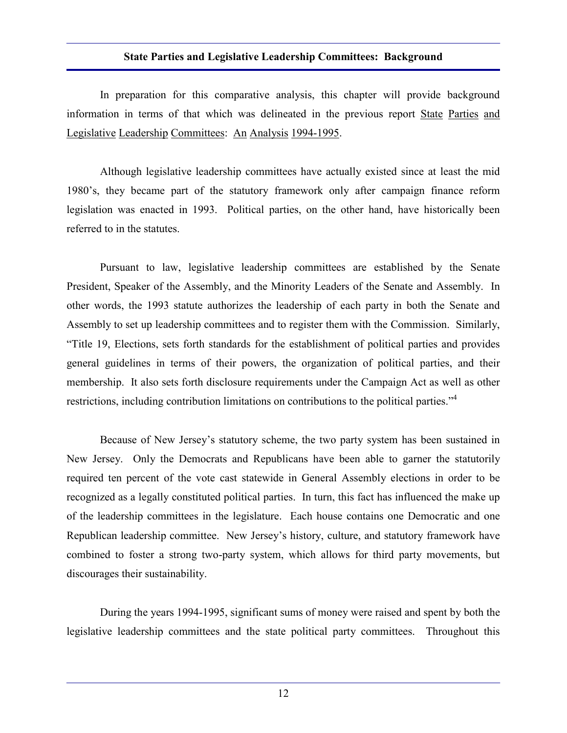## State Parties and Legislative Leadership Committees: Background

In preparation for this comparative analysis, this chapter will provide background information in terms of that which was delineated in the previous report State Parties and Legislative Leadership Committees: An Analysis 1994-1995.

Although legislative leadership committees have actually existed since at least the mid 1980's, they became part of the statutory framework only after campaign finance reform legislation was enacted in 1993. Political parties, on the other hand, have historically been referred to in the statutes.

Pursuant to law, legislative leadership committees are established by the Senate President, Speaker of the Assembly, and the Minority Leaders of the Senate and Assembly. In other words, the 1993 statute authorizes the leadership of each party in both the Senate and Assembly to set up leadership committees and to register them with the Commission. Similarly, "Title 19, Elections, sets forth standards for the establishment of political parties and provides general guidelines in terms of their powers, the organization of political parties, and their membership. It also sets forth disclosure requirements under the Campaign Act as well as other restrictions, including contribution limitations on contributions to the political parties."[4]

Because of New Jersey's statutory scheme, the two party system has been sustained in New Jersey. Only the Democrats and Republicans have been able to garner the statutorily required ten percent of the vote cast statewide in General Assembly elections in order to be recognized as a legally constituted political parties. In turn, this fact has influenced the make up of the leadership committees in the legislature. Each house contains one Democratic and one Republican leadership committee. New Jersey's history, culture, and statutory framework have combined to foster a strong two-party system, which allows for third party movements, but discourages their sustainability.

During the years 1994-1995, significant sums of money were raised and spent by both the legislative leadership committees and the state political party committees. Throughout this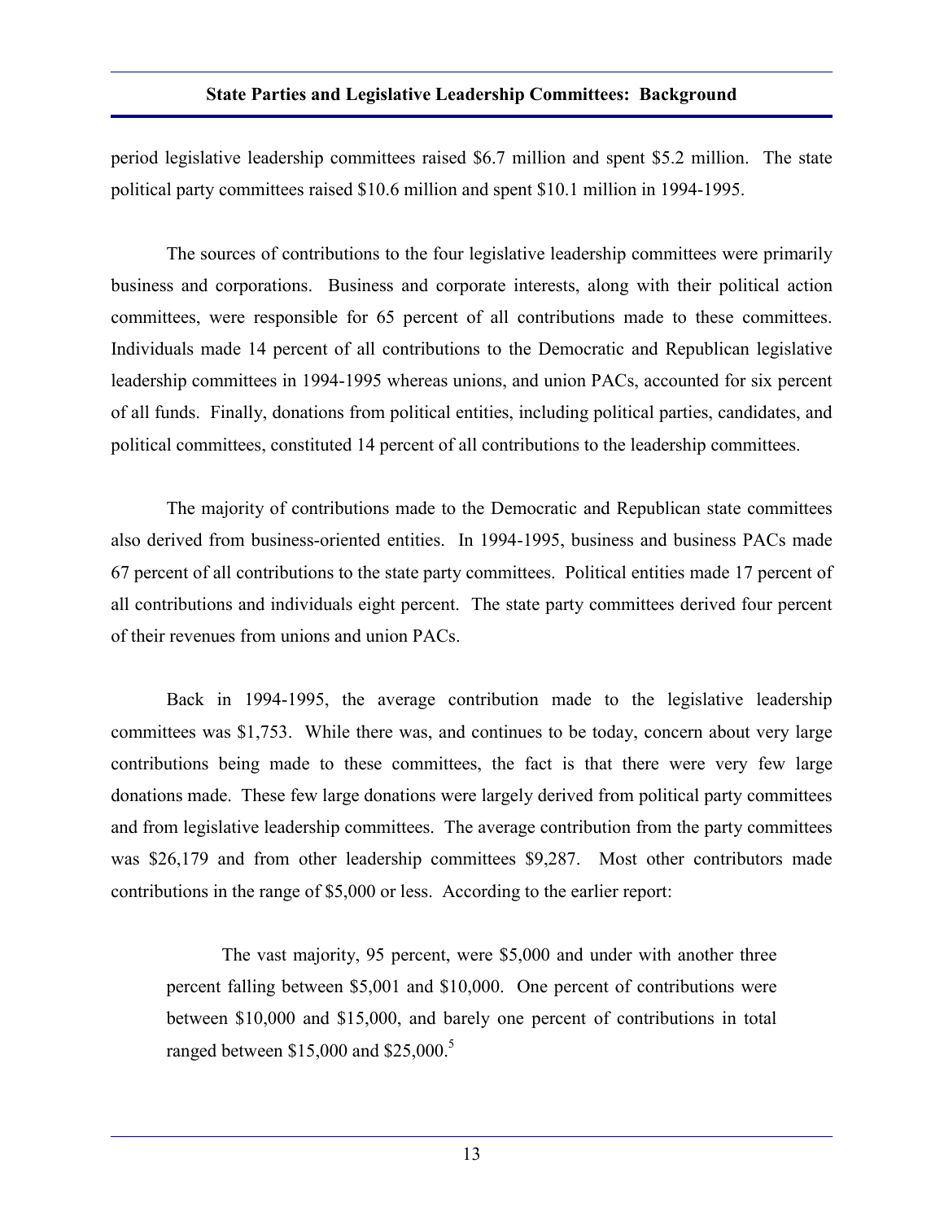period legislative leadership committees raised \$6.7 million and spent \$5.2 million. The state political party committees raised \$10.6 million and spent \$10.1 million in 1994-1995.

The sources of contributions to the four legislative leadership committees were primarily business and corporations. Business and corporate interests, along with their political action committees, were responsible for 65 percent of all contributions made to these committees. Individuals made 14 percent of all contributions to the Democratic and Republican legislative leadership committees in 1994-1995 whereas unions, and union PACs, accounted for six percent of all funds. Finally, donations from political entities, including political parties, candidates, and political committees, constituted 14 percent of all contributions to the leadership committees.

The majority of contributions made to the Democratic and Republican state committees also derived from business-oriented entities. In 1994-1995, business and business PACs made 67 percent of all contributions to the state party committees. Political entities made 17 percent of all contributions and individuals eight percent. The state party committees derived four percent of their revenues from unions and union PACs.

Back in 1994-1995, the average contribution made to the legislative leadership committees was \$1,753. While there was, and continues to be today, concern about very large contributions being made to these committees, the fact is that there were very few large donations made. These few large donations were largely derived from political party committees and from legislative leadership committees. The average contribution from the party committees was \$26,179 and from other leadership committees \$9,287. Most other contributors made contributions in the range of \$5,000 or less. According to the earlier report:

> The vast majority, 95 percent, were \$5,000 and under with another three percent falling between \$5,001 and \$10,000. One percent of contributions were between \$10,000 and \$15,000, and barely one percent of contributions in total ranged between \$15,000 and \$25,000.[5]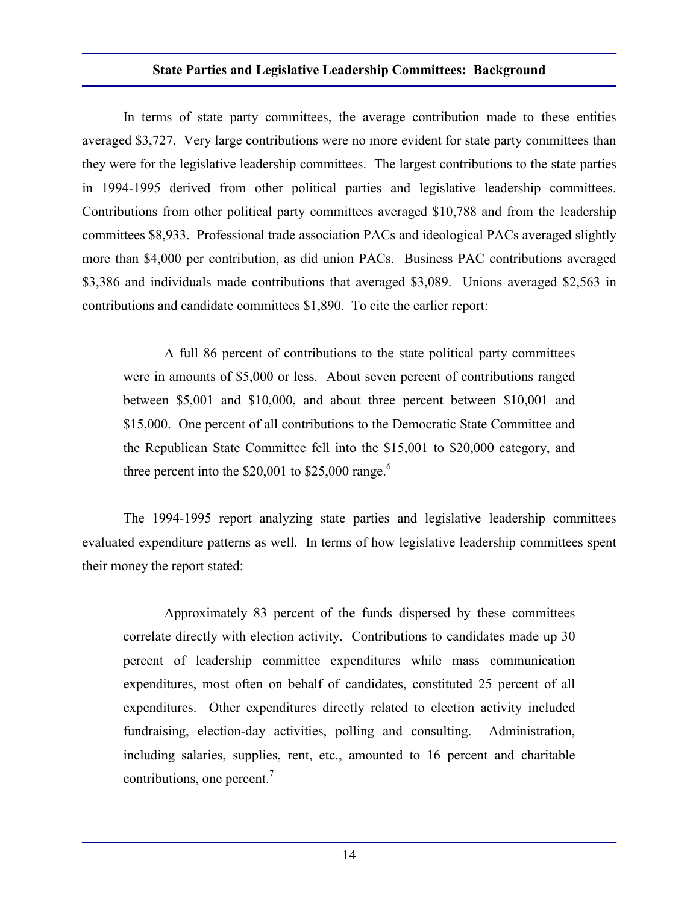In terms of state party committees, the average contribution made to these entities averaged $3,727. Very large contributions were no more evident for state party committees than they were for the legislative leadership committees. The largest contributions to the state parties in 1994-1995 derived from other political parties and legislative leadership committees. Contributions from other political party committees averaged $10,788 and from the leadership committees $8,933. Professional trade association PACs and ideological PACs averaged slightly more than $4,000 per contribution, as did union PACs. Business PAC contributions averaged $3,386 and individuals made contributions that averaged $3,089. Unions averaged $2,563 in contributions and candidate committees $1,890. To cite the earlier report:

> A full 86 percent of contributions to the state political party committees were in amounts of $5,000 or less. About seven percent of contributions ranged between $5,001 and $10,000, and about three percent between $10,001 and $15,000. One percent of all contributions to the Democratic State Committee and the Republican State Committee fell into the $15,001 to $20,000 category, and three percent into the $20,001 to $25,000 range.[6]

The 1994-1995 report analyzing state parties and legislative leadership committees evaluated expenditure patterns as well. In terms of how legislative leadership committees spent their money the report stated:

> Approximately 83 percent of the funds dispersed by these committees correlate directly with election activity. Contributions to candidates made up 30 percent of leadership committee expenditures while mass communication expenditures, most often on behalf of candidates, constituted 25 percent of all expenditures. Other expenditures directly related to election activity included fundraising, election-day activities, polling and consulting. Administration, including salaries, supplies, rent, etc., amounted to 16 percent and charitable contributions, one percent.[7]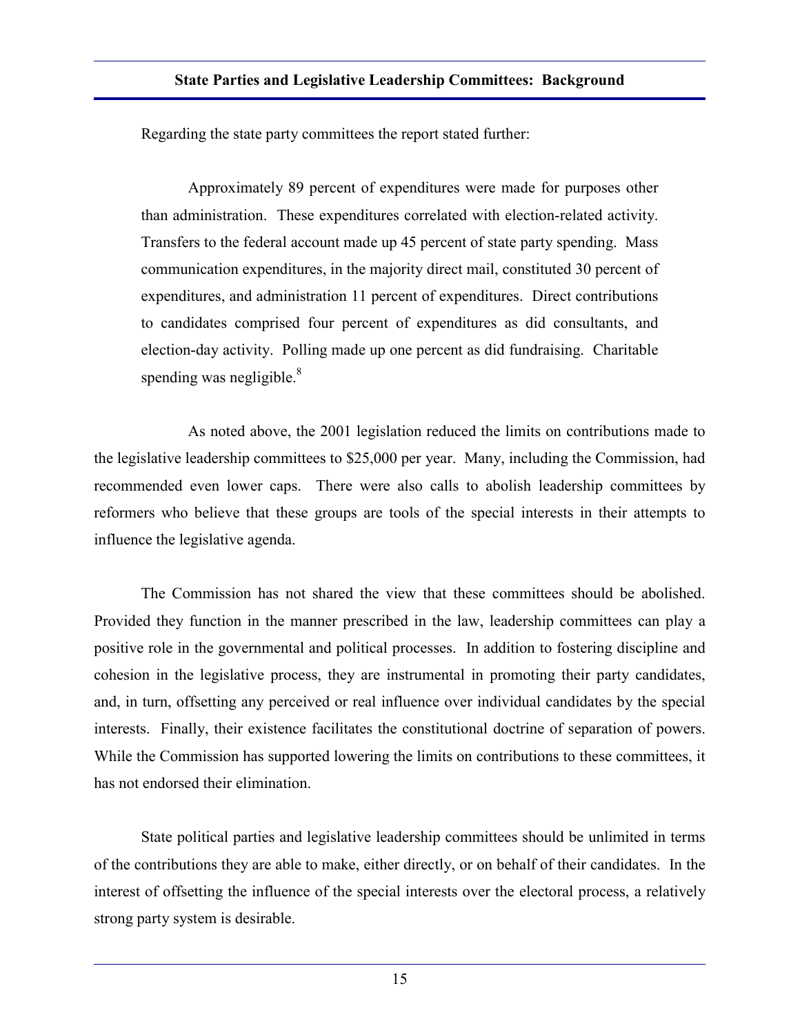Regarding the state party committees the report stated further:

> Approximately 89 percent of expenditures were made for purposes other than administration. These expenditures correlated with election-related activity. Transfers to the federal account made up 45 percent of state party spending. Mass communication expenditures, in the majority direct mail, constituted 30 percent of expenditures, and administration 11 percent of expenditures. Direct contributions to candidates comprised four percent of expenditures as did consultants, and election-day activity. Polling made up one percent as did fundraising. Charitable spending was negligible.[8]

As noted above, the 2001 legislation reduced the limits on contributions made to the legislative leadership committees to $25,000 per year. Many, including the Commission, had recommended even lower caps. There were also calls to abolish leadership committees by reformers who believe that these groups are tools of the special interests in their attempts to influence the legislative agenda.

The Commission has not shared the view that these committees should be abolished. Provided they function in the manner prescribed in the law, leadership committees can play a positive role in the governmental and political processes. In addition to fostering discipline and cohesion in the legislative process, they are instrumental in promoting their party candidates, and, in turn, offsetting any perceived or real influence over individual candidates by the special interests. Finally, their existence facilitates the constitutional doctrine of separation of powers. While the Commission has supported lowering the limits on contributions to these committees, it has not endorsed their elimination.

State political parties and legislative leadership committees should be unlimited in terms of the contributions they are able to make, either directly, or on behalf of their candidates. In the interest of offsetting the influence of the special interests over the electoral process, a relatively strong party system is desirable.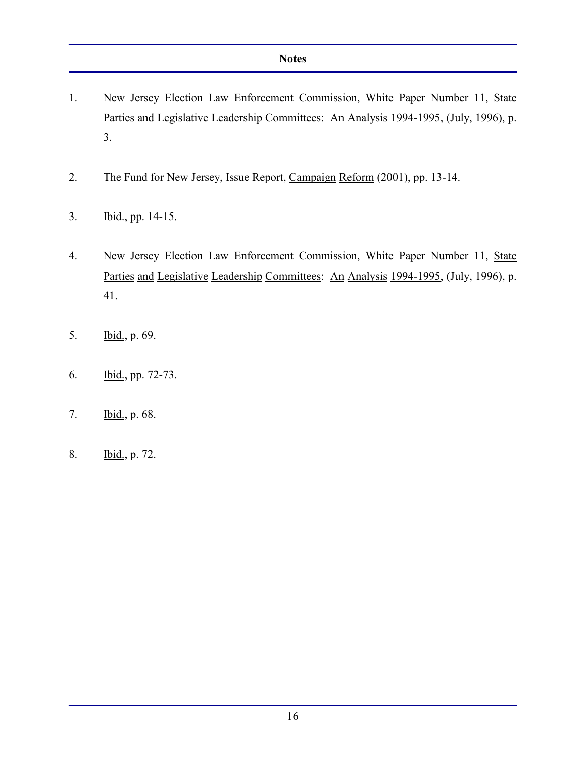## Notes

1. New Jersey Election Law Enforcement Commission, White Paper Number 11, State Parties and Legislative Leadership Committees: An Analysis 1994-1995, (July, 1996), p. 3.

2. The Fund for New Jersey, Issue Report, Campaign Reform (2001), pp. 13-14.

3. Ibid., pp. 14-15.

4. New Jersey Election Law Enforcement Commission, White Paper Number 11, State Parties and Legislative Leadership Committees: An Analysis 1994-1995, (July, 1996), p. 41.

5. Ibid., p. 69.

6. Ibid., pp. 72-73.

7. Ibid., p. 68.

8. Ibid., p. 72.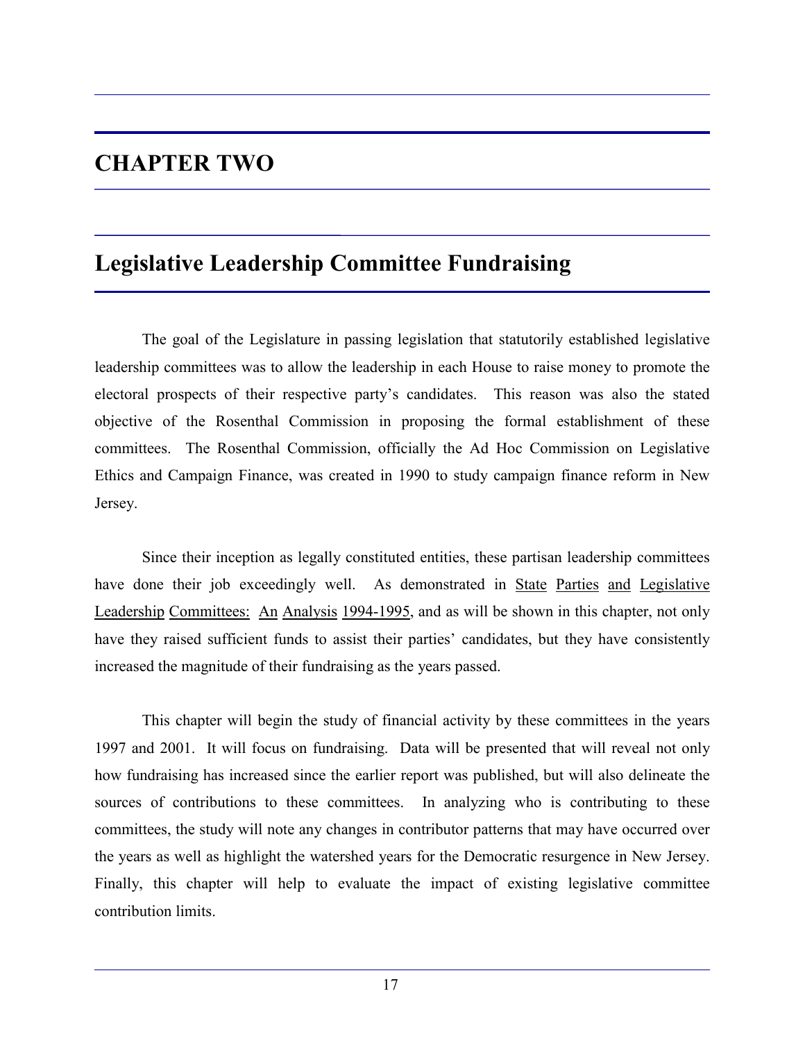# CHAPTER TWO

## Legislative Leadership Committee Fundraising

The goal of the Legislature in passing legislation that statutorily established legislative leadership committees was to allow the leadership in each House to raise money to promote the electoral prospects of their respective party's candidates. This reason was also the stated objective of the Rosenthal Commission in proposing the formal establishment of these committees. The Rosenthal Commission, officially the Ad Hoc Commission on Legislative Ethics and Campaign Finance, was created in 1990 to study campaign finance reform in New Jersey.

Since their inception as legally constituted entities, these partisan leadership committees have done their job exceedingly well. As demonstrated in State Parties and Legislative Leadership Committees: An Analysis 1994-1995, and as will be shown in this chapter, not only have they raised sufficient funds to assist their parties' candidates, but they have consistently increased the magnitude of their fundraising as the years passed.

This chapter will begin the study of financial activity by these committees in the years 1997 and 2001. It will focus on fundraising. Data will be presented that will reveal not only how fundraising has increased since the earlier report was published, but will also delineate the sources of contributions to these committees. In analyzing who is contributing to these committees, the study will note any changes in contributor patterns that may have occurred over the years as well as highlight the watershed years for the Democratic resurgence in New Jersey. Finally, this chapter will help to evaluate the impact of existing legislative committee contribution limits.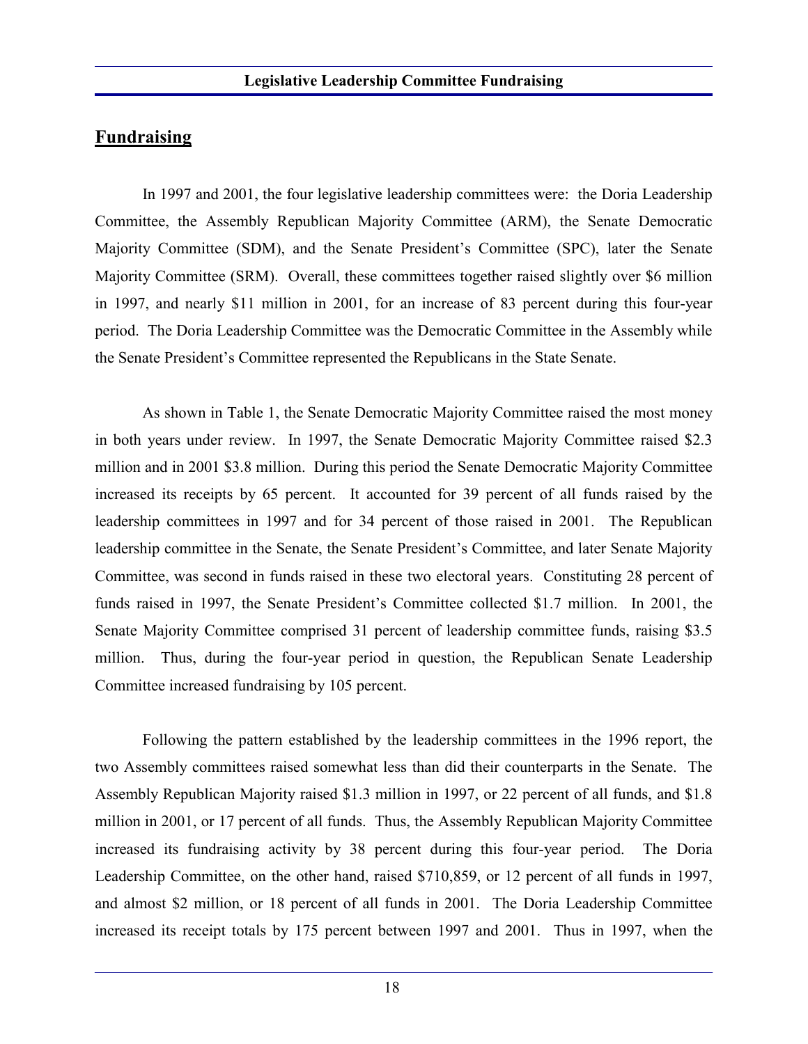## Fundraising

In 1997 and 2001, the four legislative leadership committees were: the Doria Leadership Committee, the Assembly Republican Majority Committee (ARM), the Senate Democratic Majority Committee (SDM), and the Senate President's Committee (SPC), later the Senate Majority Committee (SRM). Overall, these committees together raised slightly over \$6 million in 1997, and nearly \$11 million in 2001, for an increase of 83 percent during this four-year period. The Doria Leadership Committee was the Democratic Committee in the Assembly while the Senate President's Committee represented the Republicans in the State Senate.

As shown in Table 1, the Senate Democratic Majority Committee raised the most money in both years under review. In 1997, the Senate Democratic Majority Committee raised \$2.3 million and in 2001 \$3.8 million. During this period the Senate Democratic Majority Committee increased its receipts by 65 percent. It accounted for 39 percent of all funds raised by the leadership committees in 1997 and for 34 percent of those raised in 2001. The Republican leadership committee in the Senate, the Senate President's Committee, and later Senate Majority Committee, was second in funds raised in these two electoral years. Constituting 28 percent of funds raised in 1997, the Senate President's Committee collected \$1.7 million. In 2001, the Senate Majority Committee comprised 31 percent of leadership committee funds, raising \$3.5 million. Thus, during the four-year period in question, the Republican Senate Leadership Committee increased fundraising by 105 percent.

Following the pattern established by the leadership committees in the 1996 report, the two Assembly committees raised somewhat less than did their counterparts in the Senate. The Assembly Republican Majority raised \$1.3 million in 1997, or 22 percent of all funds, and \$1.8 million in 2001, or 17 percent of all funds. Thus, the Assembly Republican Majority Committee increased its fundraising activity by 38 percent during this four-year period. The Doria Leadership Committee, on the other hand, raised \$710,859, or 12 percent of all funds in 1997, and almost \$2 million, or 18 percent of all funds in 2001. The Doria Leadership Committee increased its receipt totals by 175 percent between 1997 and 2001. Thus in 1997, when the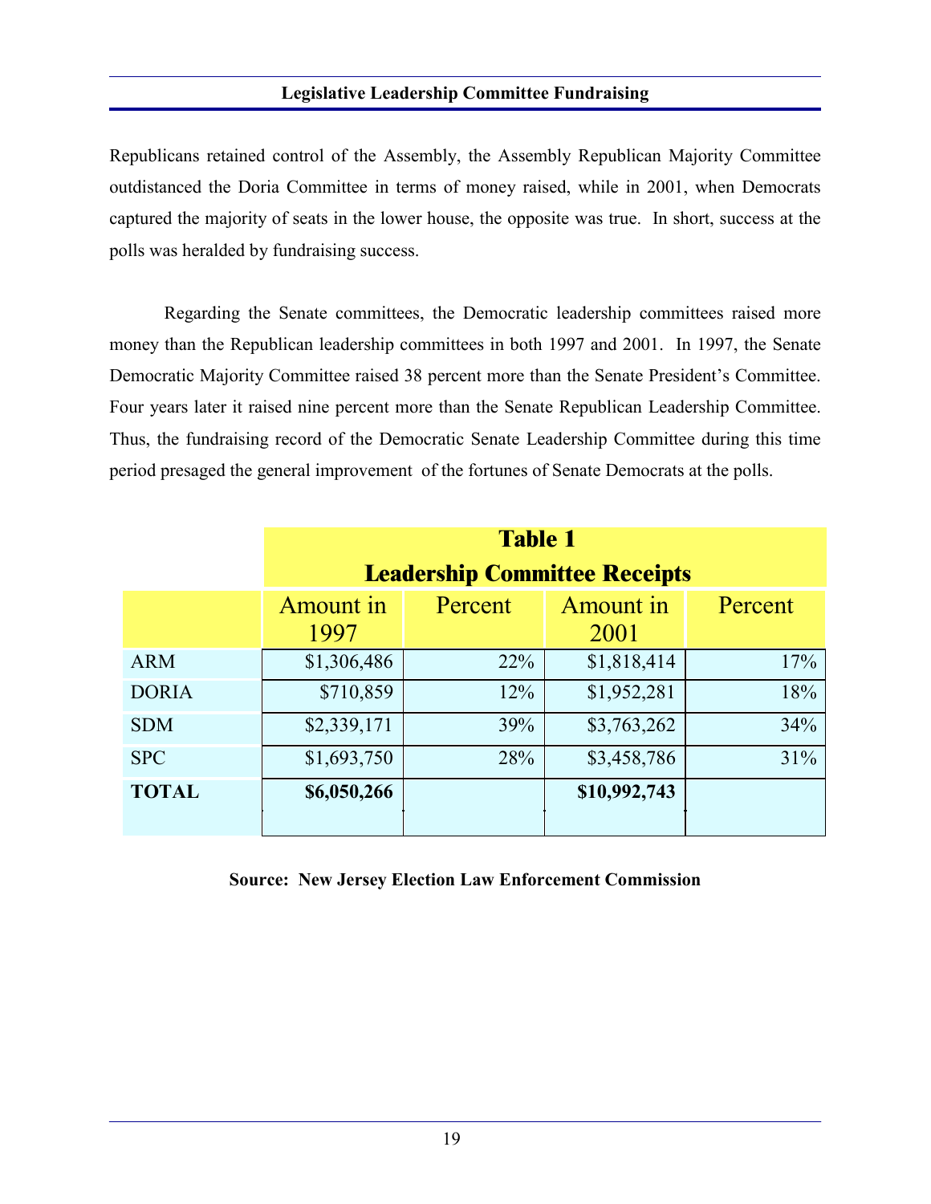Republicans retained control of the Assembly, the Assembly Republican Majority Committee outdistanced the Doria Committee in terms of money raised, while in 2001, when Democrats captured the majority of seats in the lower house, the opposite was true. In short, success at the polls was heralded by fundraising success.

Regarding the Senate committees, the Democratic leadership committees raised more money than the Republican leadership committees in both 1997 and 2001. In 1997, the Senate Democratic Majority Committee raised 38 percent more than the Senate President's Committee. Four years later it raised nine percent more than the Senate Republican Leadership Committee. Thus, the fundraising record of the Democratic Senate Leadership Committee during this time period presaged the general improvement of the fortunes of Senate Democrats at the polls.

**Table 1**
**Leadership Committee Receipts**

| | Amount in 1997 | Percent | Amount in 2001 | Percent |
|---|---|---|---|---|
| ARM | $1,306,486 | 22% | $1,818,414 | 17% |
| DORIA | $710,859 | 12% | $1,952,281 | 18% |
| SDM | $2,339,171 | 39% | $3,763,262 | 34% |
| SPC | $1,693,750 | 28% | $3,458,786 | 31% |
| **TOTAL** | **$6,050,266** | | **$10,992,743** | |

**Source: New Jersey Election Law Enforcement Commission**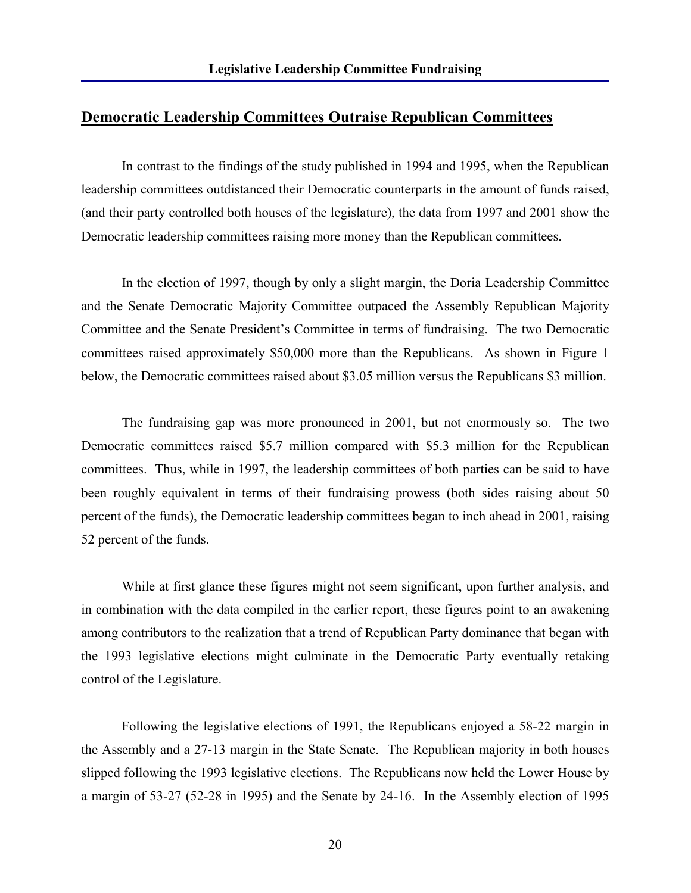## Democratic Leadership Committees Outraise Republican Committees

In contrast to the findings of the study published in 1994 and 1995, when the Republican leadership committees outdistanced their Democratic counterparts in the amount of funds raised, (and their party controlled both houses of the legislature), the data from 1997 and 2001 show the Democratic leadership committees raising more money than the Republican committees.

In the election of 1997, though by only a slight margin, the Doria Leadership Committee and the Senate Democratic Majority Committee outpaced the Assembly Republican Majority Committee and the Senate President's Committee in terms of fundraising. The two Democratic committees raised approximately $50,000 more than the Republicans. As shown in Figure 1 below, the Democratic committees raised about $3.05 million versus the Republicans $3 million.

The fundraising gap was more pronounced in 2001, but not enormously so. The two Democratic committees raised $5.7 million compared with $5.3 million for the Republican committees. Thus, while in 1997, the leadership committees of both parties can be said to have been roughly equivalent in terms of their fundraising prowess (both sides raising about 50 percent of the funds), the Democratic leadership committees began to inch ahead in 2001, raising 52 percent of the funds.

While at first glance these figures might not seem significant, upon further analysis, and in combination with the data compiled in the earlier report, these figures point to an awakening among contributors to the realization that a trend of Republican Party dominance that began with the 1993 legislative elections might culminate in the Democratic Party eventually retaking control of the Legislature.

Following the legislative elections of 1991, the Republicans enjoyed a 58-22 margin in the Assembly and a 27-13 margin in the State Senate. The Republican majority in both houses slipped following the 1993 legislative elections. The Republicans now held the Lower House by a margin of 53-27 (52-28 in 1995) and the Senate by 24-16. In the Assembly election of 1995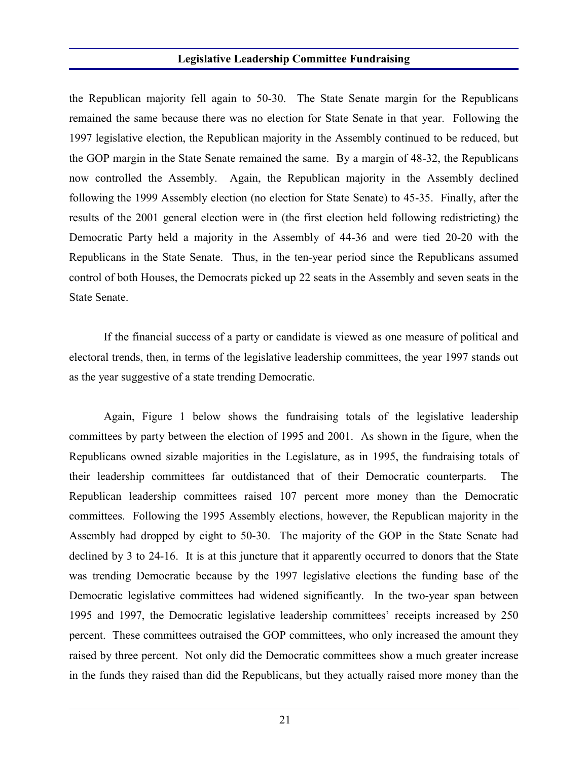the Republican majority fell again to 50-30. The State Senate margin for the Republicans remained the same because there was no election for State Senate in that year. Following the 1997 legislative election, the Republican majority in the Assembly continued to be reduced, but the GOP margin in the State Senate remained the same. By a margin of 48-32, the Republicans now controlled the Assembly. Again, the Republican majority in the Assembly declined following the 1999 Assembly election (no election for State Senate) to 45-35. Finally, after the results of the 2001 general election were in (the first election held following redistricting) the Democratic Party held a majority in the Assembly of 44-36 and were tied 20-20 with the Republicans in the State Senate. Thus, in the ten-year period since the Republicans assumed control of both Houses, the Democrats picked up 22 seats in the Assembly and seven seats in the State Senate.

If the financial success of a party or candidate is viewed as one measure of political and electoral trends, then, in terms of the legislative leadership committees, the year 1997 stands out as the year suggestive of a state trending Democratic.

Again, Figure 1 below shows the fundraising totals of the legislative leadership committees by party between the election of 1995 and 2001. As shown in the figure, when the Republicans owned sizable majorities in the Legislature, as in 1995, the fundraising totals of their leadership committees far outdistanced that of their Democratic counterparts. The Republican leadership committees raised 107 percent more money than the Democratic committees. Following the 1995 Assembly elections, however, the Republican majority in the Assembly had dropped by eight to 50-30. The majority of the GOP in the State Senate had declined by 3 to 24-16. It is at this juncture that it apparently occurred to donors that the State was trending Democratic because by the 1997 legislative elections the funding base of the Democratic legislative committees had widened significantly. In the two-year span between 1995 and 1997, the Democratic legislative leadership committees' receipts increased by 250 percent. These committees outraised the GOP committees, who only increased the amount they raised by three percent. Not only did the Democratic committees show a much greater increase in the funds they raised than did the Republicans, but they actually raised more money than the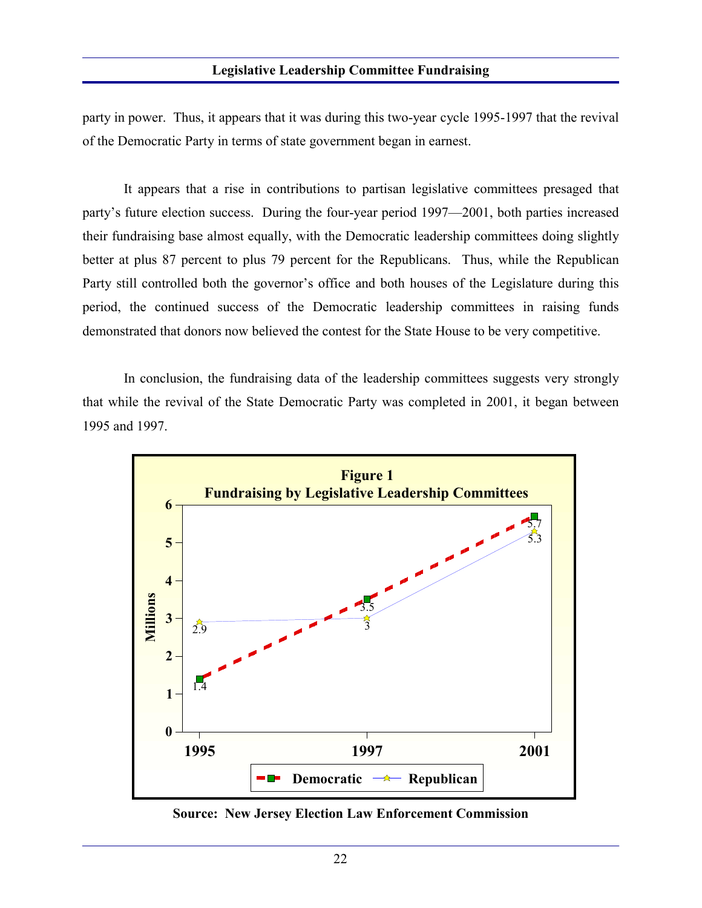party in power. Thus, it appears that it was during this two-year cycle 1995-1997 that the revival of the Democratic Party in terms of state government began in earnest.

It appears that a rise in contributions to partisan legislative committees presaged that party's future election success. During the four-year period 1997—2001, both parties increased their fundraising base almost equally, with the Democratic leadership committees doing slightly better at plus 87 percent to plus 79 percent for the Republicans. Thus, while the Republican Party still controlled both the governor's office and both houses of the Legislature during this period, the continued success of the Democratic leadership committees in raising funds demonstrated that donors now believed the contest for the State House to be very competitive.

In conclusion, the fundraising data of the leadership committees suggests very strongly that while the revival of the State Democratic Party was completed in 2001, it began between 1995 and 1997.

**Figure 1**
**Fundraising by Legislative Leadership Committees**

| Year | Democratic (Millions) | Republican (Millions) |
|---|---|---|
| 1995 | 1.4 | 2.9 |
| 1997 | 3.5 | 3 |
| 2001 | 5.7 | 5.3 |

**Source: New Jersey Election Law Enforcement Commission**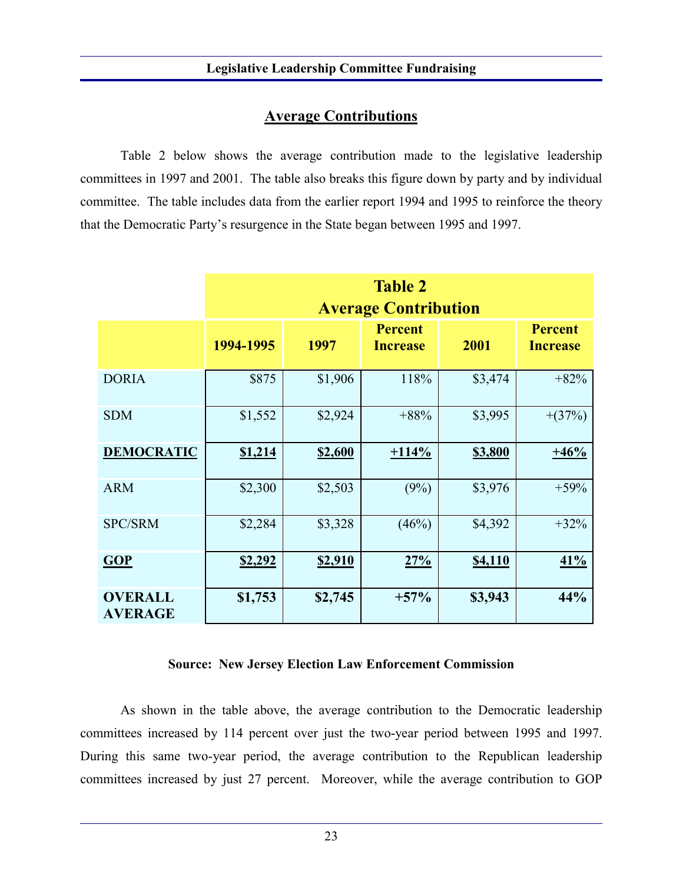## Average Contributions

Table 2 below shows the average contribution made to the legislative leadership committees in 1997 and 2001. The table also breaks this figure down by party and by individual committee. The table includes data from the earlier report 1994 and 1995 to reinforce the theory that the Democratic Party's resurgence in the State began between 1995 and 1997.

**Table 2**
**Average Contribution**

| | 1994-1995 | 1997 | Percent Increase | 2001 | Percent Increase |
|---|---|---|---|---|---|
| DORIA | $875 | $1,906 | 118% | $3,474 | +82% |
| SDM | $1,552 | $2,924 | +88% | $3,995 | +(37%) |
| **DEMOCRATIC** | **$1,214** | **$2,600** | **+114%** | **$3,800** | **+46%** |
| ARM | $2,300 | $2,503 | (9%) | $3,976 | +59% |
| SPC/SRM | $2,284 | $3,328 | (46%) | $4,392 | +32% |
| **GOP** | **$2,292** | **$2,910** | **27%** | **$4,110** | **41%** |
| **OVERALL AVERAGE** | **$1,753** | **$2,745** | **+57%** | **$3,943** | **44%** |

**Source: New Jersey Election Law Enforcement Commission**

As shown in the table above, the average contribution to the Democratic leadership committees increased by 114 percent over just the two-year period between 1995 and 1997. During this same two-year period, the average contribution to the Republican leadership committees increased by just 27 percent. Moreover, while the average contribution to GOP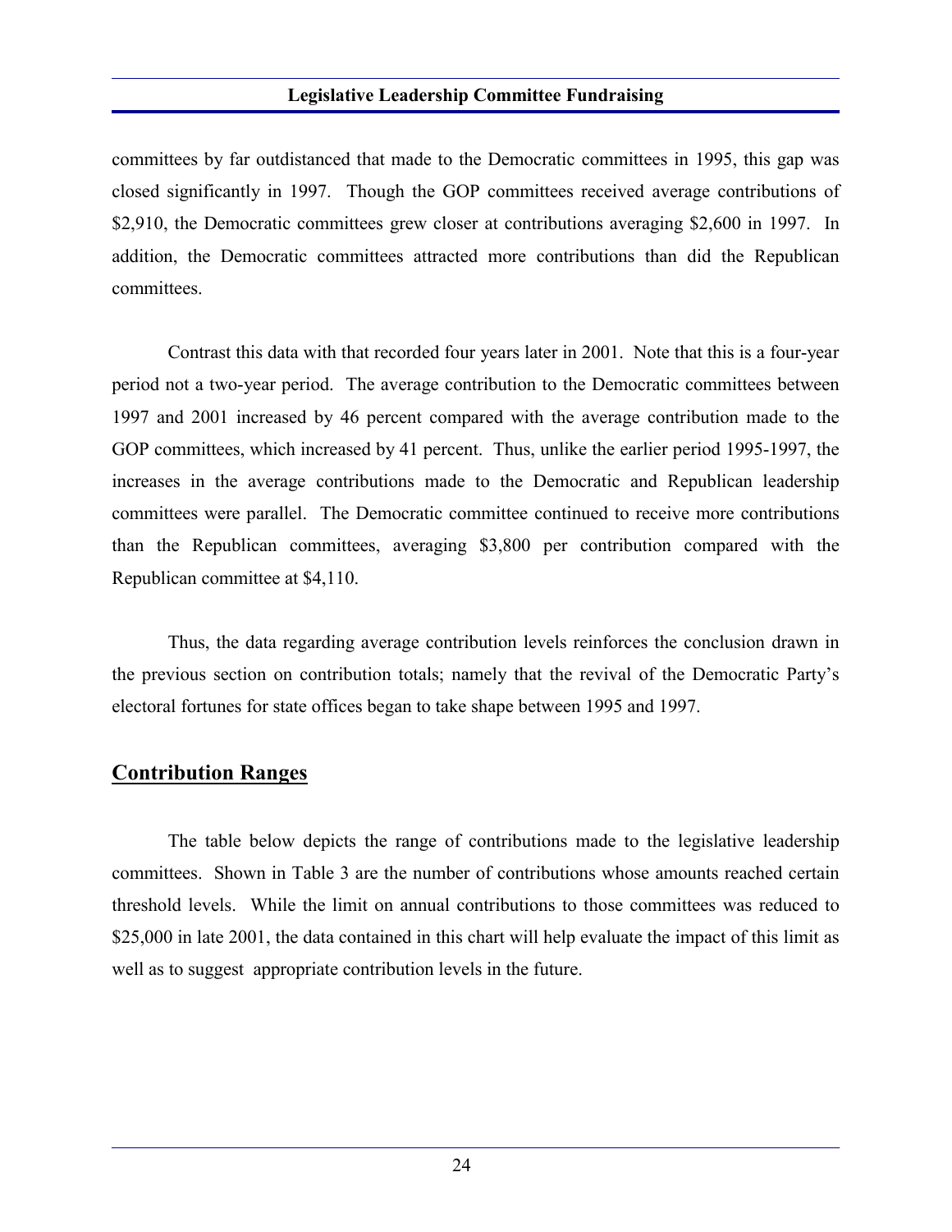committees by far outdistanced that made to the Democratic committees in 1995, this gap was closed significantly in 1997. Though the GOP committees received average contributions of $2,910, the Democratic committees grew closer at contributions averaging $2,600 in 1997. In addition, the Democratic committees attracted more contributions than did the Republican committees.

Contrast this data with that recorded four years later in 2001. Note that this is a four-year period not a two-year period. The average contribution to the Democratic committees between 1997 and 2001 increased by 46 percent compared with the average contribution made to the GOP committees, which increased by 41 percent. Thus, unlike the earlier period 1995-1997, the increases in the average contributions made to the Democratic and Republican leadership committees were parallel. The Democratic committee continued to receive more contributions than the Republican committees, averaging $3,800 per contribution compared with the Republican committee at $4,110.

Thus, the data regarding average contribution levels reinforces the conclusion drawn in the previous section on contribution totals; namely that the revival of the Democratic Party's electoral fortunes for state offices began to take shape between 1995 and 1997.

## Contribution Ranges

The table below depicts the range of contributions made to the legislative leadership committees. Shown in Table 3 are the number of contributions whose amounts reached certain threshold levels. While the limit on annual contributions to those committees was reduced to $25,000 in late 2001, the data contained in this chart will help evaluate the impact of this limit as well as to suggest appropriate contribution levels in the future.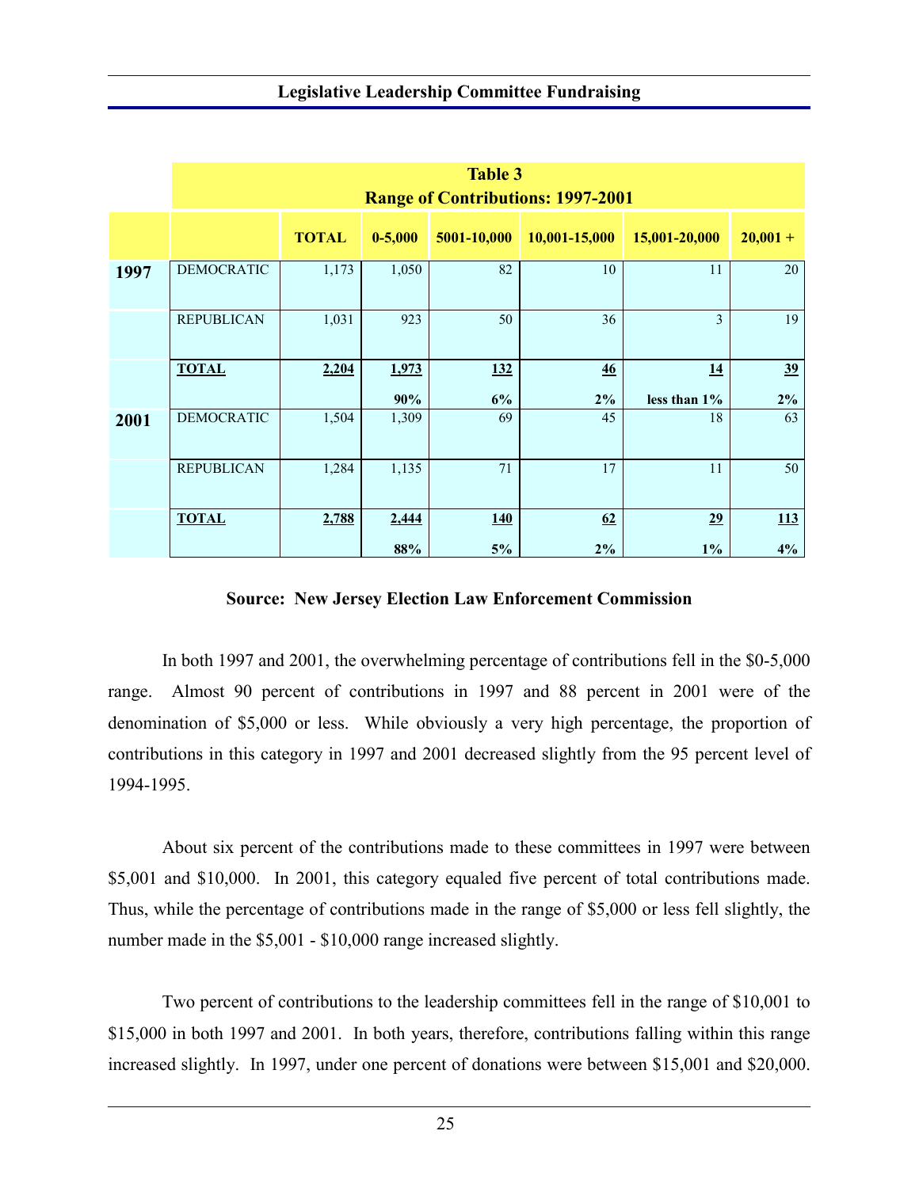## Legislative Leadership Committee Fundraising

| Table 3<br>Range of Contributions: 1997-2001 | | | | | | | |
|---|---|---|---|---|---|---|---|
| | | **TOTAL** | **0-5,000** | **5001-10,000** | **10,001-15,000** | **15,001-20,000** | **20,001 +** |
| **1997** | DEMOCRATIC | 1,173 | 1,050 | 82 | 10 | 11 | 20 |
| | REPUBLICAN | 1,031 | 923 | 50 | 36 | 3 | 19 |
| | **TOTAL** | **2,204** | **1,973**<br>**90%** | **132**<br>**6%** | **46**<br>**2%** | **14**<br>**less than 1%** | **39**<br>**2%** |
| **2001** | DEMOCRATIC | 1,504 | 1,309 | 69 | 45 | 18 | 63 |
| | REPUBLICAN | 1,284 | 1,135 | 71 | 17 | 11 | 50 |
| | **TOTAL** | **2,788** | **2,444**<br>**88%** | **140**<br>**5%** | **62**<br>**2%** | **29**<br>**1%** | **113**<br>**4%** |

**Source: New Jersey Election Law Enforcement Commission**

In both 1997 and 2001, the overwhelming percentage of contributions fell in the $0-5,000 range. Almost 90 percent of contributions in 1997 and 88 percent in 2001 were of the denomination of $5,000 or less. While obviously a very high percentage, the proportion of contributions in this category in 1997 and 2001 decreased slightly from the 95 percent level of 1994-1995.

About six percent of the contributions made to these committees in 1997 were between $5,001 and $10,000. In 2001, this category equaled five percent of total contributions made. Thus, while the percentage of contributions made in the range of $5,000 or less fell slightly, the number made in the $5,001 - $10,000 range increased slightly.

Two percent of contributions to the leadership committees fell in the range of $10,001 to $15,000 in both 1997 and 2001. In both years, therefore, contributions falling within this range increased slightly. In 1997, under one percent of donations were between $15,001 and $20,000.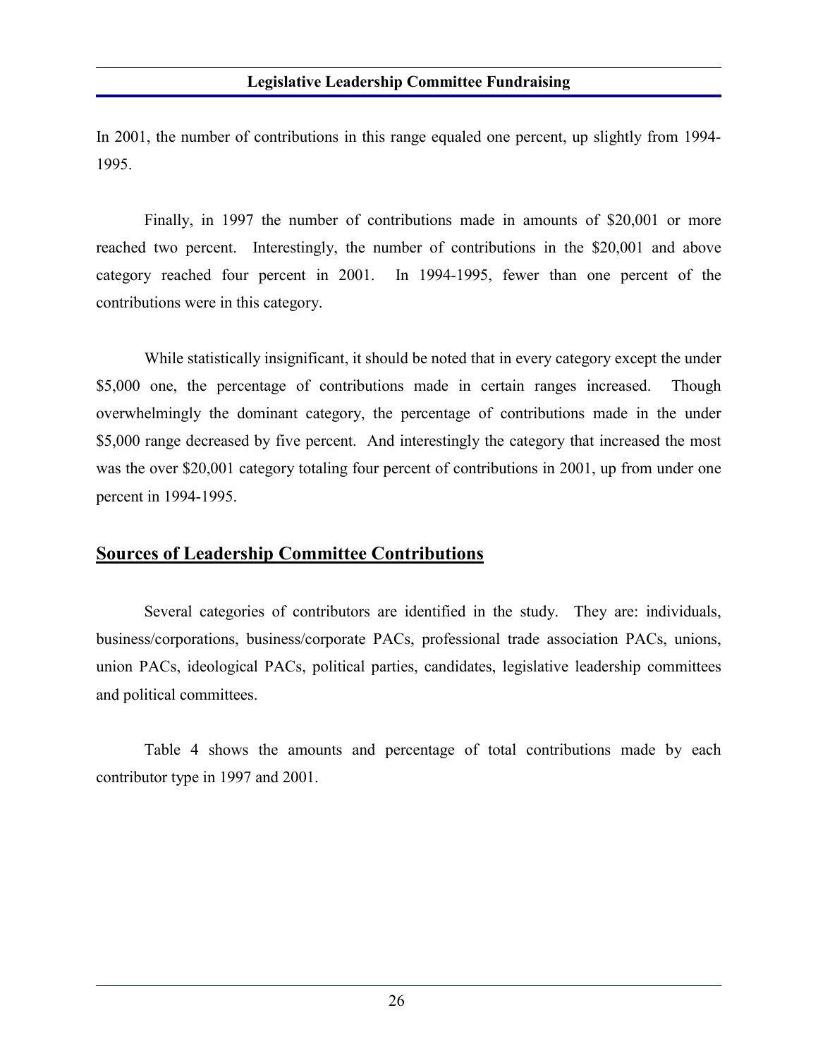In 2001, the number of contributions in this range equaled one percent, up slightly from 1994-1995.

Finally, in 1997 the number of contributions made in amounts of $20,001 or more reached two percent. Interestingly, the number of contributions in the $20,001 and above category reached four percent in 2001. In 1994-1995, fewer than one percent of the contributions were in this category.

While statistically insignificant, it should be noted that in every category except the under $5,000 one, the percentage of contributions made in certain ranges increased. Though overwhelmingly the dominant category, the percentage of contributions made in the under $5,000 range decreased by five percent. And interestingly the category that increased the most was the over $20,001 category totaling four percent of contributions in 2001, up from under one percent in 1994-1995.

## Sources of Leadership Committee Contributions

Several categories of contributors are identified in the study. They are: individuals, business/corporations, business/corporate PACs, professional trade association PACs, unions, union PACs, ideological PACs, political parties, candidates, legislative leadership committees and political committees.

Table 4 shows the amounts and percentage of total contributions made by each contributor type in 1997 and 2001.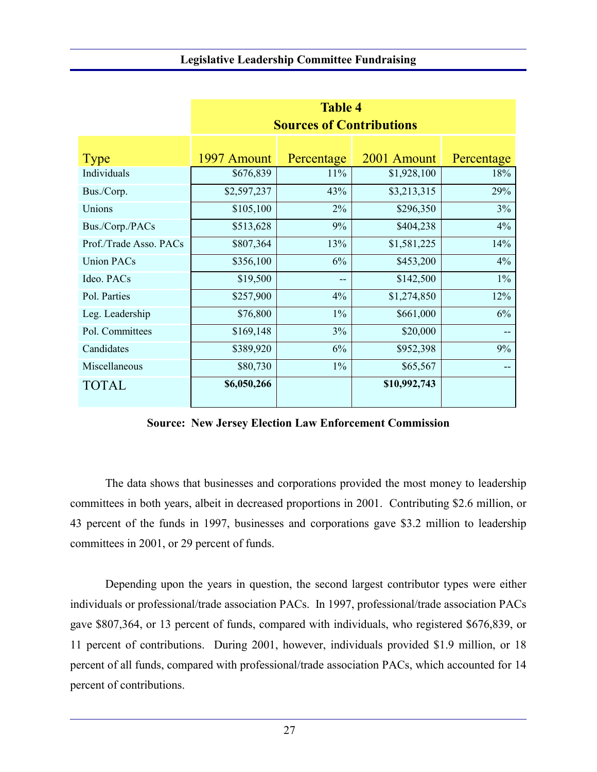**Table 4**
**Sources of Contributions**

| Type | 1997 Amount | Percentage | 2001 Amount | Percentage |
|---|---|---|---|---|
| Individuals | $676,839 | 11% | $1,928,100 | 18% |
| Bus./Corp. | $2,597,237 | 43% | $3,213,315 | 29% |
| Unions | $105,100 | 2% | $296,350 | 3% |
| Bus./Corp./PACs | $513,628 | 9% | $404,238 | 4% |
| Prof./Trade Asso. PACs | $807,364 | 13% | $1,581,225 | 14% |
| Union PACs | $356,100 | 6% | $453,200 | 4% |
| Ideo. PACs | $19,500 | -- | $142,500 | 1% |
| Pol. Parties | $257,900 | 4% | $1,274,850 | 12% |
| Leg. Leadership | $76,800 | 1% | $661,000 | 6% |
| Pol. Committees | $169,148 | 3% | $20,000 | -- |
| Candidates | $389,920 | 6% | $952,398 | 9% |
| Miscellaneous | $80,730 | 1% | $65,567 | -- |
| TOTAL | **$6,050,266** | | **$10,992,743** | |

**Source: New Jersey Election Law Enforcement Commission**

The data shows that businesses and corporations provided the most money to leadership committees in both years, albeit in decreased proportions in 2001. Contributing $2.6 million, or 43 percent of the funds in 1997, businesses and corporations gave $3.2 million to leadership committees in 2001, or 29 percent of funds.

Depending upon the years in question, the second largest contributor types were either individuals or professional/trade association PACs. In 1997, professional/trade association PACs gave $807,364, or 13 percent of funds, compared with individuals, who registered $676,839, or 11 percent of contributions. During 2001, however, individuals provided $1.9 million, or 18 percent of all funds, compared with professional/trade association PACs, which accounted for 14 percent of contributions.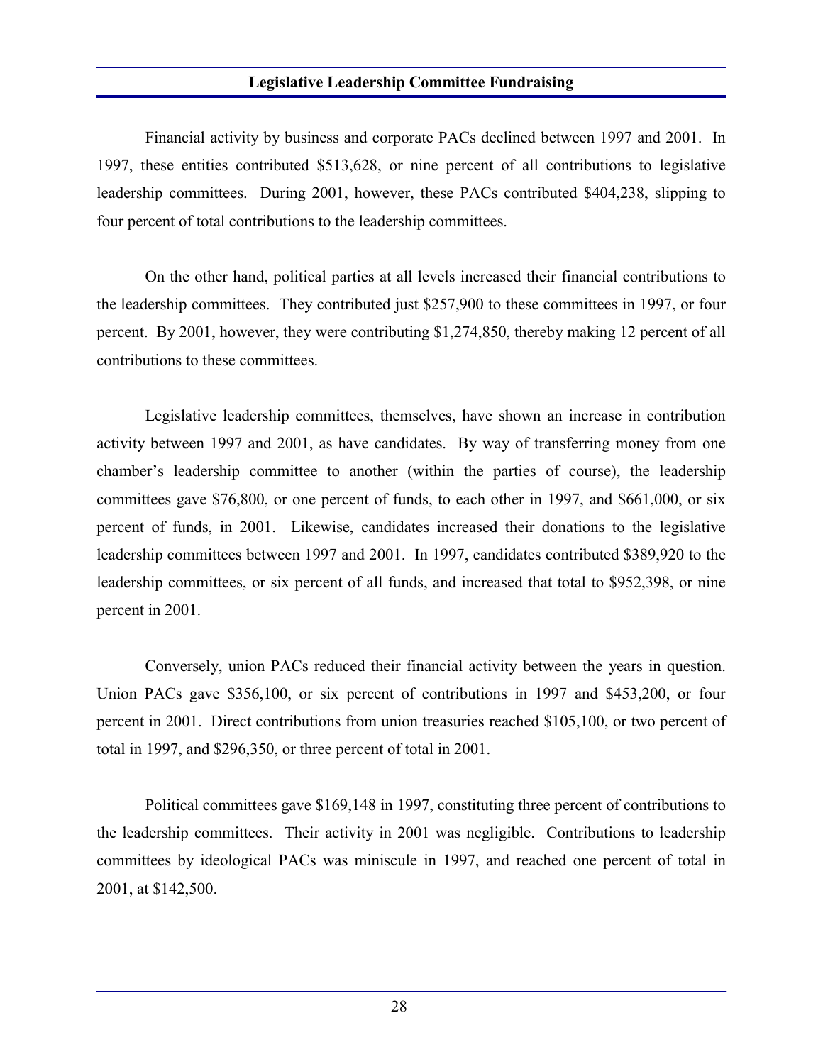## Legislative Leadership Committee Fundraising

Financial activity by business and corporate PACs declined between 1997 and 2001. In 1997, these entities contributed $513,628, or nine percent of all contributions to legislative leadership committees. During 2001, however, these PACs contributed $404,238, slipping to four percent of total contributions to the leadership committees.

On the other hand, political parties at all levels increased their financial contributions to the leadership committees. They contributed just $257,900 to these committees in 1997, or four percent. By 2001, however, they were contributing $1,274,850, thereby making 12 percent of all contributions to these committees.

Legislative leadership committees, themselves, have shown an increase in contribution activity between 1997 and 2001, as have candidates. By way of transferring money from one chamber's leadership committee to another (within the parties of course), the leadership committees gave $76,800, or one percent of funds, to each other in 1997, and $661,000, or six percent of funds, in 2001. Likewise, candidates increased their donations to the legislative leadership committees between 1997 and 2001. In 1997, candidates contributed $389,920 to the leadership committees, or six percent of all funds, and increased that total to $952,398, or nine percent in 2001.

Conversely, union PACs reduced their financial activity between the years in question. Union PACs gave $356,100, or six percent of contributions in 1997 and $453,200, or four percent in 2001. Direct contributions from union treasuries reached $105,100, or two percent of total in 1997, and $296,350, or three percent of total in 2001.

Political committees gave $169,148 in 1997, constituting three percent of contributions to the leadership committees. Their activity in 2001 was negligible. Contributions to leadership committees by ideological PACs was miniscule in 1997, and reached one percent of total in 2001, at $142,500.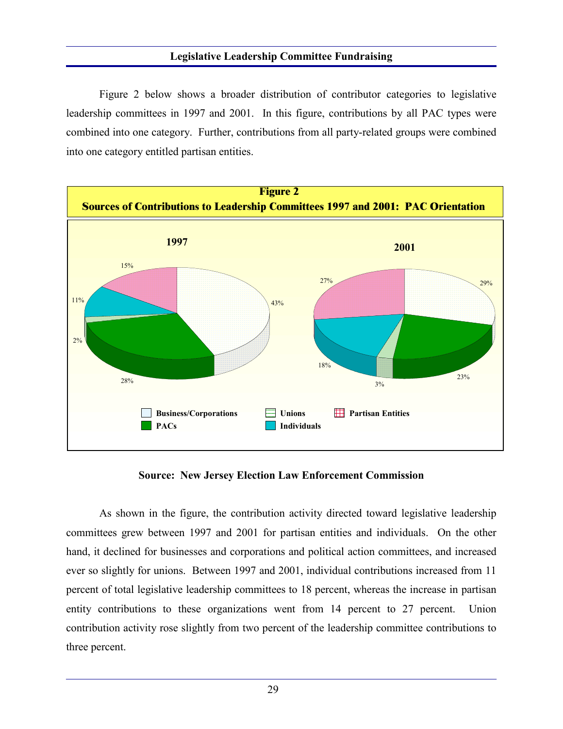Figure 2 below shows a broader distribution of contributor categories to legislative leadership committees in 1997 and 2001. In this figure, contributions by all PAC types were combined into one category. Further, contributions from all party-related groups were combined into one category entitled partisan entities.

**Figure 2**
**Sources of Contributions to Leadership Committees 1997 and 2001: PAC Orientation**

| Category | 1997 | 2001 |
|---|---|---|
| Business/Corporations | 43% | 29% |
| PACs | 28% | 23% |
| Unions | 2% | 3% |
| Individuals | 11% | 18% |
| Partisan Entities | 15% | 27% |

**Source: New Jersey Election Law Enforcement Commission**

As shown in the figure, the contribution activity directed toward legislative leadership committees grew between 1997 and 2001 for partisan entities and individuals. On the other hand, it declined for businesses and corporations and political action committees, and increased ever so slightly for unions. Between 1997 and 2001, individual contributions increased from 11 percent of total legislative leadership committees to 18 percent, whereas the increase in partisan entity contributions to these organizations went from 14 percent to 27 percent. Union contribution activity rose slightly from two percent of the leadership committee contributions to three percent.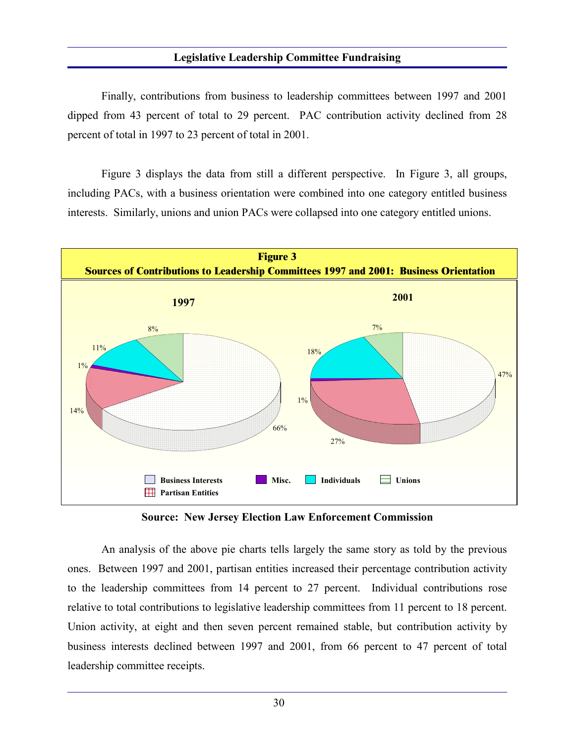Finally, contributions from business to leadership committees between 1997 and 2001 dipped from 43 percent of total to 29 percent. PAC contribution activity declined from 28 percent of total in 1997 to 23 percent of total in 2001.

Figure 3 displays the data from still a different perspective. In Figure 3, all groups, including PACs, with a business orientation were combined into one category entitled business interests. Similarly, unions and union PACs were collapsed into one category entitled unions.

**Figure 3**
**Sources of Contributions to Leadership Committees 1997 and 2001: Business Orientation**

| Source | 1997 | 2001 |
|---|---|---|
| Business Interests | 66% | 47% |
| Partisan Entities | 14% | 27% |
| Misc. | 1% | 1% |
| Individuals | 11% | 18% |
| Unions | 8% | 7% |

**Source: New Jersey Election Law Enforcement Commission**

An analysis of the above pie charts tells largely the same story as told by the previous ones. Between 1997 and 2001, partisan entities increased their percentage contribution activity to the leadership committees from 14 percent to 27 percent. Individual contributions rose relative to total contributions to legislative leadership committees from 11 percent to 18 percent. Union activity, at eight and then seven percent remained stable, but contribution activity by business interests declined between 1997 and 2001, from 66 percent to 47 percent of total leadership committee receipts.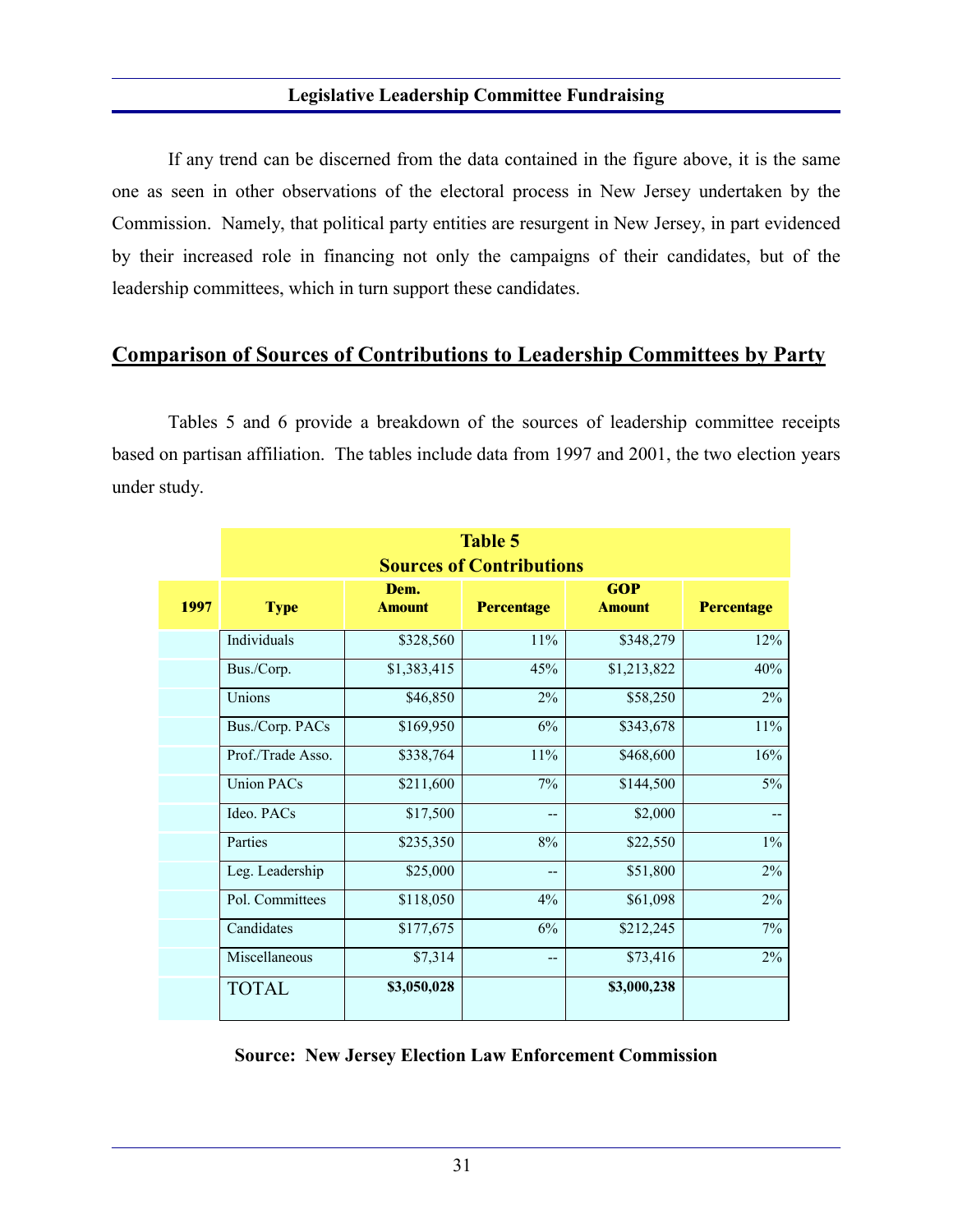If any trend can be discerned from the data contained in the figure above, it is the same one as seen in other observations of the electoral process in New Jersey undertaken by the Commission. Namely, that political party entities are resurgent in New Jersey, in part evidenced by their increased role in financing not only the campaigns of their candidates, but of the leadership committees, which in turn support these candidates.

## Comparison of Sources of Contributions to Leadership Committees by Party

Tables 5 and 6 provide a breakdown of the sources of leadership committee receipts based on partisan affiliation. The tables include data from 1997 and 2001, the two election years under study.

**Table 5**
**Sources of Contributions**

| 1997 | Type | Dem. Amount | Percentage | GOP Amount | Percentage |
|---|---|---|---|---|---|
| | Individuals | $328,560 | 11% | $348,279 | 12% |
| | Bus./Corp. | $1,383,415 | 45% | $1,213,822 | 40% |
| | Unions | $46,850 | 2% | $58,250 | 2% |
| | Bus./Corp. PACs | $169,950 | 6% | $343,678 | 11% |
| | Prof./Trade Asso. | $338,764 | 11% | $468,600 | 16% |
| | Union PACs | $211,600 | 7% | $144,500 | 5% |
| | Ideo. PACs | $17,500 | -- | $2,000 | -- |
| | Parties | $235,350 | 8% | $22,550 | 1% |
| | Leg. Leadership | $25,000 | -- | $51,800 | 2% |
| | Pol. Committees | $118,050 | 4% | $61,098 | 2% |
| | Candidates | $177,675 | 6% | $212,245 | 7% |
| | Miscellaneous | $7,314 | -- | $73,416 | 2% |
| | TOTAL | **$3,050,028** | | **$3,000,238** | |

**Source: New Jersey Election Law Enforcement Commission**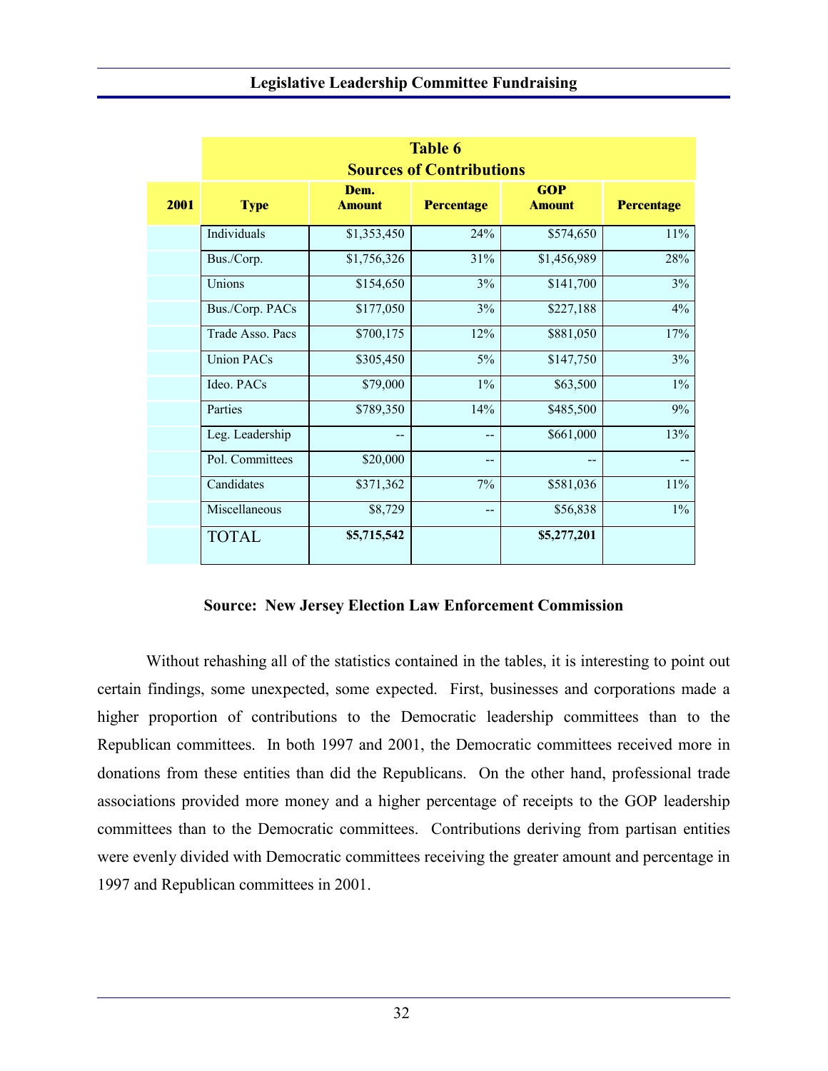| 2001 | Table 6 Sources of Contributions | | | | |
|---|---|---|---|---|---|
| | **Type** | **Dem. Amount** | **Percentage** | **GOP Amount** | **Percentage** |
| | Individuals | $1,353,450 | 24% | $574,650 | 11% |
| | Bus./Corp. | $1,756,326 | 31% | $1,456,989 | 28% |
| | Unions | $154,650 | 3% | $141,700 | 3% |
| | Bus./Corp. PACs | $177,050 | 3% | $227,188 | 4% |
| | Trade Asso. Pacs | $700,175 | 12% | $881,050 | 17% |
| | Union PACs | $305,450 | 5% | $147,750 | 3% |
| | Ideo. PACs | $79,000 | 1% | $63,500 | 1% |
| | Parties | $789,350 | 14% | $485,500 | 9% |
| | Leg. Leadership | -- | -- | $661,000 | 13% |
| | Pol. Committees | $20,000 | -- | -- | -- |
| | Candidates | $371,362 | 7% | $581,036 | 11% |
| | Miscellaneous | $8,729 | -- | $56,838 | 1% |
| | TOTAL | **$5,715,542** | | **$5,277,201** | |

**Source: New Jersey Election Law Enforcement Commission**

Without rehashing all of the statistics contained in the tables, it is interesting to point out certain findings, some unexpected, some expected. First, businesses and corporations made a higher proportion of contributions to the Democratic leadership committees than to the Republican committees. In both 1997 and 2001, the Democratic committees received more in donations from these entities than did the Republicans. On the other hand, professional trade associations provided more money and a higher percentage of receipts to the GOP leadership committees than to the Democratic committees. Contributions deriving from partisan entities were evenly divided with Democratic committees receiving the greater amount and percentage in 1997 and Republican committees in 2001.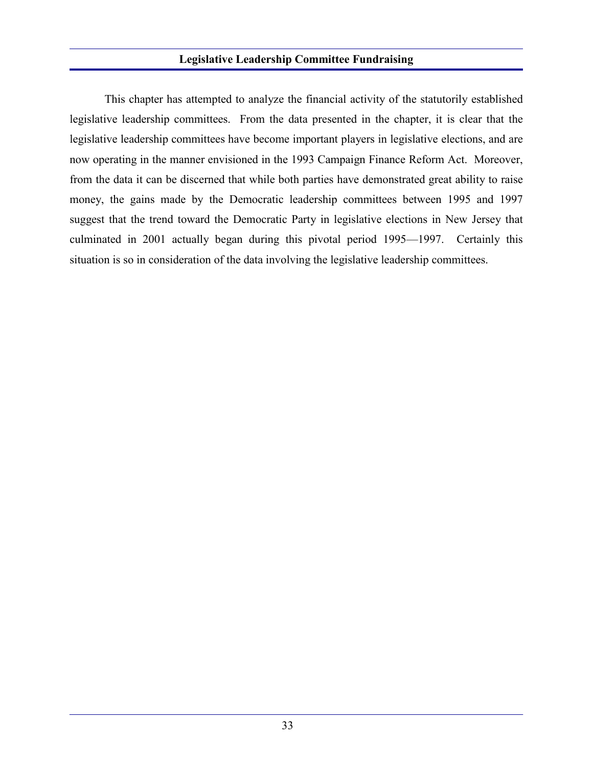This chapter has attempted to analyze the financial activity of the statutorily established legislative leadership committees. From the data presented in the chapter, it is clear that the legislative leadership committees have become important players in legislative elections, and are now operating in the manner envisioned in the 1993 Campaign Finance Reform Act. Moreover, from the data it can be discerned that while both parties have demonstrated great ability to raise money, the gains made by the Democratic leadership committees between 1995 and 1997 suggest that the trend toward the Democratic Party in legislative elections in New Jersey that culminated in 2001 actually began during this pivotal period 1995—1997. Certainly this situation is so in consideration of the data involving the legislative leadership committees.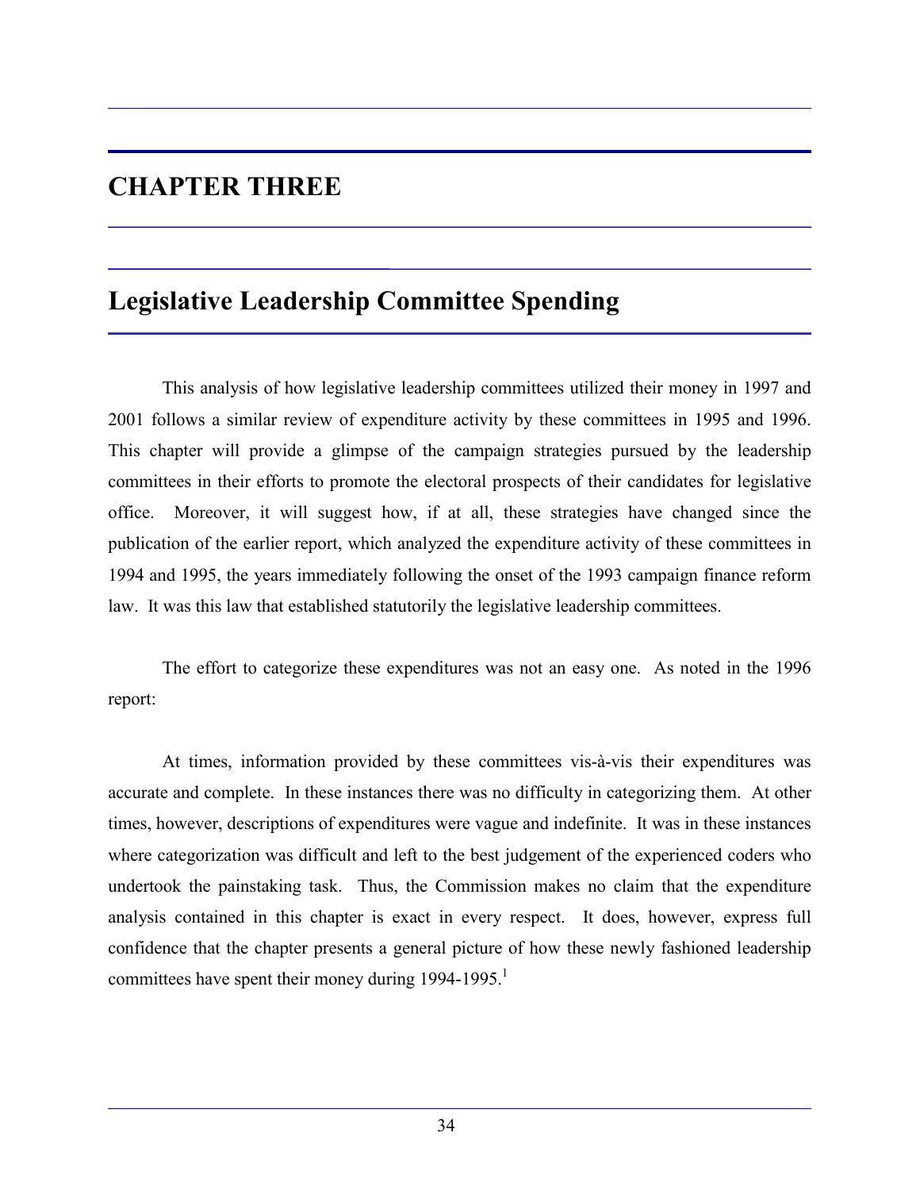# CHAPTER THREE

## Legislative Leadership Committee Spending

This analysis of how legislative leadership committees utilized their money in 1997 and 2001 follows a similar review of expenditure activity by these committees in 1995 and 1996. This chapter will provide a glimpse of the campaign strategies pursued by the leadership committees in their efforts to promote the electoral prospects of their candidates for legislative office. Moreover, it will suggest how, if at all, these strategies have changed since the publication of the earlier report, which analyzed the expenditure activity of these committees in 1994 and 1995, the years immediately following the onset of the 1993 campaign finance reform law. It was this law that established statutorily the legislative leadership committees.

The effort to categorize these expenditures was not an easy one. As noted in the 1996 report:

At times, information provided by these committees vis-à-vis their expenditures was accurate and complete. In these instances there was no difficulty in categorizing them. At other times, however, descriptions of expenditures were vague and indefinite. It was in these instances where categorization was difficult and left to the best judgement of the experienced coders who undertook the painstaking task. Thus, the Commission makes no claim that the expenditure analysis contained in this chapter is exact in every respect. It does, however, express full confidence that the chapter presents a general picture of how these newly fashioned leadership committees have spent their money during 1994-1995.[1]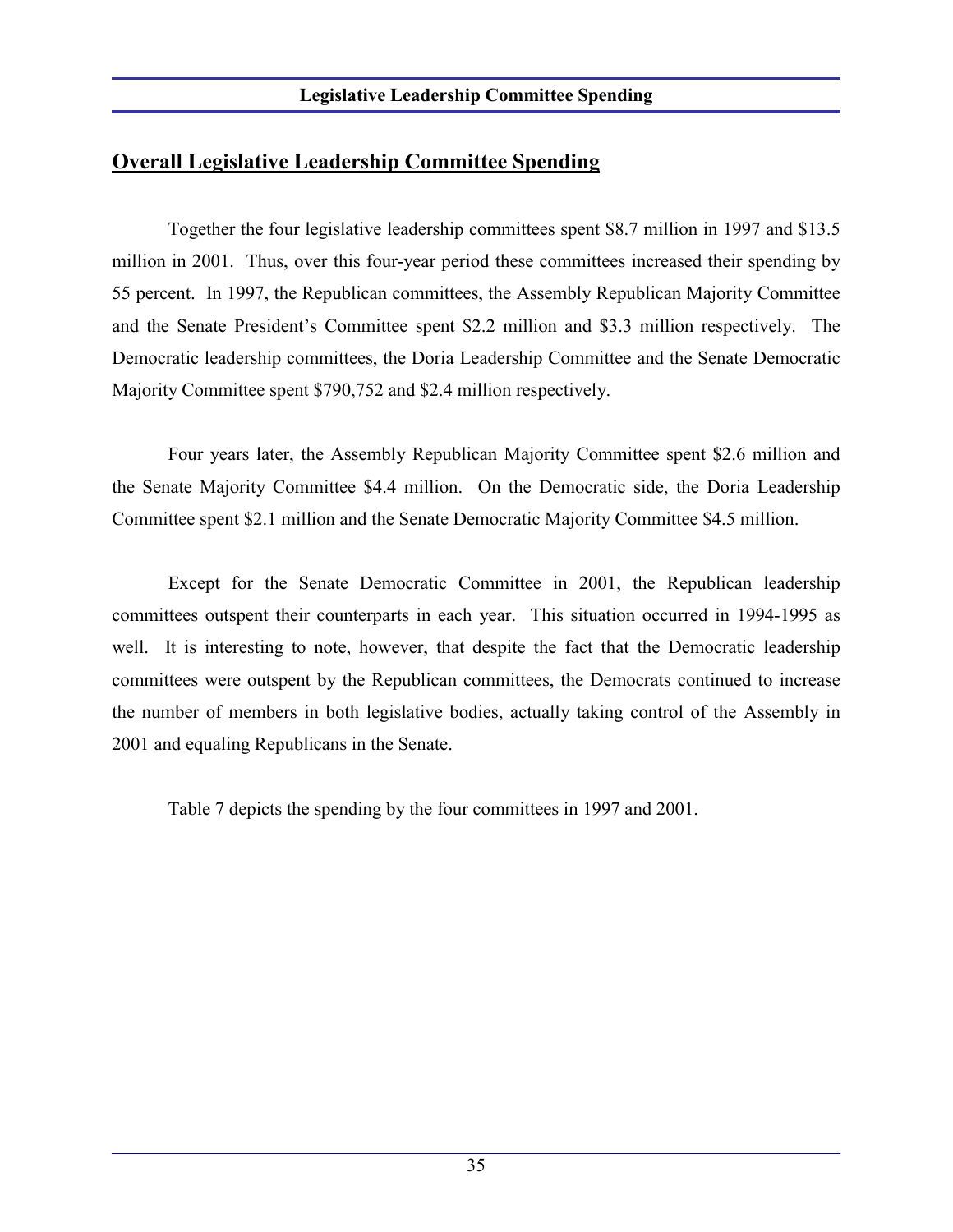## Overall Legislative Leadership Committee Spending

Together the four legislative leadership committees spent $8.7 million in 1997 and $13.5 million in 2001. Thus, over this four-year period these committees increased their spending by 55 percent. In 1997, the Republican committees, the Assembly Republican Majority Committee and the Senate President's Committee spent $2.2 million and $3.3 million respectively. The Democratic leadership committees, the Doria Leadership Committee and the Senate Democratic Majority Committee spent $790,752 and $2.4 million respectively.

Four years later, the Assembly Republican Majority Committee spent $2.6 million and the Senate Majority Committee $4.4 million. On the Democratic side, the Doria Leadership Committee spent $2.1 million and the Senate Democratic Majority Committee $4.5 million.

Except for the Senate Democratic Committee in 2001, the Republican leadership committees outspent their counterparts in each year. This situation occurred in 1994-1995 as well. It is interesting to note, however, that despite the fact that the Democratic leadership committees were outspent by the Republican committees, the Democrats continued to increase the number of members in both legislative bodies, actually taking control of the Assembly in 2001 and equaling Republicans in the Senate.

Table 7 depicts the spending by the four committees in 1997 and 2001.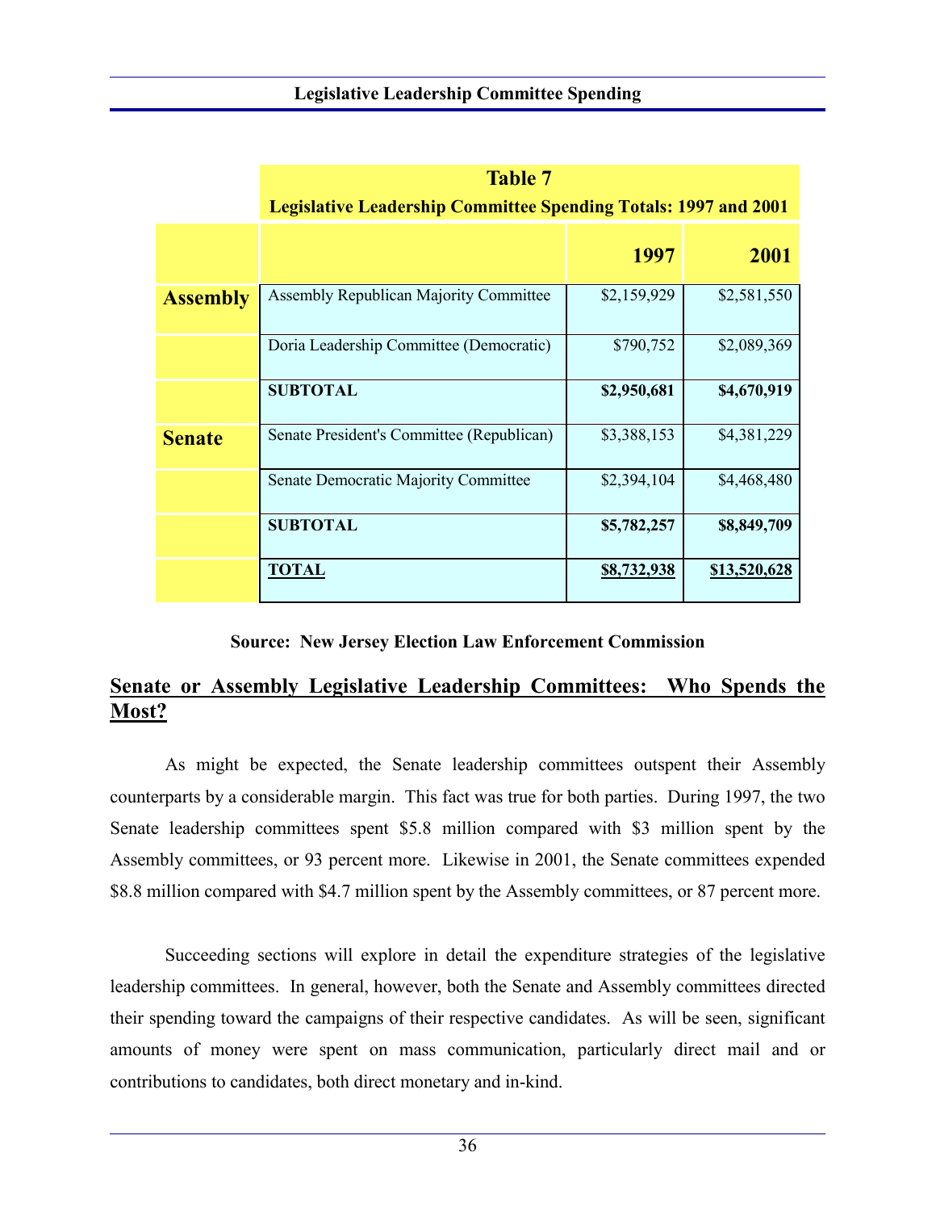**Table 7**
**Legislative Leadership Committee Spending Totals: 1997 and 2001**

| | | 1997 | 2001 |
|---|---|---|---|
| **Assembly** | Assembly Republican Majority Committee | $2,159,929 | $2,581,550 |
| | Doria Leadership Committee (Democratic) | $790,752 | $2,089,369 |
| | **SUBTOTAL** | **$2,950,681** | **$4,670,919** |
| **Senate** | Senate President's Committee (Republican) | $3,388,153 | $4,381,229 |
| | Senate Democratic Majority Committee | $2,394,104 | $4,468,480 |
| | **SUBTOTAL** | **$5,782,257** | **$8,849,709** |
| | **TOTAL** | **$8,732,938** | **$13,520,628** |

**Source: New Jersey Election Law Enforcement Commission**

## Senate or Assembly Legislative Leadership Committees: Who Spends the Most?

As might be expected, the Senate leadership committees outspent their Assembly counterparts by a considerable margin. This fact was true for both parties. During 1997, the two Senate leadership committees spent $5.8 million compared with $3 million spent by the Assembly committees, or 93 percent more. Likewise in 2001, the Senate committees expended $8.8 million compared with $4.7 million spent by the Assembly committees, or 87 percent more.

Succeeding sections will explore in detail the expenditure strategies of the legislative leadership committees. In general, however, both the Senate and Assembly committees directed their spending toward the campaigns of their respective candidates. As will be seen, significant amounts of money were spent on mass communication, particularly direct mail and or contributions to candidates, both direct monetary and in-kind.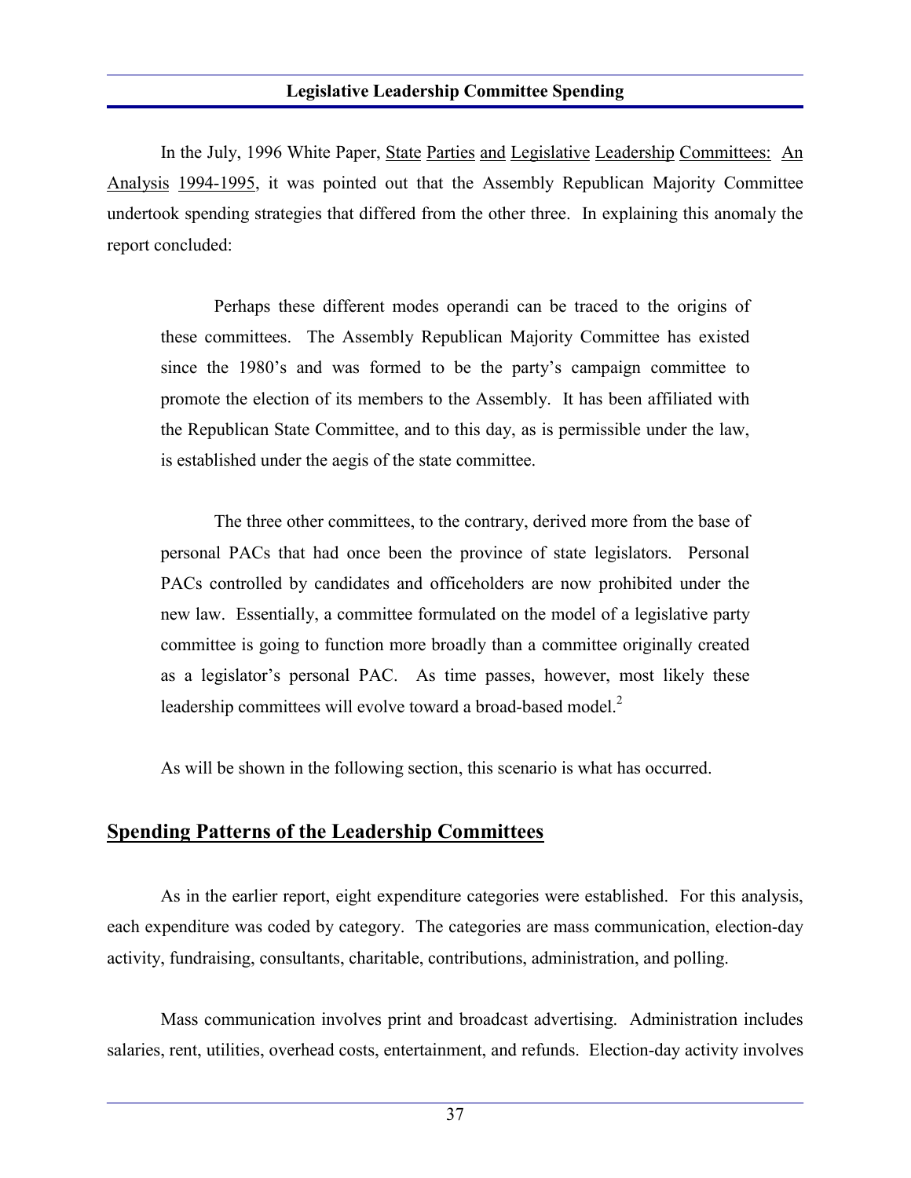In the July, 1996 White Paper, State Parties and Legislative Leadership Committees: An Analysis 1994-1995, it was pointed out that the Assembly Republican Majority Committee undertook spending strategies that differed from the other three. In explaining this anomaly the report concluded:

> Perhaps these different modes operandi can be traced to the origins of these committees. The Assembly Republican Majority Committee has existed since the 1980's and was formed to be the party's campaign committee to promote the election of its members to the Assembly. It has been affiliated with the Republican State Committee, and to this day, as is permissible under the law, is established under the aegis of the state committee.
>
> The three other committees, to the contrary, derived more from the base of personal PACs that had once been the province of state legislators. Personal PACs controlled by candidates and officeholders are now prohibited under the new law. Essentially, a committee formulated on the model of a legislative party committee is going to function more broadly than a committee originally created as a legislator's personal PAC. As time passes, however, most likely these leadership committees will evolve toward a broad-based model.[2]

As will be shown in the following section, this scenario is what has occurred.

## Spending Patterns of the Leadership Committees

As in the earlier report, eight expenditure categories were established. For this analysis, each expenditure was coded by category. The categories are mass communication, election-day activity, fundraising, consultants, charitable, contributions, administration, and polling.

Mass communication involves print and broadcast advertising. Administration includes salaries, rent, utilities, overhead costs, entertainment, and refunds. Election-day activity involves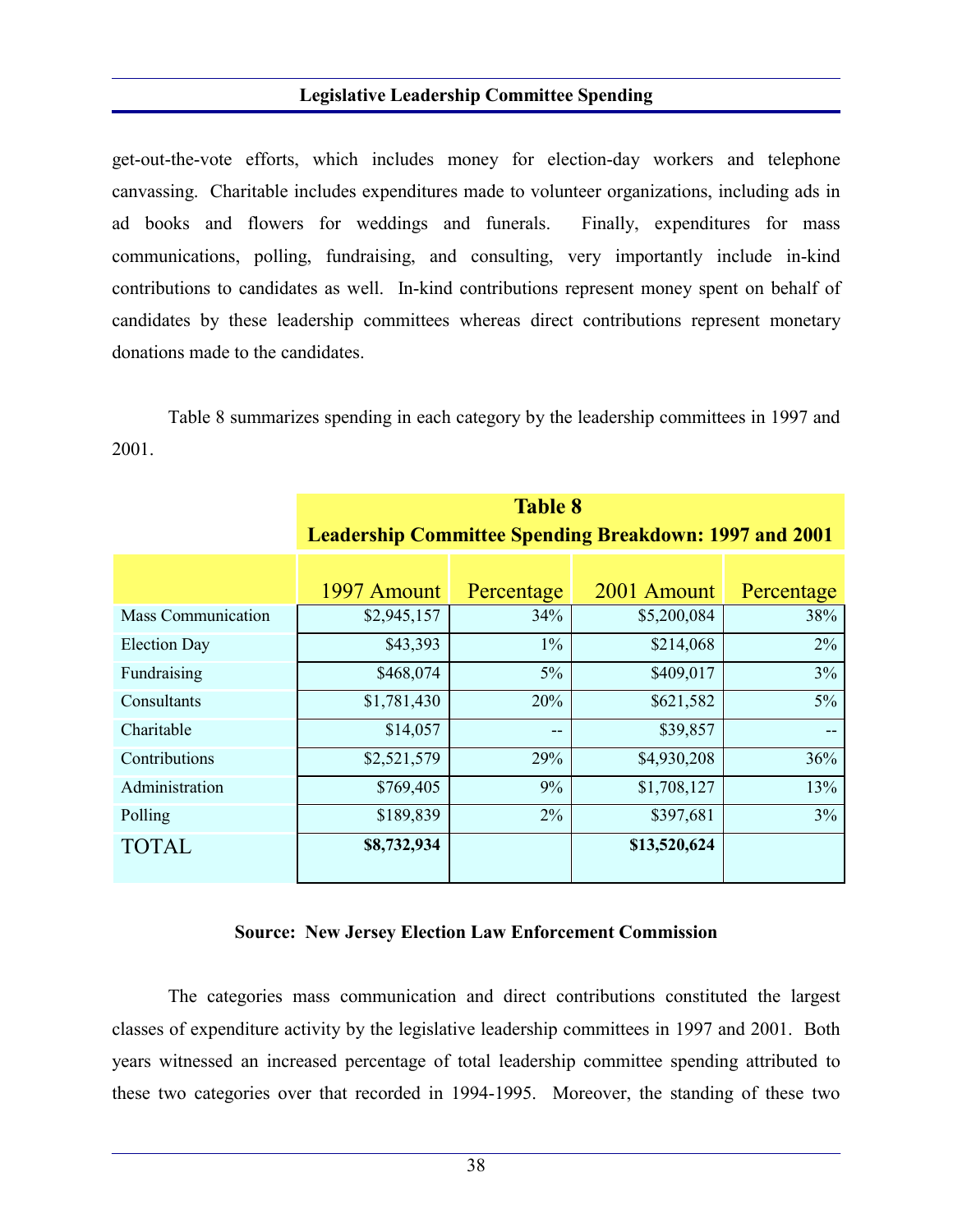get-out-the-vote efforts, which includes money for election-day workers and telephone canvassing. Charitable includes expenditures made to volunteer organizations, including ads in ad books and flowers for weddings and funerals. Finally, expenditures for mass communications, polling, fundraising, and consulting, very importantly include in-kind contributions to candidates as well. In-kind contributions represent money spent on behalf of candidates by these leadership committees whereas direct contributions represent monetary donations made to the candidates.

Table 8 summarizes spending in each category by the leadership committees in 1997 and 2001.

**Table 8**
**Leadership Committee Spending Breakdown: 1997 and 2001**

| | 1997 Amount | Percentage | 2001 Amount | Percentage |
|---|---|---|---|---|
| Mass Communication | $2,945,157 | 34% | $5,200,084 | 38% |
| Election Day | $43,393 | 1% | $214,068 | 2% |
| Fundraising | $468,074 | 5% | $409,017 | 3% |
| Consultants | $1,781,430 | 20% | $621,582 | 5% |
| Charitable | $14,057 | -- | $39,857 | -- |
| Contributions | $2,521,579 | 29% | $4,930,208 | 36% |
| Administration | $769,405 | 9% | $1,708,127 | 13% |
| Polling | $189,839 | 2% | $397,681 | 3% |
| TOTAL | **$8,732,934** | | **$13,520,624** | |

**Source: New Jersey Election Law Enforcement Commission**

The categories mass communication and direct contributions constituted the largest classes of expenditure activity by the legislative leadership committees in 1997 and 2001. Both years witnessed an increased percentage of total leadership committee spending attributed to these two categories over that recorded in 1994-1995. Moreover, the standing of these two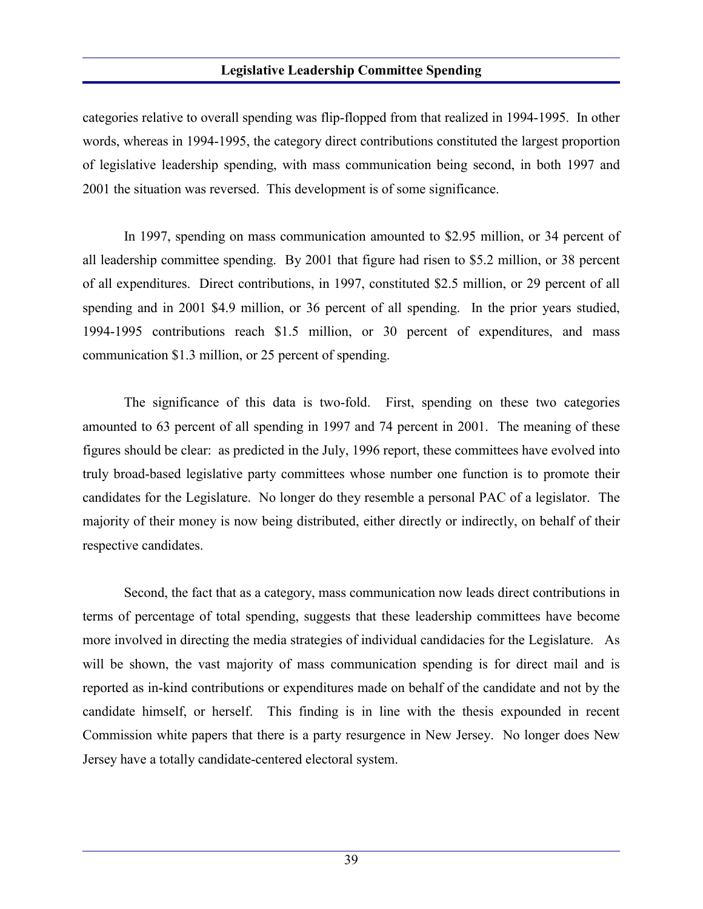categories relative to overall spending was flip-flopped from that realized in 1994-1995. In other words, whereas in 1994-1995, the category direct contributions constituted the largest proportion of legislative leadership spending, with mass communication being second, in both 1997 and 2001 the situation was reversed. This development is of some significance.

In 1997, spending on mass communication amounted to $2.95 million, or 34 percent of all leadership committee spending. By 2001 that figure had risen to $5.2 million, or 38 percent of all expenditures. Direct contributions, in 1997, constituted $2.5 million, or 29 percent of all spending and in 2001 $4.9 million, or 36 percent of all spending. In the prior years studied, 1994-1995 contributions reach $1.5 million, or 30 percent of expenditures, and mass communication $1.3 million, or 25 percent of spending.

The significance of this data is two-fold. First, spending on these two categories amounted to 63 percent of all spending in 1997 and 74 percent in 2001. The meaning of these figures should be clear: as predicted in the July, 1996 report, these committees have evolved into truly broad-based legislative party committees whose number one function is to promote their candidates for the Legislature. No longer do they resemble a personal PAC of a legislator. The majority of their money is now being distributed, either directly or indirectly, on behalf of their respective candidates.

Second, the fact that as a category, mass communication now leads direct contributions in terms of percentage of total spending, suggests that these leadership committees have become more involved in directing the media strategies of individual candidacies for the Legislature. As will be shown, the vast majority of mass communication spending is for direct mail and is reported as in-kind contributions or expenditures made on behalf of the candidate and not by the candidate himself, or herself. This finding is in line with the thesis expounded in recent Commission white papers that there is a party resurgence in New Jersey. No longer does New Jersey have a totally candidate-centered electoral system.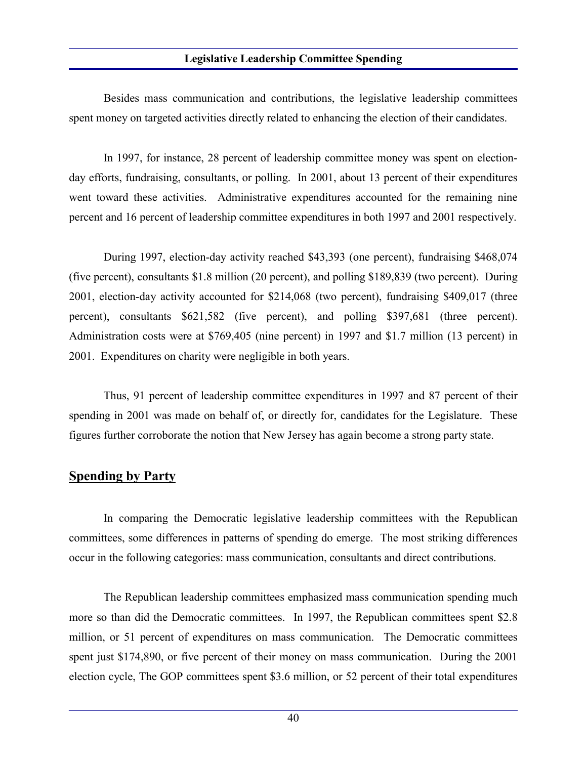Besides mass communication and contributions, the legislative leadership committees spent money on targeted activities directly related to enhancing the election of their candidates.

In 1997, for instance, 28 percent of leadership committee money was spent on election-day efforts, fundraising, consultants, or polling. In 2001, about 13 percent of their expenditures went toward these activities. Administrative expenditures accounted for the remaining nine percent and 16 percent of leadership committee expenditures in both 1997 and 2001 respectively.

During 1997, election-day activity reached $43,393 (one percent), fundraising $468,074 (five percent), consultants $1.8 million (20 percent), and polling $189,839 (two percent). During 2001, election-day activity accounted for $214,068 (two percent), fundraising $409,017 (three percent), consultants $621,582 (five percent), and polling $397,681 (three percent). Administration costs were at $769,405 (nine percent) in 1997 and $1.7 million (13 percent) in 2001. Expenditures on charity were negligible in both years.

Thus, 91 percent of leadership committee expenditures in 1997 and 87 percent of their spending in 2001 was made on behalf of, or directly for, candidates for the Legislature. These figures further corroborate the notion that New Jersey has again become a strong party state.

## Spending by Party

In comparing the Democratic legislative leadership committees with the Republican committees, some differences in patterns of spending do emerge. The most striking differences occur in the following categories: mass communication, consultants and direct contributions.

The Republican leadership committees emphasized mass communication spending much more so than did the Democratic committees. In 1997, the Republican committees spent $2.8 million, or 51 percent of expenditures on mass communication. The Democratic committees spent just $174,890, or five percent of their money on mass communication. During the 2001 election cycle, The GOP committees spent $3.6 million, or 52 percent of their total expenditures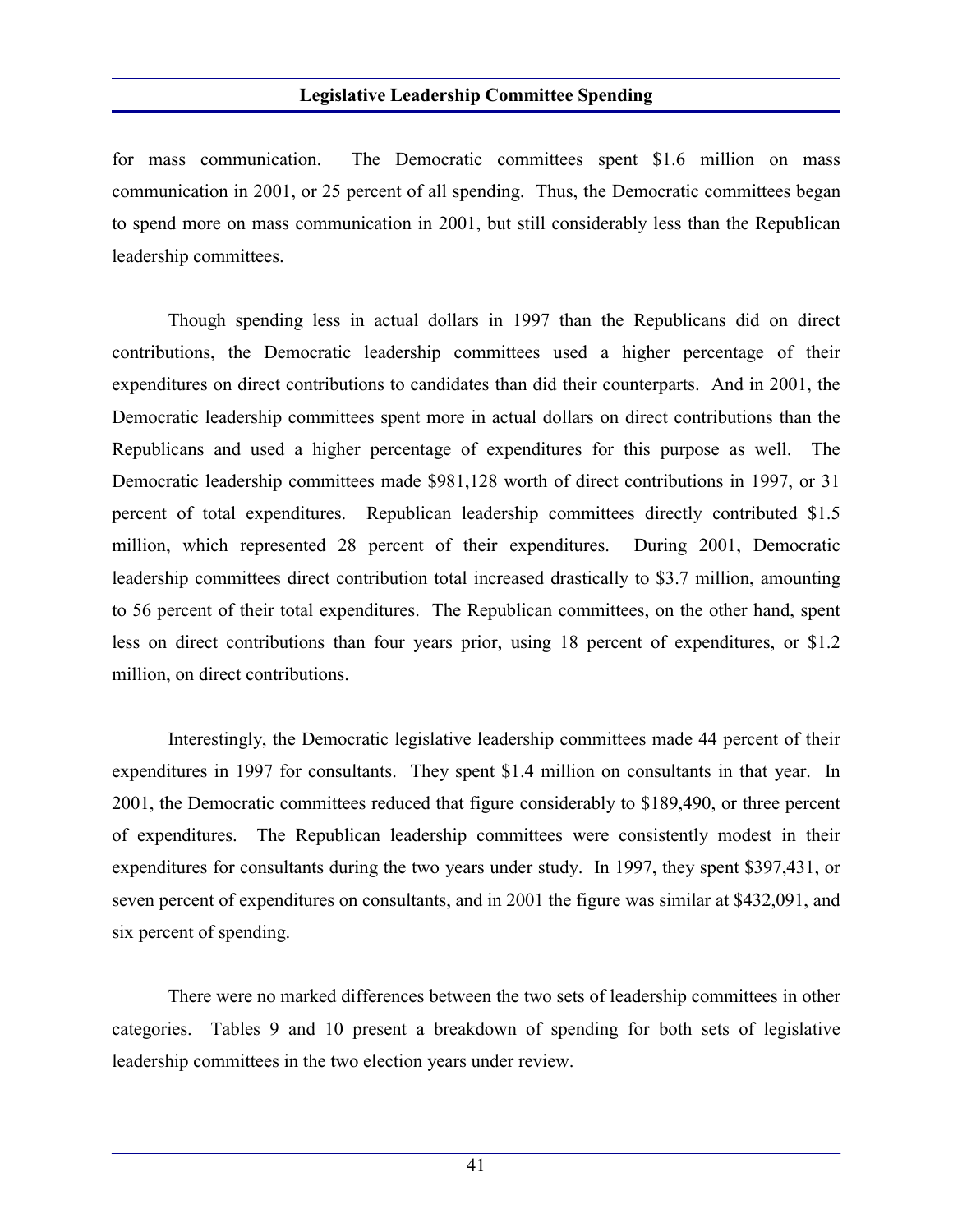for mass communication. The Democratic committees spent $1.6 million on mass communication in 2001, or 25 percent of all spending. Thus, the Democratic committees began to spend more on mass communication in 2001, but still considerably less than the Republican leadership committees.

Though spending less in actual dollars in 1997 than the Republicans did on direct contributions, the Democratic leadership committees used a higher percentage of their expenditures on direct contributions to candidates than did their counterparts. And in 2001, the Democratic leadership committees spent more in actual dollars on direct contributions than the Republicans and used a higher percentage of expenditures for this purpose as well. The Democratic leadership committees made $981,128 worth of direct contributions in 1997, or 31 percent of total expenditures. Republican leadership committees directly contributed $1.5 million, which represented 28 percent of their expenditures. During 2001, Democratic leadership committees direct contribution total increased drastically to $3.7 million, amounting to 56 percent of their total expenditures. The Republican committees, on the other hand, spent less on direct contributions than four years prior, using 18 percent of expenditures, or $1.2 million, on direct contributions.

Interestingly, the Democratic legislative leadership committees made 44 percent of their expenditures in 1997 for consultants. They spent $1.4 million on consultants in that year. In 2001, the Democratic committees reduced that figure considerably to $189,490, or three percent of expenditures. The Republican leadership committees were consistently modest in their expenditures for consultants during the two years under study. In 1997, they spent $397,431, or seven percent of expenditures on consultants, and in 2001 the figure was similar at $432,091, and six percent of spending.

There were no marked differences between the two sets of leadership committees in other categories. Tables 9 and 10 present a breakdown of spending for both sets of legislative leadership committees in the two election years under review.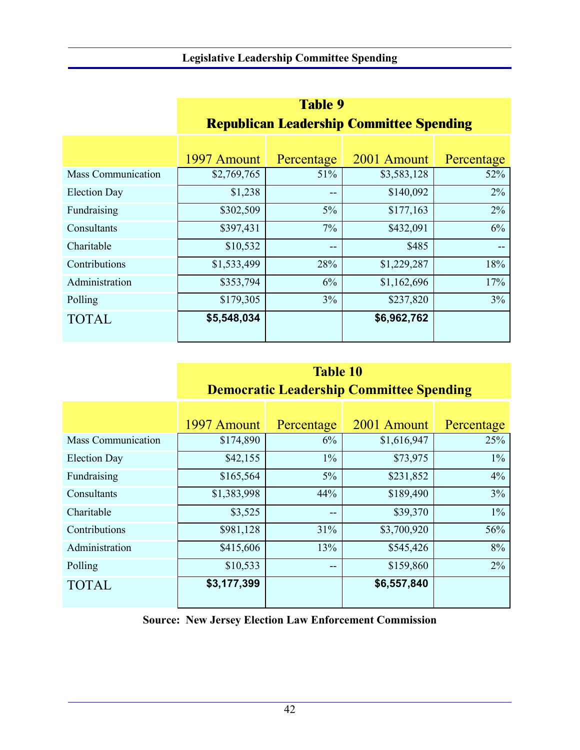**Table 9**
**Republican Leadership Committee Spending**

| | 1997 Amount | Percentage | 2001 Amount | Percentage |
|---|---|---|---|---|
| Mass Communication | $2,769,765 | 51% | $3,583,128 | 52% |
| Election Day | $1,238 | -- | $140,092 | 2% |
| Fundraising | $302,509 | 5% | $177,163 | 2% |
| Consultants | $397,431 | 7% | $432,091 | 6% |
| Charitable | $10,532 | -- | $485 | -- |
| Contributions | $1,533,499 | 28% | $1,229,287 | 18% |
| Administration | $353,794 | 6% | $1,162,696 | 17% |
| Polling | $179,305 | 3% | $237,820 | 3% |
| TOTAL | **$5,548,034** | | **$6,962,762** | |

**Table 10**
**Democratic Leadership Committee Spending**

| | 1997 Amount | Percentage | 2001 Amount | Percentage |
|---|---|---|---|---|
| Mass Communication | $174,890 | 6% | $1,616,947 | 25% |
| Election Day | $42,155 | 1% | $73,975 | 1% |
| Fundraising | $165,564 | 5% | $231,852 | 4% |
| Consultants | $1,383,998 | 44% | $189,490 | 3% |
| Charitable | $3,525 | -- | $39,370 | 1% |
| Contributions | $981,128 | 31% | $3,700,920 | 56% |
| Administration | $415,606 | 13% | $545,426 | 8% |
| Polling | $10,533 | -- | $159,860 | 2% |
| TOTAL | **$3,177,399** | | **$6,557,840** | |

**Source: New Jersey Election Law Enforcement Commission**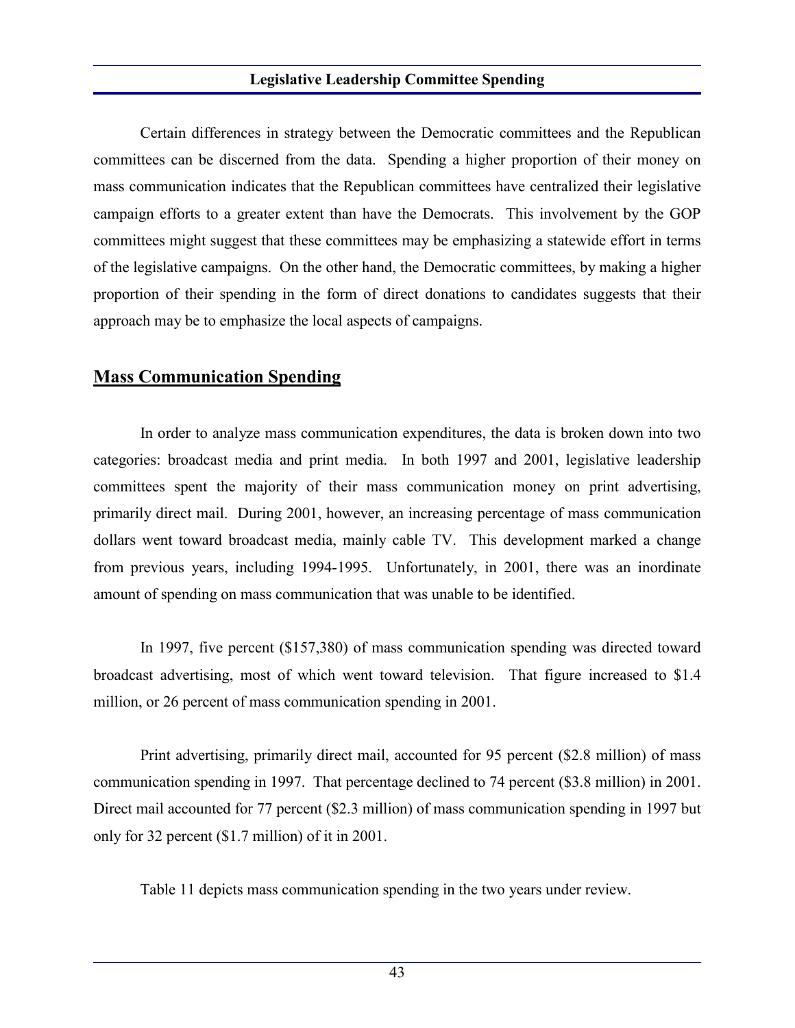Certain differences in strategy between the Democratic committees and the Republican committees can be discerned from the data. Spending a higher proportion of their money on mass communication indicates that the Republican committees have centralized their legislative campaign efforts to a greater extent than have the Democrats. This involvement by the GOP committees might suggest that these committees may be emphasizing a statewide effort in terms of the legislative campaigns. On the other hand, the Democratic committees, by making a higher proportion of their spending in the form of direct donations to candidates suggests that their approach may be to emphasize the local aspects of campaigns.

## Mass Communication Spending

In order to analyze mass communication expenditures, the data is broken down into two categories: broadcast media and print media. In both 1997 and 2001, legislative leadership committees spent the majority of their mass communication money on print advertising, primarily direct mail. During 2001, however, an increasing percentage of mass communication dollars went toward broadcast media, mainly cable TV. This development marked a change from previous years, including 1994-1995. Unfortunately, in 2001, there was an inordinate amount of spending on mass communication that was unable to be identified.

In 1997, five percent ($157,380) of mass communication spending was directed toward broadcast advertising, most of which went toward television. That figure increased to $1.4 million, or 26 percent of mass communication spending in 2001.

Print advertising, primarily direct mail, accounted for 95 percent ($2.8 million) of mass communication spending in 1997. That percentage declined to 74 percent ($3.8 million) in 2001. Direct mail accounted for 77 percent ($2.3 million) of mass communication spending in 1997 but only for 32 percent ($1.7 million) of it in 2001.

Table 11 depicts mass communication spending in the two years under review.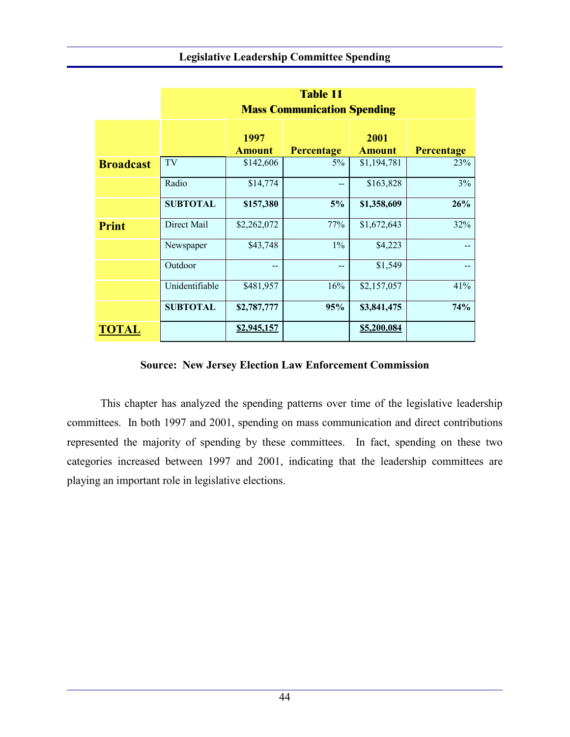**Table 11**
**Mass Communication Spending**

| | | 1997 Amount | Percentage | 2001 Amount | Percentage |
|---|---|---|---|---|---|
| **Broadcast** | TV | $142,606 | 5% | $1,194,781 | 23% |
| | Radio | $14,774 | -- | $163,828 | 3% |
| | **SUBTOTAL** | **$157,380** | **5%** | **$1,358,609** | **26%** |
| **Print** | Direct Mail | $2,262,072 | 77% | $1,672,643 | 32% |
| | Newspaper | $43,748 | 1% | $4,223 | -- |
| | Outdoor | -- | -- | $1,549 | -- |
| | Unidentifiable | $481,957 | 16% | $2,157,057 | 41% |
| | **SUBTOTAL** | **$2,787,777** | **95%** | **$3,841,475** | **74%** |
| **TOTAL** | | **$2,945,157** | | **$5,200,084** | |

**Source: New Jersey Election Law Enforcement Commission**

This chapter has analyzed the spending patterns over time of the legislative leadership committees. In both 1997 and 2001, spending on mass communication and direct contributions represented the majority of spending by these committees. In fact, spending on these two categories increased between 1997 and 2001, indicating that the leadership committees are playing an important role in legislative elections.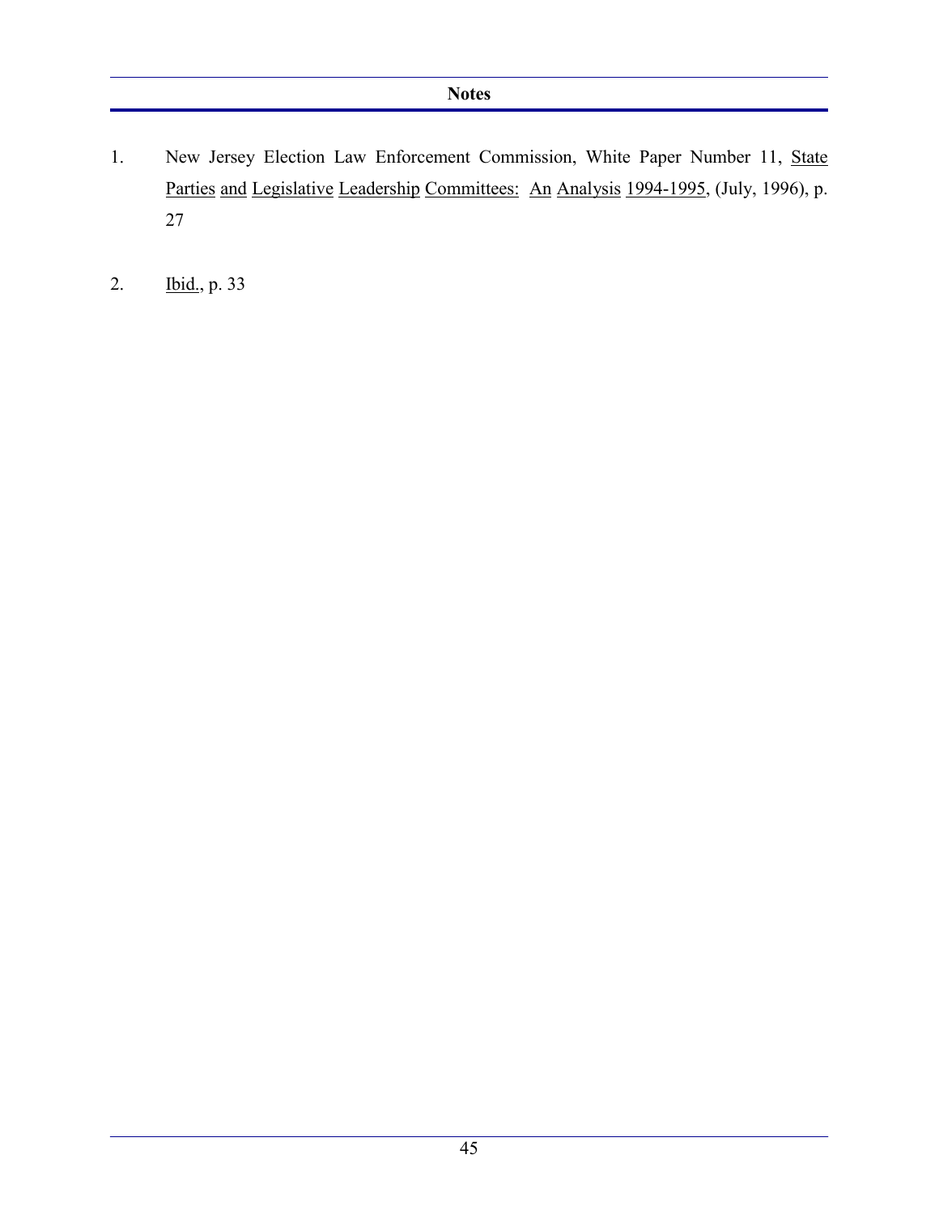## Notes

1. New Jersey Election Law Enforcement Commission, White Paper Number 11, State Parties and Legislative Leadership Committees: An Analysis 1994-1995, (July, 1996), p. 27

2. Ibid., p. 33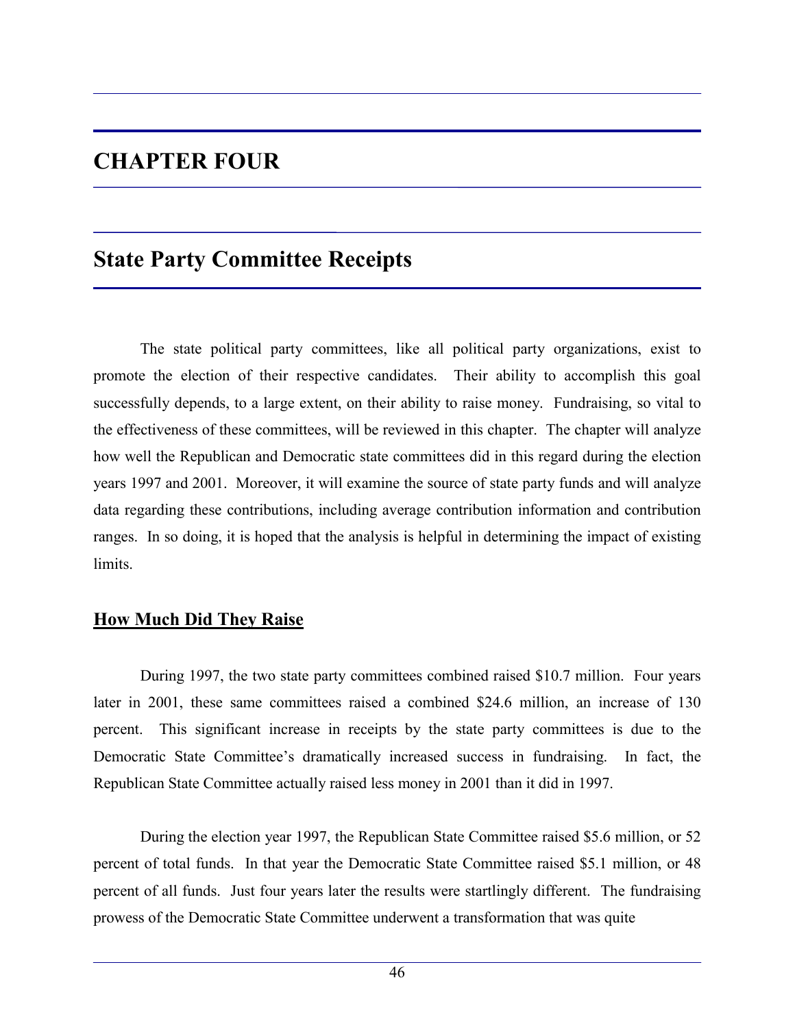# CHAPTER FOUR

## State Party Committee Receipts

The state political party committees, like all political party organizations, exist to promote the election of their respective candidates. Their ability to accomplish this goal successfully depends, to a large extent, on their ability to raise money. Fundraising, so vital to the effectiveness of these committees, will be reviewed in this chapter. The chapter will analyze how well the Republican and Democratic state committees did in this regard during the election years 1997 and 2001. Moreover, it will examine the source of state party funds and will analyze data regarding these contributions, including average contribution information and contribution ranges. In so doing, it is hoped that the analysis is helpful in determining the impact of existing limits.

### <u>How Much Did They Raise</u>

During 1997, the two state party committees combined raised \$10.7 million. Four years later in 2001, these same committees raised a combined \$24.6 million, an increase of 130 percent. This significant increase in receipts by the state party committees is due to the Democratic State Committee's dramatically increased success in fundraising. In fact, the Republican State Committee actually raised less money in 2001 than it did in 1997.

During the election year 1997, the Republican State Committee raised \$5.6 million, or 52 percent of total funds. In that year the Democratic State Committee raised \$5.1 million, or 48 percent of all funds. Just four years later the results were startlingly different. The fundraising prowess of the Democratic State Committee underwent a transformation that was quite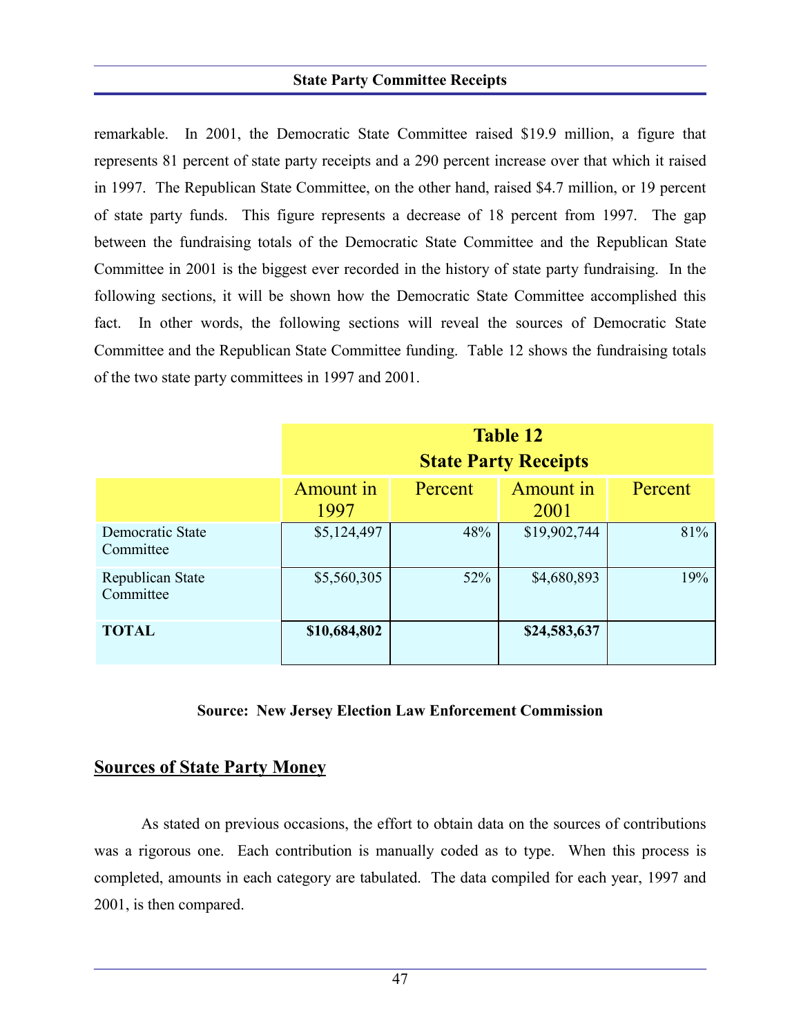remarkable. In 2001, the Democratic State Committee raised $19.9 million, a figure that represents 81 percent of state party receipts and a 290 percent increase over that which it raised in 1997. The Republican State Committee, on the other hand, raised $4.7 million, or 19 percent of state party funds. This figure represents a decrease of 18 percent from 1997. The gap between the fundraising totals of the Democratic State Committee and the Republican State Committee in 2001 is the biggest ever recorded in the history of state party fundraising. In the following sections, it will be shown how the Democratic State Committee accomplished this fact. In other words, the following sections will reveal the sources of Democratic State Committee and the Republican State Committee funding. Table 12 shows the fundraising totals of the two state party committees in 1997 and 2001.

**Table 12**
**State Party Receipts**

| | Amount in 1997 | Percent | Amount in 2001 | Percent |
|---|---|---|---|---|
| Democratic State Committee | $5,124,497 | 48% | $19,902,744 | 81% |
| Republican State Committee | $5,560,305 | 52% | $4,680,893 | 19% |
| **TOTAL** | **$10,684,802** | | **$24,583,637** | |

**Source: New Jersey Election Law Enforcement Commission**

## Sources of State Party Money

As stated on previous occasions, the effort to obtain data on the sources of contributions was a rigorous one. Each contribution is manually coded as to type. When this process is completed, amounts in each category are tabulated. The data compiled for each year, 1997 and 2001, is then compared.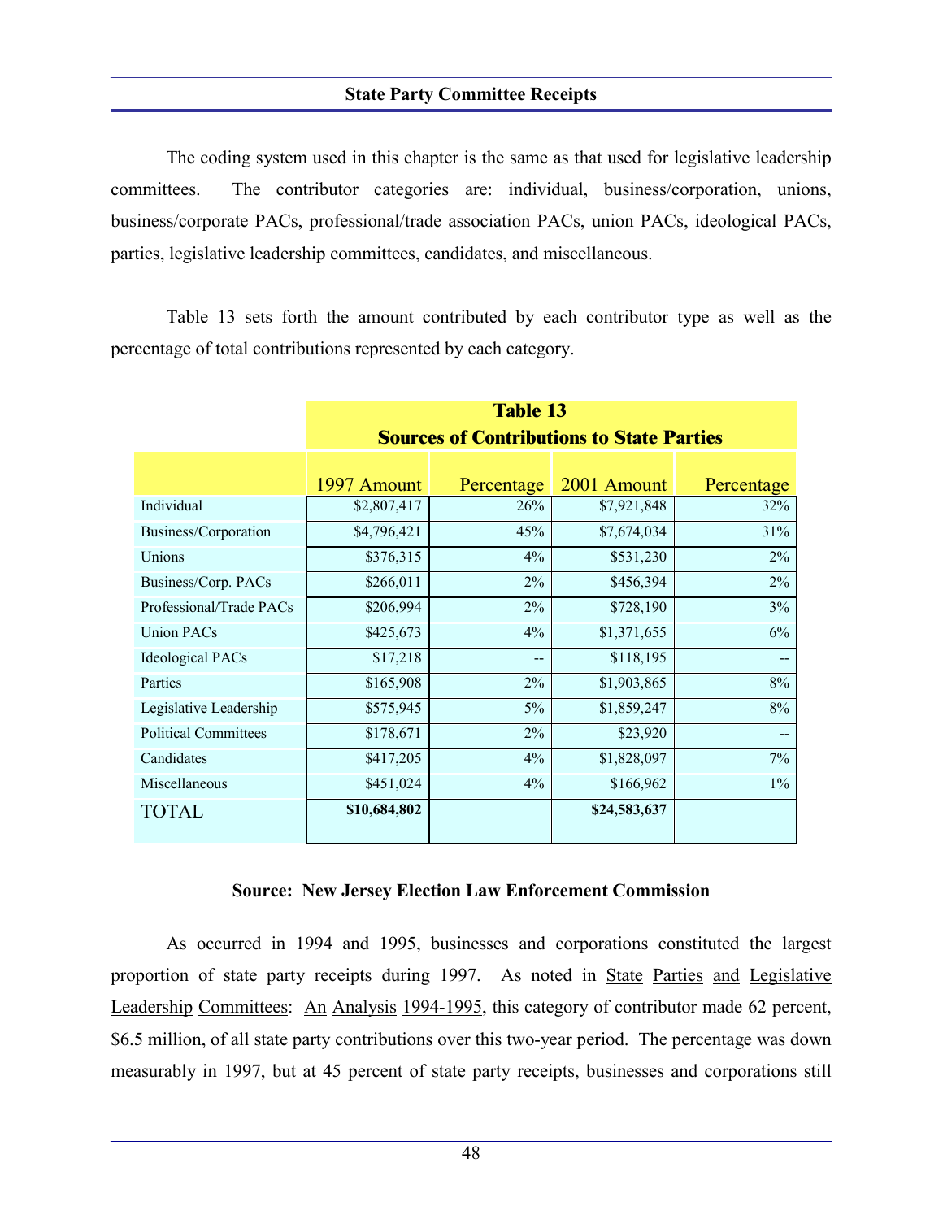## State Party Committee Receipts

The coding system used in this chapter is the same as that used for legislative leadership committees. The contributor categories are: individual, business/corporation, unions, business/corporate PACs, professional/trade association PACs, union PACs, ideological PACs, parties, legislative leadership committees, candidates, and miscellaneous.

Table 13 sets forth the amount contributed by each contributor type as well as the percentage of total contributions represented by each category.

**Table 13**
**Sources of Contributions to State Parties**

| | 1997 Amount | Percentage | 2001 Amount | Percentage |
|---|---|---|---|---|
| Individual | $2,807,417 | 26% | $7,921,848 | 32% |
| Business/Corporation | $4,796,421 | 45% | $7,674,034 | 31% |
| Unions | $376,315 | 4% | $531,230 | 2% |
| Business/Corp. PACs | $266,011 | 2% | $456,394 | 2% |
| Professional/Trade PACs | $206,994 | 2% | $728,190 | 3% |
| Union PACs | $425,673 | 4% | $1,371,655 | 6% |
| Ideological PACs | $17,218 | -- | $118,195 | -- |
| Parties | $165,908 | 2% | $1,903,865 | 8% |
| Legislative Leadership | $575,945 | 5% | $1,859,247 | 8% |
| Political Committees | $178,671 | 2% | $23,920 | -- |
| Candidates | $417,205 | 4% | $1,828,097 | 7% |
| Miscellaneous | $451,024 | 4% | $166,962 | 1% |
| TOTAL | **$10,684,802** | | **$24,583,637** | |

**Source: New Jersey Election Law Enforcement Commission**

As occurred in 1994 and 1995, businesses and corporations constituted the largest proportion of state party receipts during 1997. As noted in State Parties and Legislative Leadership Committees: An Analysis 1994-1995, this category of contributor made 62 percent, \$6.5 million, of all state party contributions over this two-year period. The percentage was down measurably in 1997, but at 45 percent of state party receipts, businesses and corporations still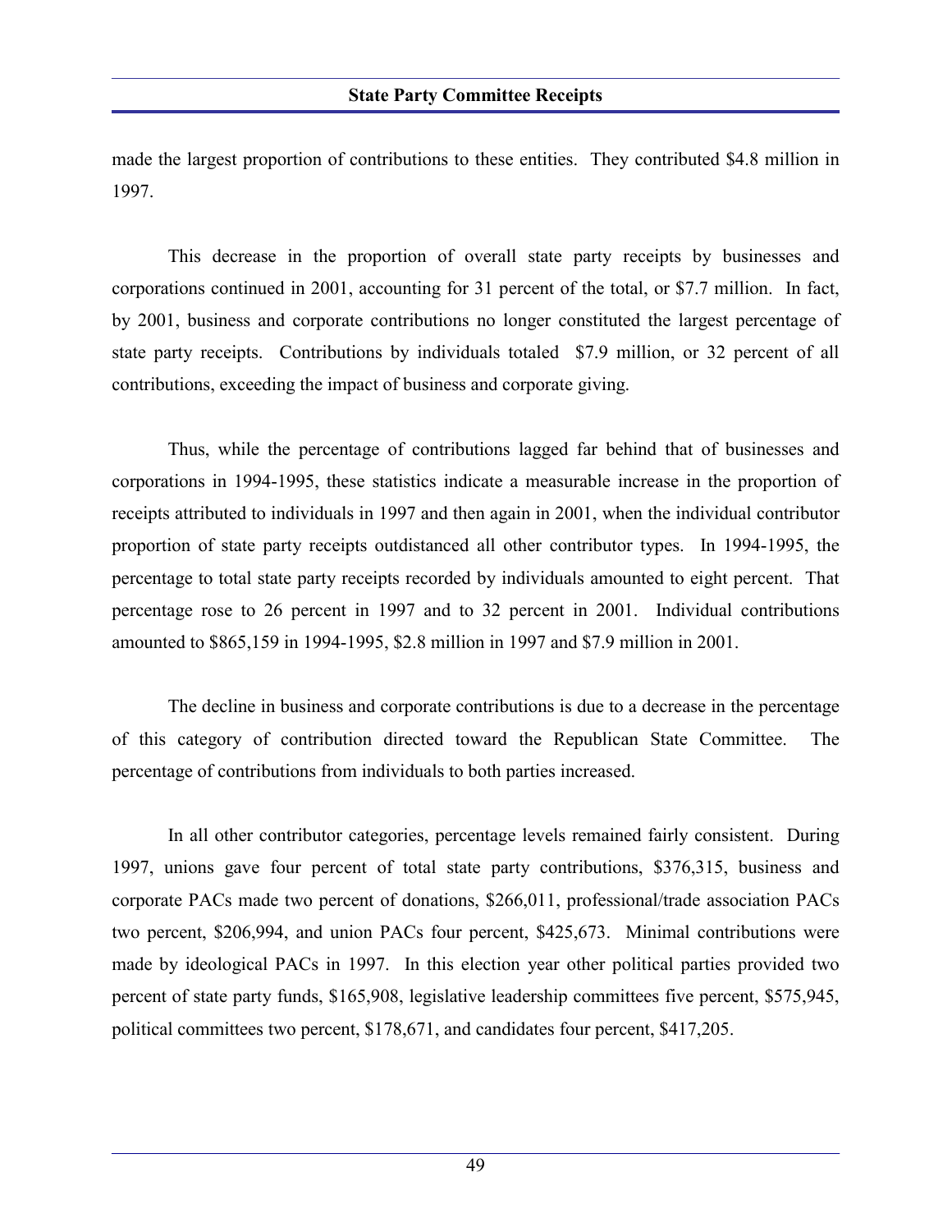made the largest proportion of contributions to these entities. They contributed $4.8 million in 1997.

This decrease in the proportion of overall state party receipts by businesses and corporations continued in 2001, accounting for 31 percent of the total, or $7.7 million. In fact, by 2001, business and corporate contributions no longer constituted the largest percentage of state party receipts. Contributions by individuals totaled $7.9 million, or 32 percent of all contributions, exceeding the impact of business and corporate giving.

Thus, while the percentage of contributions lagged far behind that of businesses and corporations in 1994-1995, these statistics indicate a measurable increase in the proportion of receipts attributed to individuals in 1997 and then again in 2001, when the individual contributor proportion of state party receipts outdistanced all other contributor types. In 1994-1995, the percentage to total state party receipts recorded by individuals amounted to eight percent. That percentage rose to 26 percent in 1997 and to 32 percent in 2001. Individual contributions amounted to $865,159 in 1994-1995, $2.8 million in 1997 and $7.9 million in 2001.

The decline in business and corporate contributions is due to a decrease in the percentage of this category of contribution directed toward the Republican State Committee. The percentage of contributions from individuals to both parties increased.

In all other contributor categories, percentage levels remained fairly consistent. During 1997, unions gave four percent of total state party contributions, $376,315, business and corporate PACs made two percent of donations, $266,011, professional/trade association PACs two percent, $206,994, and union PACs four percent, $425,673. Minimal contributions were made by ideological PACs in 1997. In this election year other political parties provided two percent of state party funds, $165,908, legislative leadership committees five percent, $575,945, political committees two percent, $178,671, and candidates four percent, $417,205.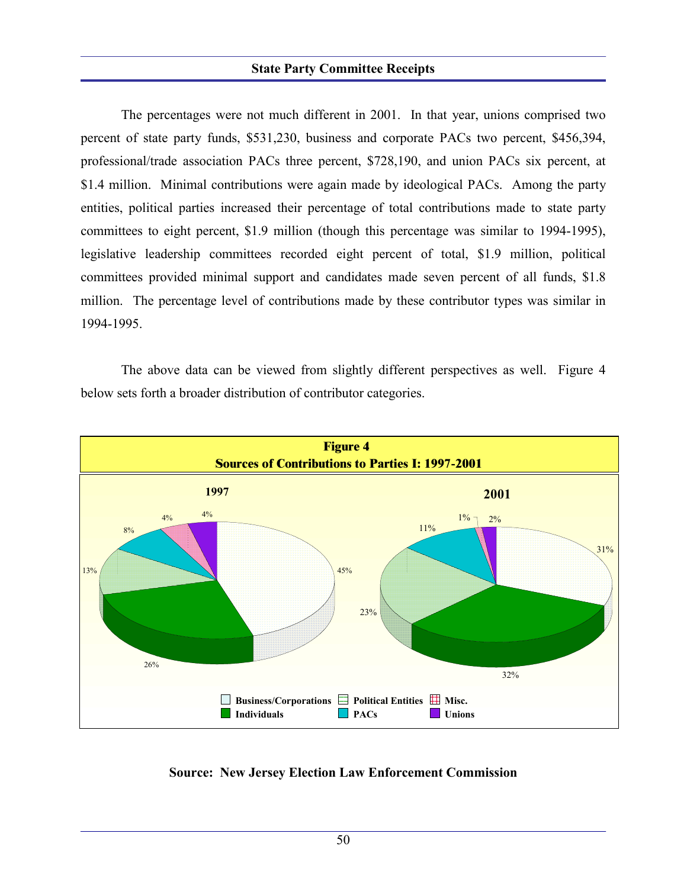The percentages were not much different in 2001. In that year, unions comprised two percent of state party funds, $531,230, business and corporate PACs two percent, $456,394, professional/trade association PACs three percent, $728,190, and union PACs six percent, at $1.4 million. Minimal contributions were again made by ideological PACs. Among the party entities, political parties increased their percentage of total contributions made to state party committees to eight percent, $1.9 million (though this percentage was similar to 1994-1995), legislative leadership committees recorded eight percent of total, $1.9 million, political committees provided minimal support and candidates made seven percent of all funds, $1.8 million. The percentage level of contributions made by these contributor types was similar in 1994-1995.

The above data can be viewed from slightly different perspectives as well. Figure 4 below sets forth a broader distribution of contributor categories.

**Figure 4**
**Sources of Contributions to Parties I: 1997-2001**

| Category | 1997 | 2001 |
|---|---|---|
| Business/Corporations | 45% | 31% |
| Individuals | 26% | 32% |
| Political Entities | 13% | 23% |
| PACs | 8% | 11% |
| Misc. | 4% | 1% |
| Unions | 4% | 2% |

**Source: New Jersey Election Law Enforcement Commission**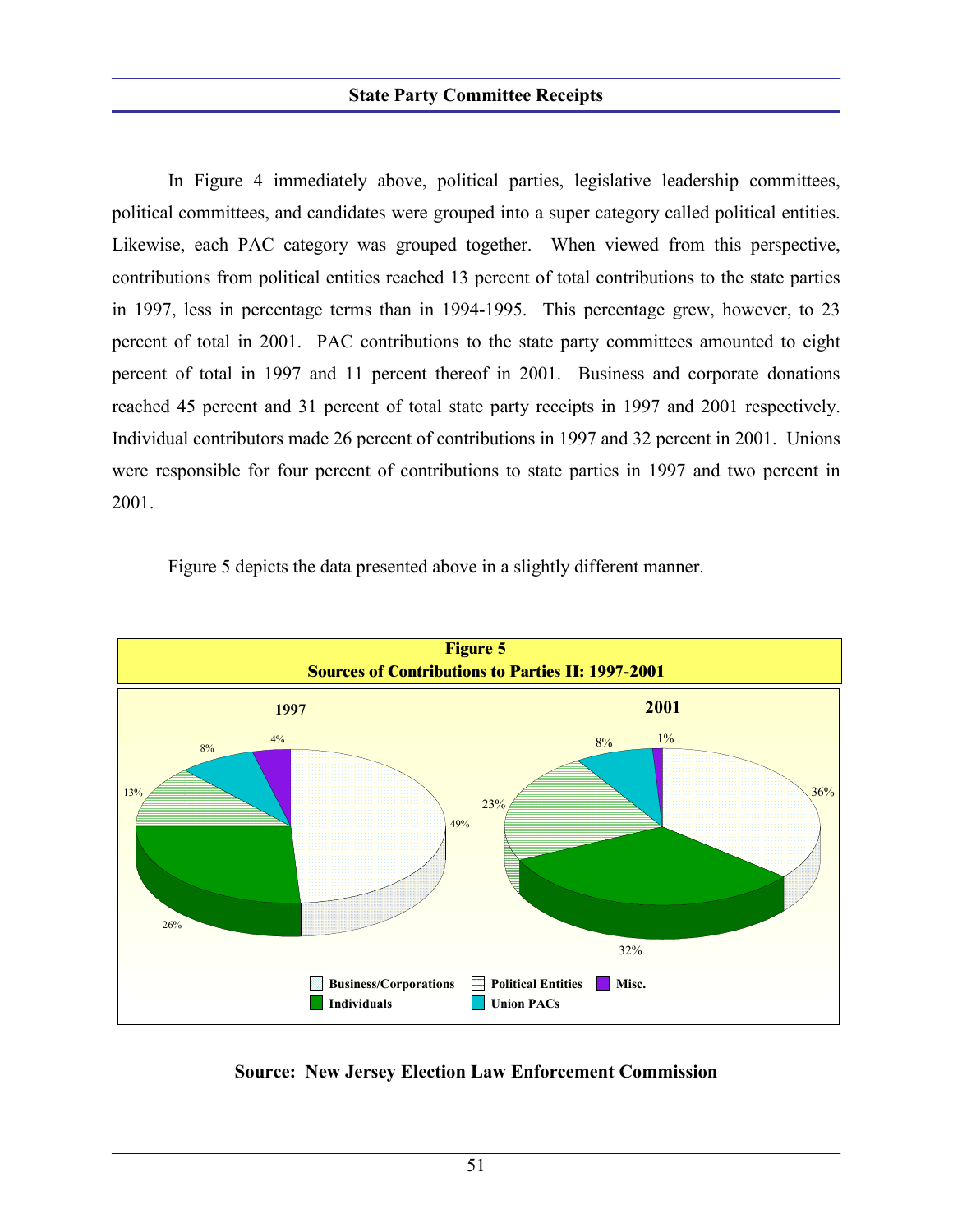## State Party Committee Receipts

In Figure 4 immediately above, political parties, legislative leadership committees, political committees, and candidates were grouped into a super category called political entities. Likewise, each PAC category was grouped together. When viewed from this perspective, contributions from political entities reached 13 percent of total contributions to the state parties in 1997, less in percentage terms than in 1994-1995. This percentage grew, however, to 23 percent of total in 2001. PAC contributions to the state party committees amounted to eight percent of total in 1997 and 11 percent thereof in 2001. Business and corporate donations reached 45 percent and 31 percent of total state party receipts in 1997 and 2001 respectively. Individual contributors made 26 percent of contributions in 1997 and 32 percent in 2001. Unions were responsible for four percent of contributions to state parties in 1997 and two percent in 2001.

Figure 5 depicts the data presented above in a slightly different manner.

**Figure 5**
**Sources of Contributions to Parties II: 1997-2001**

| Source | 1997 | 2001 |
|---|---|---|
| Business/Corporations | 49% | 36% |
| Individuals | 26% | 32% |
| Political Entities | 13% | 23% |
| Union PACs | 8% | 8% |
| Misc. | 4% | 1% |

**Source: New Jersey Election Law Enforcement Commission**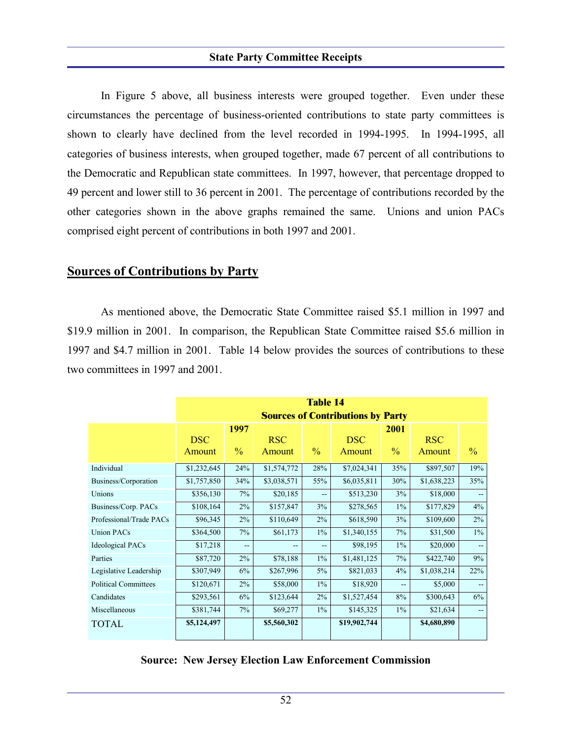In Figure 5 above, all business interests were grouped together. Even under these circumstances the percentage of business-oriented contributions to state party committees is shown to clearly have declined from the level recorded in 1994-1995. In 1994-1995, all categories of business interests, when grouped together, made 67 percent of all contributions to the Democratic and Republican state committees. In 1997, however, that percentage dropped to 49 percent and lower still to 36 percent in 2001. The percentage of contributions recorded by the other categories shown in the above graphs remained the same. Unions and union PACs comprised eight percent of contributions in both 1997 and 2001.

## Sources of Contributions by Party

As mentioned above, the Democratic State Committee raised $5.1 million in 1997 and $19.9 million in 2001. In comparison, the Republican State Committee raised $5.6 million in 1997 and $4.7 million in 2001. Table 14 below provides the sources of contributions to these two committees in 1997 and 2001.

**Table 14**
**Sources of Contributions by Party**

| | 1997 | | | | 2001 | | | |
|---|---|---|---|---|---|---|---|---|
| | DSC Amount | % | RSC Amount | % | DSC Amount | % | RSC Amount | % |
| Individual | $1,232,645 | 24% | $1,574,772 | 28% | $7,024,341 | 35% | $897,507 | 19% |
| Business/Corporation | $1,757,850 | 34% | $3,038,571 | 55% | $6,035,811 | 30% | $1,638,223 | 35% |
| Unions | $356,130 | 7% | $20,185 | -- | $513,230 | 3% | $18,000 | -- |
| Business/Corp. PACs | $108,164 | 2% | $157,847 | 3% | $278,565 | 1% | $177,829 | 4% |
| Professional/Trade PACs | $96,345 | 2% | $110,649 | 2% | $618,590 | 3% | $109,600 | 2% |
| Union PACs | $364,500 | 7% | $61,173 | 1% | $1,340,155 | 7% | $31,500 | 1% |
| Ideological PACs | $17,218 | -- | -- | -- | $98,195 | 1% | $20,000 | -- |
| Parties | $87,720 | 2% | $78,188 | 1% | $1,481,125 | 7% | $422,740 | 9% |
| Legislative Leadership | $307,949 | 6% | $267,996 | 5% | $821,033 | 4% | $1,038,214 | 22% |
| Political Committees | $120,671 | 2% | $58,000 | 1% | $18,920 | -- | $5,000 | -- |
| Candidates | $293,561 | 6% | $123,644 | 2% | $1,527,454 | 8% | $300,643 | 6% |
| Miscellaneous | $381,744 | 7% | $69,277 | 1% | $145,325 | 1% | $21,634 | -- |
| TOTAL | **$5,124,497** | | **$5,560,302** | | **$19,902,744** | | **$4,680,890** | |

**Source: New Jersey Election Law Enforcement Commission**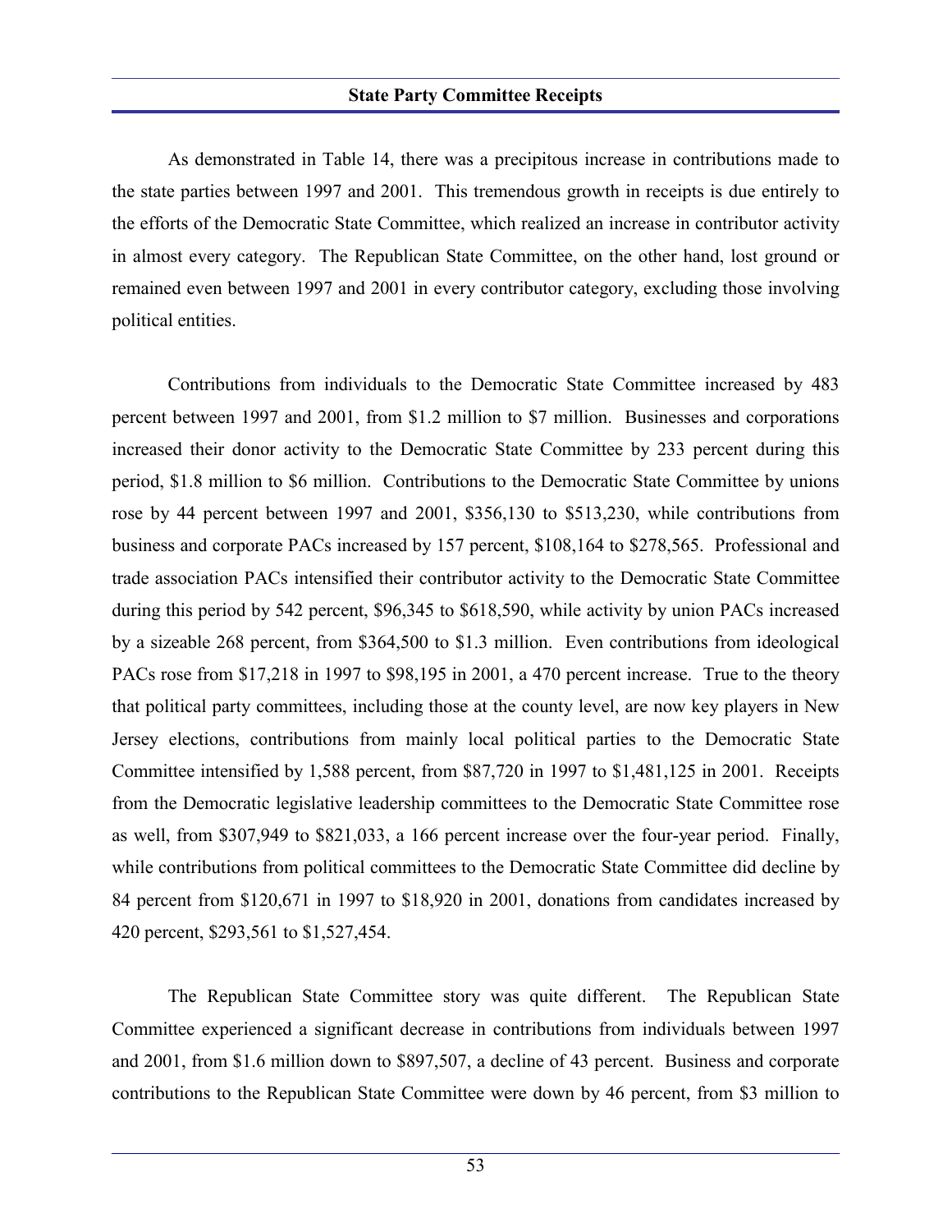## State Party Committee Receipts

As demonstrated in Table 14, there was a precipitous increase in contributions made to the state parties between 1997 and 2001. This tremendous growth in receipts is due entirely to the efforts of the Democratic State Committee, which realized an increase in contributor activity in almost every category. The Republican State Committee, on the other hand, lost ground or remained even between 1997 and 2001 in every contributor category, excluding those involving political entities.

Contributions from individuals to the Democratic State Committee increased by 483 percent between 1997 and 2001, from $1.2 million to $7 million. Businesses and corporations increased their donor activity to the Democratic State Committee by 233 percent during this period, $1.8 million to $6 million. Contributions to the Democratic State Committee by unions rose by 44 percent between 1997 and 2001, $356,130 to $513,230, while contributions from business and corporate PACs increased by 157 percent, $108,164 to $278,565. Professional and trade association PACs intensified their contributor activity to the Democratic State Committee during this period by 542 percent, $96,345 to $618,590, while activity by union PACs increased by a sizeable 268 percent, from $364,500 to $1.3 million. Even contributions from ideological PACs rose from $17,218 in 1997 to $98,195 in 2001, a 470 percent increase. True to the theory that political party committees, including those at the county level, are now key players in New Jersey elections, contributions from mainly local political parties to the Democratic State Committee intensified by 1,588 percent, from $87,720 in 1997 to $1,481,125 in 2001. Receipts from the Democratic legislative leadership committees to the Democratic State Committee rose as well, from $307,949 to $821,033, a 166 percent increase over the four-year period. Finally, while contributions from political committees to the Democratic State Committee did decline by 84 percent from $120,671 in 1997 to $18,920 in 2001, donations from candidates increased by 420 percent, $293,561 to $1,527,454.

The Republican State Committee story was quite different. The Republican State Committee experienced a significant decrease in contributions from individuals between 1997 and 2001, from $1.6 million down to $897,507, a decline of 43 percent. Business and corporate contributions to the Republican State Committee were down by 46 percent, from $3 million to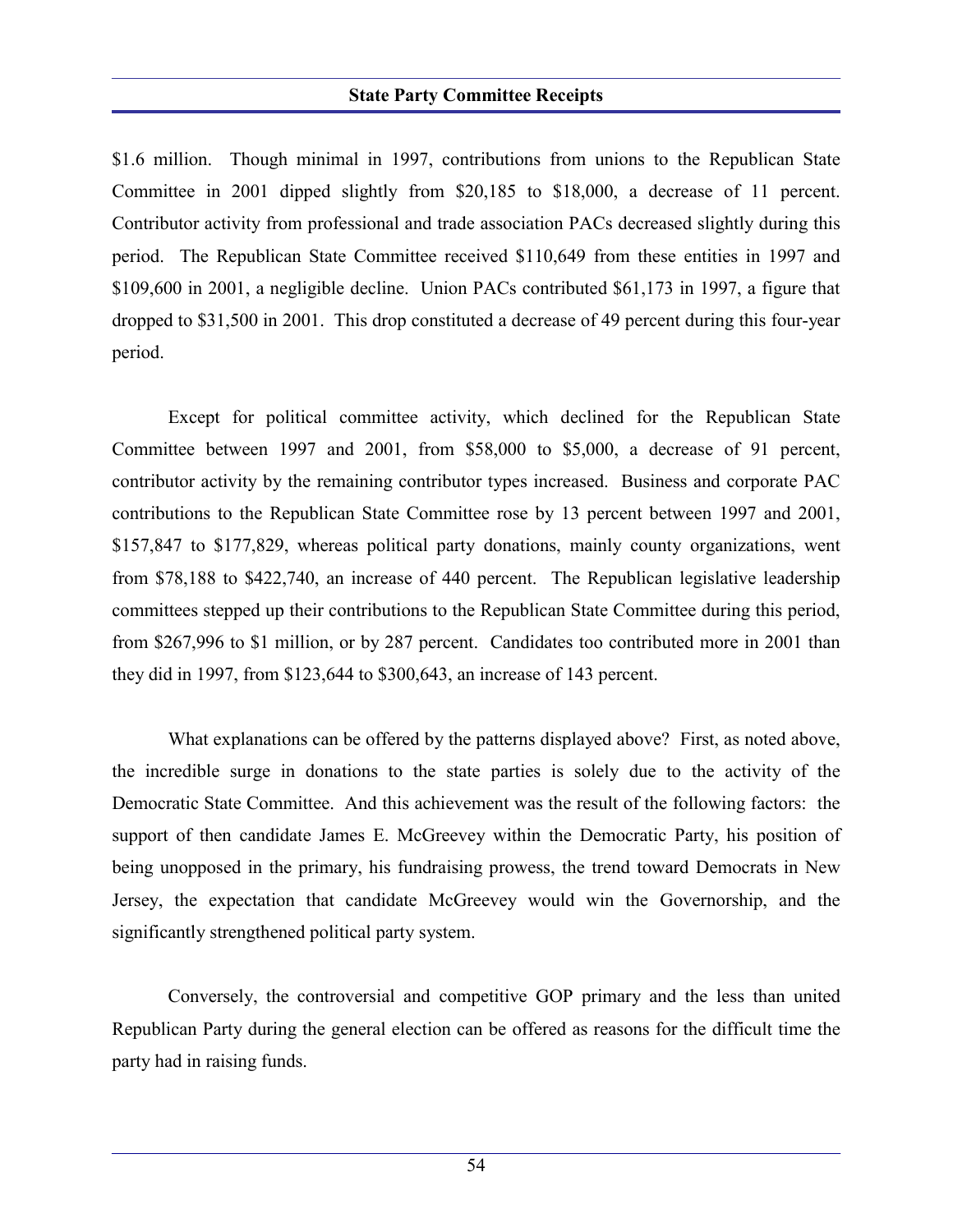$1.6 million. Though minimal in 1997, contributions from unions to the Republican State Committee in 2001 dipped slightly from $20,185 to $18,000, a decrease of 11 percent. Contributor activity from professional and trade association PACs decreased slightly during this period. The Republican State Committee received $110,649 from these entities in 1997 and $109,600 in 2001, a negligible decline. Union PACs contributed $61,173 in 1997, a figure that dropped to $31,500 in 2001. This drop constituted a decrease of 49 percent during this four-year period.

Except for political committee activity, which declined for the Republican State Committee between 1997 and 2001, from $58,000 to $5,000, a decrease of 91 percent, contributor activity by the remaining contributor types increased. Business and corporate PAC contributions to the Republican State Committee rose by 13 percent between 1997 and 2001, $157,847 to $177,829, whereas political party donations, mainly county organizations, went from $78,188 to $422,740, an increase of 440 percent. The Republican legislative leadership committees stepped up their contributions to the Republican State Committee during this period, from $267,996 to $1 million, or by 287 percent. Candidates too contributed more in 2001 than they did in 1997, from $123,644 to $300,643, an increase of 143 percent.

What explanations can be offered by the patterns displayed above? First, as noted above, the incredible surge in donations to the state parties is solely due to the activity of the Democratic State Committee. And this achievement was the result of the following factors: the support of then candidate James E. McGreevey within the Democratic Party, his position of being unopposed in the primary, his fundraising prowess, the trend toward Democrats in New Jersey, the expectation that candidate McGreevey would win the Governorship, and the significantly strengthened political party system.

Conversely, the controversial and competitive GOP primary and the less than united Republican Party during the general election can be offered as reasons for the difficult time the party had in raising funds.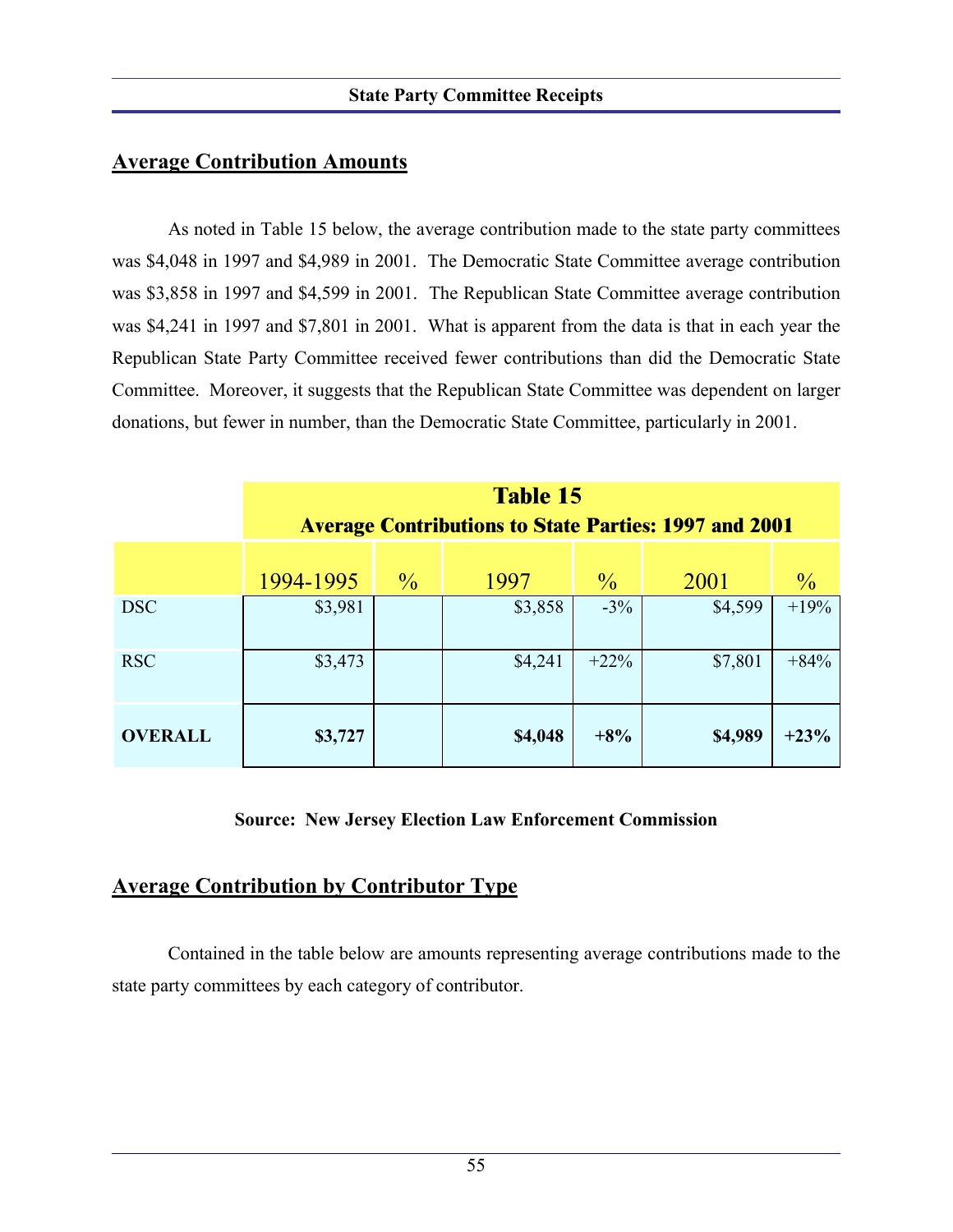## Average Contribution Amounts

As noted in Table 15 below, the average contribution made to the state party committees was $4,048 in 1997 and $4,989 in 2001. The Democratic State Committee average contribution was $3,858 in 1997 and $4,599 in 2001. The Republican State Committee average contribution was $4,241 in 1997 and $7,801 in 2001. What is apparent from the data is that in each year the Republican State Party Committee received fewer contributions than did the Democratic State Committee. Moreover, it suggests that the Republican State Committee was dependent on larger donations, but fewer in number, than the Democratic State Committee, particularly in 2001.

**Table 15**
**Average Contributions to State Parties: 1997 and 2001**

| | 1994-1995 | % | 1997 | % | 2001 | % |
|---|---|---|---|---|---|---|
| DSC | $3,981 | | $3,858 | -3% | $4,599 | +19% |
| RSC | $3,473 | | $4,241 | +22% | $7,801 | +84% |
| **OVERALL** | **$3,727** | | **$4,048** | **+8%** | **$4,989** | **+23%** |

**Source: New Jersey Election Law Enforcement Commission**

## Average Contribution by Contributor Type

Contained in the table below are amounts representing average contributions made to the state party committees by each category of contributor.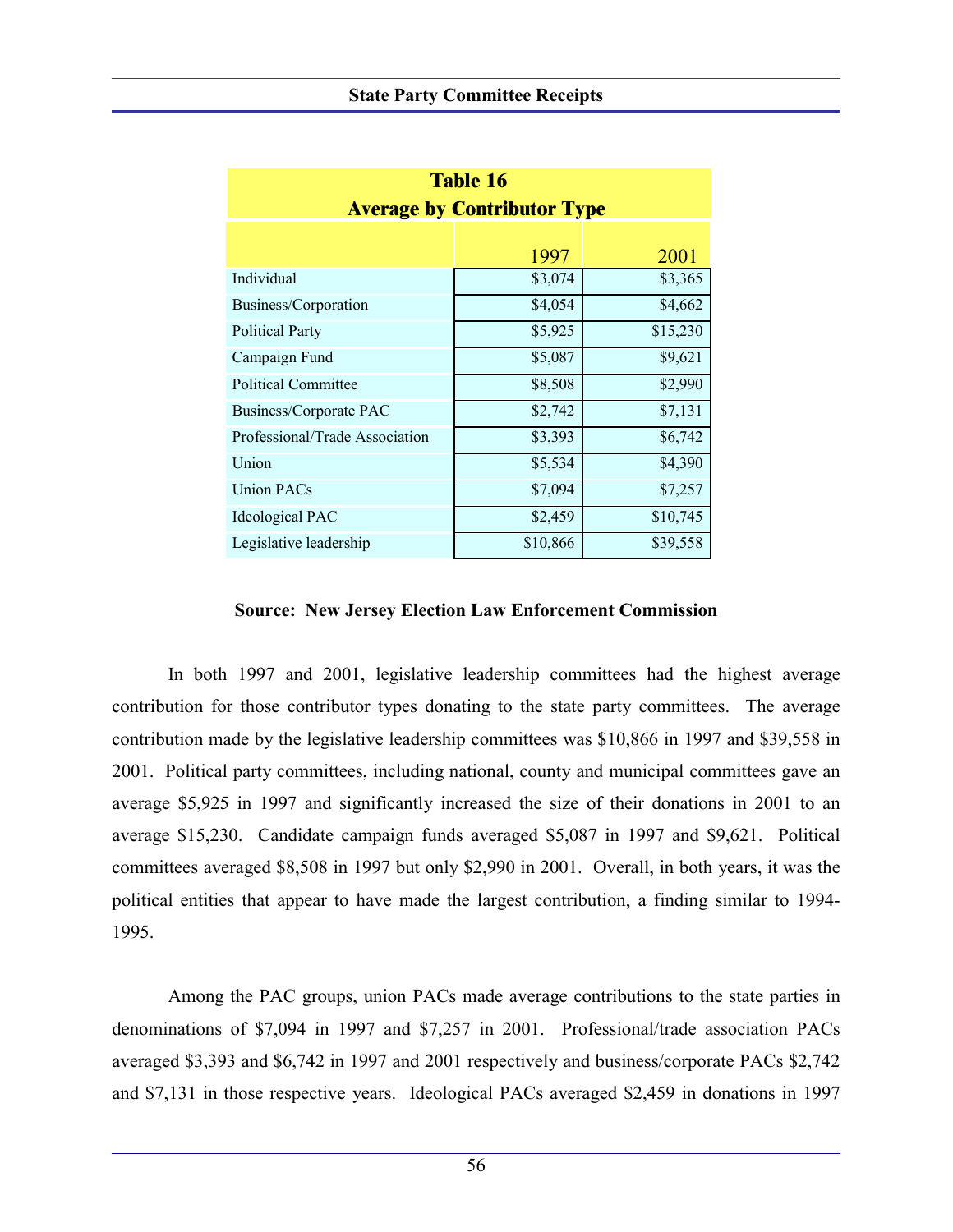| Table 16 Average by Contributor Type | | |
|---|---|---|
| | 1997 | 2001 |
| Individual | $3,074 | $3,365 |
| Business/Corporation | $4,054 | $4,662 |
| Political Party | $5,925 | $15,230 |
| Campaign Fund | $5,087 | $9,621 |
| Political Committee | $8,508 | $2,990 |
| Business/Corporate PAC | $2,742 | $7,131 |
| Professional/Trade Association | $3,393 | $6,742 |
| Union | $5,534 | $4,390 |
| Union PACs | $7,094 | $7,257 |
| Ideological PAC | $2,459 | $10,745 |
| Legislative leadership | $10,866 | $39,558 |

**Source: New Jersey Election Law Enforcement Commission**

In both 1997 and 2001, legislative leadership committees had the highest average contribution for those contributor types donating to the state party committees. The average contribution made by the legislative leadership committees was $10,866 in 1997 and $39,558 in 2001. Political party committees, including national, county and municipal committees gave an average $5,925 in 1997 and significantly increased the size of their donations in 2001 to an average $15,230. Candidate campaign funds averaged $5,087 in 1997 and $9,621. Political committees averaged $8,508 in 1997 but only $2,990 in 2001. Overall, in both years, it was the political entities that appear to have made the largest contribution, a finding similar to 1994-1995.

Among the PAC groups, union PACs made average contributions to the state parties in denominations of $7,094 in 1997 and $7,257 in 2001. Professional/trade association PACs averaged $3,393 and $6,742 in 1997 and 2001 respectively and business/corporate PACs $2,742 and $7,131 in those respective years. Ideological PACs averaged $2,459 in donations in 1997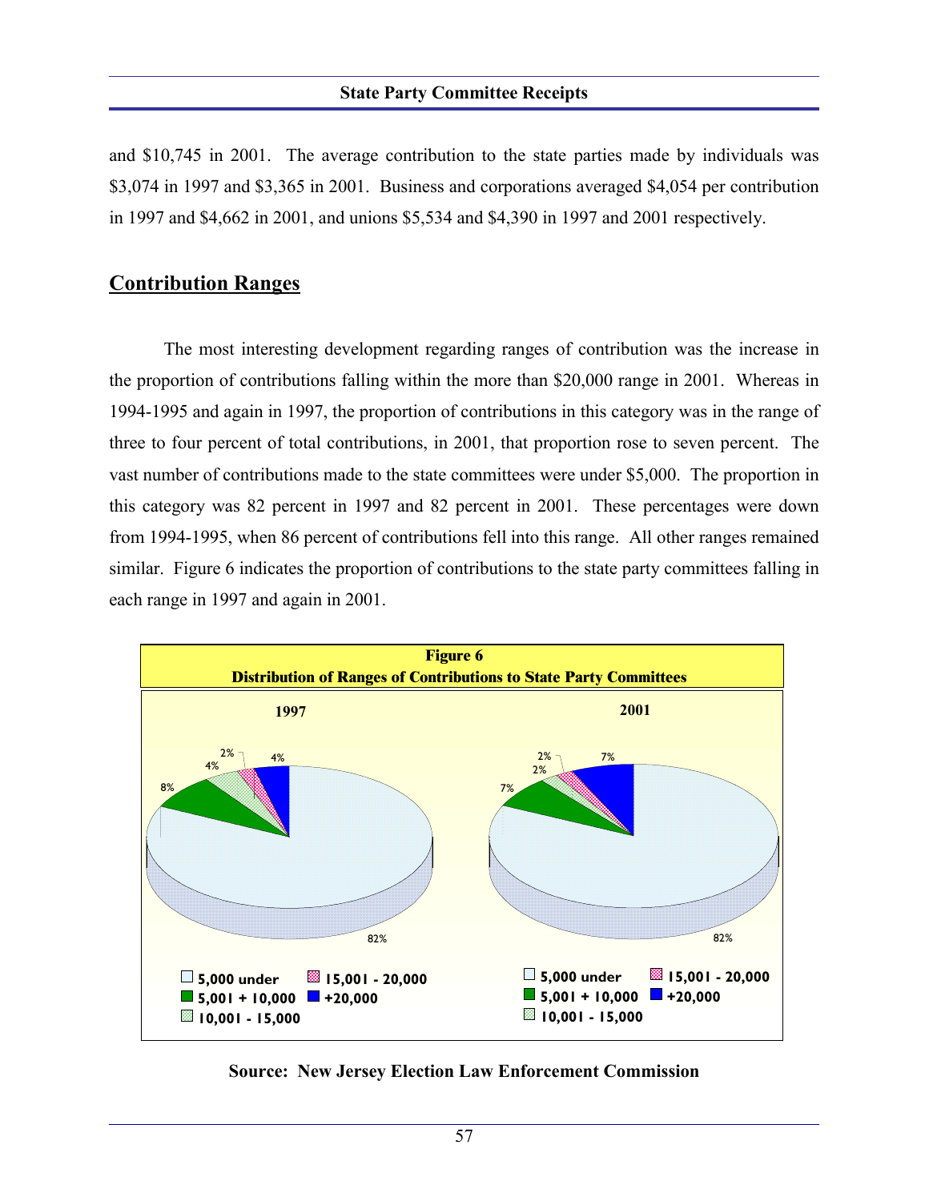and $10,745 in 2001. The average contribution to the state parties made by individuals was $3,074 in 1997 and $3,365 in 2001. Business and corporations averaged $4,054 per contribution in 1997 and $4,662 in 2001, and unions $5,534 and $4,390 in 1997 and 2001 respectively.

## Contribution Ranges

The most interesting development regarding ranges of contribution was the increase in the proportion of contributions falling within the more than $20,000 range in 2001. Whereas in 1994-1995 and again in 1997, the proportion of contributions in this category was in the range of three to four percent of total contributions, in 2001, that proportion rose to seven percent. The vast number of contributions made to the state committees were under $5,000. The proportion in this category was 82 percent in 1997 and 82 percent in 2001. These percentages were down from 1994-1995, when 86 percent of contributions fell into this range. All other ranges remained similar. Figure 6 indicates the proportion of contributions to the state party committees falling in each range in 1997 and again in 2001.

**Figure 6**
**Distribution of Ranges of Contributions to State Party Committees**

| Range | 1997 | 2001 |
|---|---|---|
| 5,000 under | 82% | 82% |
| 5,001 + 10,000 | 8% | 7% |
| 10,001 - 15,000 | 4% | 2% |
| 15,001 - 20,000 | 2% | 2% |
| +20,000 | 4% | 7% |

**Source: New Jersey Election Law Enforcement Commission**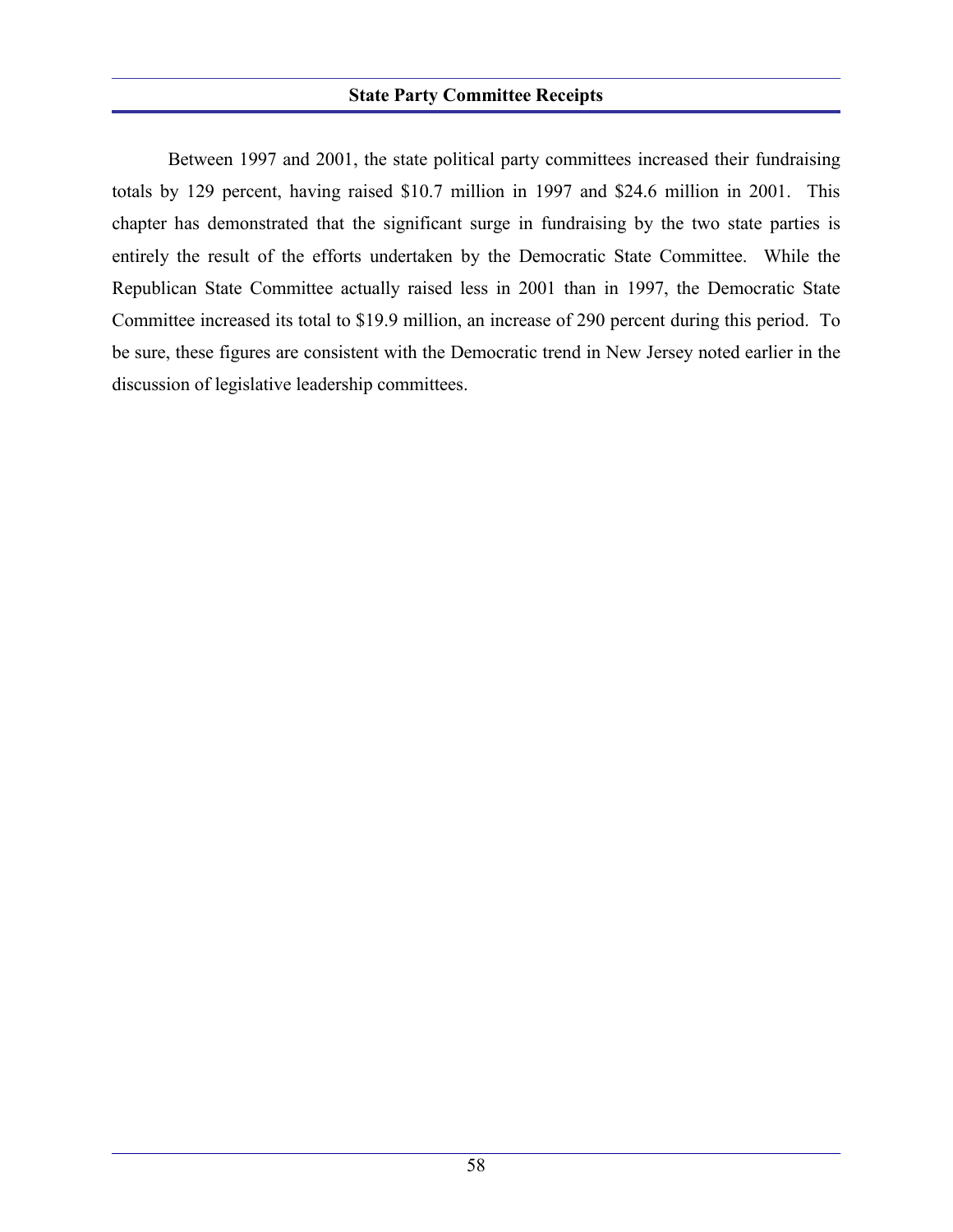## State Party Committee Receipts

Between 1997 and 2001, the state political party committees increased their fundraising totals by 129 percent, having raised $10.7 million in 1997 and $24.6 million in 2001. This chapter has demonstrated that the significant surge in fundraising by the two state parties is entirely the result of the efforts undertaken by the Democratic State Committee. While the Republican State Committee actually raised less in 2001 than in 1997, the Democratic State Committee increased its total to $19.9 million, an increase of 290 percent during this period. To be sure, these figures are consistent with the Democratic trend in New Jersey noted earlier in the discussion of legislative leadership committees.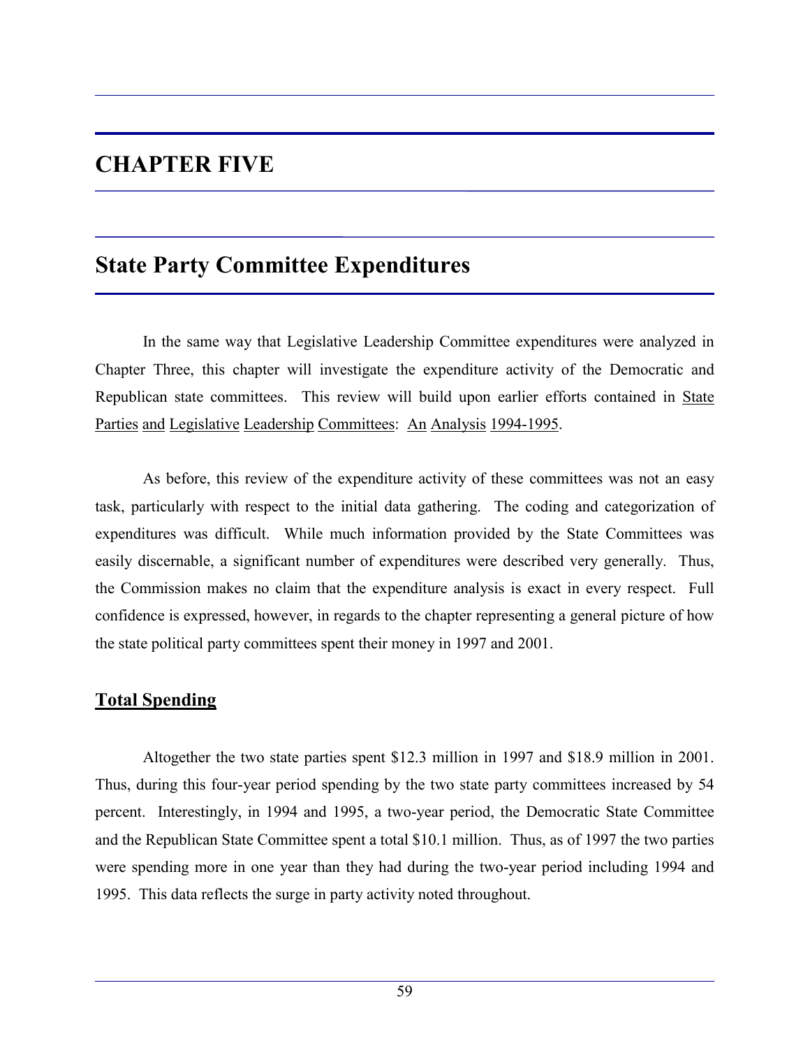# CHAPTER FIVE

## State Party Committee Expenditures

In the same way that Legislative Leadership Committee expenditures were analyzed in Chapter Three, this chapter will investigate the expenditure activity of the Democratic and Republican state committees. This review will build upon earlier efforts contained in State Parties and Legislative Leadership Committees: An Analysis 1994-1995.

As before, this review of the expenditure activity of these committees was not an easy task, particularly with respect to the initial data gathering. The coding and categorization of expenditures was difficult. While much information provided by the State Committees was easily discernable, a significant number of expenditures were described very generally. Thus, the Commission makes no claim that the expenditure analysis is exact in every respect. Full confidence is expressed, however, in regards to the chapter representing a general picture of how the state political party committees spent their money in 1997 and 2001.

### Total Spending

Altogether the two state parties spent \$12.3 million in 1997 and \$18.9 million in 2001. Thus, during this four-year period spending by the two state party committees increased by 54 percent. Interestingly, in 1994 and 1995, a two-year period, the Democratic State Committee and the Republican State Committee spent a total \$10.1 million. Thus, as of 1997 the two parties were spending more in one year than they had during the two-year period including 1994 and 1995. This data reflects the surge in party activity noted throughout.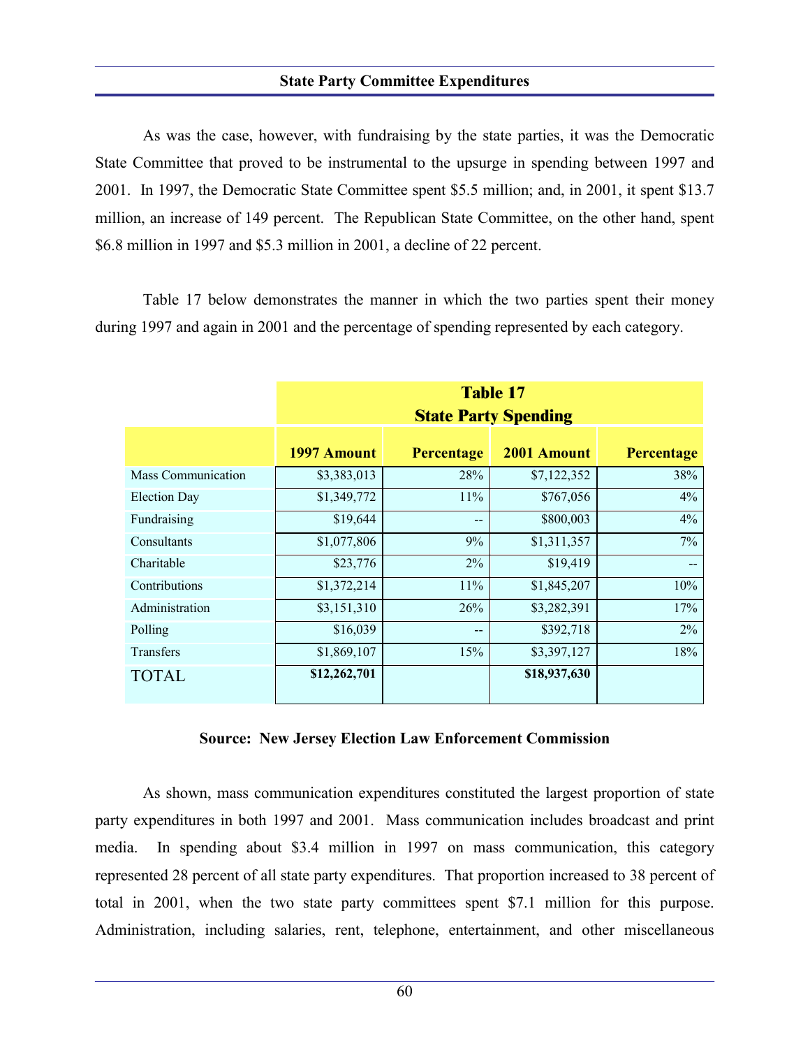## State Party Committee Expenditures

As was the case, however, with fundraising by the state parties, it was the Democratic State Committee that proved to be instrumental to the upsurge in spending between 1997 and 2001. In 1997, the Democratic State Committee spent $5.5 million; and, in 2001, it spent $13.7 million, an increase of 149 percent. The Republican State Committee, on the other hand, spent $6.8 million in 1997 and $5.3 million in 2001, a decline of 22 percent.

Table 17 below demonstrates the manner in which the two parties spent their money during 1997 and again in 2001 and the percentage of spending represented by each category.

**Table 17**
**State Party Spending**

| | 1997 Amount | Percentage | 2001 Amount | Percentage |
|---|---|---|---|---|
| Mass Communication | $3,383,013 | 28% | $7,122,352 | 38% |
| Election Day | $1,349,772 | 11% | $767,056 | 4% |
| Fundraising | $19,644 | -- | $800,003 | 4% |
| Consultants | $1,077,806 | 9% | $1,311,357 | 7% |
| Charitable | $23,776 | 2% | $19,419 | -- |
| Contributions | $1,372,214 | 11% | $1,845,207 | 10% |
| Administration | $3,151,310 | 26% | $3,282,391 | 17% |
| Polling | $16,039 | -- | $392,718 | 2% |
| Transfers | $1,869,107 | 15% | $3,397,127 | 18% |
| TOTAL | **$12,262,701** | | **$18,937,630** | |

**Source: New Jersey Election Law Enforcement Commission**

As shown, mass communication expenditures constituted the largest proportion of state party expenditures in both 1997 and 2001. Mass communication includes broadcast and print media. In spending about $3.4 million in 1997 on mass communication, this category represented 28 percent of all state party expenditures. That proportion increased to 38 percent of total in 2001, when the two state party committees spent $7.1 million for this purpose. Administration, including salaries, rent, telephone, entertainment, and other miscellaneous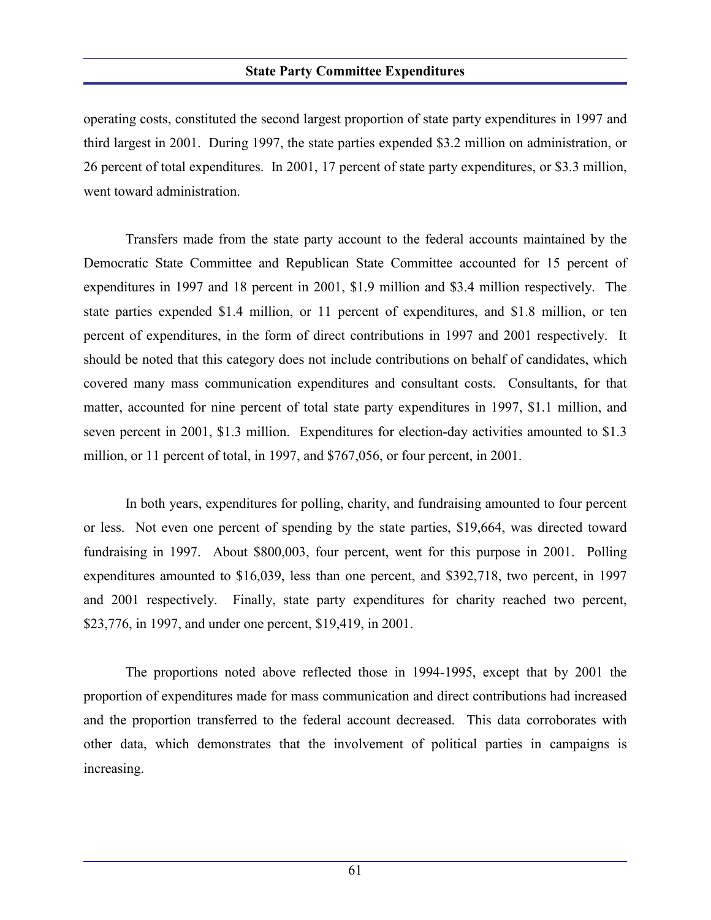operating costs, constituted the second largest proportion of state party expenditures in 1997 and third largest in 2001. During 1997, the state parties expended $3.2 million on administration, or 26 percent of total expenditures. In 2001, 17 percent of state party expenditures, or $3.3 million, went toward administration.

Transfers made from the state party account to the federal accounts maintained by the Democratic State Committee and Republican State Committee accounted for 15 percent of expenditures in 1997 and 18 percent in 2001, $1.9 million and $3.4 million respectively. The state parties expended $1.4 million, or 11 percent of expenditures, and $1.8 million, or ten percent of expenditures, in the form of direct contributions in 1997 and 2001 respectively. It should be noted that this category does not include contributions on behalf of candidates, which covered many mass communication expenditures and consultant costs. Consultants, for that matter, accounted for nine percent of total state party expenditures in 1997, $1.1 million, and seven percent in 2001, $1.3 million. Expenditures for election-day activities amounted to $1.3 million, or 11 percent of total, in 1997, and $767,056, or four percent, in 2001.

In both years, expenditures for polling, charity, and fundraising amounted to four percent or less. Not even one percent of spending by the state parties, $19,664, was directed toward fundraising in 1997. About $800,003, four percent, went for this purpose in 2001. Polling expenditures amounted to $16,039, less than one percent, and $392,718, two percent, in 1997 and 2001 respectively. Finally, state party expenditures for charity reached two percent, $23,776, in 1997, and under one percent, $19,419, in 2001.

The proportions noted above reflected those in 1994-1995, except that by 2001 the proportion of expenditures made for mass communication and direct contributions had increased and the proportion transferred to the federal account decreased. This data corroborates with other data, which demonstrates that the involvement of political parties in campaigns is increasing.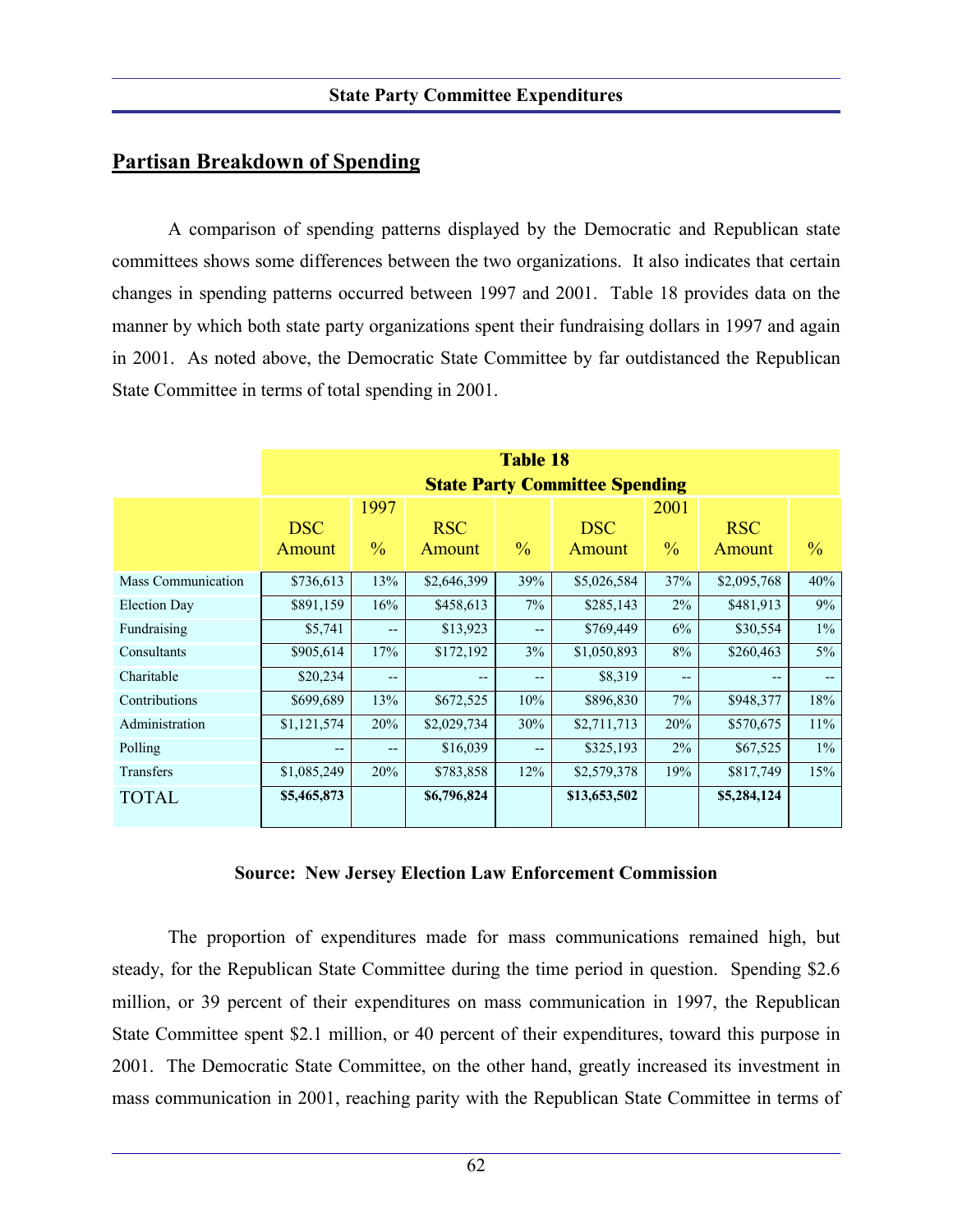## Partisan Breakdown of Spending

A comparison of spending patterns displayed by the Democratic and Republican state committees shows some differences between the two organizations. It also indicates that certain changes in spending patterns occurred between 1997 and 2001. Table 18 provides data on the manner by which both state party organizations spent their fundraising dollars in 1997 and again in 2001. As noted above, the Democratic State Committee by far outdistanced the Republican State Committee in terms of total spending in 2001.

**Table 18**
**State Party Committee Spending**

| | 1997 | | | | 2001 | | | |
|---|---|---|---|---|---|---|---|---|
| | DSC Amount | % | RSC Amount | % | DSC Amount | % | RSC Amount | % |
| Mass Communication | $736,613 | 13% | $2,646,399 | 39% | $5,026,584 | 37% | $2,095,768 | 40% |
| Election Day | $891,159 | 16% | $458,613 | 7% | $285,143 | 2% | $481,913 | 9% |
| Fundraising | $5,741 | -- | $13,923 | -- | $769,449 | 6% | $30,554 | 1% |
| Consultants | $905,614 | 17% | $172,192 | 3% | $1,050,893 | 8% | $260,463 | 5% |
| Charitable | $20,234 | -- | -- | -- | $8,319 | -- | -- | -- |
| Contributions | $699,689 | 13% | $672,525 | 10% | $896,830 | 7% | $948,377 | 18% |
| Administration | $1,121,574 | 20% | $2,029,734 | 30% | $2,711,713 | 20% | $570,675 | 11% |
| Polling | -- | -- | $16,039 | -- | $325,193 | 2% | $67,525 | 1% |
| Transfers | $1,085,249 | 20% | $783,858 | 12% | $2,579,378 | 19% | $817,749 | 15% |
| TOTAL | **$5,465,873** | | **$6,796,824** | | **$13,653,502** | | **$5,284,124** | |

**Source: New Jersey Election Law Enforcement Commission**

The proportion of expenditures made for mass communications remained high, but steady, for the Republican State Committee during the time period in question. Spending $2.6 million, or 39 percent of their expenditures on mass communication in 1997, the Republican State Committee spent $2.1 million, or 40 percent of their expenditures, toward this purpose in 2001. The Democratic State Committee, on the other hand, greatly increased its investment in mass communication in 2001, reaching parity with the Republican State Committee in terms of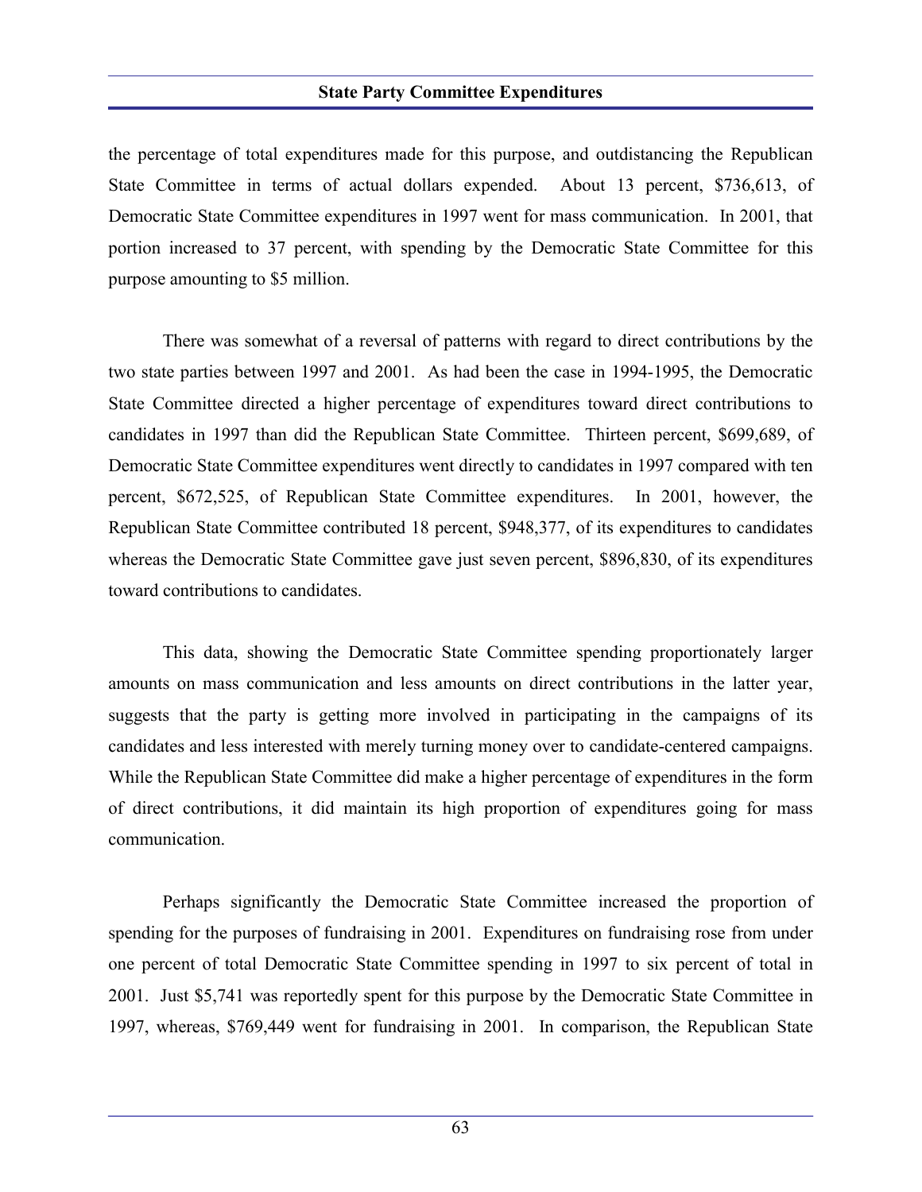the percentage of total expenditures made for this purpose, and outdistancing the Republican State Committee in terms of actual dollars expended. About 13 percent, $736,613, of Democratic State Committee expenditures in 1997 went for mass communication. In 2001, that portion increased to 37 percent, with spending by the Democratic State Committee for this purpose amounting to $5 million.

There was somewhat of a reversal of patterns with regard to direct contributions by the two state parties between 1997 and 2001. As had been the case in 1994-1995, the Democratic State Committee directed a higher percentage of expenditures toward direct contributions to candidates in 1997 than did the Republican State Committee. Thirteen percent, $699,689, of Democratic State Committee expenditures went directly to candidates in 1997 compared with ten percent, $672,525, of Republican State Committee expenditures. In 2001, however, the Republican State Committee contributed 18 percent, $948,377, of its expenditures to candidates whereas the Democratic State Committee gave just seven percent, $896,830, of its expenditures toward contributions to candidates.

This data, showing the Democratic State Committee spending proportionately larger amounts on mass communication and less amounts on direct contributions in the latter year, suggests that the party is getting more involved in participating in the campaigns of its candidates and less interested with merely turning money over to candidate-centered campaigns. While the Republican State Committee did make a higher percentage of expenditures in the form of direct contributions, it did maintain its high proportion of expenditures going for mass communication.

Perhaps significantly the Democratic State Committee increased the proportion of spending for the purposes of fundraising in 2001. Expenditures on fundraising rose from under one percent of total Democratic State Committee spending in 1997 to six percent of total in 2001. Just $5,741 was reportedly spent for this purpose by the Democratic State Committee in 1997, whereas, $769,449 went for fundraising in 2001. In comparison, the Republican State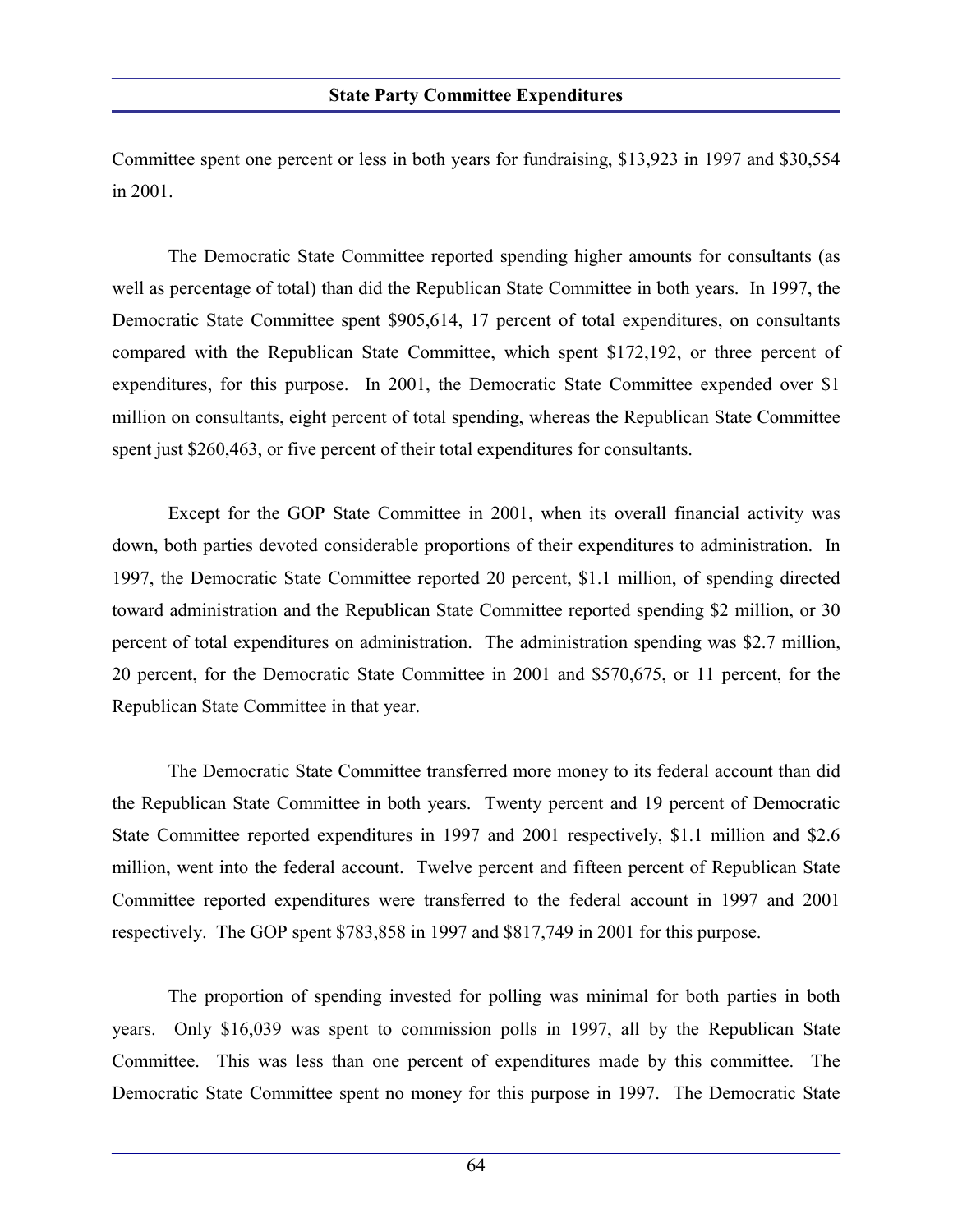Committee spent one percent or less in both years for fundraising, $13,923 in 1997 and $30,554 in 2001.

The Democratic State Committee reported spending higher amounts for consultants (as well as percentage of total) than did the Republican State Committee in both years. In 1997, the Democratic State Committee spent $905,614, 17 percent of total expenditures, on consultants compared with the Republican State Committee, which spent $172,192, or three percent of expenditures, for this purpose. In 2001, the Democratic State Committee expended over $1 million on consultants, eight percent of total spending, whereas the Republican State Committee spent just $260,463, or five percent of their total expenditures for consultants.

Except for the GOP State Committee in 2001, when its overall financial activity was down, both parties devoted considerable proportions of their expenditures to administration. In 1997, the Democratic State Committee reported 20 percent, $1.1 million, of spending directed toward administration and the Republican State Committee reported spending $2 million, or 30 percent of total expenditures on administration. The administration spending was $2.7 million, 20 percent, for the Democratic State Committee in 2001 and $570,675, or 11 percent, for the Republican State Committee in that year.

The Democratic State Committee transferred more money to its federal account than did the Republican State Committee in both years. Twenty percent and 19 percent of Democratic State Committee reported expenditures in 1997 and 2001 respectively, $1.1 million and $2.6 million, went into the federal account. Twelve percent and fifteen percent of Republican State Committee reported expenditures were transferred to the federal account in 1997 and 2001 respectively. The GOP spent $783,858 in 1997 and $817,749 in 2001 for this purpose.

The proportion of spending invested for polling was minimal for both parties in both years. Only $16,039 was spent to commission polls in 1997, all by the Republican State Committee. This was less than one percent of expenditures made by this committee. The Democratic State Committee spent no money for this purpose in 1997. The Democratic State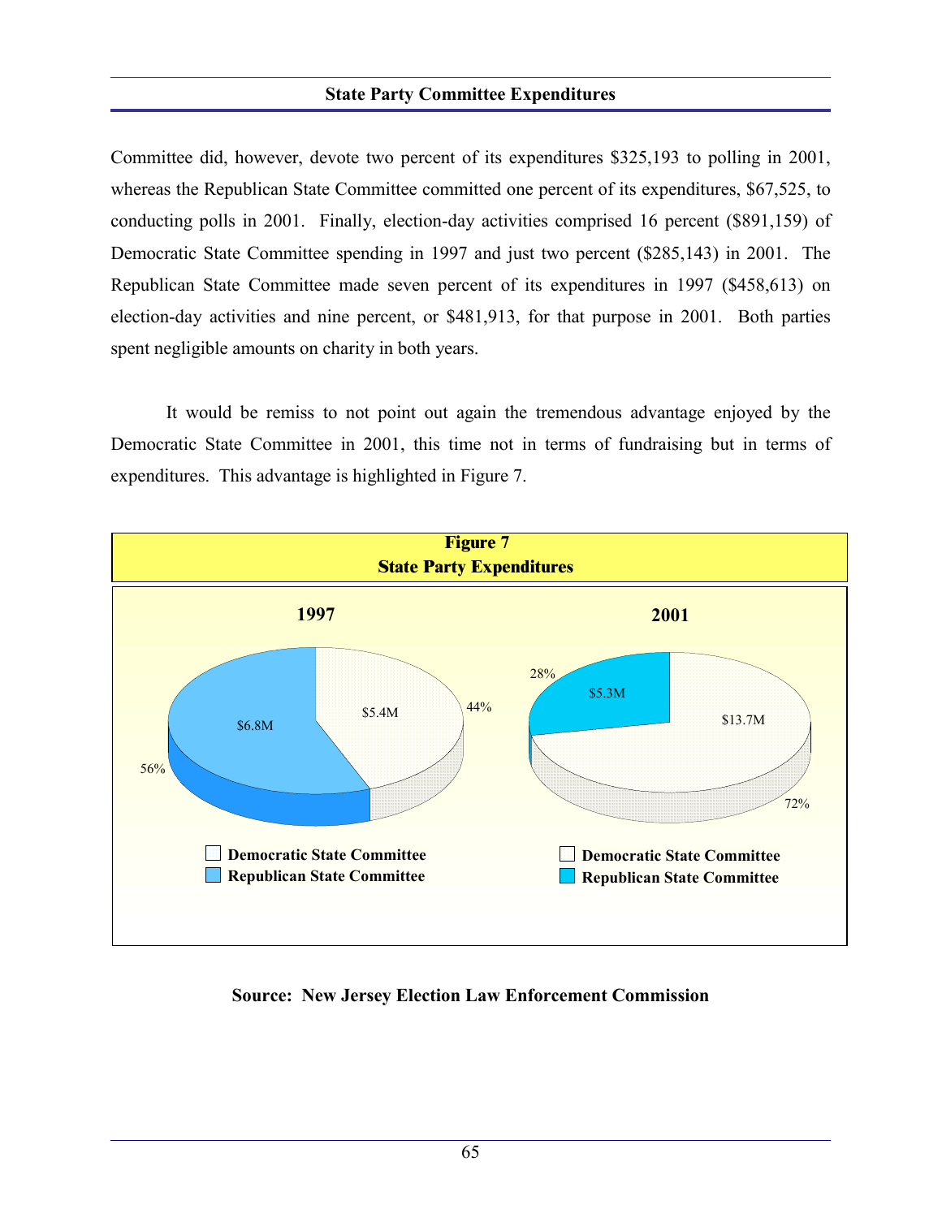Committee did, however, devote two percent of its expenditures $325,193 to polling in 2001, whereas the Republican State Committee committed one percent of its expenditures, $67,525, to conducting polls in 2001. Finally, election-day activities comprised 16 percent ($891,159) of Democratic State Committee spending in 1997 and just two percent ($285,143) in 2001. The Republican State Committee made seven percent of its expenditures in 1997 ($458,613) on election-day activities and nine percent, or $481,913, for that purpose in 2001. Both parties spent negligible amounts on charity in both years.

It would be remiss to not point out again the tremendous advantage enjoyed by the Democratic State Committee in 2001, this time not in terms of fundraising but in terms of expenditures. This advantage is highlighted in Figure 7.

**Figure 7**
**State Party Expenditures**

| | 1997 | 2001 |
|---|---|---|
| Democratic State Committee | $5.4M (44%) | $13.7M (72%) |
| Republican State Committee | $6.8M (56%) | $5.3M (28%) |

**Source: New Jersey Election Law Enforcement Commission**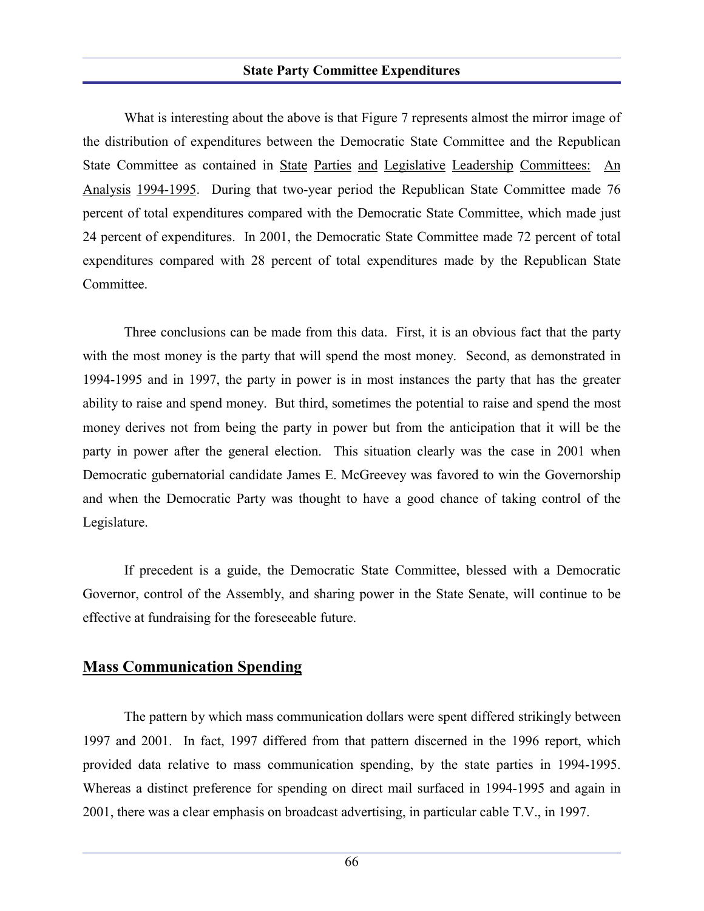What is interesting about the above is that Figure 7 represents almost the mirror image of the distribution of expenditures between the Democratic State Committee and the Republican State Committee as contained in State Parties and Legislative Leadership Committees: An Analysis 1994-1995. During that two-year period the Republican State Committee made 76 percent of total expenditures compared with the Democratic State Committee, which made just 24 percent of expenditures. In 2001, the Democratic State Committee made 72 percent of total expenditures compared with 28 percent of total expenditures made by the Republican State Committee.

Three conclusions can be made from this data. First, it is an obvious fact that the party with the most money is the party that will spend the most money. Second, as demonstrated in 1994-1995 and in 1997, the party in power is in most instances the party that has the greater ability to raise and spend money. But third, sometimes the potential to raise and spend the most money derives not from being the party in power but from the anticipation that it will be the party in power after the general election. This situation clearly was the case in 2001 when Democratic gubernatorial candidate James E. McGreevey was favored to win the Governorship and when the Democratic Party was thought to have a good chance of taking control of the Legislature.

If precedent is a guide, the Democratic State Committee, blessed with a Democratic Governor, control of the Assembly, and sharing power in the State Senate, will continue to be effective at fundraising for the foreseeable future.

## Mass Communication Spending

The pattern by which mass communication dollars were spent differed strikingly between 1997 and 2001. In fact, 1997 differed from that pattern discerned in the 1996 report, which provided data relative to mass communication spending, by the state parties in 1994-1995. Whereas a distinct preference for spending on direct mail surfaced in 1994-1995 and again in 2001, there was a clear emphasis on broadcast advertising, in particular cable T.V., in 1997.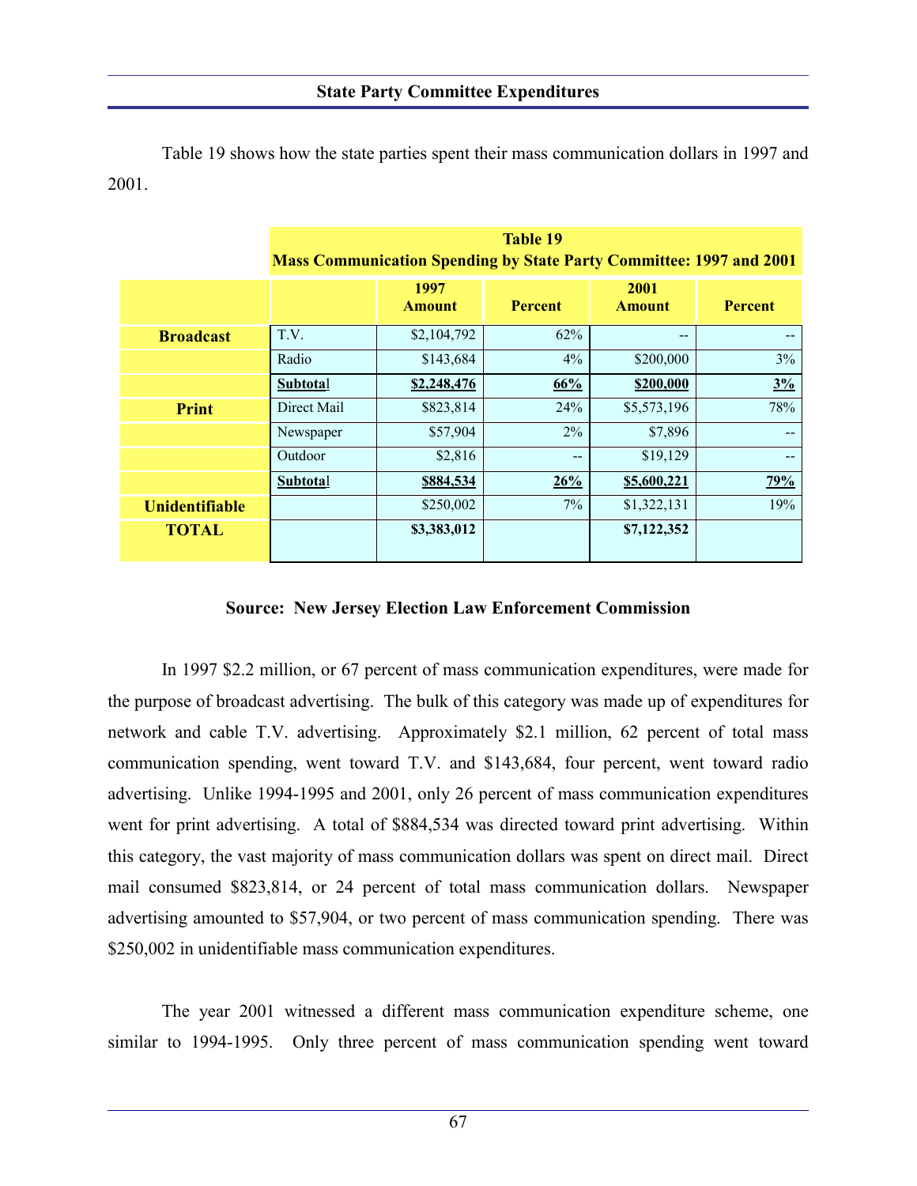## State Party Committee Expenditures

Table 19 shows how the state parties spent their mass communication dollars in 1997 and 2001.

**Table 19**
**Mass Communication Spending by State Party Committee: 1997 and 2001**

| | | 1997 Amount | Percent | 2001 Amount | Percent |
|---|---|---|---|---|---|
| **Broadcast** | T.V. | $2,104,792 | 62% | -- | -- |
| | Radio | $143,684 | 4% | $200,000 | 3% |
| | **Subtotal** | **$2,248,476** | **66%** | **$200,000** | **3%** |
| **Print** | Direct Mail | $823,814 | 24% | $5,573,196 | 78% |
| | Newspaper | $57,904 | 2% | $7,896 | -- |
| | Outdoor | $2,816 | -- | $19,129 | -- |
| | **Subtotal** | **$884,534** | **26%** | **$5,600,221** | **79%** |
| **Unidentifiable** | | $250,002 | 7% | $1,322,131 | 19% |
| **TOTAL** | | **$3,383,012** | | **$7,122,352** | |

**Source: New Jersey Election Law Enforcement Commission**

In 1997 $2.2 million, or 67 percent of mass communication expenditures, were made for the purpose of broadcast advertising. The bulk of this category was made up of expenditures for network and cable T.V. advertising. Approximately $2.1 million, 62 percent of total mass communication spending, went toward T.V. and $143,684, four percent, went toward radio advertising. Unlike 1994-1995 and 2001, only 26 percent of mass communication expenditures went for print advertising. A total of $884,534 was directed toward print advertising. Within this category, the vast majority of mass communication dollars was spent on direct mail. Direct mail consumed $823,814, or 24 percent of total mass communication dollars. Newspaper advertising amounted to $57,904, or two percent of mass communication spending. There was $250,002 in unidentifiable mass communication expenditures.

The year 2001 witnessed a different mass communication expenditure scheme, one similar to 1994-1995. Only three percent of mass communication spending went toward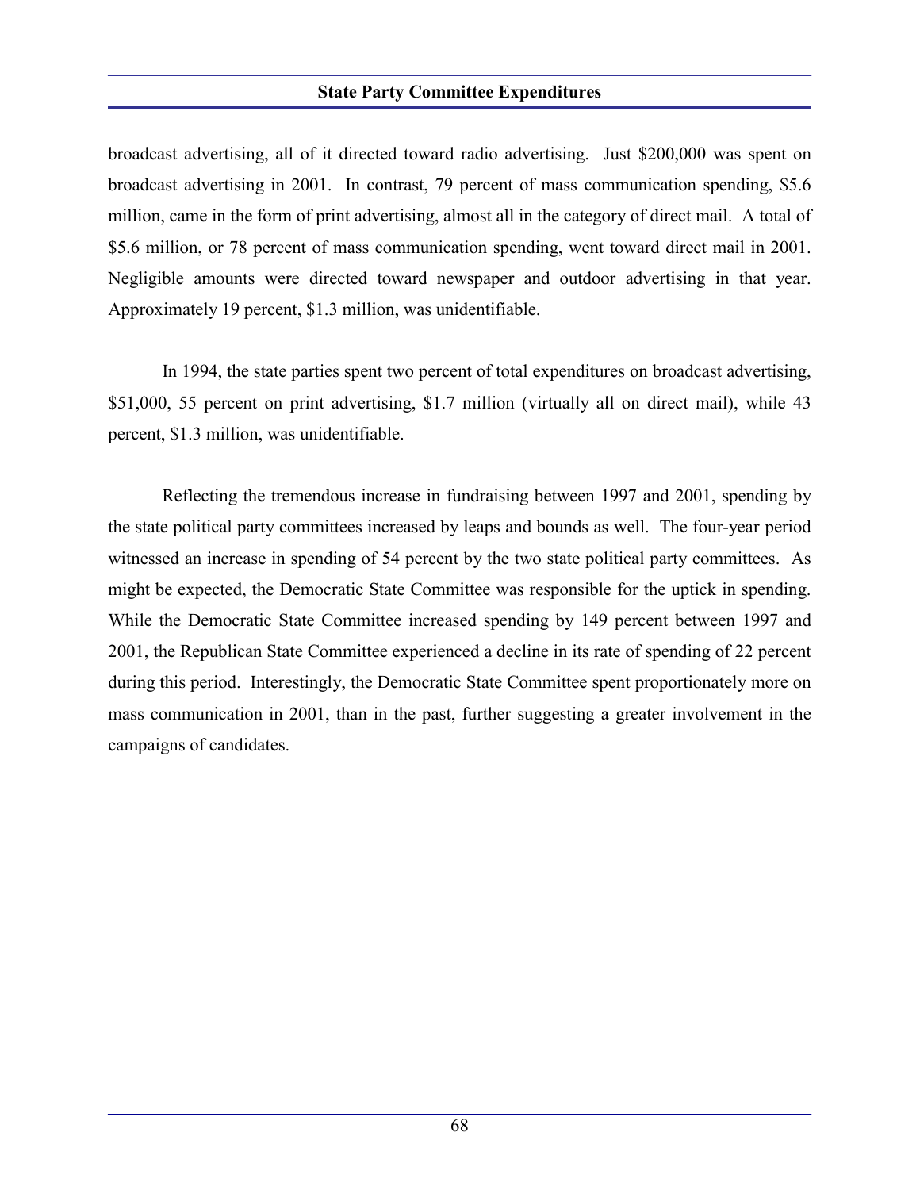broadcast advertising, all of it directed toward radio advertising. Just $200,000 was spent on broadcast advertising in 2001. In contrast, 79 percent of mass communication spending, $5.6 million, came in the form of print advertising, almost all in the category of direct mail. A total of $5.6 million, or 78 percent of mass communication spending, went toward direct mail in 2001. Negligible amounts were directed toward newspaper and outdoor advertising in that year. Approximately 19 percent, $1.3 million, was unidentifiable.

In 1994, the state parties spent two percent of total expenditures on broadcast advertising, $51,000, 55 percent on print advertising, $1.7 million (virtually all on direct mail), while 43 percent, $1.3 million, was unidentifiable.

Reflecting the tremendous increase in fundraising between 1997 and 2001, spending by the state political party committees increased by leaps and bounds as well. The four-year period witnessed an increase in spending of 54 percent by the two state political party committees. As might be expected, the Democratic State Committee was responsible for the uptick in spending. While the Democratic State Committee increased spending by 149 percent between 1997 and 2001, the Republican State Committee experienced a decline in its rate of spending of 22 percent during this period. Interestingly, the Democratic State Committee spent proportionately more on mass communication in 2001, than in the past, further suggesting a greater involvement in the campaigns of candidates.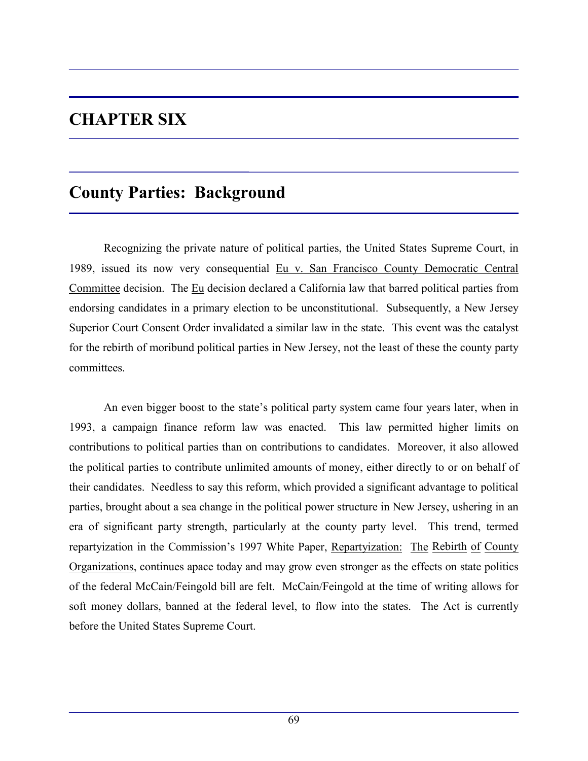# CHAPTER SIX

## County Parties: Background

Recognizing the private nature of political parties, the United States Supreme Court, in 1989, issued its now very consequential Eu v. San Francisco County Democratic Central Committee decision. The Eu decision declared a California law that barred political parties from endorsing candidates in a primary election to be unconstitutional. Subsequently, a New Jersey Superior Court Consent Order invalidated a similar law in the state. This event was the catalyst for the rebirth of moribund political parties in New Jersey, not the least of these the county party committees.

An even bigger boost to the state's political party system came four years later, when in 1993, a campaign finance reform law was enacted. This law permitted higher limits on contributions to political parties than on contributions to candidates. Moreover, it also allowed the political parties to contribute unlimited amounts of money, either directly to or on behalf of their candidates. Needless to say this reform, which provided a significant advantage to political parties, brought about a sea change in the political power structure in New Jersey, ushering in an era of significant party strength, particularly at the county party level. This trend, termed repartyization in the Commission's 1997 White Paper, Repartyization: The Rebirth of County Organizations, continues apace today and may grow even stronger as the effects on state politics of the federal McCain/Feingold bill are felt. McCain/Feingold at the time of writing allows for soft money dollars, banned at the federal level, to flow into the states. The Act is currently before the United States Supreme Court.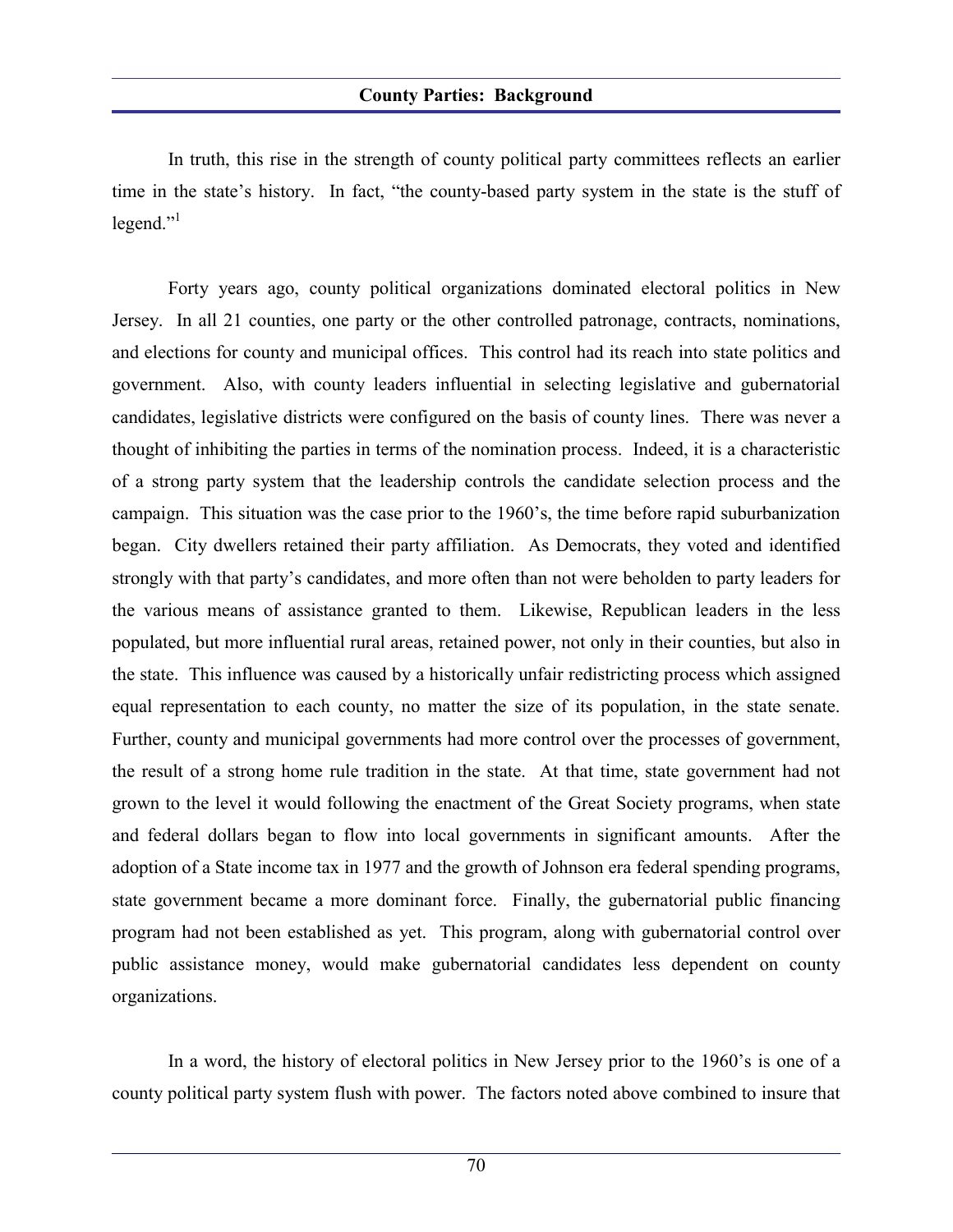In truth, this rise in the strength of county political party committees reflects an earlier time in the state's history. In fact, "the county-based party system in the state is the stuff of legend."[1]

Forty years ago, county political organizations dominated electoral politics in New Jersey. In all 21 counties, one party or the other controlled patronage, contracts, nominations, and elections for county and municipal offices. This control had its reach into state politics and government. Also, with county leaders influential in selecting legislative and gubernatorial candidates, legislative districts were configured on the basis of county lines. There was never a thought of inhibiting the parties in terms of the nomination process. Indeed, it is a characteristic of a strong party system that the leadership controls the candidate selection process and the campaign. This situation was the case prior to the 1960's, the time before rapid suburbanization began. City dwellers retained their party affiliation. As Democrats, they voted and identified strongly with that party's candidates, and more often than not were beholden to party leaders for the various means of assistance granted to them. Likewise, Republican leaders in the less populated, but more influential rural areas, retained power, not only in their counties, but also in the state. This influence was caused by a historically unfair redistricting process which assigned equal representation to each county, no matter the size of its population, in the state senate. Further, county and municipal governments had more control over the processes of government, the result of a strong home rule tradition in the state. At that time, state government had not grown to the level it would following the enactment of the Great Society programs, when state and federal dollars began to flow into local governments in significant amounts. After the adoption of a State income tax in 1977 and the growth of Johnson era federal spending programs, state government became a more dominant force. Finally, the gubernatorial public financing program had not been established as yet. This program, along with gubernatorial control over public assistance money, would make gubernatorial candidates less dependent on county organizations.

In a word, the history of electoral politics in New Jersey prior to the 1960's is one of a county political party system flush with power. The factors noted above combined to insure that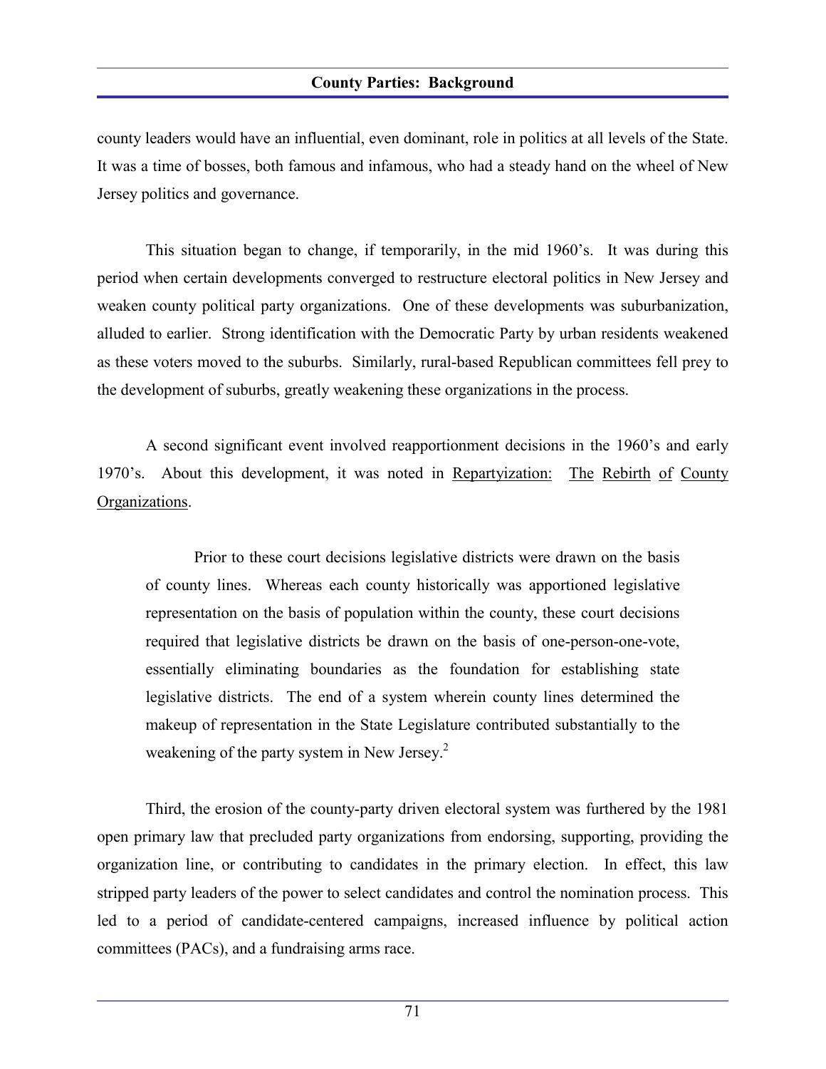county leaders would have an influential, even dominant, role in politics at all levels of the State. It was a time of bosses, both famous and infamous, who had a steady hand on the wheel of New Jersey politics and governance.

This situation began to change, if temporarily, in the mid 1960's. It was during this period when certain developments converged to restructure electoral politics in New Jersey and weaken county political party organizations. One of these developments was suburbanization, alluded to earlier. Strong identification with the Democratic Party by urban residents weakened as these voters moved to the suburbs. Similarly, rural-based Republican committees fell prey to the development of suburbs, greatly weakening these organizations in the process.

A second significant event involved reapportionment decisions in the 1960's and early 1970's. About this development, it was noted in Repartyization: The Rebirth of County Organizations.

> Prior to these court decisions legislative districts were drawn on the basis of county lines. Whereas each county historically was apportioned legislative representation on the basis of population within the county, these court decisions required that legislative districts be drawn on the basis of one-person-one-vote, essentially eliminating boundaries as the foundation for establishing state legislative districts. The end of a system wherein county lines determined the makeup of representation in the State Legislature contributed substantially to the weakening of the party system in New Jersey.[2]

Third, the erosion of the county-party driven electoral system was furthered by the 1981 open primary law that precluded party organizations from endorsing, supporting, providing the organization line, or contributing to candidates in the primary election. In effect, this law stripped party leaders of the power to select candidates and control the nomination process. This led to a period of candidate-centered campaigns, increased influence by political action committees (PACs), and a fundraising arms race.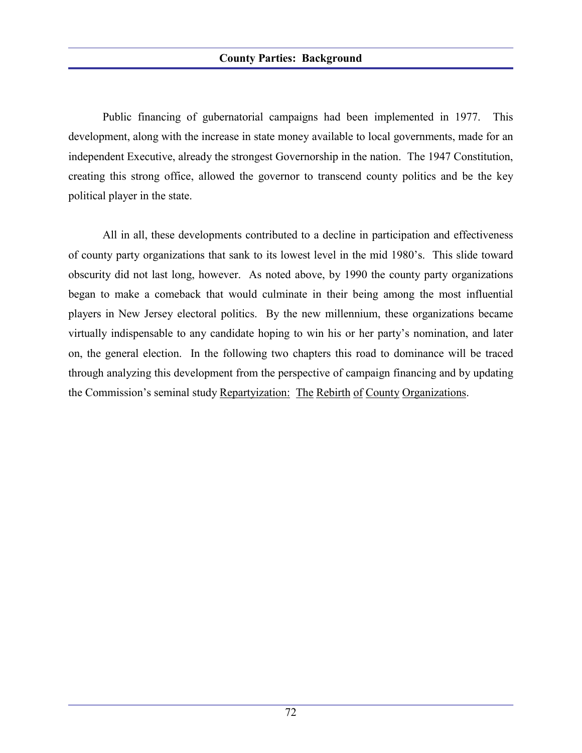Public financing of gubernatorial campaigns had been implemented in 1977. This development, along with the increase in state money available to local governments, made for an independent Executive, already the strongest Governorship in the nation. The 1947 Constitution, creating this strong office, allowed the governor to transcend county politics and be the key political player in the state.

All in all, these developments contributed to a decline in participation and effectiveness of county party organizations that sank to its lowest level in the mid 1980's. This slide toward obscurity did not last long, however. As noted above, by 1990 the county party organizations began to make a comeback that would culminate in their being among the most influential players in New Jersey electoral politics. By the new millennium, these organizations became virtually indispensable to any candidate hoping to win his or her party's nomination, and later on, the general election. In the following two chapters this road to dominance will be traced through analyzing this development from the perspective of campaign financing and by updating the Commission's seminal study <u>Repartyization: The Rebirth of County Organizations</u>.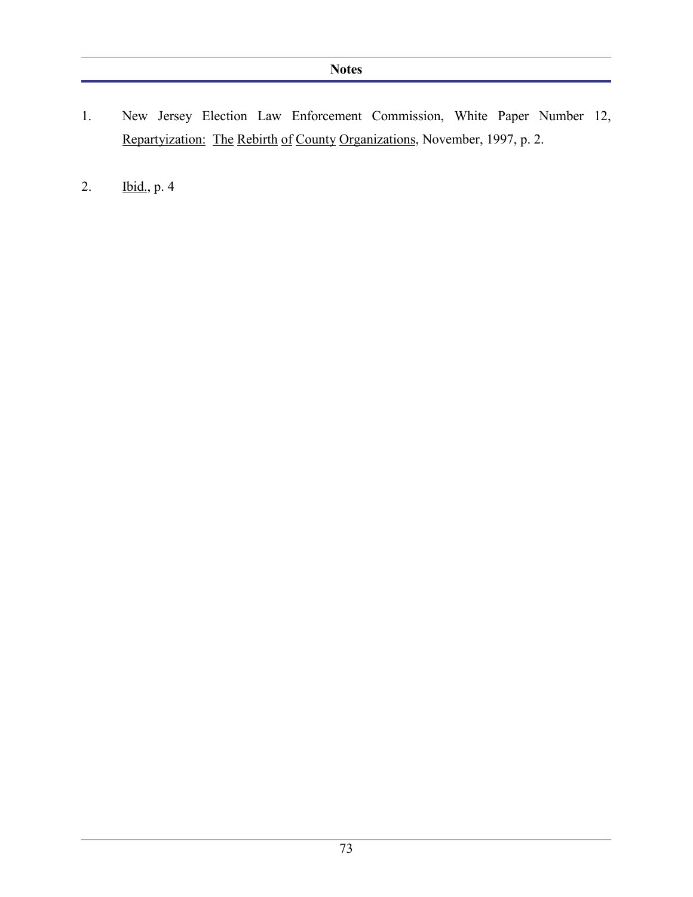## Notes

1. New Jersey Election Law Enforcement Commission, White Paper Number 12, Repartyization: The Rebirth of County Organizations, November, 1997, p. 2.

2. Ibid., p. 4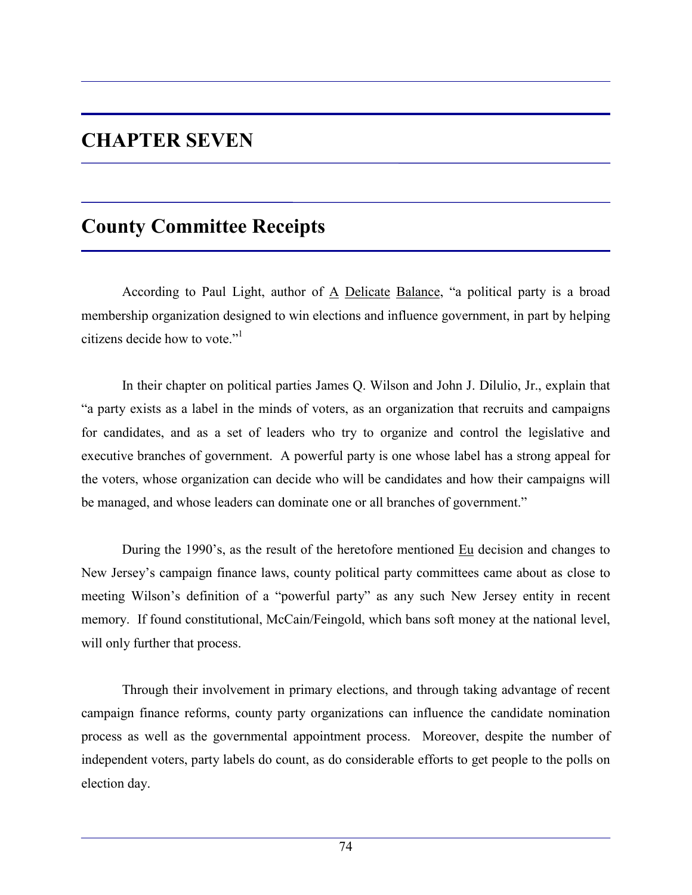# CHAPTER SEVEN

## County Committee Receipts

According to Paul Light, author of A Delicate Balance, "a political party is a broad membership organization designed to win elections and influence government, in part by helping citizens decide how to vote."[1]

In their chapter on political parties James Q. Wilson and John J. Dilulio, Jr., explain that "a party exists as a label in the minds of voters, as an organization that recruits and campaigns for candidates, and as a set of leaders who try to organize and control the legislative and executive branches of government. A powerful party is one whose label has a strong appeal for the voters, whose organization can decide who will be candidates and how their campaigns will be managed, and whose leaders can dominate one or all branches of government."

During the 1990's, as the result of the heretofore mentioned Eu decision and changes to New Jersey's campaign finance laws, county political party committees came about as close to meeting Wilson's definition of a "powerful party" as any such New Jersey entity in recent memory. If found constitutional, McCain/Feingold, which bans soft money at the national level, will only further that process.

Through their involvement in primary elections, and through taking advantage of recent campaign finance reforms, county party organizations can influence the candidate nomination process as well as the governmental appointment process. Moreover, despite the number of independent voters, party labels do count, as do considerable efforts to get people to the polls on election day.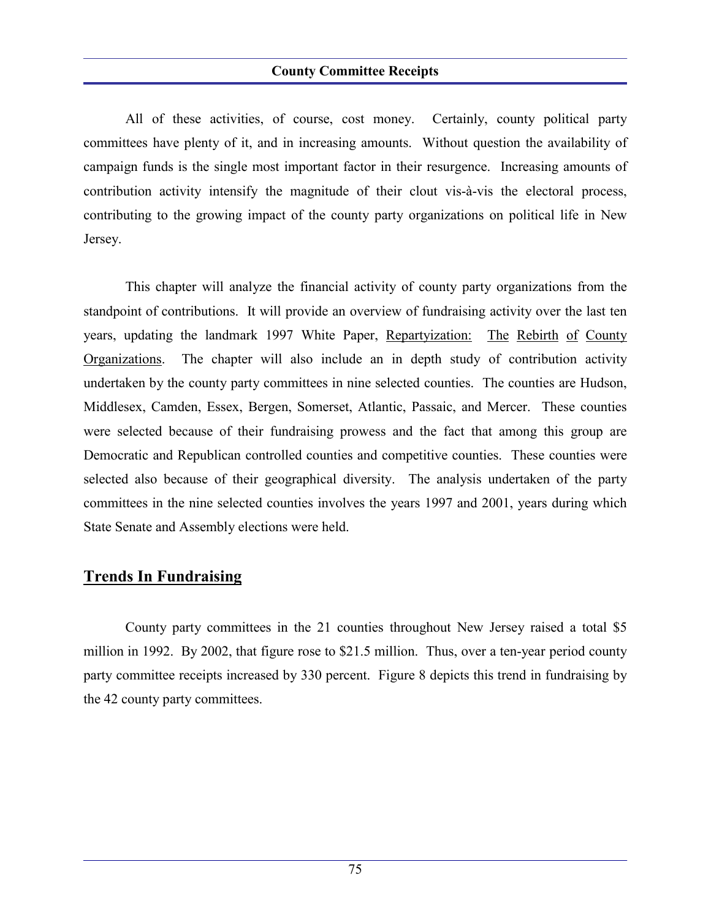All of these activities, of course, cost money. Certainly, county political party committees have plenty of it, and in increasing amounts. Without question the availability of campaign funds is the single most important factor in their resurgence. Increasing amounts of contribution activity intensify the magnitude of their clout vis-à-vis the electoral process, contributing to the growing impact of the county party organizations on political life in New Jersey.

This chapter will analyze the financial activity of county party organizations from the standpoint of contributions. It will provide an overview of fundraising activity over the last ten years, updating the landmark 1997 White Paper, Repartyization: The Rebirth of County Organizations. The chapter will also include an in depth study of contribution activity undertaken by the county party committees in nine selected counties. The counties are Hudson, Middlesex, Camden, Essex, Bergen, Somerset, Atlantic, Passaic, and Mercer. These counties were selected because of their fundraising prowess and the fact that among this group are Democratic and Republican controlled counties and competitive counties. These counties were selected also because of their geographical diversity. The analysis undertaken of the party committees in the nine selected counties involves the years 1997 and 2001, years during which State Senate and Assembly elections were held.

## Trends In Fundraising

County party committees in the 21 counties throughout New Jersey raised a total $5 million in 1992. By 2002, that figure rose to $21.5 million. Thus, over a ten-year period county party committee receipts increased by 330 percent. Figure 8 depicts this trend in fundraising by the 42 county party committees.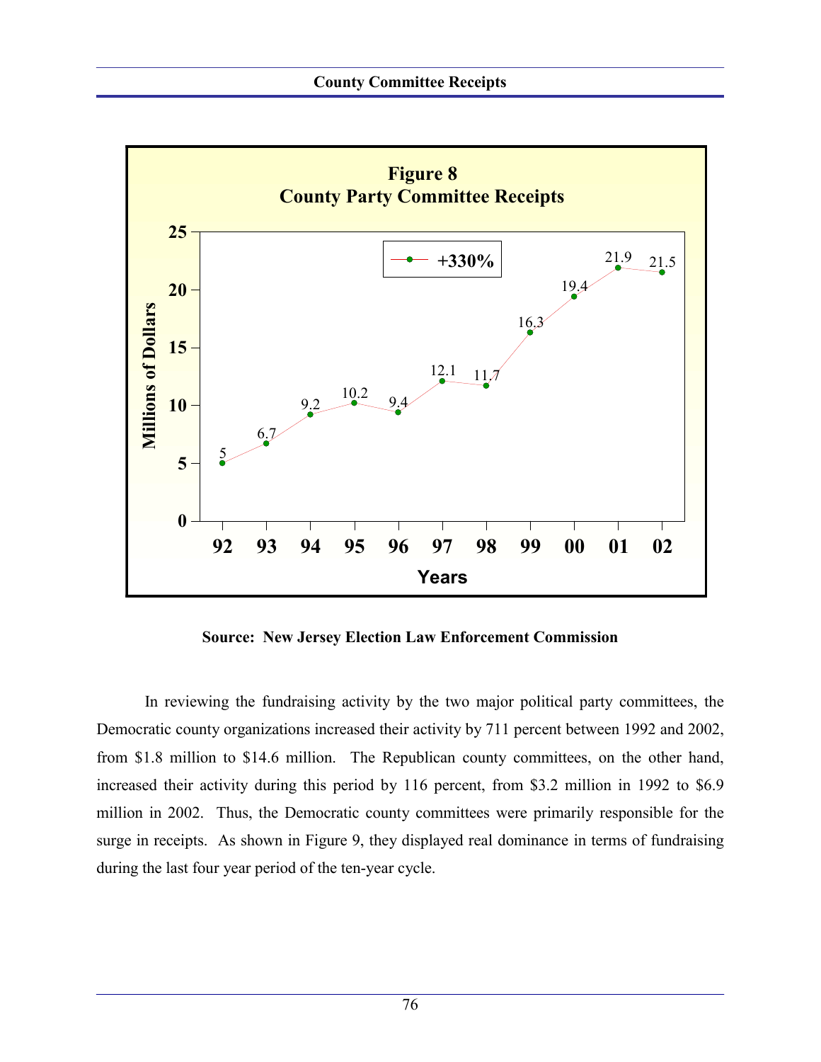**Figure 8**
**County Party Committee Receipts**

| Year | Millions of Dollars |
|---|---|
| 92 | 5 |
| 93 | 6.7 |
| 94 | 9.2 |
| 95 | 10.2 |
| 96 | 9.4 |
| 97 | 12.1 |
| 98 | 11.7 |
| 99 | 16.3 |
| 00 | 19.4 |
| 01 | 21.9 |
| 02 | 21.5 |

+330%

**Source: New Jersey Election Law Enforcement Commission**

In reviewing the fundraising activity by the two major political party committees, the Democratic county organizations increased their activity by 711 percent between 1992 and 2002, from $1.8 million to $14.6 million. The Republican county committees, on the other hand, increased their activity during this period by 116 percent, from $3.2 million in 1992 to $6.9 million in 2002. Thus, the Democratic county committees were primarily responsible for the surge in receipts. As shown in Figure 9, they displayed real dominance in terms of fundraising during the last four year period of the ten-year cycle.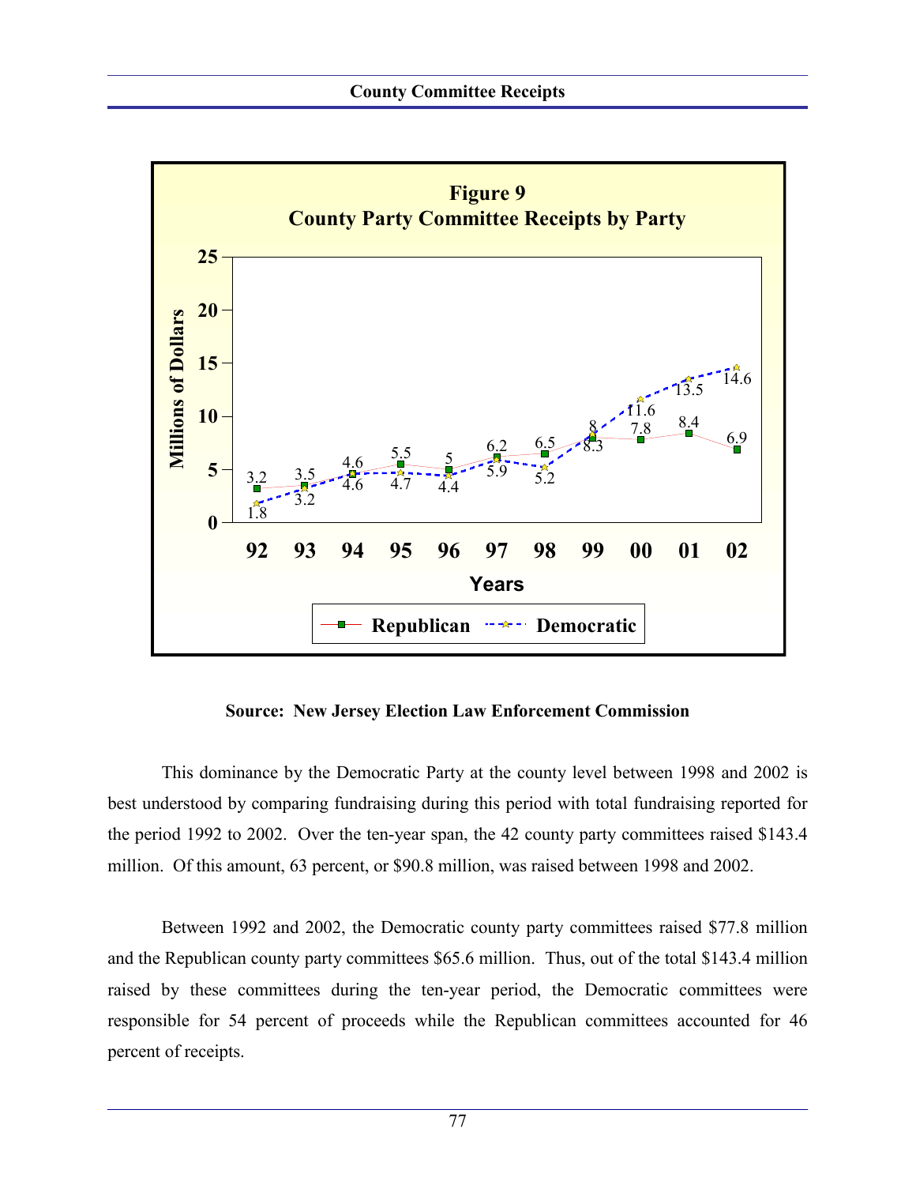## County Committee Receipts

**Figure 9**
**County Party Committee Receipts by Party**

| Years | Republican | Democratic |
|---|---|---|
| 92 | 3.2 | 1.8 |
| 93 | 3.5 | 3.2 |
| 94 | 4.6 | 4.6 |
| 95 | 5.5 | 4.7 |
| 96 | 5 | 4.4 |
| 97 | 6.2 | 5.9 |
| 98 | 6.5 | 5.2 |
| 99 | 8 | 8.3 |
| 00 | 7.8 | 11.6 |
| 01 | 8.4 | 13.5 |
| 02 | 6.9 | 14.6 |

(Millions of Dollars)

**Source: New Jersey Election Law Enforcement Commission**

This dominance by the Democratic Party at the county level between 1998 and 2002 is best understood by comparing fundraising during this period with total fundraising reported for the period 1992 to 2002. Over the ten-year span, the 42 county party committees raised $143.4 million. Of this amount, 63 percent, or $90.8 million, was raised between 1998 and 2002.

Between 1992 and 2002, the Democratic county party committees raised $77.8 million and the Republican county party committees $65.6 million. Thus, out of the total $143.4 million raised by these committees during the ten-year period, the Democratic committees were responsible for 54 percent of proceeds while the Republican committees accounted for 46 percent of receipts.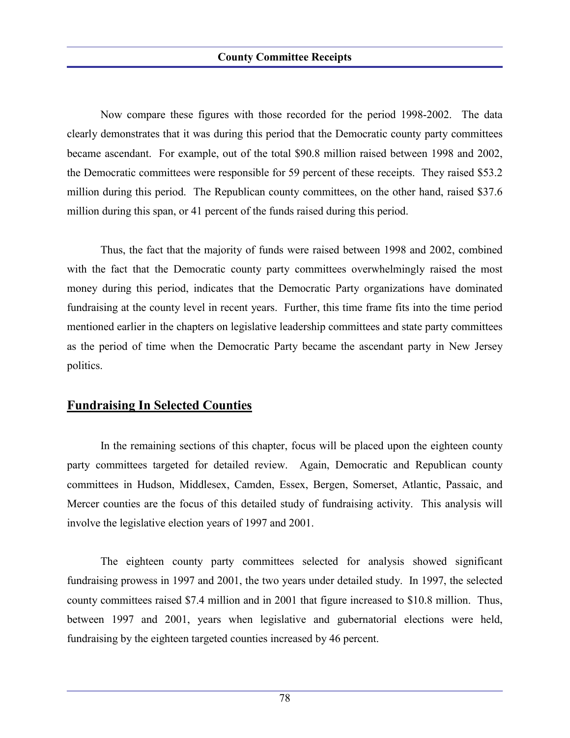Now compare these figures with those recorded for the period 1998-2002. The data clearly demonstrates that it was during this period that the Democratic county party committees became ascendant. For example, out of the total $90.8 million raised between 1998 and 2002, the Democratic committees were responsible for 59 percent of these receipts. They raised $53.2 million during this period. The Republican county committees, on the other hand, raised $37.6 million during this span, or 41 percent of the funds raised during this period.

Thus, the fact that the majority of funds were raised between 1998 and 2002, combined with the fact that the Democratic county party committees overwhelmingly raised the most money during this period, indicates that the Democratic Party organizations have dominated fundraising at the county level in recent years. Further, this time frame fits into the time period mentioned earlier in the chapters on legislative leadership committees and state party committees as the period of time when the Democratic Party became the ascendant party in New Jersey politics.

## Fundraising In Selected Counties

In the remaining sections of this chapter, focus will be placed upon the eighteen county party committees targeted for detailed review. Again, Democratic and Republican county committees in Hudson, Middlesex, Camden, Essex, Bergen, Somerset, Atlantic, Passaic, and Mercer counties are the focus of this detailed study of fundraising activity. This analysis will involve the legislative election years of 1997 and 2001.

The eighteen county party committees selected for analysis showed significant fundraising prowess in 1997 and 2001, the two years under detailed study. In 1997, the selected county committees raised $7.4 million and in 2001 that figure increased to $10.8 million. Thus, between 1997 and 2001, years when legislative and gubernatorial elections were held, fundraising by the eighteen targeted counties increased by 46 percent.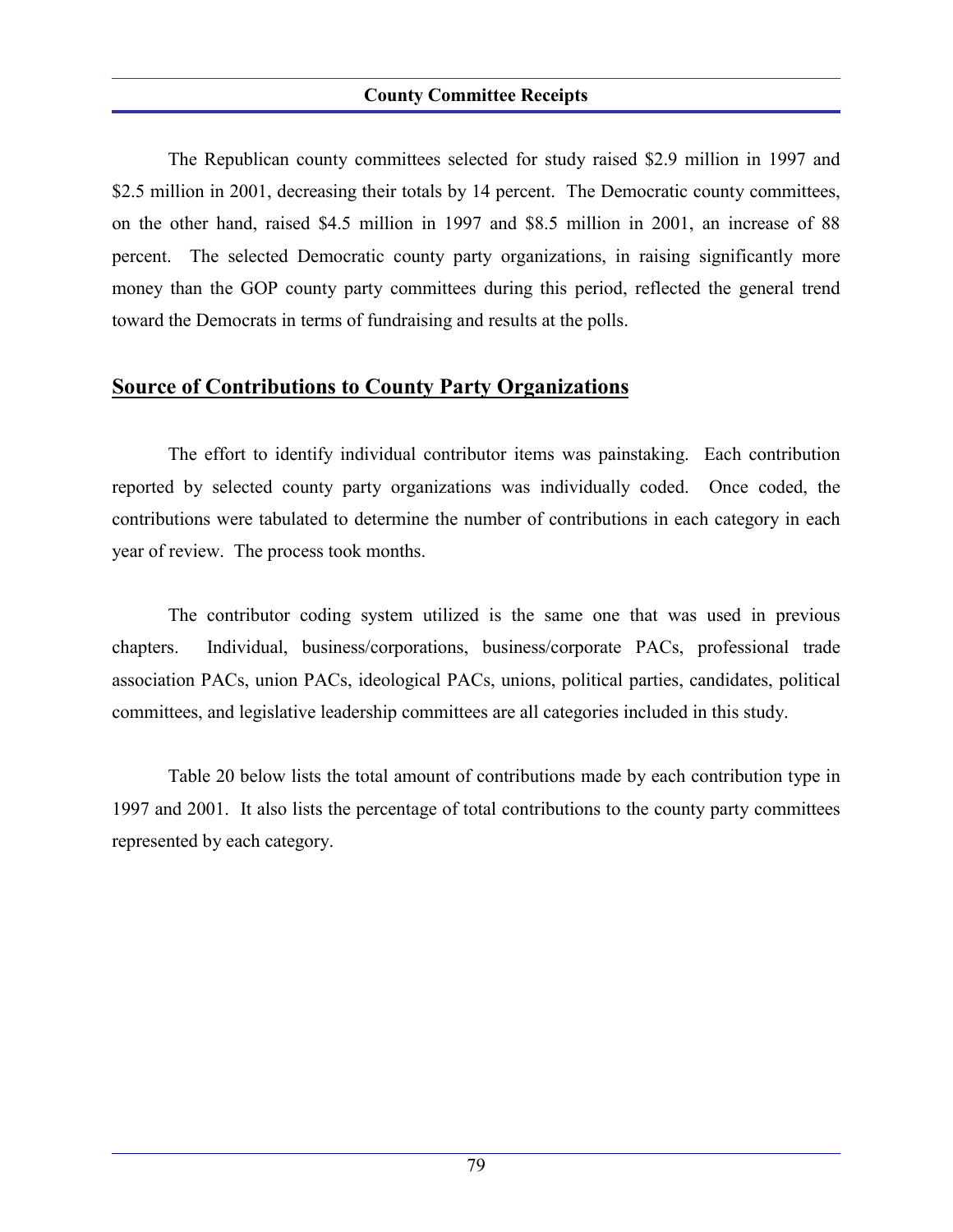The Republican county committees selected for study raised \$2.9 million in 1997 and \$2.5 million in 2001, decreasing their totals by 14 percent. The Democratic county committees, on the other hand, raised \$4.5 million in 1997 and \$8.5 million in 2001, an increase of 88 percent. The selected Democratic county party organizations, in raising significantly more money than the GOP county party committees during this period, reflected the general trend toward the Democrats in terms of fundraising and results at the polls.

## Source of Contributions to County Party Organizations

The effort to identify individual contributor items was painstaking. Each contribution reported by selected county party organizations was individually coded. Once coded, the contributions were tabulated to determine the number of contributions in each category in each year of review. The process took months.

The contributor coding system utilized is the same one that was used in previous chapters. Individual, business/corporations, business/corporate PACs, professional trade association PACs, union PACs, ideological PACs, unions, political parties, candidates, political committees, and legislative leadership committees are all categories included in this study.

Table 20 below lists the total amount of contributions made by each contribution type in 1997 and 2001. It also lists the percentage of total contributions to the county party committees represented by each category.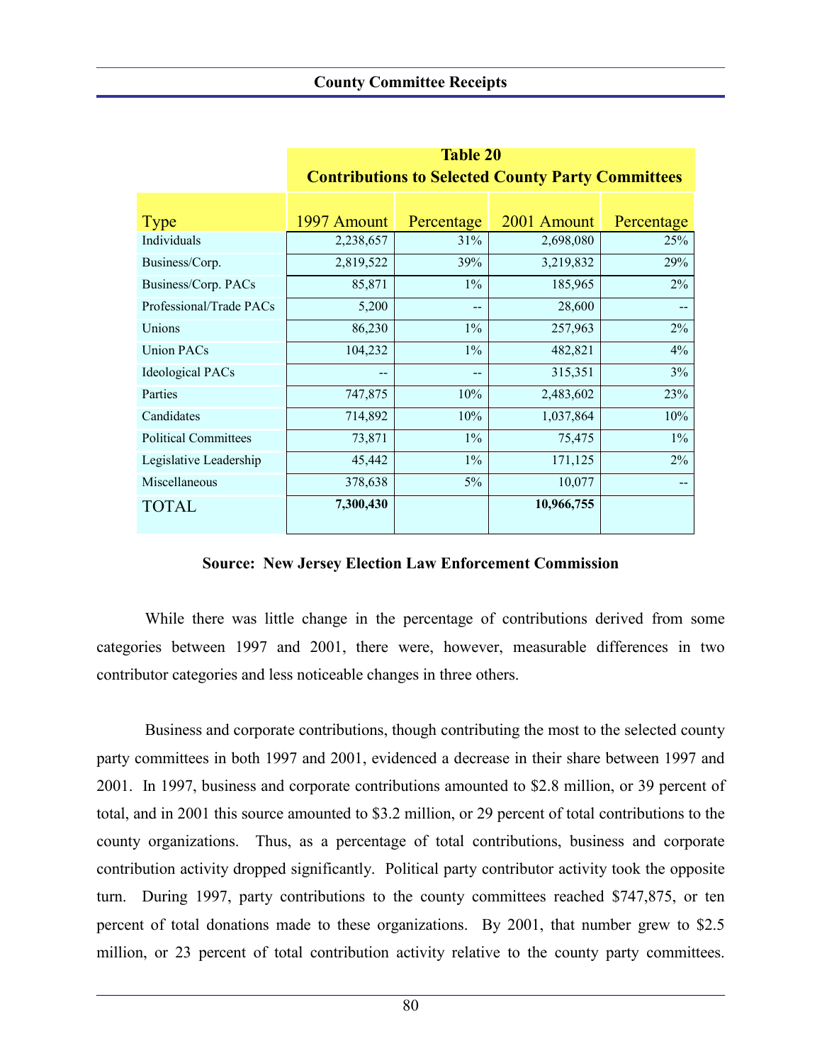**Table 20**
**Contributions to Selected County Party Committees**

| Type | 1997 Amount | Percentage | 2001 Amount | Percentage |
|---|---|---|---|---|
| Individuals | 2,238,657 | 31% | 2,698,080 | 25% |
| Business/Corp. | 2,819,522 | 39% | 3,219,832 | 29% |
| Business/Corp. PACs | 85,871 | 1% | 185,965 | 2% |
| Professional/Trade PACs | 5,200 | -- | 28,600 | -- |
| Unions | 86,230 | 1% | 257,963 | 2% |
| Union PACs | 104,232 | 1% | 482,821 | 4% |
| Ideological PACs | -- | -- | 315,351 | 3% |
| Parties | 747,875 | 10% | 2,483,602 | 23% |
| Candidates | 714,892 | 10% | 1,037,864 | 10% |
| Political Committees | 73,871 | 1% | 75,475 | 1% |
| Legislative Leadership | 45,442 | 1% | 171,125 | 2% |
| Miscellaneous | 378,638 | 5% | 10,077 | -- |
| TOTAL | **7,300,430** | | **10,966,755** | |

**Source: New Jersey Election Law Enforcement Commission**

While there was little change in the percentage of contributions derived from some categories between 1997 and 2001, there were, however, measurable differences in two contributor categories and less noticeable changes in three others.

Business and corporate contributions, though contributing the most to the selected county party committees in both 1997 and 2001, evidenced a decrease in their share between 1997 and 2001. In 1997, business and corporate contributions amounted to $2.8 million, or 39 percent of total, and in 2001 this source amounted to $3.2 million, or 29 percent of total contributions to the county organizations. Thus, as a percentage of total contributions, business and corporate contribution activity dropped significantly. Political party contributor activity took the opposite turn. During 1997, party contributions to the county committees reached $747,875, or ten percent of total donations made to these organizations. By 2001, that number grew to $2.5 million, or 23 percent of total contribution activity relative to the county party committees.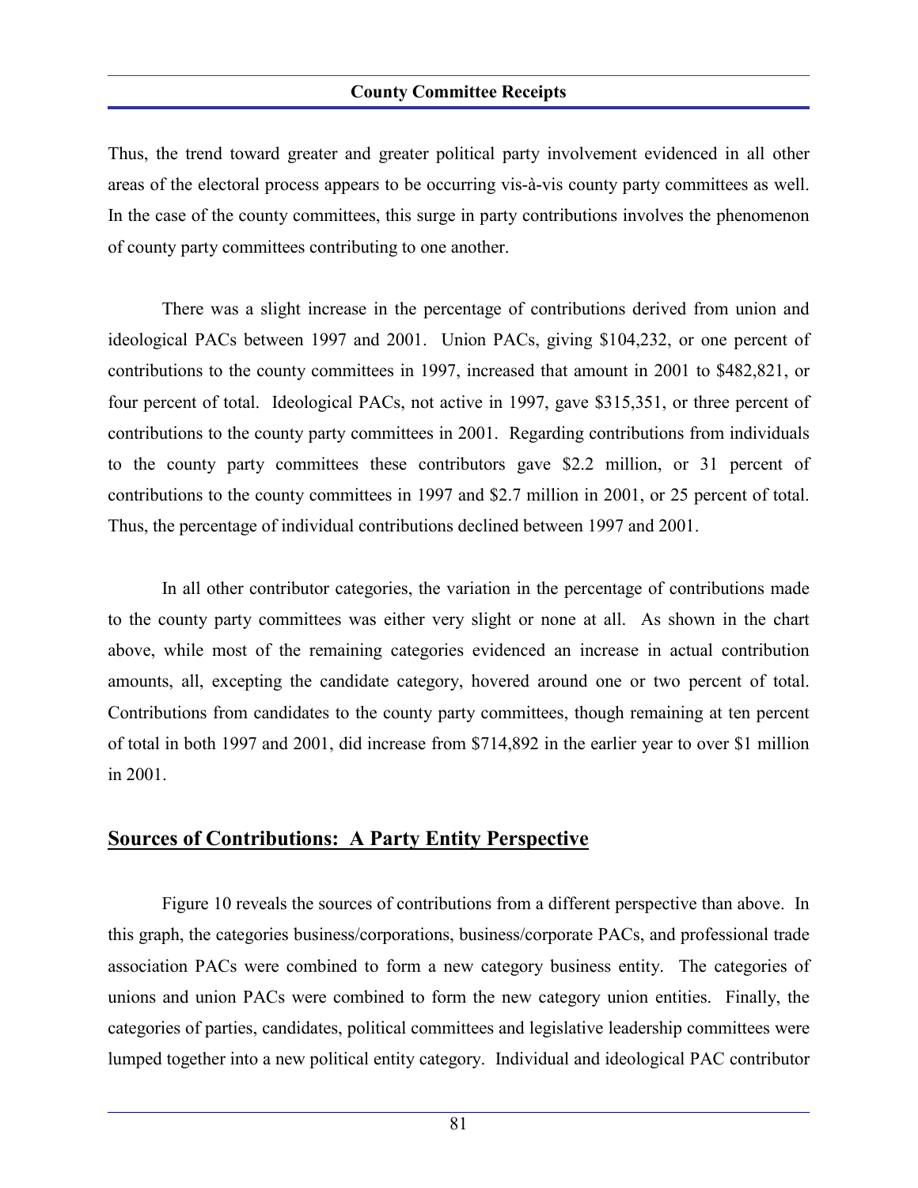Thus, the trend toward greater and greater political party involvement evidenced in all other areas of the electoral process appears to be occurring vis-à-vis county party committees as well. In the case of the county committees, this surge in party contributions involves the phenomenon of county party committees contributing to one another.

There was a slight increase in the percentage of contributions derived from union and ideological PACs between 1997 and 2001. Union PACs, giving $104,232, or one percent of contributions to the county committees in 1997, increased that amount in 2001 to $482,821, or four percent of total. Ideological PACs, not active in 1997, gave $315,351, or three percent of contributions to the county party committees in 2001. Regarding contributions from individuals to the county party committees these contributors gave $2.2 million, or 31 percent of contributions to the county committees in 1997 and $2.7 million in 2001, or 25 percent of total. Thus, the percentage of individual contributions declined between 1997 and 2001.

In all other contributor categories, the variation in the percentage of contributions made to the county party committees was either very slight or none at all. As shown in the chart above, while most of the remaining categories evidenced an increase in actual contribution amounts, all, excepting the candidate category, hovered around one or two percent of total. Contributions from candidates to the county party committees, though remaining at ten percent of total in both 1997 and 2001, did increase from $714,892 in the earlier year to over $1 million in 2001.

## Sources of Contributions: A Party Entity Perspective

Figure 10 reveals the sources of contributions from a different perspective than above. In this graph, the categories business/corporations, business/corporate PACs, and professional trade association PACs were combined to form a new category business entity. The categories of unions and union PACs were combined to form the new category union entities. Finally, the categories of parties, candidates, political committees and legislative leadership committees were lumped together into a new political entity category. Individual and ideological PAC contributor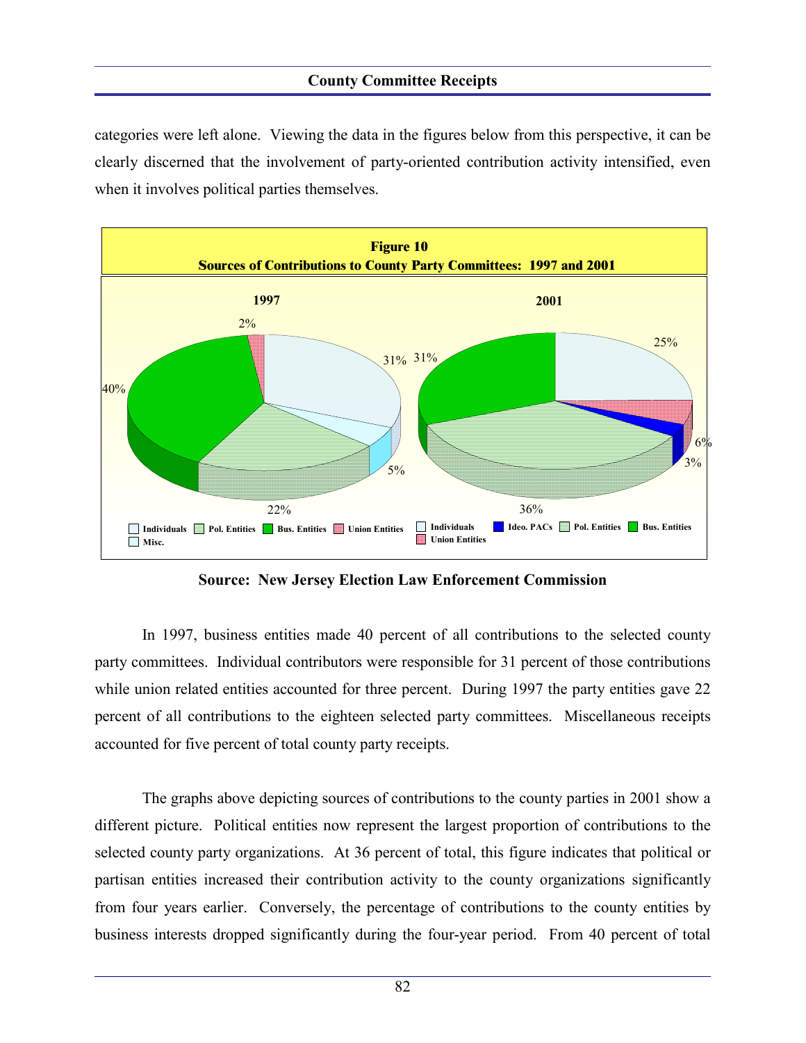categories were left alone. Viewing the data in the figures below from this perspective, it can be clearly discerned that the involvement of party-oriented contribution activity intensified, even when it involves political parties themselves.

**Figure 10**
**Sources of Contributions to County Party Committees: 1997 and 2001**

| Source | 1997 | 2001 |
|---|---|---|
| Individuals | 31% | 25% |
| Pol. Entities | 22% | 36% |
| Bus. Entities | 40% | 31% |
| Union Entities | 2% | 6% |
| Misc. | 5% | |
| Ideo. PACs | | 3% |

**Source: New Jersey Election Law Enforcement Commission**

In 1997, business entities made 40 percent of all contributions to the selected county party committees. Individual contributors were responsible for 31 percent of those contributions while union related entities accounted for three percent. During 1997 the party entities gave 22 percent of all contributions to the eighteen selected party committees. Miscellaneous receipts accounted for five percent of total county party receipts.

The graphs above depicting sources of contributions to the county parties in 2001 show a different picture. Political entities now represent the largest proportion of contributions to the selected county party organizations. At 36 percent of total, this figure indicates that political or partisan entities increased their contribution activity to the county organizations significantly from four years earlier. Conversely, the percentage of contributions to the county entities by business interests dropped significantly during the four-year period. From 40 percent of total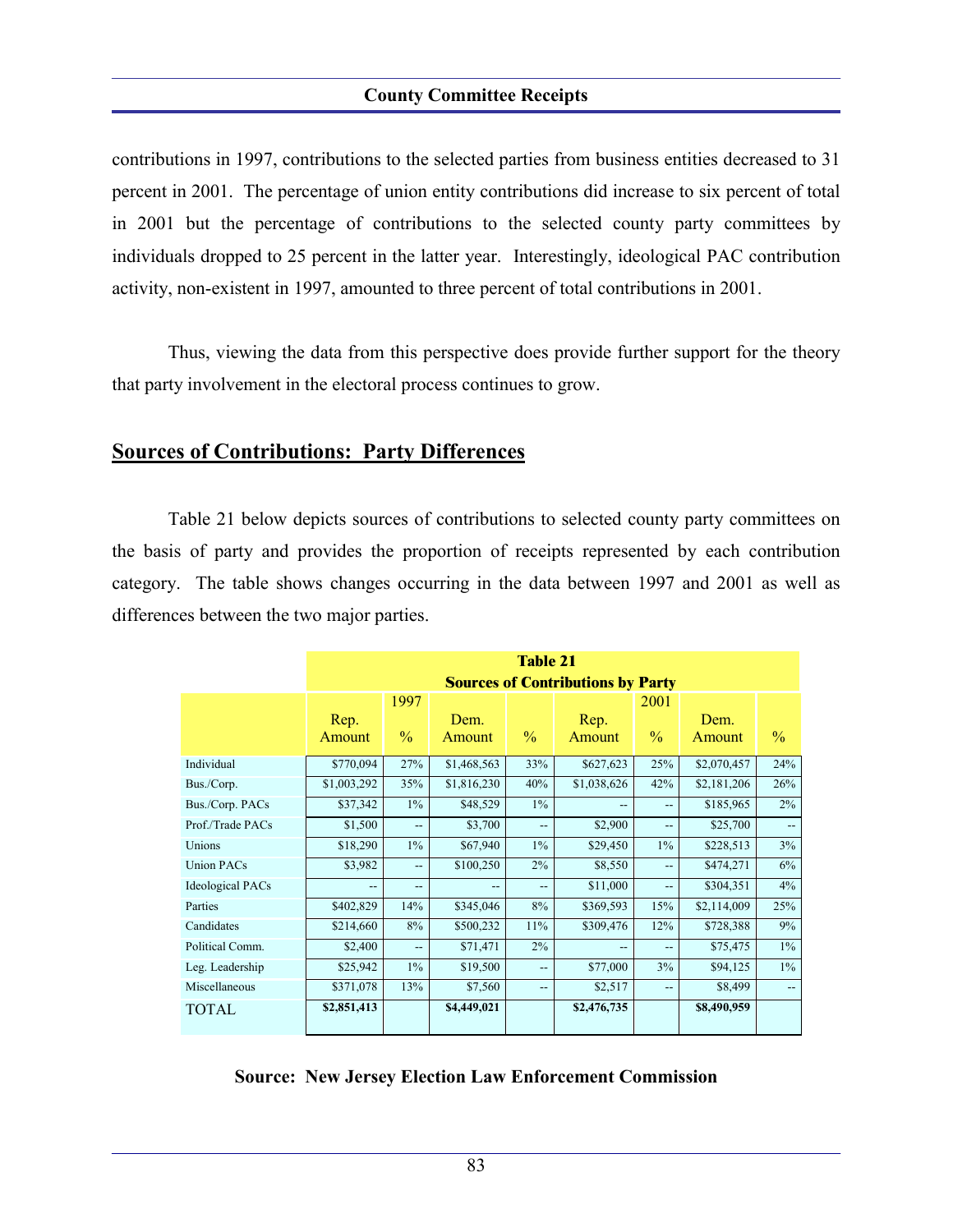contributions in 1997, contributions to the selected parties from business entities decreased to 31 percent in 2001. The percentage of union entity contributions did increase to six percent of total in 2001 but the percentage of contributions to the selected county party committees by individuals dropped to 25 percent in the latter year. Interestingly, ideological PAC contribution activity, non-existent in 1997, amounted to three percent of total contributions in 2001.

Thus, viewing the data from this perspective does provide further support for the theory that party involvement in the electoral process continues to grow.

## Sources of Contributions: Party Differences

Table 21 below depicts sources of contributions to selected county party committees on the basis of party and provides the proportion of receipts represented by each contribution category. The table shows changes occurring in the data between 1997 and 2001 as well as differences between the two major parties.

**Table 21**
**Sources of Contributions by Party**

| | 1997 | | | | 2001 | | | |
|---|---|---|---|---|---|---|---|---|
| | Rep. Amount | % | Dem. Amount | % | Rep. Amount | % | Dem. Amount | % |
| Individual | $770,094 | 27% | $1,468,563 | 33% | $627,623 | 25% | $2,070,457 | 24% |
| Bus./Corp. | $1,003,292 | 35% | $1,816,230 | 40% | $1,038,626 | 42% | $2,181,206 | 26% |
| Bus./Corp. PACs | $37,342 | 1% | $48,529 | 1% | -- | -- | $185,965 | 2% |
| Prof./Trade PACs | $1,500 | -- | $3,700 | -- | $2,900 | -- | $25,700 | -- |
| Unions | $18,290 | 1% | $67,940 | 1% | $29,450 | 1% | $228,513 | 3% |
| Union PACs | $3,982 | -- | $100,250 | 2% | $8,550 | -- | $474,271 | 6% |
| Ideological PACs | -- | -- | -- | -- | $11,000 | -- | $304,351 | 4% |
| Parties | $402,829 | 14% | $345,046 | 8% | $369,593 | 15% | $2,114,009 | 25% |
| Candidates | $214,660 | 8% | $500,232 | 11% | $309,476 | 12% | $728,388 | 9% |
| Political Comm. | $2,400 | -- | $71,471 | 2% | -- | -- | $75,475 | 1% |
| Leg. Leadership | $25,942 | 1% | $19,500 | -- | $77,000 | 3% | $94,125 | 1% |
| Miscellaneous | $371,078 | 13% | $7,560 | -- | $2,517 | -- | $8,499 | -- |
| TOTAL | **$2,851,413** | | **$4,449,021** | | **$2,476,735** | | **$8,490,959** | |

**Source: New Jersey Election Law Enforcement Commission**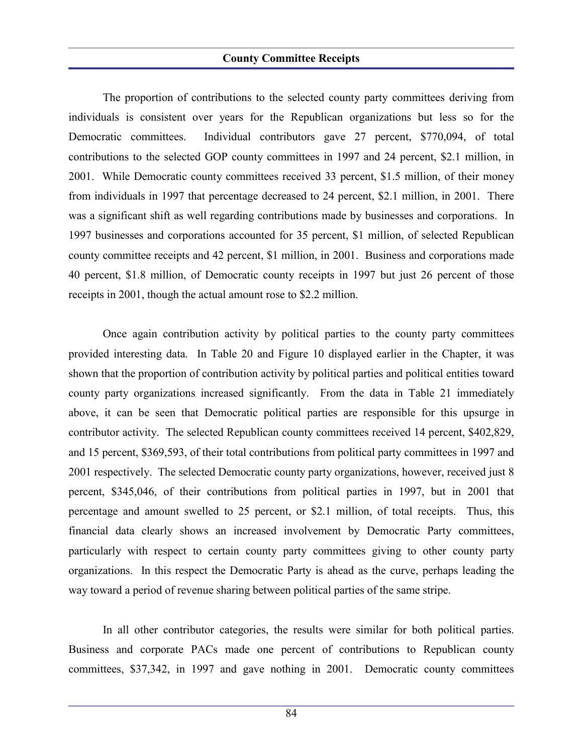## County Committee Receipts

The proportion of contributions to the selected county party committees deriving from individuals is consistent over years for the Republican organizations but less so for the Democratic committees. Individual contributors gave 27 percent, $770,094, of total contributions to the selected GOP county committees in 1997 and 24 percent, $2.1 million, in 2001. While Democratic county committees received 33 percent, $1.5 million, of their money from individuals in 1997 that percentage decreased to 24 percent, $2.1 million, in 2001. There was a significant shift as well regarding contributions made by businesses and corporations. In 1997 businesses and corporations accounted for 35 percent, $1 million, of selected Republican county committee receipts and 42 percent, $1 million, in 2001. Business and corporations made 40 percent, $1.8 million, of Democratic county receipts in 1997 but just 26 percent of those receipts in 2001, though the actual amount rose to $2.2 million.

Once again contribution activity by political parties to the county party committees provided interesting data. In Table 20 and Figure 10 displayed earlier in the Chapter, it was shown that the proportion of contribution activity by political parties and political entities toward county party organizations increased significantly. From the data in Table 21 immediately above, it can be seen that Democratic political parties are responsible for this upsurge in contributor activity. The selected Republican county committees received 14 percent, $402,829, and 15 percent, $369,593, of their total contributions from political party committees in 1997 and 2001 respectively. The selected Democratic county party organizations, however, received just 8 percent, $345,046, of their contributions from political parties in 1997, but in 2001 that percentage and amount swelled to 25 percent, or $2.1 million, of total receipts. Thus, this financial data clearly shows an increased involvement by Democratic Party committees, particularly with respect to certain county party committees giving to other county party organizations. In this respect the Democratic Party is ahead as the curve, perhaps leading the way toward a period of revenue sharing between political parties of the same stripe.

In all other contributor categories, the results were similar for both political parties. Business and corporate PACs made one percent of contributions to Republican county committees, $37,342, in 1997 and gave nothing in 2001. Democratic county committees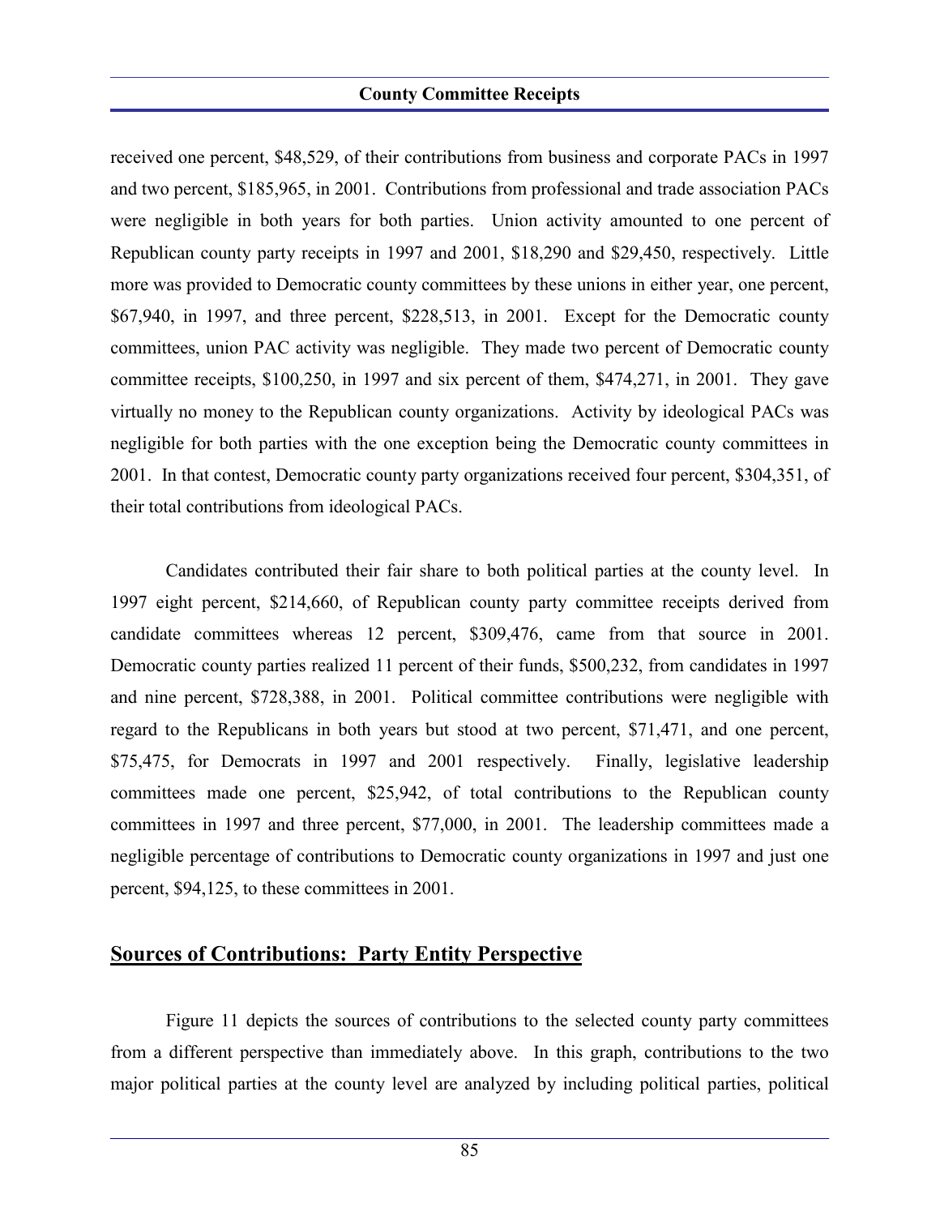received one percent, $48,529, of their contributions from business and corporate PACs in 1997 and two percent, $185,965, in 2001. Contributions from professional and trade association PACs were negligible in both years for both parties. Union activity amounted to one percent of Republican county party receipts in 1997 and 2001, $18,290 and $29,450, respectively. Little more was provided to Democratic county committees by these unions in either year, one percent, $67,940, in 1997, and three percent, $228,513, in 2001. Except for the Democratic county committees, union PAC activity was negligible. They made two percent of Democratic county committee receipts, $100,250, in 1997 and six percent of them, $474,271, in 2001. They gave virtually no money to the Republican county organizations. Activity by ideological PACs was negligible for both parties with the one exception being the Democratic county committees in 2001. In that contest, Democratic county party organizations received four percent, $304,351, of their total contributions from ideological PACs.

Candidates contributed their fair share to both political parties at the county level. In 1997 eight percent, $214,660, of Republican county party committee receipts derived from candidate committees whereas 12 percent, $309,476, came from that source in 2001. Democratic county parties realized 11 percent of their funds, $500,232, from candidates in 1997 and nine percent, $728,388, in 2001. Political committee contributions were negligible with regard to the Republicans in both years but stood at two percent, $71,471, and one percent, $75,475, for Democrats in 1997 and 2001 respectively. Finally, legislative leadership committees made one percent, $25,942, of total contributions to the Republican county committees in 1997 and three percent, $77,000, in 2001. The leadership committees made a negligible percentage of contributions to Democratic county organizations in 1997 and just one percent, $94,125, to these committees in 2001.

## Sources of Contributions: Party Entity Perspective

Figure 11 depicts the sources of contributions to the selected county party committees from a different perspective than immediately above. In this graph, contributions to the two major political parties at the county level are analyzed by including political parties, political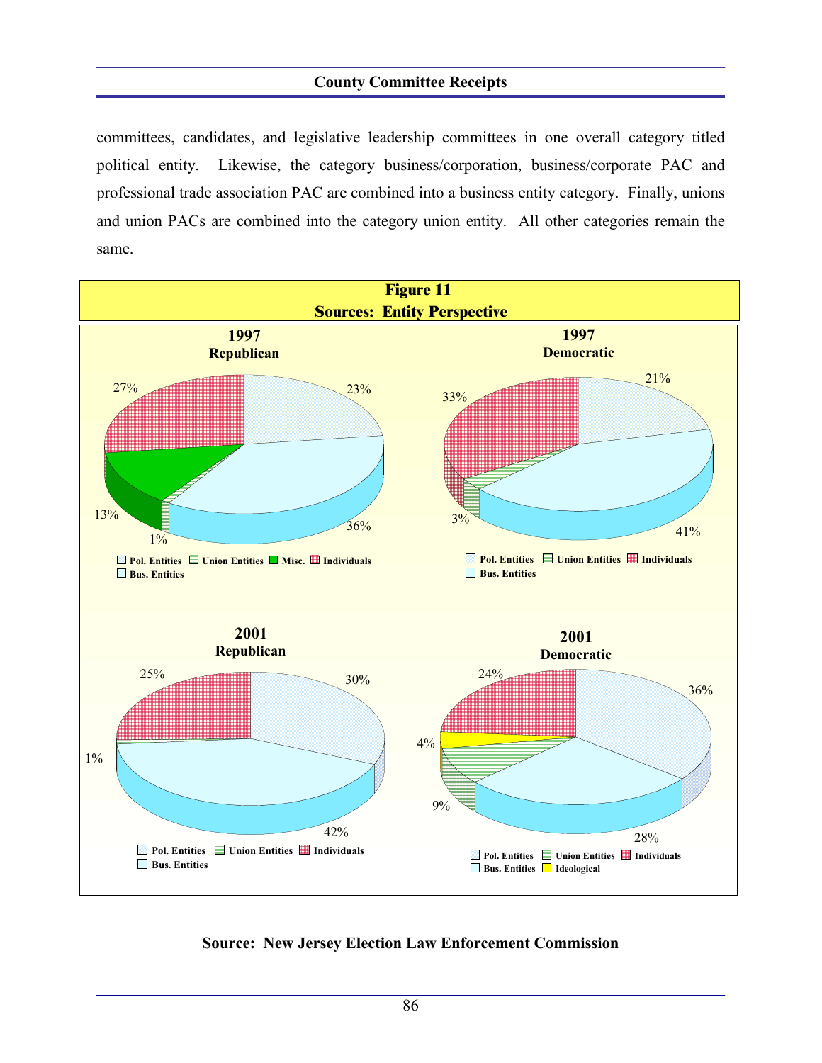committees, candidates, and legislative leadership committees in one overall category titled political entity. Likewise, the category business/corporation, business/corporate PAC and professional trade association PAC are combined into a business entity category. Finally, unions and union PACs are combined into the category union entity. All other categories remain the same.

**Figure 11**
**Sources: Entity Perspective**

**1997 Republican**

27%, 23%, 13%, 1%, 36%

Pol. Entities, Union Entities, Misc., Individuals, Bus. Entities

**1997 Democratic**

33%, 21%, 3%, 41%

Pol. Entities, Union Entities, Individuals, Bus. Entities

**2001 Republican**

25%, 30%, 1%, 42%

Pol. Entities, Union Entities, Individuals, Bus. Entities

**2001 Democratic**

24%, 36%, 4%, 9%, 28%

Pol. Entities, Union Entities, Individuals, Bus. Entities, Ideological

**Source: New Jersey Election Law Enforcement Commission**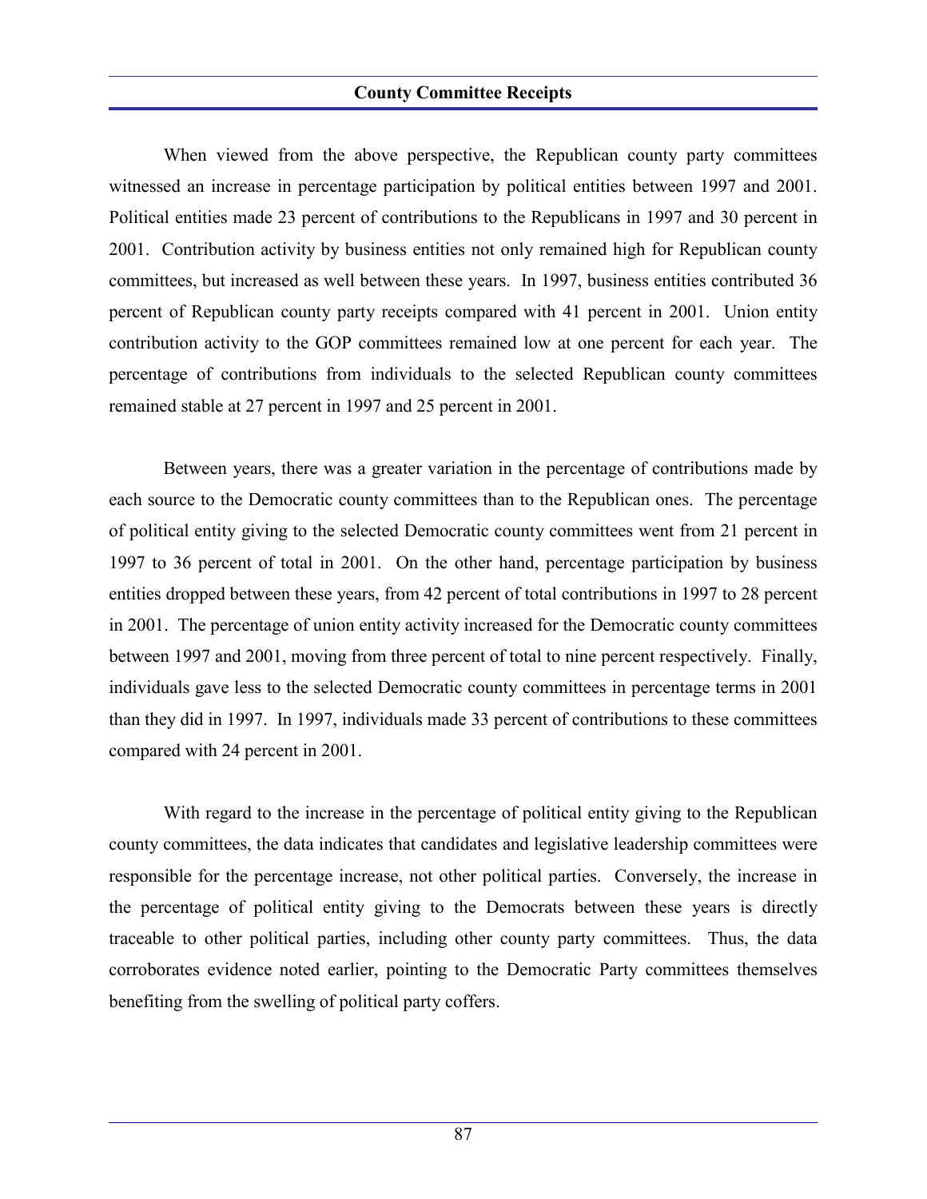When viewed from the above perspective, the Republican county party committees witnessed an increase in percentage participation by political entities between 1997 and 2001. Political entities made 23 percent of contributions to the Republicans in 1997 and 30 percent in 2001. Contribution activity by business entities not only remained high for Republican county committees, but increased as well between these years. In 1997, business entities contributed 36 percent of Republican county party receipts compared with 41 percent in 2001. Union entity contribution activity to the GOP committees remained low at one percent for each year. The percentage of contributions from individuals to the selected Republican county committees remained stable at 27 percent in 1997 and 25 percent in 2001.

Between years, there was a greater variation in the percentage of contributions made by each source to the Democratic county committees than to the Republican ones. The percentage of political entity giving to the selected Democratic county committees went from 21 percent in 1997 to 36 percent of total in 2001. On the other hand, percentage participation by business entities dropped between these years, from 42 percent of total contributions in 1997 to 28 percent in 2001. The percentage of union entity activity increased for the Democratic county committees between 1997 and 2001, moving from three percent of total to nine percent respectively. Finally, individuals gave less to the selected Democratic county committees in percentage terms in 2001 than they did in 1997. In 1997, individuals made 33 percent of contributions to these committees compared with 24 percent in 2001.

With regard to the increase in the percentage of political entity giving to the Republican county committees, the data indicates that candidates and legislative leadership committees were responsible for the percentage increase, not other political parties. Conversely, the increase in the percentage of political entity giving to the Democrats between these years is directly traceable to other political parties, including other county party committees. Thus, the data corroborates evidence noted earlier, pointing to the Democratic Party committees themselves benefiting from the swelling of political party coffers.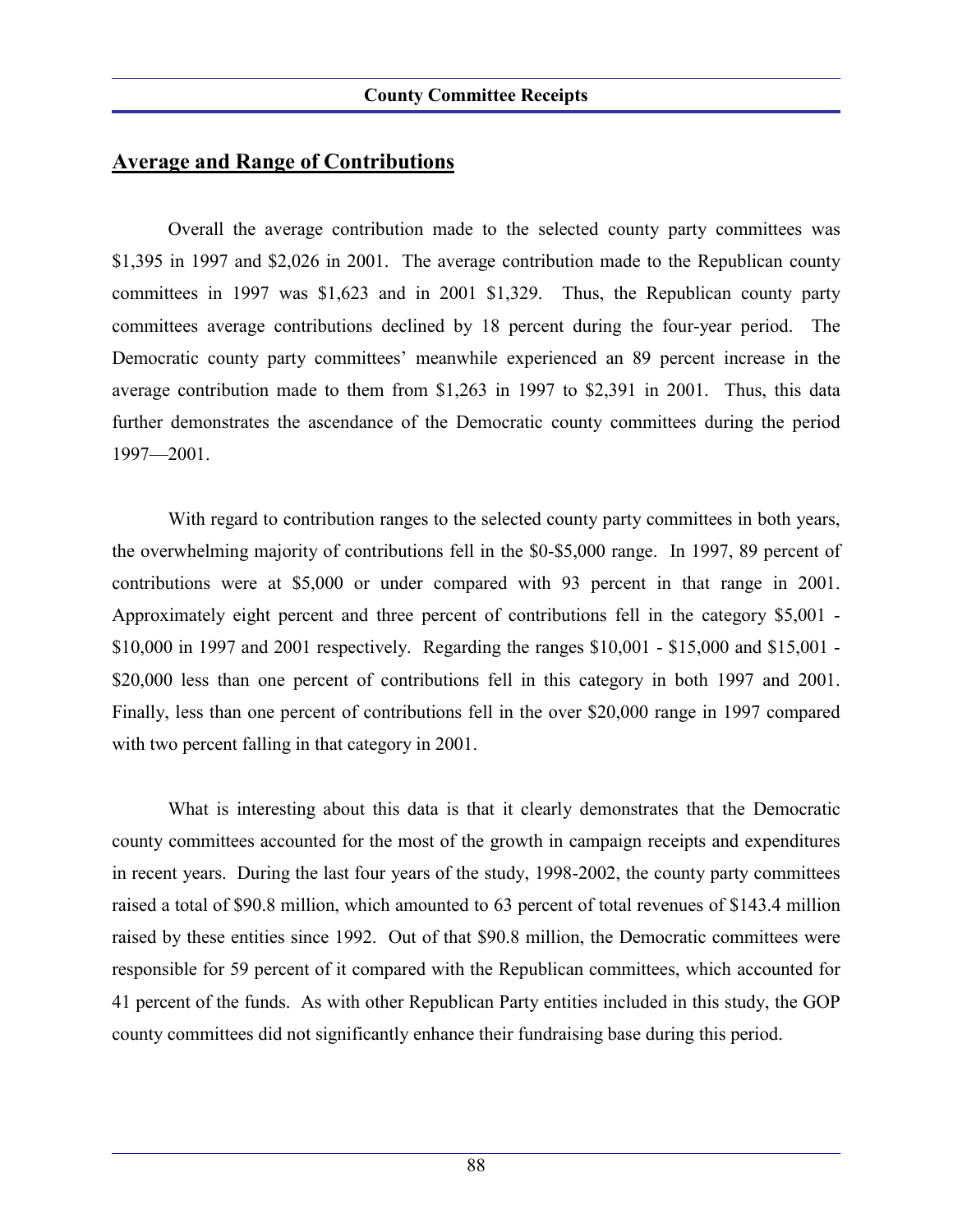## Average and Range of Contributions

Overall the average contribution made to the selected county party committees was $1,395 in 1997 and $2,026 in 2001. The average contribution made to the Republican county committees in 1997 was $1,623 and in 2001 $1,329. Thus, the Republican county party committees average contributions declined by 18 percent during the four-year period. The Democratic county party committees' meanwhile experienced an 89 percent increase in the average contribution made to them from $1,263 in 1997 to $2,391 in 2001. Thus, this data further demonstrates the ascendance of the Democratic county committees during the period 1997—2001.

With regard to contribution ranges to the selected county party committees in both years, the overwhelming majority of contributions fell in the $0-$5,000 range. In 1997, 89 percent of contributions were at $5,000 or under compared with 93 percent in that range in 2001. Approximately eight percent and three percent of contributions fell in the category $5,001 - $10,000 in 1997 and 2001 respectively. Regarding the ranges $10,001 - $15,000 and $15,001 - $20,000 less than one percent of contributions fell in this category in both 1997 and 2001. Finally, less than one percent of contributions fell in the over $20,000 range in 1997 compared with two percent falling in that category in 2001.

What is interesting about this data is that it clearly demonstrates that the Democratic county committees accounted for the most of the growth in campaign receipts and expenditures in recent years. During the last four years of the study, 1998-2002, the county party committees raised a total of $90.8 million, which amounted to 63 percent of total revenues of $143.4 million raised by these entities since 1992. Out of that $90.8 million, the Democratic committees were responsible for 59 percent of it compared with the Republican committees, which accounted for 41 percent of the funds. As with other Republican Party entities included in this study, the GOP county committees did not significantly enhance their fundraising base during this period.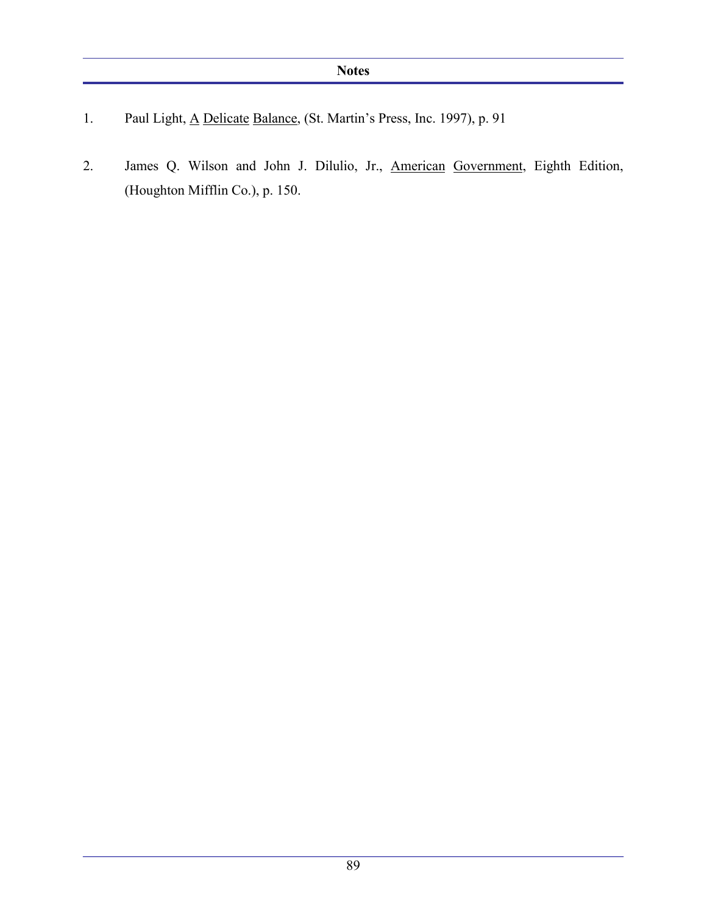## Notes

1. Paul Light, <u>A Delicate Balance</u>, (St. Martin's Press, Inc. 1997), p. 91

2. James Q. Wilson and John J. Dilulio, Jr., <u>American Government</u>, Eighth Edition, (Houghton Mifflin Co.), p. 150.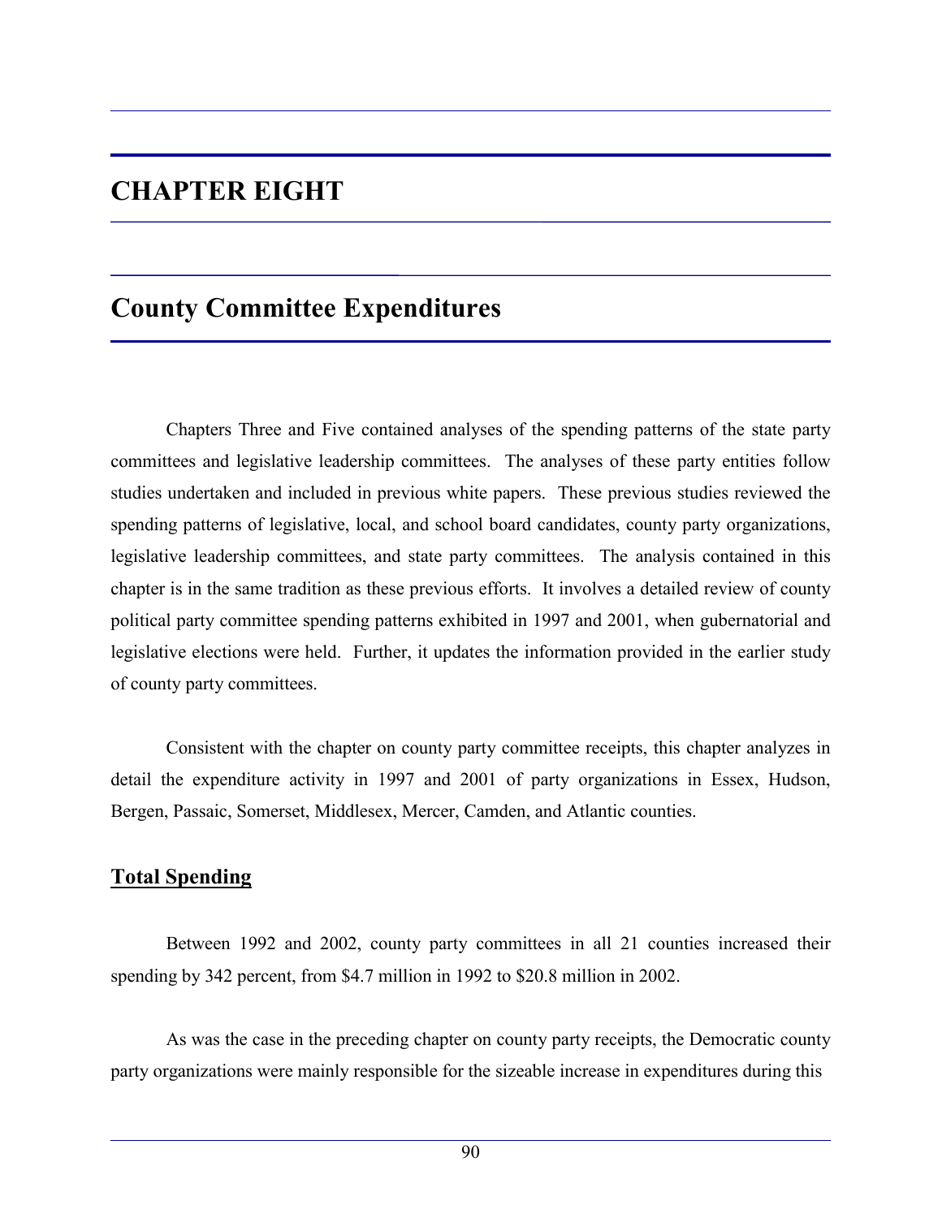# CHAPTER EIGHT

# County Committee Expenditures

Chapters Three and Five contained analyses of the spending patterns of the state party committees and legislative leadership committees. The analyses of these party entities follow studies undertaken and included in previous white papers. These previous studies reviewed the spending patterns of legislative, local, and school board candidates, county party organizations, legislative leadership committees, and state party committees. The analysis contained in this chapter is in the same tradition as these previous efforts. It involves a detailed review of county political party committee spending patterns exhibited in 1997 and 2001, when gubernatorial and legislative elections were held. Further, it updates the information provided in the earlier study of county party committees.

Consistent with the chapter on county party committee receipts, this chapter analyzes in detail the expenditure activity in 1997 and 2001 of party organizations in Essex, Hudson, Bergen, Passaic, Somerset, Middlesex, Mercer, Camden, and Atlantic counties.

## Total Spending

Between 1992 and 2002, county party committees in all 21 counties increased their spending by 342 percent, from \$4.7 million in 1992 to \$20.8 million in 2002.

As was the case in the preceding chapter on county party receipts, the Democratic county party organizations were mainly responsible for the sizeable increase in expenditures during this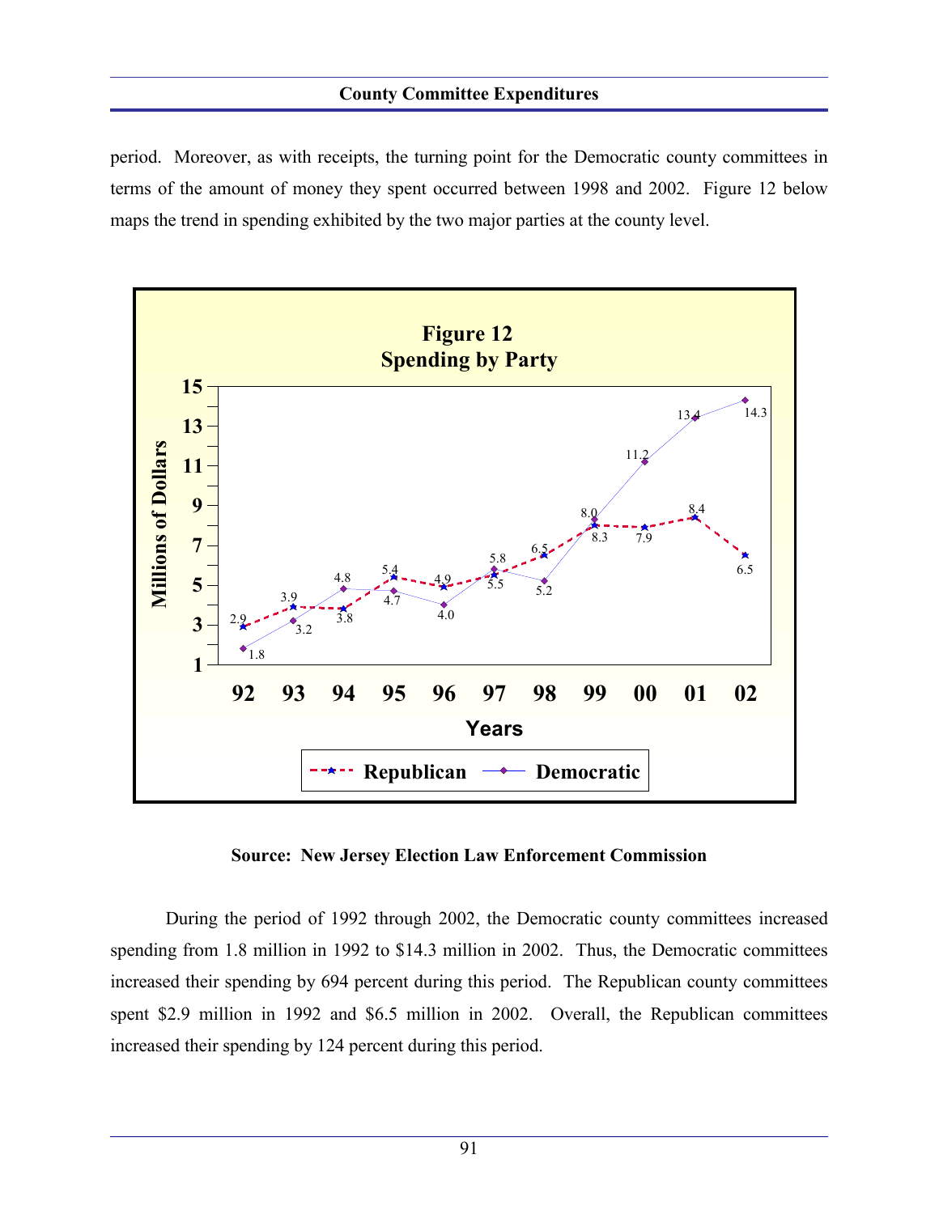period. Moreover, as with receipts, the turning point for the Democratic county committees in terms of the amount of money they spent occurred between 1998 and 2002. Figure 12 below maps the trend in spending exhibited by the two major parties at the county level.

**Figure 12**
**Spending by Party**

| Years | Republican | Democratic |
|---|---|---|
| 92 | 2.9 | 1.8 |
| 93 | 3.9 | 3.2 |
| 94 | 3.8 | 4.8 |
| 95 | 5.4 | 4.7 |
| 96 | 4.9 | 4.0 |
| 97 | 5.5 | 5.8 |
| 98 | 6.5 | 5.2 |
| 99 | 8.0 | 8.3 |
| 00 | 7.9 | 11.2 |
| 01 | 8.4 | 13.4 |
| 02 | 6.5 | 14.3 |

(Millions of Dollars)

**Source: New Jersey Election Law Enforcement Commission**

During the period of 1992 through 2002, the Democratic county committees increased spending from 1.8 million in 1992 to $14.3 million in 2002. Thus, the Democratic committees increased their spending by 694 percent during this period. The Republican county committees spent $2.9 million in 1992 and $6.5 million in 2002. Overall, the Republican committees increased their spending by 124 percent during this period.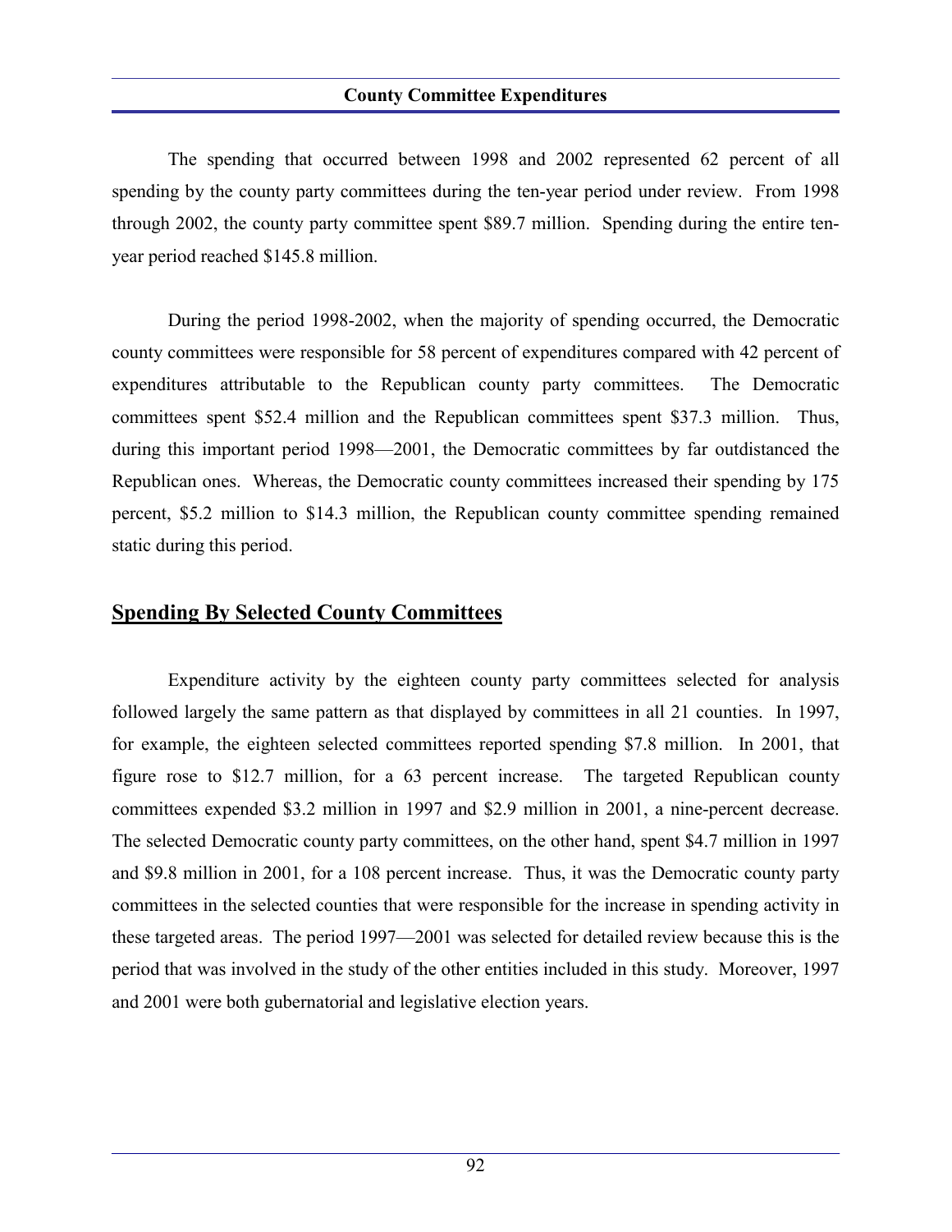The spending that occurred between 1998 and 2002 represented 62 percent of all spending by the county party committees during the ten-year period under review. From 1998 through 2002, the county party committee spent $89.7 million. Spending during the entire ten-year period reached $145.8 million.

During the period 1998-2002, when the majority of spending occurred, the Democratic county committees were responsible for 58 percent of expenditures compared with 42 percent of expenditures attributable to the Republican county party committees. The Democratic committees spent $52.4 million and the Republican committees spent $37.3 million. Thus, during this important period 1998—2001, the Democratic committees by far outdistanced the Republican ones. Whereas, the Democratic county committees increased their spending by 175 percent, $5.2 million to $14.3 million, the Republican county committee spending remained static during this period.

## Spending By Selected County Committees

Expenditure activity by the eighteen county party committees selected for analysis followed largely the same pattern as that displayed by committees in all 21 counties. In 1997, for example, the eighteen selected committees reported spending $7.8 million. In 2001, that figure rose to $12.7 million, for a 63 percent increase. The targeted Republican county committees expended $3.2 million in 1997 and $2.9 million in 2001, a nine-percent decrease. The selected Democratic county party committees, on the other hand, spent $4.7 million in 1997 and $9.8 million in 2001, for a 108 percent increase. Thus, it was the Democratic county party committees in the selected counties that were responsible for the increase in spending activity in these targeted areas. The period 1997—2001 was selected for detailed review because this is the period that was involved in the study of the other entities included in this study. Moreover, 1997 and 2001 were both gubernatorial and legislative election years.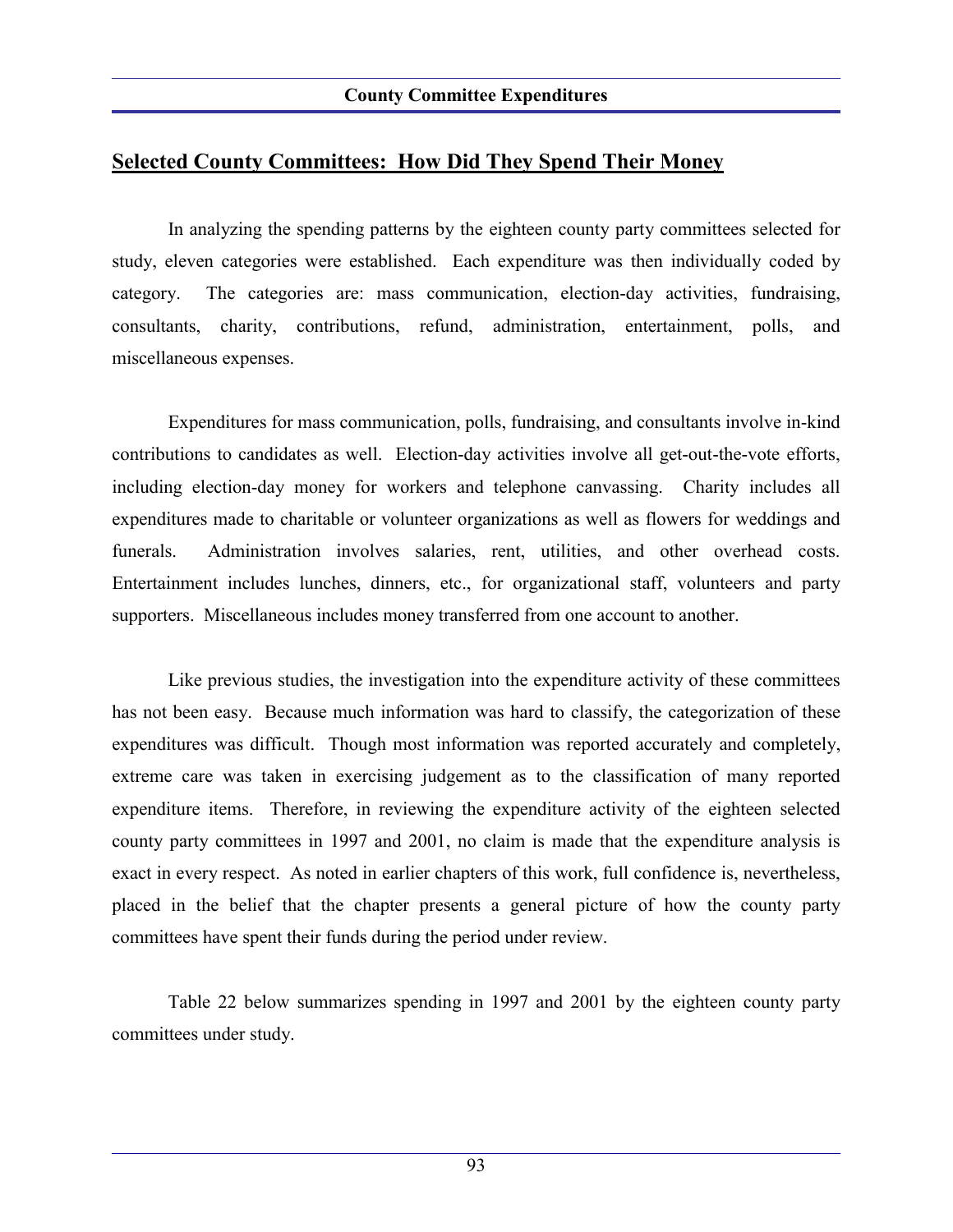## Selected County Committees: How Did They Spend Their Money

In analyzing the spending patterns by the eighteen county party committees selected for study, eleven categories were established. Each expenditure was then individually coded by category. The categories are: mass communication, election-day activities, fundraising, consultants, charity, contributions, refund, administration, entertainment, polls, and miscellaneous expenses.

Expenditures for mass communication, polls, fundraising, and consultants involve in-kind contributions to candidates as well. Election-day activities involve all get-out-the-vote efforts, including election-day money for workers and telephone canvassing. Charity includes all expenditures made to charitable or volunteer organizations as well as flowers for weddings and funerals. Administration involves salaries, rent, utilities, and other overhead costs. Entertainment includes lunches, dinners, etc., for organizational staff, volunteers and party supporters. Miscellaneous includes money transferred from one account to another.

Like previous studies, the investigation into the expenditure activity of these committees has not been easy. Because much information was hard to classify, the categorization of these expenditures was difficult. Though most information was reported accurately and completely, extreme care was taken in exercising judgement as to the classification of many reported expenditure items. Therefore, in reviewing the expenditure activity of the eighteen selected county party committees in 1997 and 2001, no claim is made that the expenditure analysis is exact in every respect. As noted in earlier chapters of this work, full confidence is, nevertheless, placed in the belief that the chapter presents a general picture of how the county party committees have spent their funds during the period under review.

Table 22 below summarizes spending in 1997 and 2001 by the eighteen county party committees under study.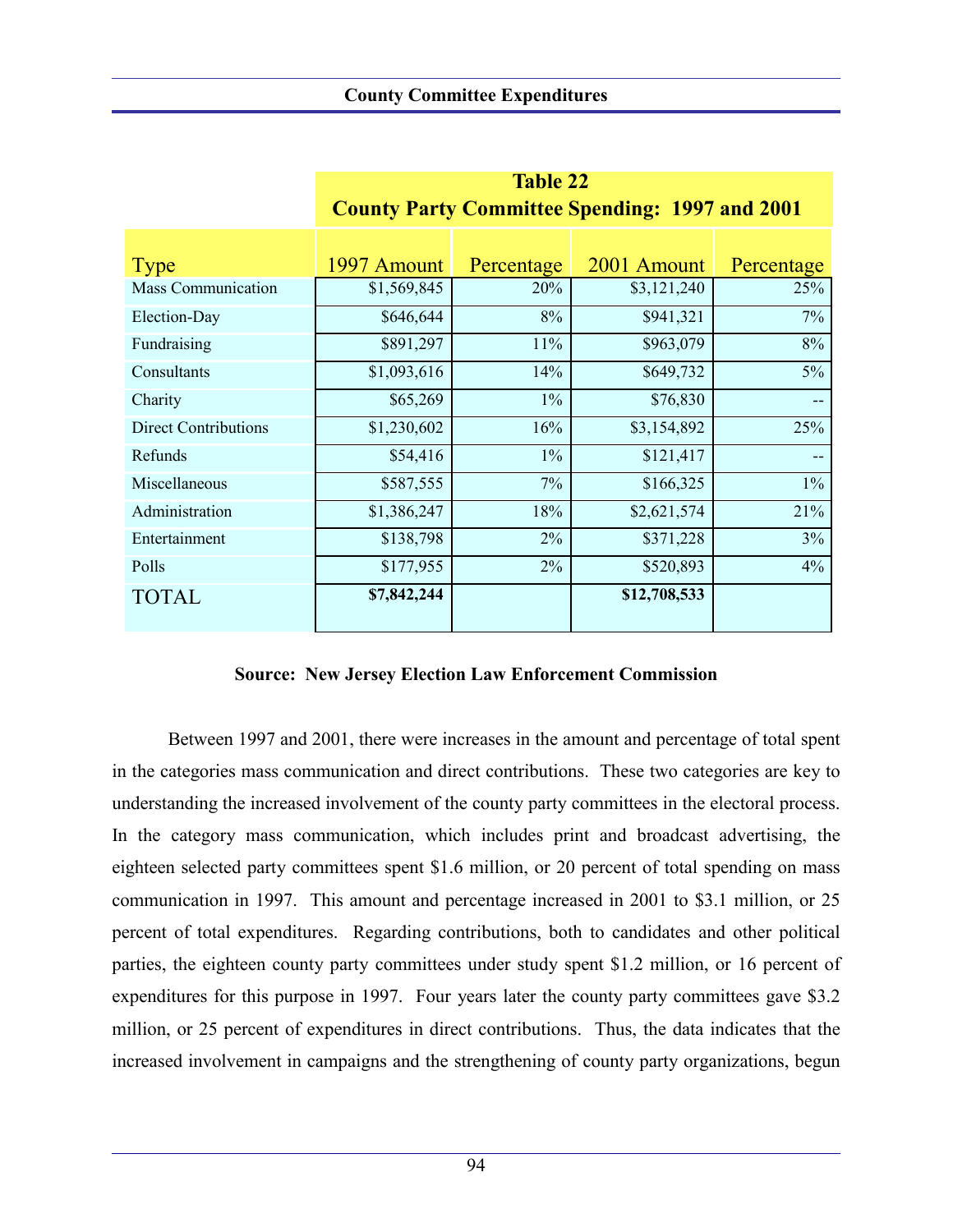**Table 22**
**County Party Committee Spending: 1997 and 2001**

| Type | 1997 Amount | Percentage | 2001 Amount | Percentage |
|---|---|---|---|---|
| Mass Communication | $1,569,845 | 20% | $3,121,240 | 25% |
| Election-Day | $646,644 | 8% | $941,321 | 7% |
| Fundraising | $891,297 | 11% | $963,079 | 8% |
| Consultants | $1,093,616 | 14% | $649,732 | 5% |
| Charity | $65,269 | 1% | $76,830 | -- |
| Direct Contributions | $1,230,602 | 16% | $3,154,892 | 25% |
| Refunds | $54,416 | 1% | $121,417 | -- |
| Miscellaneous | $587,555 | 7% | $166,325 | 1% |
| Administration | $1,386,247 | 18% | $2,621,574 | 21% |
| Entertainment | $138,798 | 2% | $371,228 | 3% |
| Polls | $177,955 | 2% | $520,893 | 4% |
| TOTAL | **$7,842,244** | | **$12,708,533** | |

**Source: New Jersey Election Law Enforcement Commission**

Between 1997 and 2001, there were increases in the amount and percentage of total spent in the categories mass communication and direct contributions. These two categories are key to understanding the increased involvement of the county party committees in the electoral process. In the category mass communication, which includes print and broadcast advertising, the eighteen selected party committees spent $1.6 million, or 20 percent of total spending on mass communication in 1997. This amount and percentage increased in 2001 to $3.1 million, or 25 percent of total expenditures. Regarding contributions, both to candidates and other political parties, the eighteen county party committees under study spent $1.2 million, or 16 percent of expenditures for this purpose in 1997. Four years later the county party committees gave $3.2 million, or 25 percent of expenditures in direct contributions. Thus, the data indicates that the increased involvement in campaigns and the strengthening of county party organizations, begun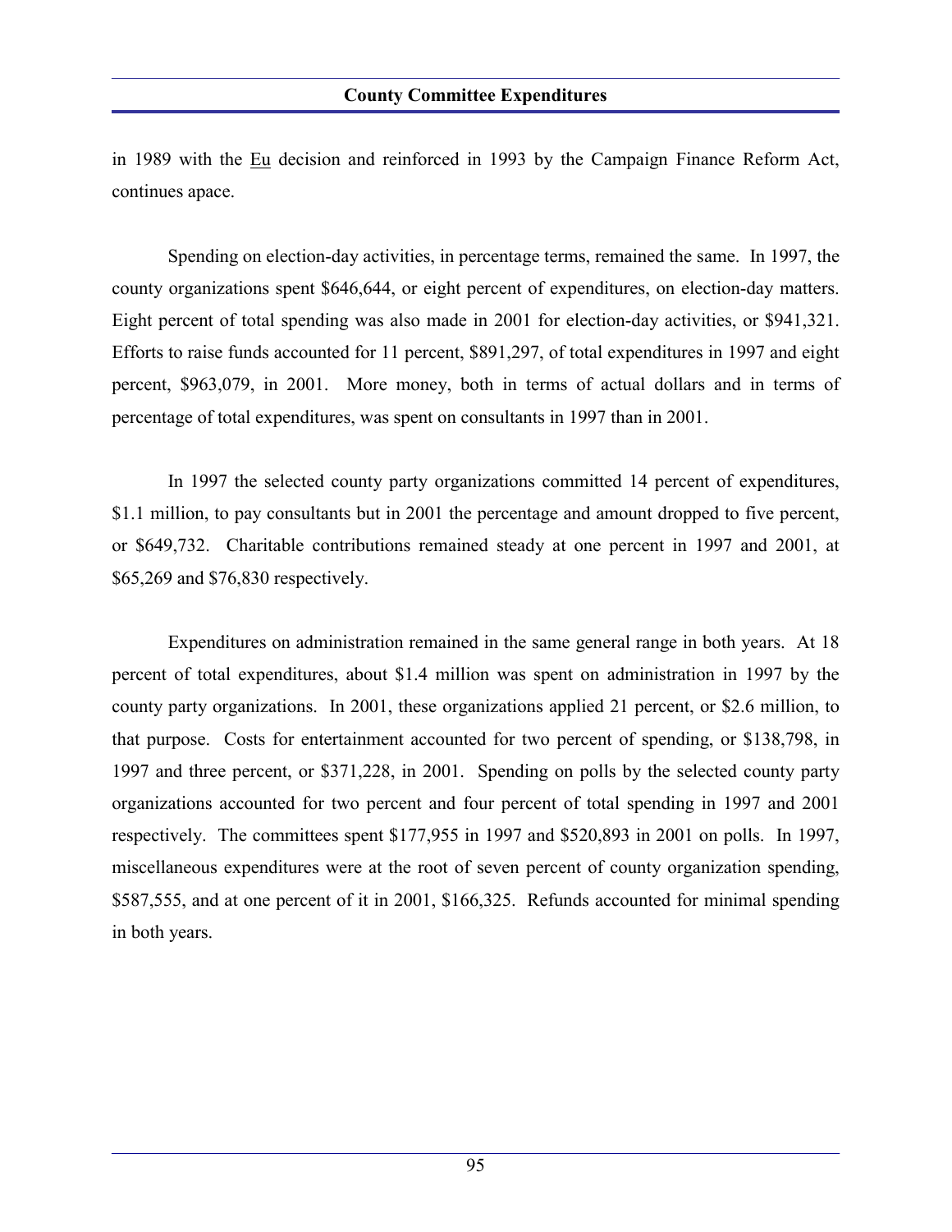in 1989 with the Eu decision and reinforced in 1993 by the Campaign Finance Reform Act, continues apace.

Spending on election-day activities, in percentage terms, remained the same. In 1997, the county organizations spent $646,644, or eight percent of expenditures, on election-day matters. Eight percent of total spending was also made in 2001 for election-day activities, or $941,321. Efforts to raise funds accounted for 11 percent, $891,297, of total expenditures in 1997 and eight percent, $963,079, in 2001. More money, both in terms of actual dollars and in terms of percentage of total expenditures, was spent on consultants in 1997 than in 2001.

In 1997 the selected county party organizations committed 14 percent of expenditures, $1.1 million, to pay consultants but in 2001 the percentage and amount dropped to five percent, or $649,732. Charitable contributions remained steady at one percent in 1997 and 2001, at $65,269 and $76,830 respectively.

Expenditures on administration remained in the same general range in both years. At 18 percent of total expenditures, about $1.4 million was spent on administration in 1997 by the county party organizations. In 2001, these organizations applied 21 percent, or $2.6 million, to that purpose. Costs for entertainment accounted for two percent of spending, or $138,798, in 1997 and three percent, or $371,228, in 2001. Spending on polls by the selected county party organizations accounted for two percent and four percent of total spending in 1997 and 2001 respectively. The committees spent $177,955 in 1997 and $520,893 in 2001 on polls. In 1997, miscellaneous expenditures were at the root of seven percent of county organization spending, $587,555, and at one percent of it in 2001, $166,325. Refunds accounted for minimal spending in both years.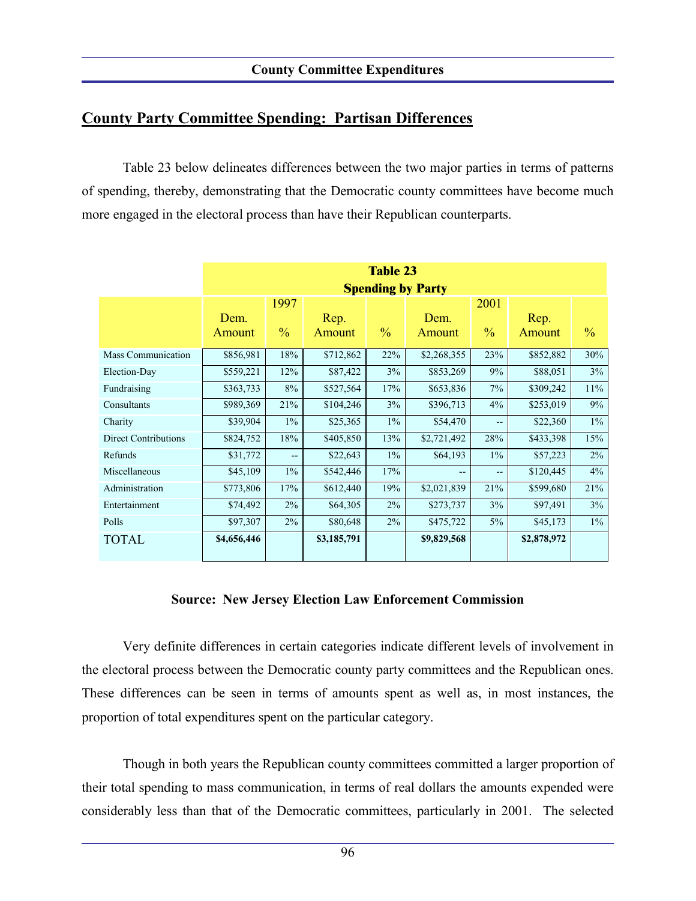## County Party Committee Spending: Partisan Differences

Table 23 below delineates differences between the two major parties in terms of patterns of spending, thereby, demonstrating that the Democratic county committees have become much more engaged in the electoral process than have their Republican counterparts.

**Table 23**
**Spending by Party**

| | 1997 | | | | 2001 | | | |
|---|---|---|---|---|---|---|---|---|
| | Dem. Amount | % | Rep. Amount | % | Dem. Amount | % | Rep. Amount | % |
| Mass Communication | $856,981 | 18% | $712,862 | 22% | $2,268,355 | 23% | $852,882 | 30% |
| Election-Day | $559,221 | 12% | $87,422 | 3% | $853,269 | 9% | $88,051 | 3% |
| Fundraising | $363,733 | 8% | $527,564 | 17% | $653,836 | 7% | $309,242 | 11% |
| Consultants | $989,369 | 21% | $104,246 | 3% | $396,713 | 4% | $253,019 | 9% |
| Charity | $39,904 | 1% | $25,365 | 1% | $54,470 | -- | $22,360 | 1% |
| Direct Contributions | $824,752 | 18% | $405,850 | 13% | $2,721,492 | 28% | $433,398 | 15% |
| Refunds | $31,772 | -- | $22,643 | 1% | $64,193 | 1% | $57,223 | 2% |
| Miscellaneous | $45,109 | 1% | $542,446 | 17% | -- | -- | $120,445 | 4% |
| Administration | $773,806 | 17% | $612,440 | 19% | $2,021,839 | 21% | $599,680 | 21% |
| Entertainment | $74,492 | 2% | $64,305 | 2% | $273,737 | 3% | $97,491 | 3% |
| Polls | $97,307 | 2% | $80,648 | 2% | $475,722 | 5% | $45,173 | 1% |
| TOTAL | **$4,656,446** | | **$3,185,791** | | **$9,829,568** | | **$2,878,972** | |

**Source: New Jersey Election Law Enforcement Commission**

Very definite differences in certain categories indicate different levels of involvement in the electoral process between the Democratic county party committees and the Republican ones. These differences can be seen in terms of amounts spent as well as, in most instances, the proportion of total expenditures spent on the particular category.

Though in both years the Republican county committees committed a larger proportion of their total spending to mass communication, in terms of real dollars the amounts expended were considerably less than that of the Democratic committees, particularly in 2001. The selected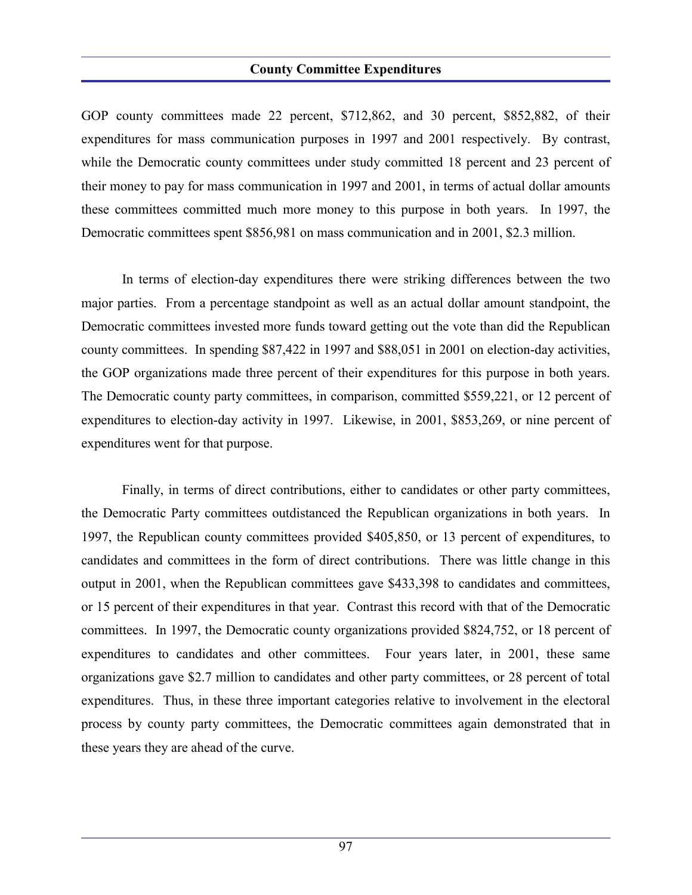GOP county committees made 22 percent, $712,862, and 30 percent, $852,882, of their expenditures for mass communication purposes in 1997 and 2001 respectively. By contrast, while the Democratic county committees under study committed 18 percent and 23 percent of their money to pay for mass communication in 1997 and 2001, in terms of actual dollar amounts these committees committed much more money to this purpose in both years. In 1997, the Democratic committees spent $856,981 on mass communication and in 2001, $2.3 million.

In terms of election-day expenditures there were striking differences between the two major parties. From a percentage standpoint as well as an actual dollar amount standpoint, the Democratic committees invested more funds toward getting out the vote than did the Republican county committees. In spending $87,422 in 1997 and $88,051 in 2001 on election-day activities, the GOP organizations made three percent of their expenditures for this purpose in both years. The Democratic county party committees, in comparison, committed $559,221, or 12 percent of expenditures to election-day activity in 1997. Likewise, in 2001, $853,269, or nine percent of expenditures went for that purpose.

Finally, in terms of direct contributions, either to candidates or other party committees, the Democratic Party committees outdistanced the Republican organizations in both years. In 1997, the Republican county committees provided $405,850, or 13 percent of expenditures, to candidates and committees in the form of direct contributions. There was little change in this output in 2001, when the Republican committees gave $433,398 to candidates and committees, or 15 percent of their expenditures in that year. Contrast this record with that of the Democratic committees. In 1997, the Democratic county organizations provided $824,752, or 18 percent of expenditures to candidates and other committees. Four years later, in 2001, these same organizations gave $2.7 million to candidates and other party committees, or 28 percent of total expenditures. Thus, in these three important categories relative to involvement in the electoral process by county party committees, the Democratic committees again demonstrated that in these years they are ahead of the curve.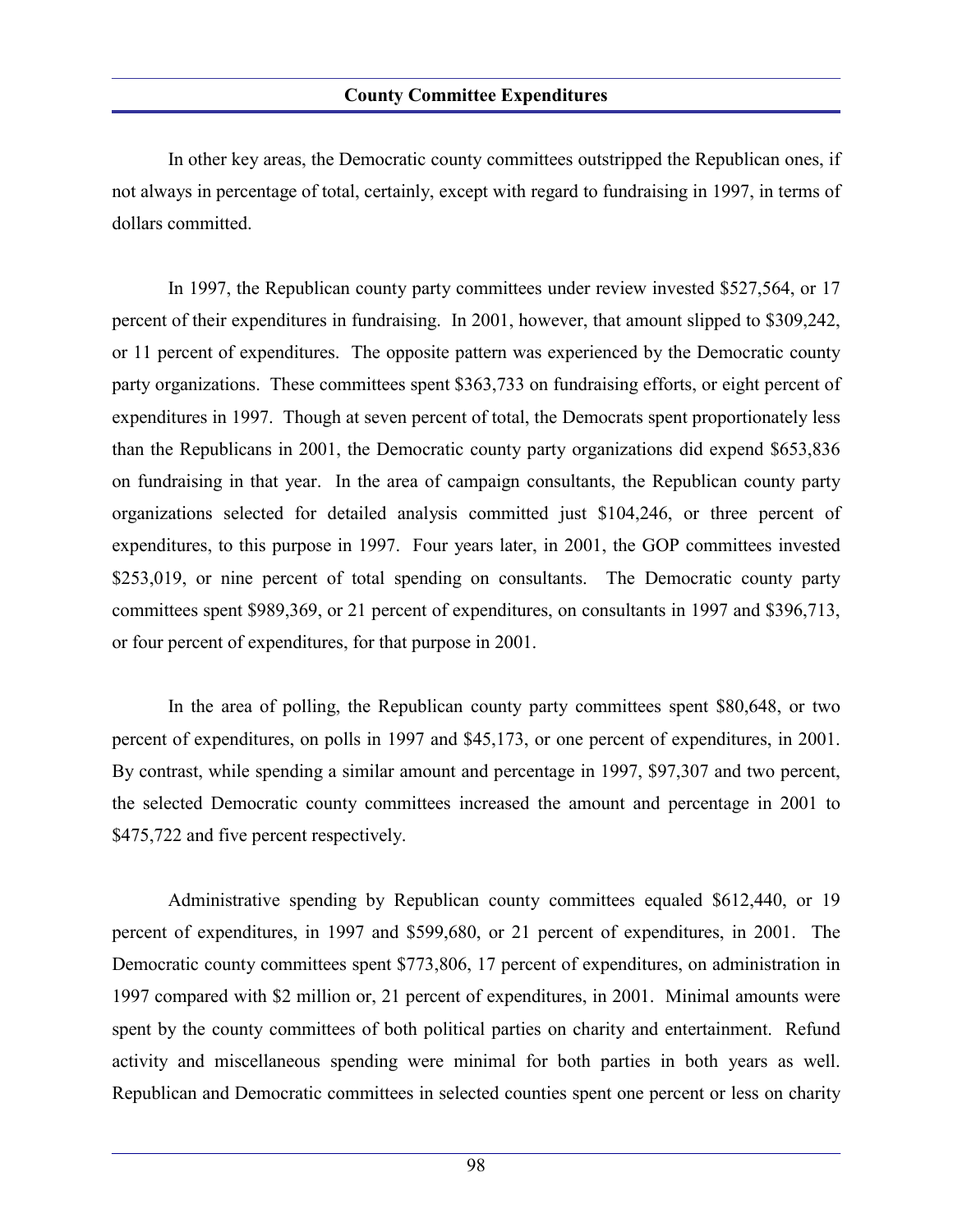In other key areas, the Democratic county committees outstripped the Republican ones, if not always in percentage of total, certainly, except with regard to fundraising in 1997, in terms of dollars committed.

In 1997, the Republican county party committees under review invested $527,564, or 17 percent of their expenditures in fundraising. In 2001, however, that amount slipped to $309,242, or 11 percent of expenditures. The opposite pattern was experienced by the Democratic county party organizations. These committees spent $363,733 on fundraising efforts, or eight percent of expenditures in 1997. Though at seven percent of total, the Democrats spent proportionately less than the Republicans in 2001, the Democratic county party organizations did expend $653,836 on fundraising in that year. In the area of campaign consultants, the Republican county party organizations selected for detailed analysis committed just $104,246, or three percent of expenditures, to this purpose in 1997. Four years later, in 2001, the GOP committees invested $253,019, or nine percent of total spending on consultants. The Democratic county party committees spent $989,369, or 21 percent of expenditures, on consultants in 1997 and $396,713, or four percent of expenditures, for that purpose in 2001.

In the area of polling, the Republican county party committees spent $80,648, or two percent of expenditures, on polls in 1997 and $45,173, or one percent of expenditures, in 2001. By contrast, while spending a similar amount and percentage in 1997, $97,307 and two percent, the selected Democratic county committees increased the amount and percentage in 2001 to $475,722 and five percent respectively.

Administrative spending by Republican county committees equaled $612,440, or 19 percent of expenditures, in 1997 and $599,680, or 21 percent of expenditures, in 2001. The Democratic county committees spent $773,806, 17 percent of expenditures, on administration in 1997 compared with $2 million or, 21 percent of expenditures, in 2001. Minimal amounts were spent by the county committees of both political parties on charity and entertainment. Refund activity and miscellaneous spending were minimal for both parties in both years as well. Republican and Democratic committees in selected counties spent one percent or less on charity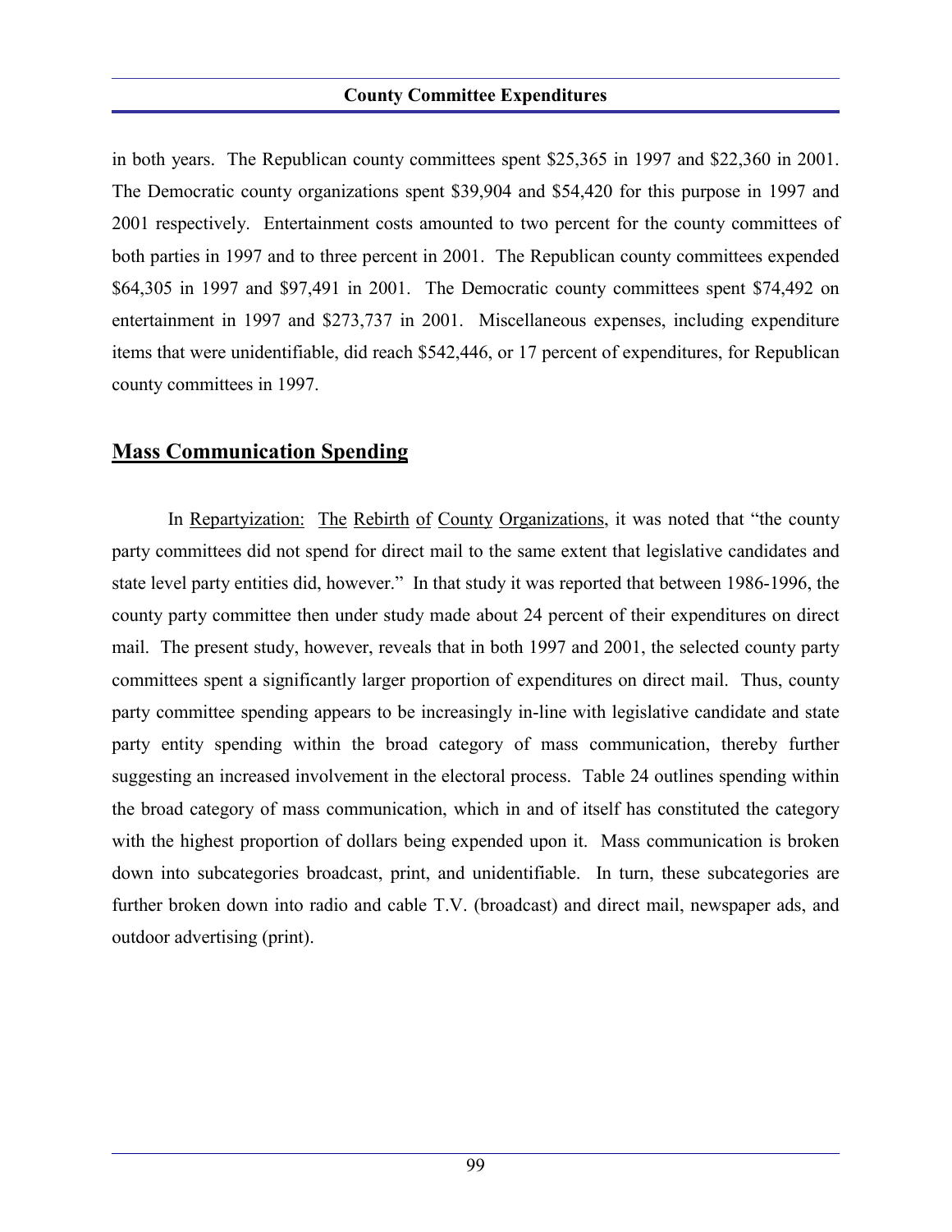in both years. The Republican county committees spent $25,365 in 1997 and $22,360 in 2001. The Democratic county organizations spent $39,904 and $54,420 for this purpose in 1997 and 2001 respectively. Entertainment costs amounted to two percent for the county committees of both parties in 1997 and to three percent in 2001. The Republican county committees expended $64,305 in 1997 and $97,491 in 2001. The Democratic county committees spent $74,492 on entertainment in 1997 and $273,737 in 2001. Miscellaneous expenses, including expenditure items that were unidentifiable, did reach $542,446, or 17 percent of expenditures, for Republican county committees in 1997.

## Mass Communication Spending

In Repartyization: The Rebirth of County Organizations, it was noted that "the county party committees did not spend for direct mail to the same extent that legislative candidates and state level party entities did, however." In that study it was reported that between 1986-1996, the county party committee then under study made about 24 percent of their expenditures on direct mail. The present study, however, reveals that in both 1997 and 2001, the selected county party committees spent a significantly larger proportion of expenditures on direct mail. Thus, county party committee spending appears to be increasingly in-line with legislative candidate and state party entity spending within the broad category of mass communication, thereby further suggesting an increased involvement in the electoral process. Table 24 outlines spending within the broad category of mass communication, which in and of itself has constituted the category with the highest proportion of dollars being expended upon it. Mass communication is broken down into subcategories broadcast, print, and unidentifiable. In turn, these subcategories are further broken down into radio and cable T.V. (broadcast) and direct mail, newspaper ads, and outdoor advertising (print).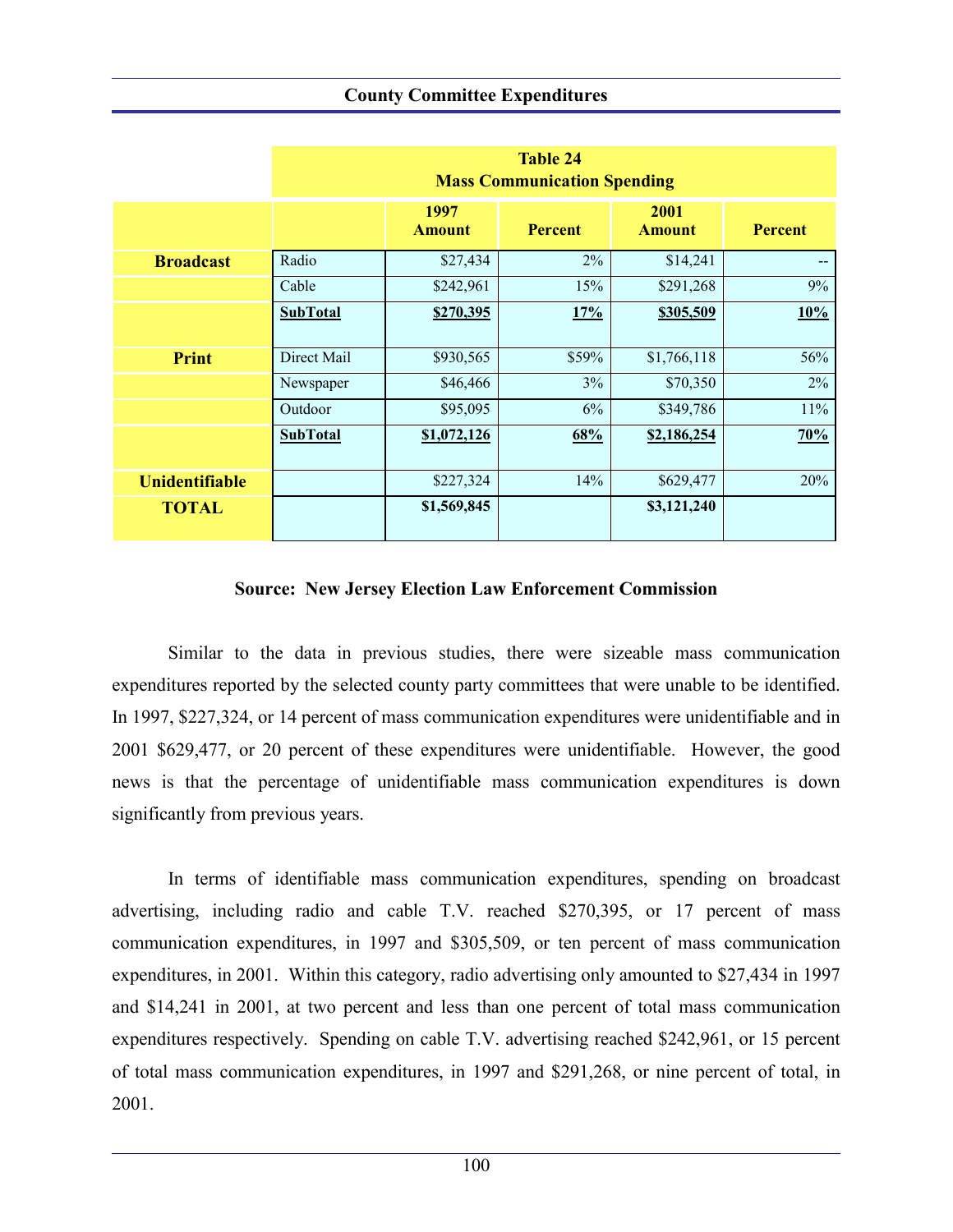## County Committee Expenditures

**Table 24**
**Mass Communication Spending**

| | | 1997 Amount | Percent | 2001 Amount | Percent |
|---|---|---|---|---|---|
| **Broadcast** | Radio | $27,434 | 2% | $14,241 | -- |
| | Cable | $242,961 | 15% | $291,268 | 9% |
| | **SubTotal** | **$270,395** | **17%** | **$305,509** | **10%** |
| **Print** | Direct Mail | $930,565 | $59% | $1,766,118 | 56% |
| | Newspaper | $46,466 | 3% | $70,350 | 2% |
| | Outdoor | $95,095 | 6% | $349,786 | 11% |
| | **SubTotal** | **$1,072,126** | **68%** | **$2,186,254** | **70%** |
| **Unidentifiable** | | $227,324 | 14% | $629,477 | 20% |
| **TOTAL** | | **$1,569,845** | | **$3,121,240** | |

**Source: New Jersey Election Law Enforcement Commission**

Similar to the data in previous studies, there were sizeable mass communication expenditures reported by the selected county party committees that were unable to be identified. In 1997, $227,324, or 14 percent of mass communication expenditures were unidentifiable and in 2001 $629,477, or 20 percent of these expenditures were unidentifiable. However, the good news is that the percentage of unidentifiable mass communication expenditures is down significantly from previous years.

In terms of identifiable mass communication expenditures, spending on broadcast advertising, including radio and cable T.V. reached $270,395, or 17 percent of mass communication expenditures, in 1997 and $305,509, or ten percent of mass communication expenditures, in 2001. Within this category, radio advertising only amounted to $27,434 in 1997 and $14,241 in 2001, at two percent and less than one percent of total mass communication expenditures respectively. Spending on cable T.V. advertising reached $242,961, or 15 percent of total mass communication expenditures, in 1997 and $291,268, or nine percent of total, in 2001.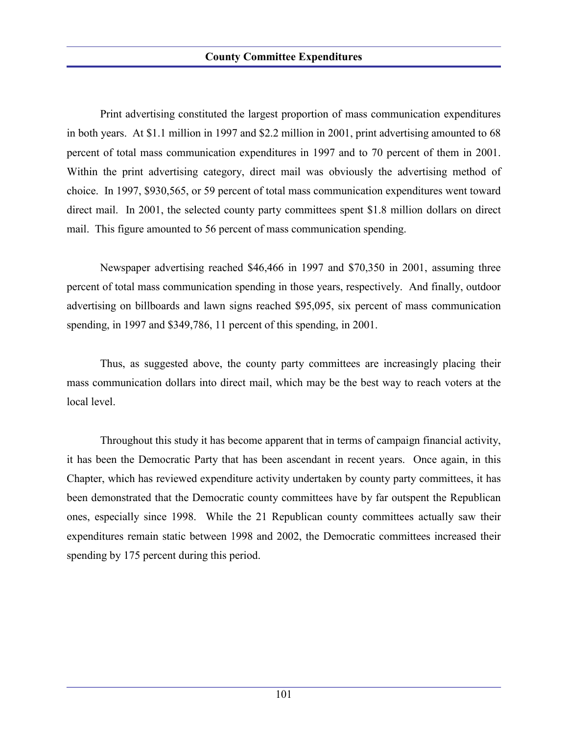Print advertising constituted the largest proportion of mass communication expenditures in both years. At $1.1 million in 1997 and $2.2 million in 2001, print advertising amounted to 68 percent of total mass communication expenditures in 1997 and to 70 percent of them in 2001. Within the print advertising category, direct mail was obviously the advertising method of choice. In 1997, $930,565, or 59 percent of total mass communication expenditures went toward direct mail. In 2001, the selected county party committees spent $1.8 million dollars on direct mail. This figure amounted to 56 percent of mass communication spending.

Newspaper advertising reached $46,466 in 1997 and $70,350 in 2001, assuming three percent of total mass communication spending in those years, respectively. And finally, outdoor advertising on billboards and lawn signs reached $95,095, six percent of mass communication spending, in 1997 and $349,786, 11 percent of this spending, in 2001.

Thus, as suggested above, the county party committees are increasingly placing their mass communication dollars into direct mail, which may be the best way to reach voters at the local level.

Throughout this study it has become apparent that in terms of campaign financial activity, it has been the Democratic Party that has been ascendant in recent years. Once again, in this Chapter, which has reviewed expenditure activity undertaken by county party committees, it has been demonstrated that the Democratic county committees have by far outspent the Republican ones, especially since 1998. While the 21 Republican county committees actually saw their expenditures remain static between 1998 and 2002, the Democratic committees increased their spending by 175 percent during this period.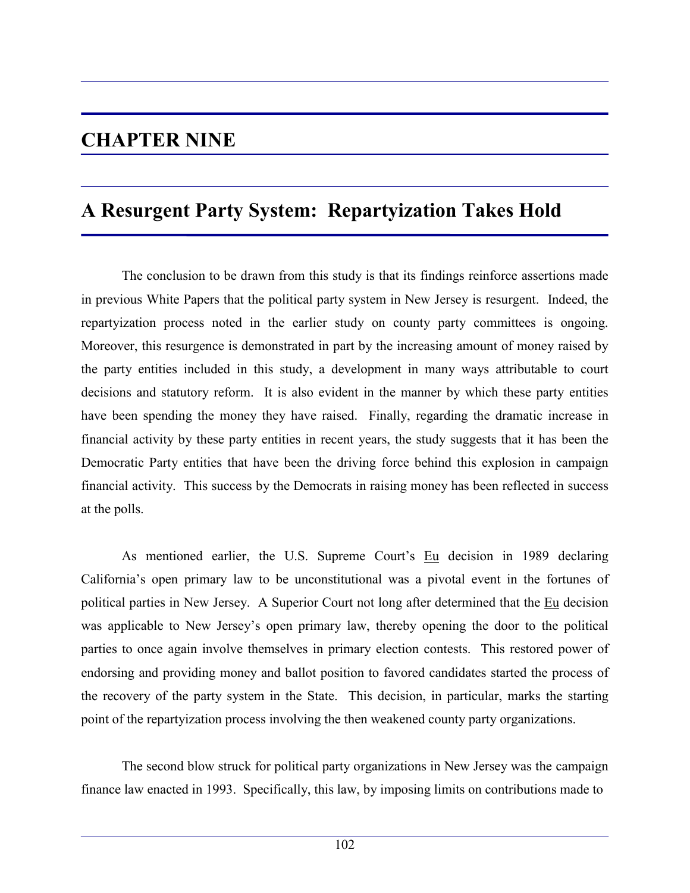# CHAPTER NINE

## A Resurgent Party System: Repartyization Takes Hold

The conclusion to be drawn from this study is that its findings reinforce assertions made in previous White Papers that the political party system in New Jersey is resurgent. Indeed, the repartyization process noted in the earlier study on county party committees is ongoing. Moreover, this resurgence is demonstrated in part by the increasing amount of money raised by the party entities included in this study, a development in many ways attributable to court decisions and statutory reform. It is also evident in the manner by which these party entities have been spending the money they have raised. Finally, regarding the dramatic increase in financial activity by these party entities in recent years, the study suggests that it has been the Democratic Party entities that have been the driving force behind this explosion in campaign financial activity. This success by the Democrats in raising money has been reflected in success at the polls.

As mentioned earlier, the U.S. Supreme Court's Eu decision in 1989 declaring California's open primary law to be unconstitutional was a pivotal event in the fortunes of political parties in New Jersey. A Superior Court not long after determined that the Eu decision was applicable to New Jersey's open primary law, thereby opening the door to the political parties to once again involve themselves in primary election contests. This restored power of endorsing and providing money and ballot position to favored candidates started the process of the recovery of the party system in the State. This decision, in particular, marks the starting point of the repartyization process involving the then weakened county party organizations.

The second blow struck for political party organizations in New Jersey was the campaign finance law enacted in 1993. Specifically, this law, by imposing limits on contributions made to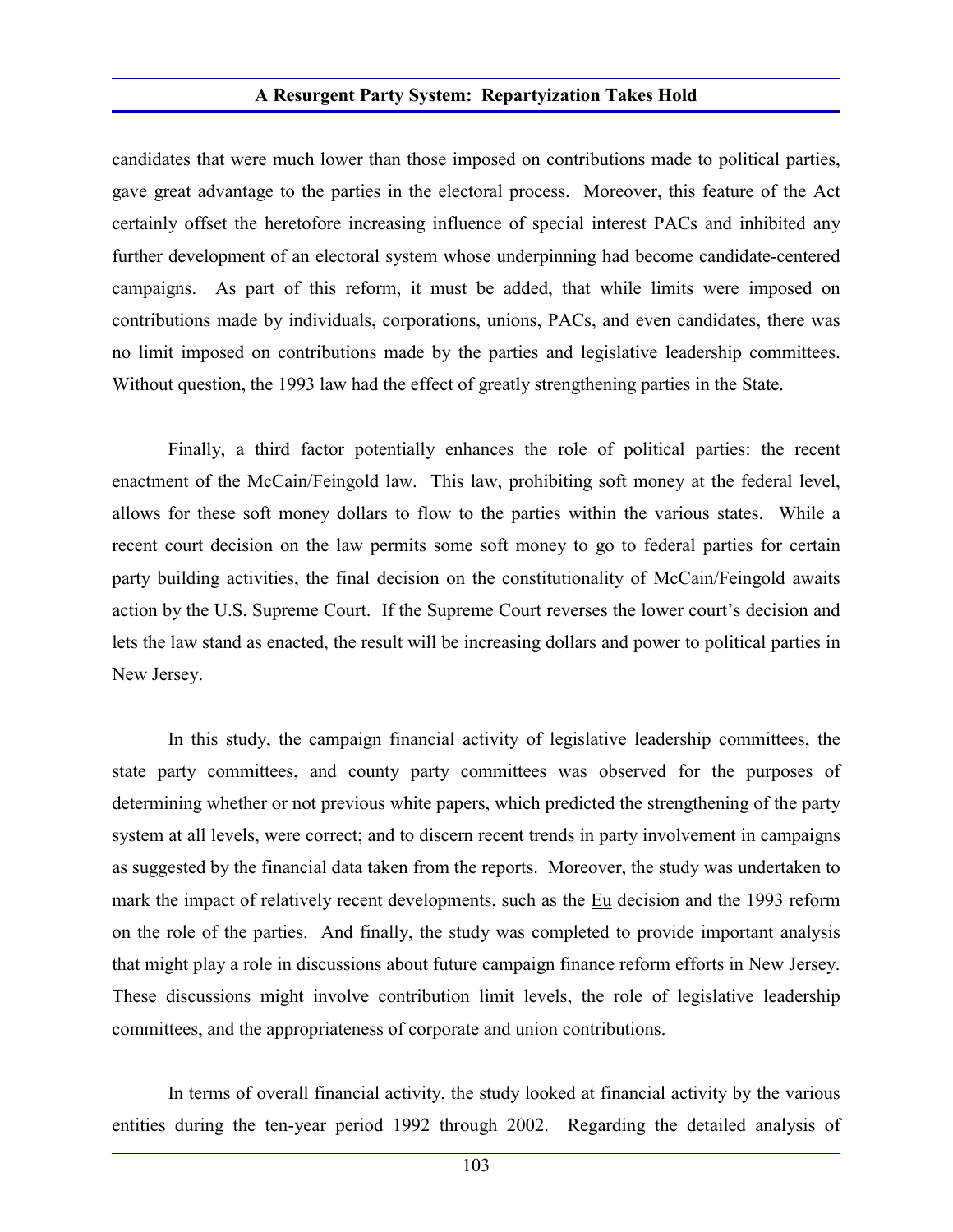candidates that were much lower than those imposed on contributions made to political parties, gave great advantage to the parties in the electoral process. Moreover, this feature of the Act certainly offset the heretofore increasing influence of special interest PACs and inhibited any further development of an electoral system whose underpinning had become candidate-centered campaigns. As part of this reform, it must be added, that while limits were imposed on contributions made by individuals, corporations, unions, PACs, and even candidates, there was no limit imposed on contributions made by the parties and legislative leadership committees. Without question, the 1993 law had the effect of greatly strengthening parties in the State.

Finally, a third factor potentially enhances the role of political parties: the recent enactment of the McCain/Feingold law. This law, prohibiting soft money at the federal level, allows for these soft money dollars to flow to the parties within the various states. While a recent court decision on the law permits some soft money to go to federal parties for certain party building activities, the final decision on the constitutionality of McCain/Feingold awaits action by the U.S. Supreme Court. If the Supreme Court reverses the lower court's decision and lets the law stand as enacted, the result will be increasing dollars and power to political parties in New Jersey.

In this study, the campaign financial activity of legislative leadership committees, the state party committees, and county party committees was observed for the purposes of determining whether or not previous white papers, which predicted the strengthening of the party system at all levels, were correct; and to discern recent trends in party involvement in campaigns as suggested by the financial data taken from the reports. Moreover, the study was undertaken to mark the impact of relatively recent developments, such as the Eu decision and the 1993 reform on the role of the parties. And finally, the study was completed to provide important analysis that might play a role in discussions about future campaign finance reform efforts in New Jersey. These discussions might involve contribution limit levels, the role of legislative leadership committees, and the appropriateness of corporate and union contributions.

In terms of overall financial activity, the study looked at financial activity by the various entities during the ten-year period 1992 through 2002. Regarding the detailed analysis of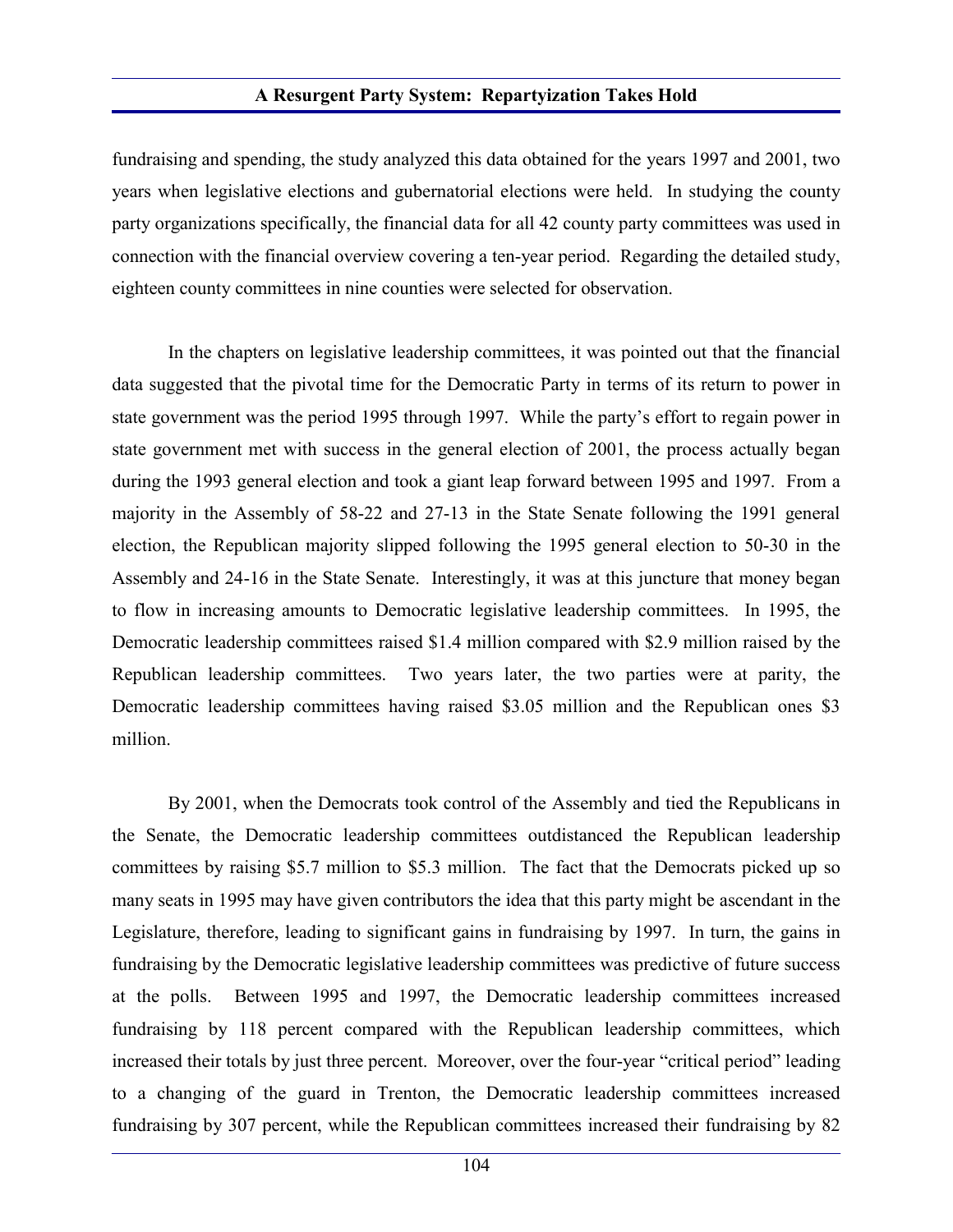fundraising and spending, the study analyzed this data obtained for the years 1997 and 2001, two years when legislative elections and gubernatorial elections were held. In studying the county party organizations specifically, the financial data for all 42 county party committees was used in connection with the financial overview covering a ten-year period. Regarding the detailed study, eighteen county committees in nine counties were selected for observation.

In the chapters on legislative leadership committees, it was pointed out that the financial data suggested that the pivotal time for the Democratic Party in terms of its return to power in state government was the period 1995 through 1997. While the party's effort to regain power in state government met with success in the general election of 2001, the process actually began during the 1993 general election and took a giant leap forward between 1995 and 1997. From a majority in the Assembly of 58-22 and 27-13 in the State Senate following the 1991 general election, the Republican majority slipped following the 1995 general election to 50-30 in the Assembly and 24-16 in the State Senate. Interestingly, it was at this juncture that money began to flow in increasing amounts to Democratic legislative leadership committees. In 1995, the Democratic leadership committees raised $1.4 million compared with $2.9 million raised by the Republican leadership committees. Two years later, the two parties were at parity, the Democratic leadership committees having raised $3.05 million and the Republican ones $3 million.

By 2001, when the Democrats took control of the Assembly and tied the Republicans in the Senate, the Democratic leadership committees outdistanced the Republican leadership committees by raising $5.7 million to $5.3 million. The fact that the Democrats picked up so many seats in 1995 may have given contributors the idea that this party might be ascendant in the Legislature, therefore, leading to significant gains in fundraising by 1997. In turn, the gains in fundraising by the Democratic legislative leadership committees was predictive of future success at the polls. Between 1995 and 1997, the Democratic leadership committees increased fundraising by 118 percent compared with the Republican leadership committees, which increased their totals by just three percent. Moreover, over the four-year "critical period" leading to a changing of the guard in Trenton, the Democratic leadership committees increased fundraising by 307 percent, while the Republican committees increased their fundraising by 82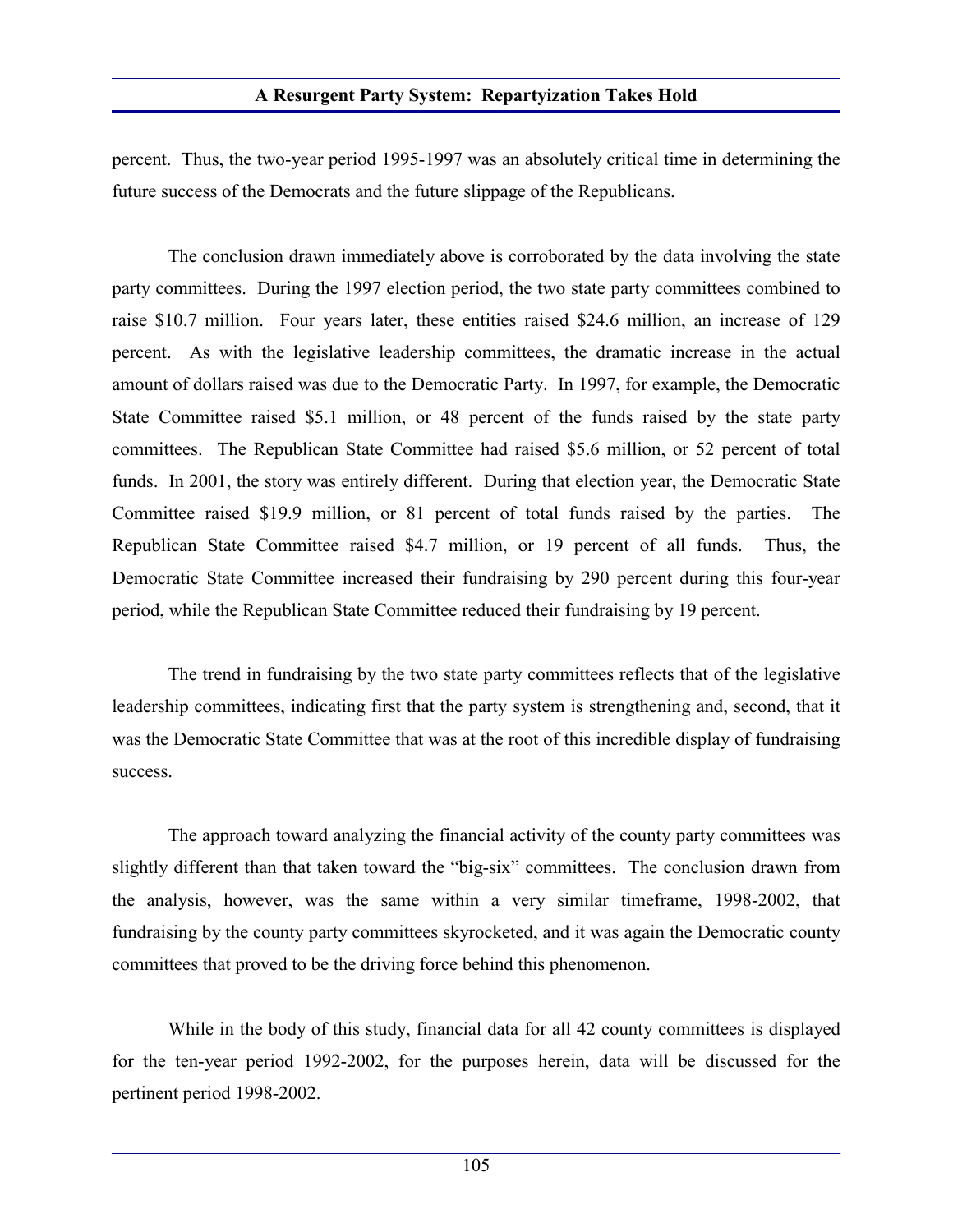percent. Thus, the two-year period 1995-1997 was an absolutely critical time in determining the future success of the Democrats and the future slippage of the Republicans.

The conclusion drawn immediately above is corroborated by the data involving the state party committees. During the 1997 election period, the two state party committees combined to raise \$10.7 million. Four years later, these entities raised \$24.6 million, an increase of 129 percent. As with the legislative leadership committees, the dramatic increase in the actual amount of dollars raised was due to the Democratic Party. In 1997, for example, the Democratic State Committee raised \$5.1 million, or 48 percent of the funds raised by the state party committees. The Republican State Committee had raised \$5.6 million, or 52 percent of total funds. In 2001, the story was entirely different. During that election year, the Democratic State Committee raised \$19.9 million, or 81 percent of total funds raised by the parties. The Republican State Committee raised \$4.7 million, or 19 percent of all funds. Thus, the Democratic State Committee increased their fundraising by 290 percent during this four-year period, while the Republican State Committee reduced their fundraising by 19 percent.

The trend in fundraising by the two state party committees reflects that of the legislative leadership committees, indicating first that the party system is strengthening and, second, that it was the Democratic State Committee that was at the root of this incredible display of fundraising success.

The approach toward analyzing the financial activity of the county party committees was slightly different than that taken toward the "big-six" committees. The conclusion drawn from the analysis, however, was the same within a very similar timeframe, 1998-2002, that fundraising by the county party committees skyrocketed, and it was again the Democratic county committees that proved to be the driving force behind this phenomenon.

While in the body of this study, financial data for all 42 county committees is displayed for the ten-year period 1992-2002, for the purposes herein, data will be discussed for the pertinent period 1998-2002.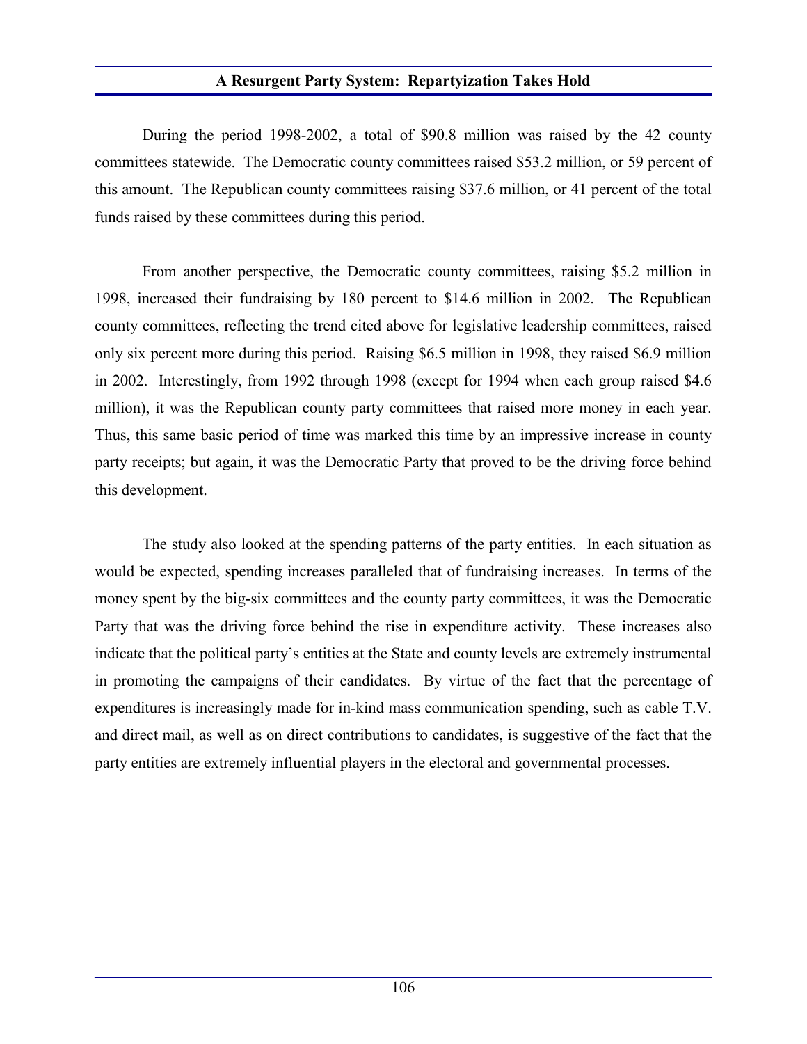During the period 1998-2002, a total of $90.8 million was raised by the 42 county committees statewide. The Democratic county committees raised $53.2 million, or 59 percent of this amount. The Republican county committees raising $37.6 million, or 41 percent of the total funds raised by these committees during this period.

From another perspective, the Democratic county committees, raising $5.2 million in 1998, increased their fundraising by 180 percent to $14.6 million in 2002. The Republican county committees, reflecting the trend cited above for legislative leadership committees, raised only six percent more during this period. Raising $6.5 million in 1998, they raised $6.9 million in 2002. Interestingly, from 1992 through 1998 (except for 1994 when each group raised $4.6 million), it was the Republican county party committees that raised more money in each year. Thus, this same basic period of time was marked this time by an impressive increase in county party receipts; but again, it was the Democratic Party that proved to be the driving force behind this development.

The study also looked at the spending patterns of the party entities. In each situation as would be expected, spending increases paralleled that of fundraising increases. In terms of the money spent by the big-six committees and the county party committees, it was the Democratic Party that was the driving force behind the rise in expenditure activity. These increases also indicate that the political party's entities at the State and county levels are extremely instrumental in promoting the campaigns of their candidates. By virtue of the fact that the percentage of expenditures is increasingly made for in-kind mass communication spending, such as cable T.V. and direct mail, as well as on direct contributions to candidates, is suggestive of the fact that the party entities are extremely influential players in the electoral and governmental processes.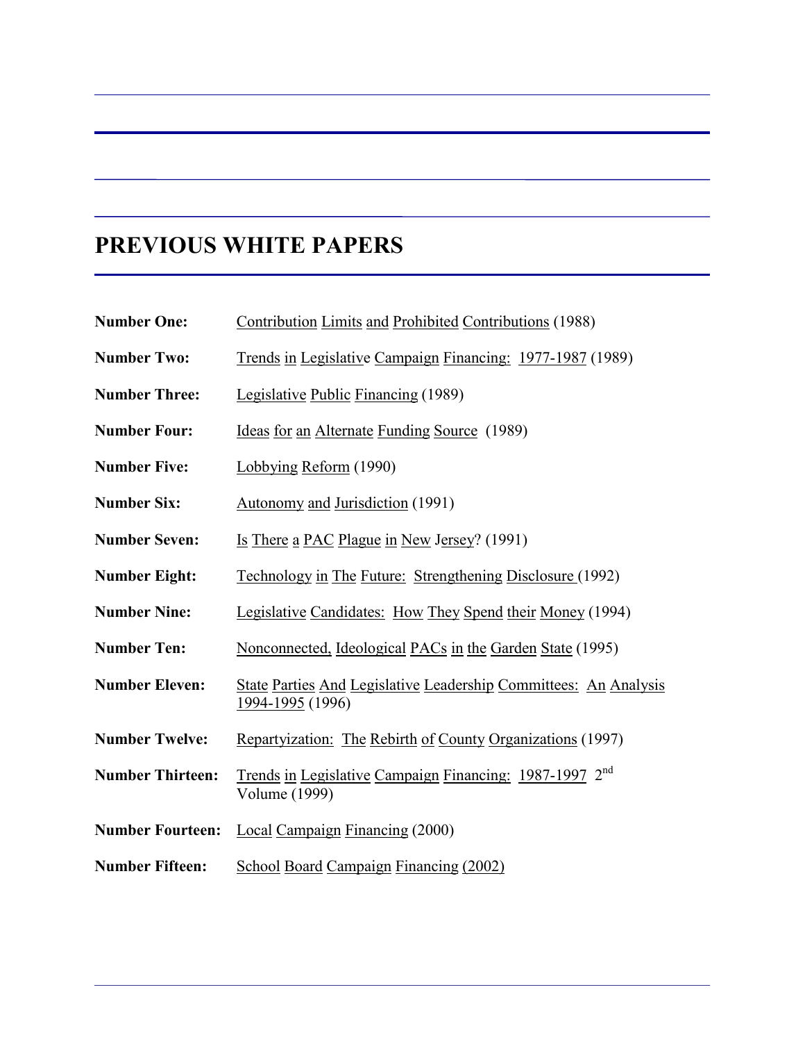# PREVIOUS WHITE PAPERS

**Number One:** Contribution Limits and Prohibited Contributions (1988)

**Number Two:** Trends in Legislative Campaign Financing: 1977-1987 (1989)

**Number Three:** Legislative Public Financing (1989)

**Number Four:** Ideas for an Alternate Funding Source (1989)

**Number Five:** Lobbying Reform (1990)

**Number Six:** Autonomy and Jurisdiction (1991)

**Number Seven:** Is There a PAC Plague in New Jersey? (1991)

**Number Eight:** Technology in The Future: Strengthening Disclosure (1992)

**Number Nine:** Legislative Candidates: How They Spend their Money (1994)

**Number Ten:** Nonconnected, Ideological PACs in the Garden State (1995)

**Number Eleven:** State Parties And Legislative Leadership Committees: An Analysis 1994-1995 (1996)

**Number Twelve:** Repartyization: The Rebirth of County Organizations (1997)

**Number Thirteen:** Trends in Legislative Campaign Financing: 1987-1997 2nd Volume (1999)

**Number Fourteen:** Local Campaign Financing (2000)

**Number Fifteen:** School Board Campaign Financing (2002)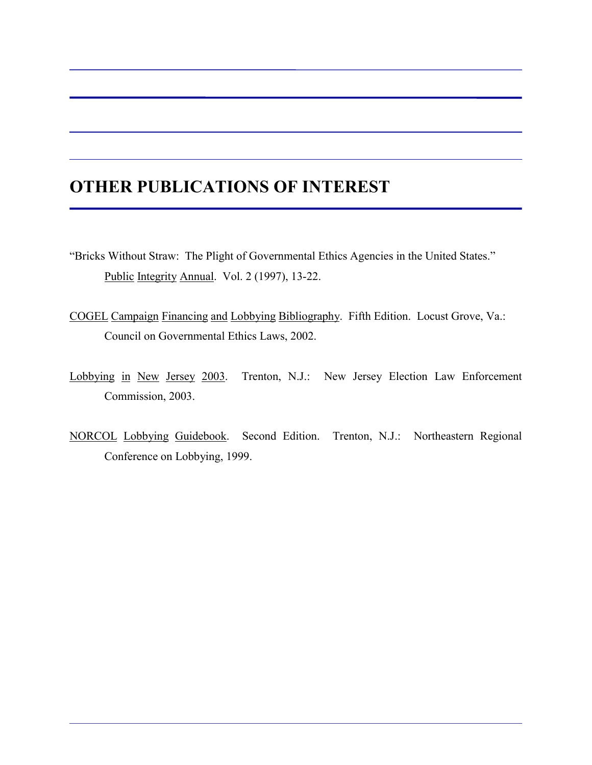# OTHER PUBLICATIONS OF INTEREST

"Bricks Without Straw: The Plight of Governmental Ethics Agencies in the United States." Public Integrity Annual. Vol. 2 (1997), 13-22.

COGEL Campaign Financing and Lobbying Bibliography. Fifth Edition. Locust Grove, Va.: Council on Governmental Ethics Laws, 2002.

Lobbying in New Jersey 2003. Trenton, N.J.: New Jersey Election Law Enforcement Commission, 2003.

NORCOL Lobbying Guidebook. Second Edition. Trenton, N.J.: Northeastern Regional Conference on Lobbying, 1999.